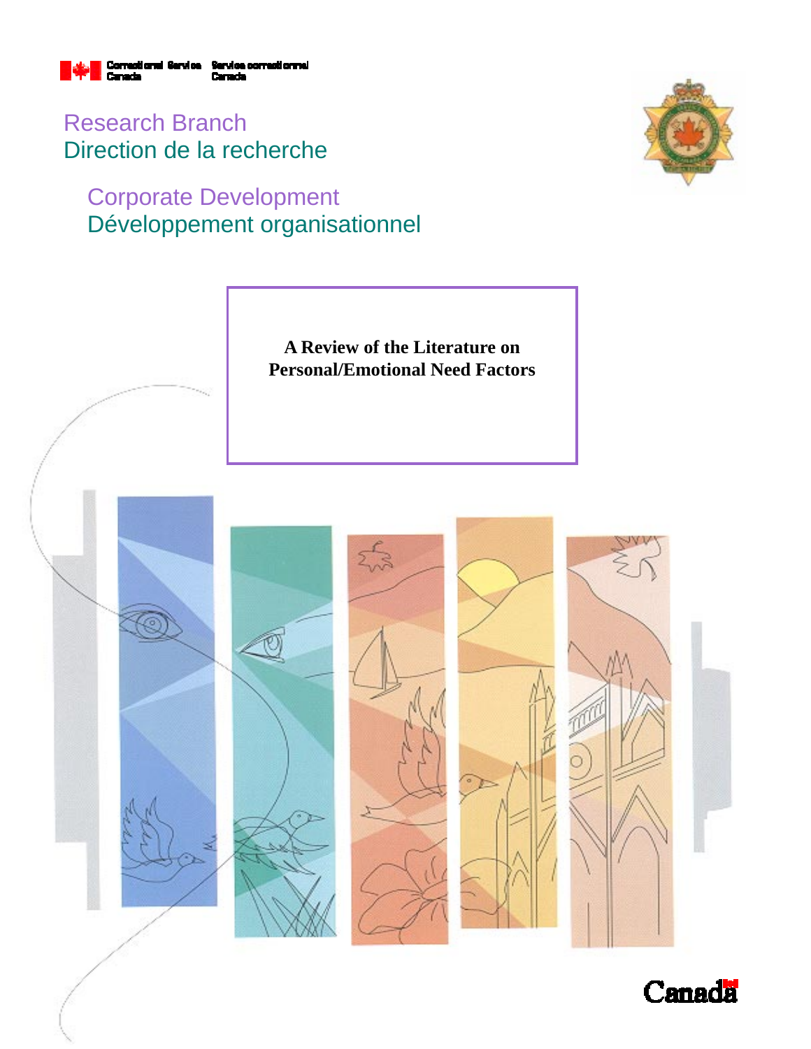Correctional Service Canada    Service correctionnel Canada

Research Branch
Direction de la recherche

Corporate Development
Développement organisationnel

# A Review of the Literature on Personal/Emotional Need Factors

Canada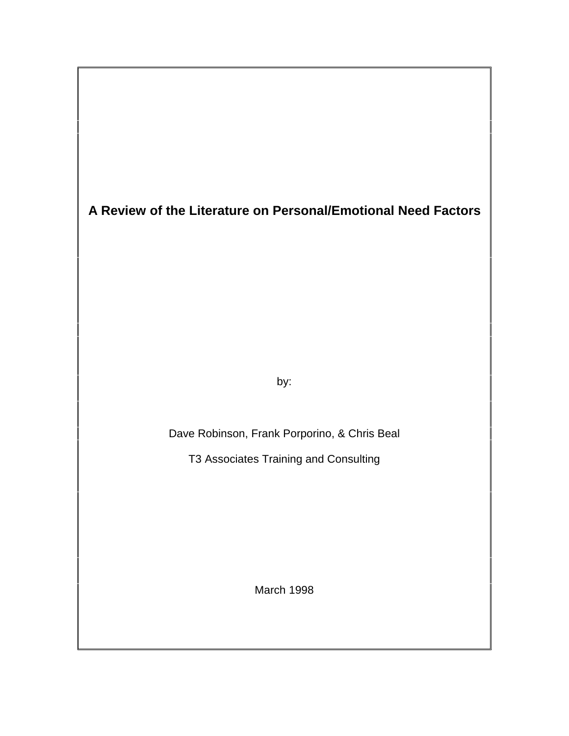# A Review of the Literature on Personal/Emotional Need Factors

by:

Dave Robinson, Frank Porporino, & Chris Beal

T3 Associates Training and Consulting

March 1998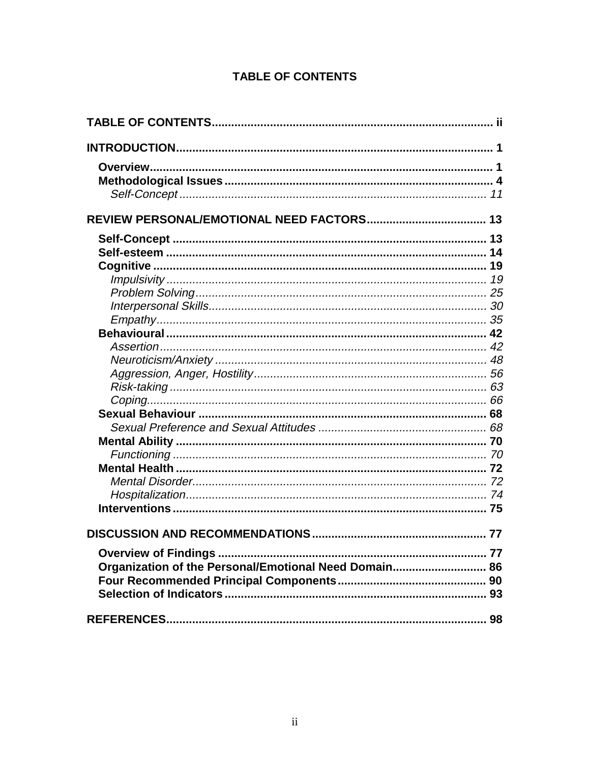## TABLE OF CONTENTS

**TABLE OF CONTENTS** ..... ii

**INTRODUCTION** ..... 1

- **Overview** ..... 1
- **Methodological Issues** ..... 4
  - *Self-Concept* ..... 11

**REVIEW PERSONAL/EMOTIONAL NEED FACTORS** ..... 13

- **Self-Concept** ..... 13
- **Self-esteem** ..... 14
- **Cognitive** ..... 19
  - *Impulsivity* ..... 19
  - *Problem Solving* ..... 25
  - *Interpersonal Skills* ..... 30
  - *Empathy* ..... 35
- **Behavioural** ..... 42
  - *Assertion* ..... 42
  - *Neuroticism/Anxiety* ..... 48
  - *Aggression, Anger, Hostility* ..... 56
  - *Risk-taking* ..... 63
  - *Coping* ..... 66
- **Sexual Behaviour** ..... 68
  - *Sexual Preference and Sexual Attitudes* ..... 68
- **Mental Ability** ..... 70
  - *Functioning* ..... 70
- **Mental Health** ..... 72
  - *Mental Disorder* ..... 72
  - *Hospitalization* ..... 74
- **Interventions** ..... 75

**DISCUSSION AND RECOMMENDATIONS** ..... 77

- **Overview of Findings** ..... 77
- **Organization of the Personal/Emotional Need Domain** ..... 86
- **Four Recommended Principal Components** ..... 90
- **Selection of Indicators** ..... 93

**REFERENCES** ..... 98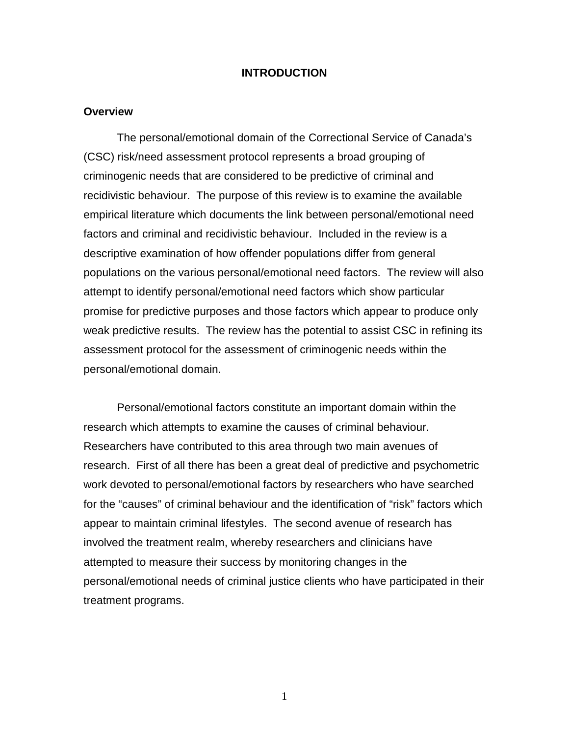# INTRODUCTION

## Overview

The personal/emotional domain of the Correctional Service of Canada's (CSC) risk/need assessment protocol represents a broad grouping of criminogenic needs that are considered to be predictive of criminal and recidivistic behaviour. The purpose of this review is to examine the available empirical literature which documents the link between personal/emotional need factors and criminal and recidivistic behaviour. Included in the review is a descriptive examination of how offender populations differ from general populations on the various personal/emotional need factors. The review will also attempt to identify personal/emotional need factors which show particular promise for predictive purposes and those factors which appear to produce only weak predictive results. The review has the potential to assist CSC in refining its assessment protocol for the assessment of criminogenic needs within the personal/emotional domain.

Personal/emotional factors constitute an important domain within the research which attempts to examine the causes of criminal behaviour. Researchers have contributed to this area through two main avenues of research. First of all there has been a great deal of predictive and psychometric work devoted to personal/emotional factors by researchers who have searched for the "causes" of criminal behaviour and the identification of "risk" factors which appear to maintain criminal lifestyles. The second avenue of research has involved the treatment realm, whereby researchers and clinicians have attempted to measure their success by monitoring changes in the personal/emotional needs of criminal justice clients who have participated in their treatment programs.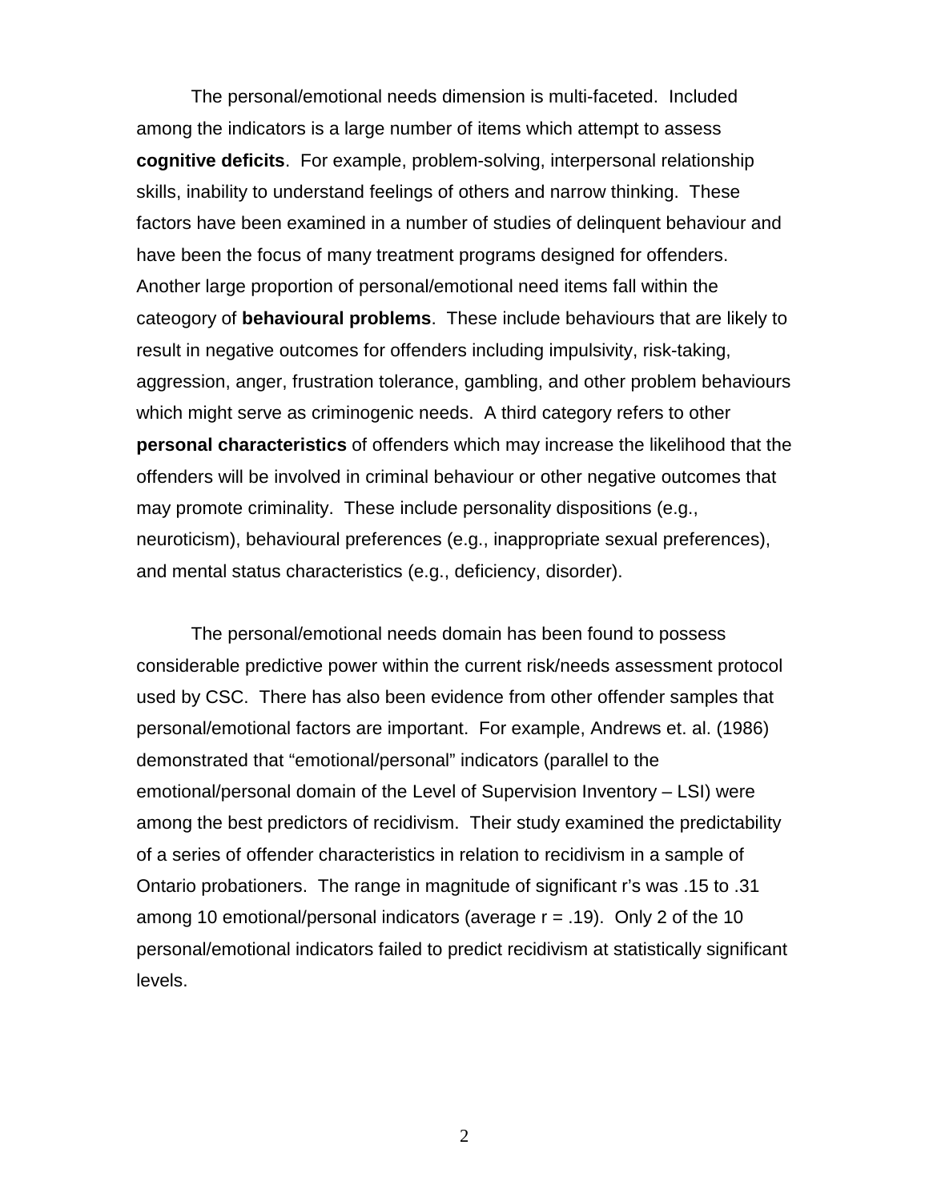The personal/emotional needs dimension is multi-faceted. Included among the indicators is a large number of items which attempt to assess **cognitive deficits**. For example, problem-solving, interpersonal relationship skills, inability to understand feelings of others and narrow thinking. These factors have been examined in a number of studies of delinquent behaviour and have been the focus of many treatment programs designed for offenders. Another large proportion of personal/emotional need items fall within the cateogory of **behavioural problems**. These include behaviours that are likely to result in negative outcomes for offenders including impulsivity, risk-taking, aggression, anger, frustration tolerance, gambling, and other problem behaviours which might serve as criminogenic needs. A third category refers to other **personal characteristics** of offenders which may increase the likelihood that the offenders will be involved in criminal behaviour or other negative outcomes that may promote criminality. These include personality dispositions (e.g., neuroticism), behavioural preferences (e.g., inappropriate sexual preferences), and mental status characteristics (e.g., deficiency, disorder).

The personal/emotional needs domain has been found to possess considerable predictive power within the current risk/needs assessment protocol used by CSC. There has also been evidence from other offender samples that personal/emotional factors are important. For example, Andrews et. al. (1986) demonstrated that "emotional/personal" indicators (parallel to the emotional/personal domain of the Level of Supervision Inventory – LSI) were among the best predictors of recidivism. Their study examined the predictability of a series of offender characteristics in relation to recidivism in a sample of Ontario probationers. The range in magnitude of significant r's was .15 to .31 among 10 emotional/personal indicators (average $r = .19$). Only 2 of the 10 personal/emotional indicators failed to predict recidivism at statistically significant levels.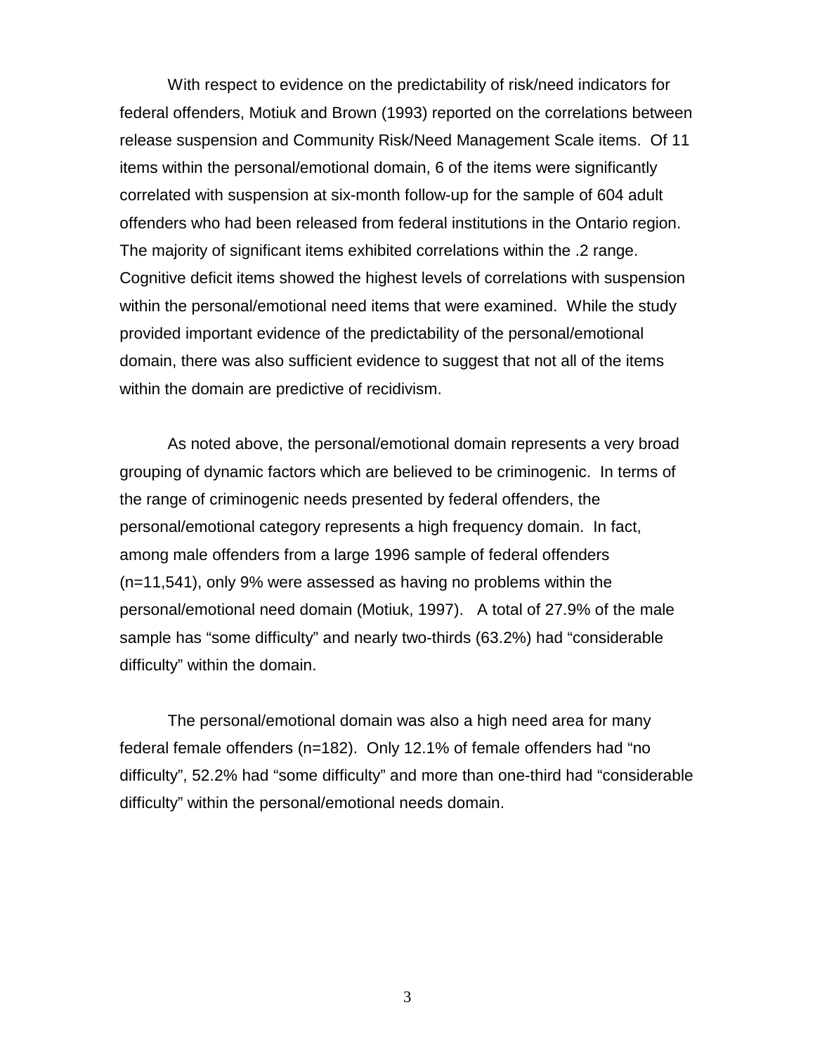With respect to evidence on the predictability of risk/need indicators for federal offenders, Motiuk and Brown (1993) reported on the correlations between release suspension and Community Risk/Need Management Scale items. Of 11 items within the personal/emotional domain, 6 of the items were significantly correlated with suspension at six-month follow-up for the sample of 604 adult offenders who had been released from federal institutions in the Ontario region. The majority of significant items exhibited correlations within the .2 range. Cognitive deficit items showed the highest levels of correlations with suspension within the personal/emotional need items that were examined. While the study provided important evidence of the predictability of the personal/emotional domain, there was also sufficient evidence to suggest that not all of the items within the domain are predictive of recidivism.

As noted above, the personal/emotional domain represents a very broad grouping of dynamic factors which are believed to be criminogenic. In terms of the range of criminogenic needs presented by federal offenders, the personal/emotional category represents a high frequency domain. In fact, among male offenders from a large 1996 sample of federal offenders (n=11,541), only 9% were assessed as having no problems within the personal/emotional need domain (Motiuk, 1997). A total of 27.9% of the male sample has “some difficulty” and nearly two-thirds (63.2%) had “considerable difficulty” within the domain.

The personal/emotional domain was also a high need area for many federal female offenders (n=182). Only 12.1% of female offenders had “no difficulty”, 52.2% had “some difficulty” and more than one-third had “considerable difficulty” within the personal/emotional needs domain.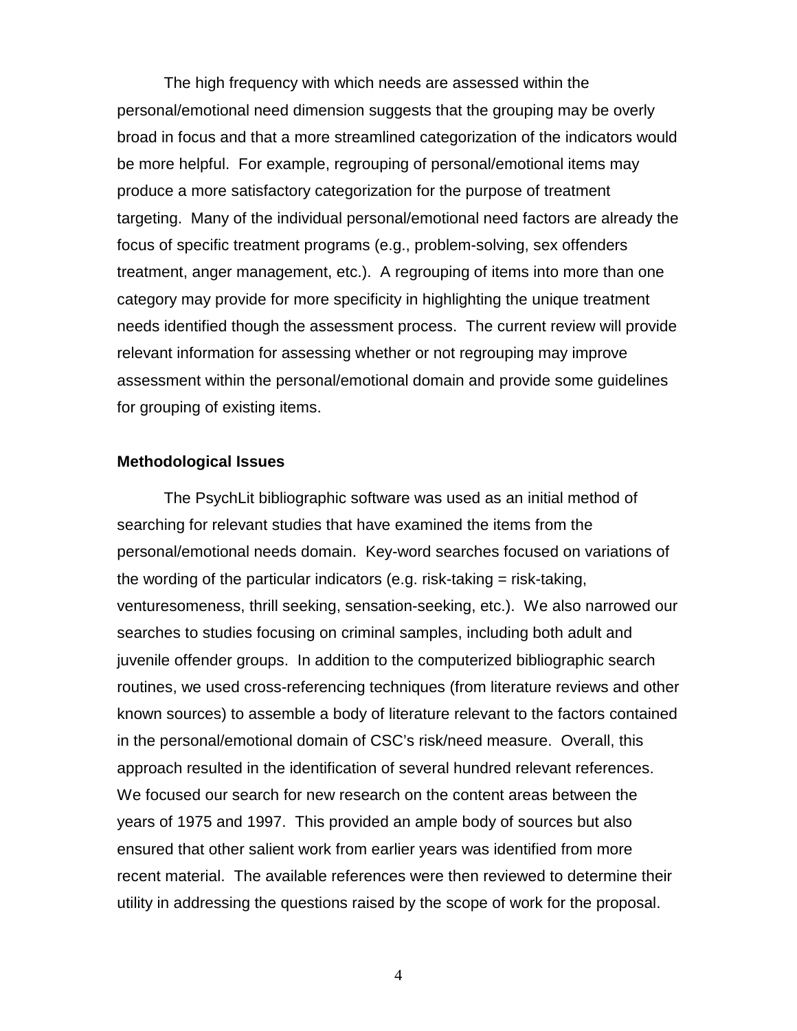The high frequency with which needs are assessed within the personal/emotional need dimension suggests that the grouping may be overly broad in focus and that a more streamlined categorization of the indicators would be more helpful. For example, regrouping of personal/emotional items may produce a more satisfactory categorization for the purpose of treatment targeting. Many of the individual personal/emotional need factors are already the focus of specific treatment programs (e.g., problem-solving, sex offenders treatment, anger management, etc.). A regrouping of items into more than one category may provide for more specificity in highlighting the unique treatment needs identified though the assessment process. The current review will provide relevant information for assessing whether or not regrouping may improve assessment within the personal/emotional domain and provide some guidelines for grouping of existing items.

**Methodological Issues**

The PsychLit bibliographic software was used as an initial method of searching for relevant studies that have examined the items from the personal/emotional needs domain. Key-word searches focused on variations of the wording of the particular indicators (e.g. risk-taking = risk-taking, venturesomeness, thrill seeking, sensation-seeking, etc.). We also narrowed our searches to studies focusing on criminal samples, including both adult and juvenile offender groups. In addition to the computerized bibliographic search routines, we used cross-referencing techniques (from literature reviews and other known sources) to assemble a body of literature relevant to the factors contained in the personal/emotional domain of CSC's risk/need measure. Overall, this approach resulted in the identification of several hundred relevant references. We focused our search for new research on the content areas between the years of 1975 and 1997. This provided an ample body of sources but also ensured that other salient work from earlier years was identified from more recent material. The available references were then reviewed to determine their utility in addressing the questions raised by the scope of work for the proposal.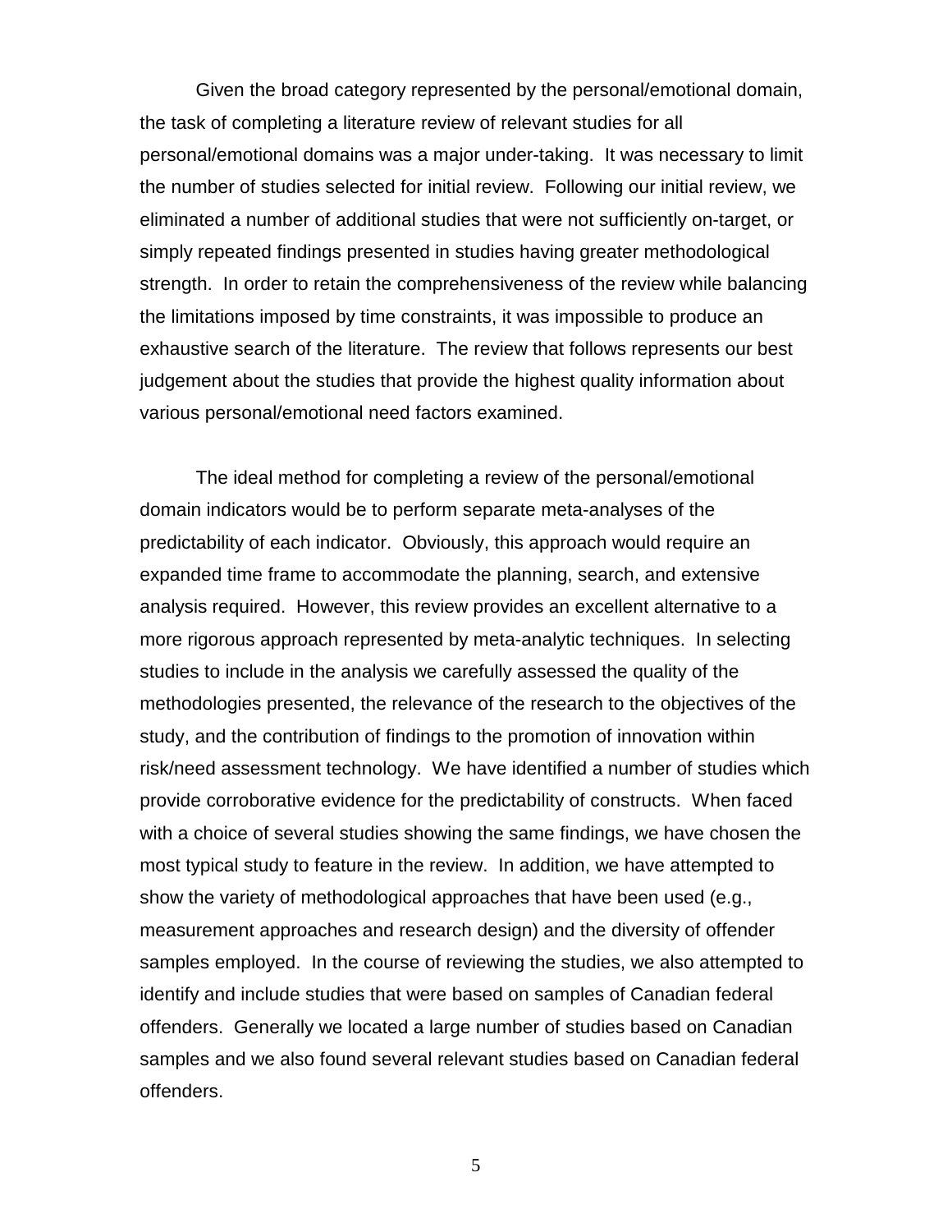Given the broad category represented by the personal/emotional domain, the task of completing a literature review of relevant studies for all personal/emotional domains was a major under-taking. It was necessary to limit the number of studies selected for initial review. Following our initial review, we eliminated a number of additional studies that were not sufficiently on-target, or simply repeated findings presented in studies having greater methodological strength. In order to retain the comprehensiveness of the review while balancing the limitations imposed by time constraints, it was impossible to produce an exhaustive search of the literature. The review that follows represents our best judgement about the studies that provide the highest quality information about various personal/emotional need factors examined.

The ideal method for completing a review of the personal/emotional domain indicators would be to perform separate meta-analyses of the predictability of each indicator. Obviously, this approach would require an expanded time frame to accommodate the planning, search, and extensive analysis required. However, this review provides an excellent alternative to a more rigorous approach represented by meta-analytic techniques. In selecting studies to include in the analysis we carefully assessed the quality of the methodologies presented, the relevance of the research to the objectives of the study, and the contribution of findings to the promotion of innovation within risk/need assessment technology. We have identified a number of studies which provide corroborative evidence for the predictability of constructs. When faced with a choice of several studies showing the same findings, we have chosen the most typical study to feature in the review. In addition, we have attempted to show the variety of methodological approaches that have been used (e.g., measurement approaches and research design) and the diversity of offender samples employed. In the course of reviewing the studies, we also attempted to identify and include studies that were based on samples of Canadian federal offenders. Generally we located a large number of studies based on Canadian samples and we also found several relevant studies based on Canadian federal offenders.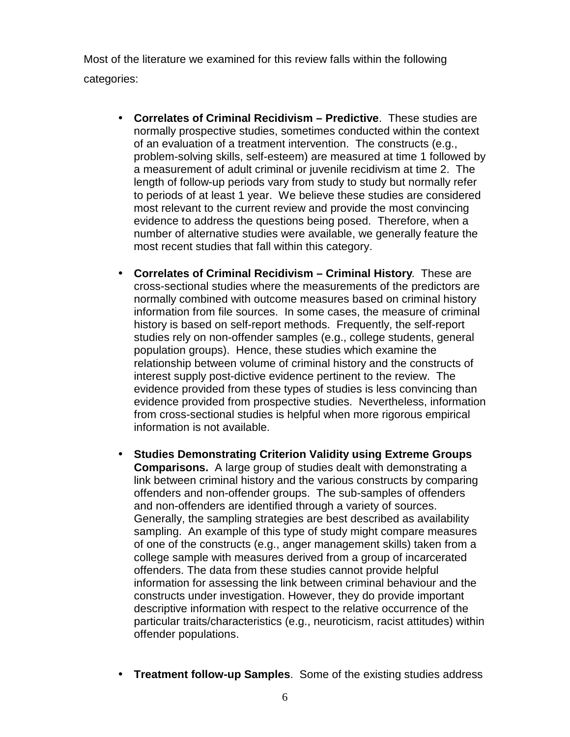Most of the literature we examined for this review falls within the following categories:

- **Correlates of Criminal Recidivism – Predictive**. These studies are normally prospective studies, sometimes conducted within the context of an evaluation of a treatment intervention. The constructs (e.g., problem-solving skills, self-esteem) are measured at time 1 followed by a measurement of adult criminal or juvenile recidivism at time 2. The length of follow-up periods vary from study to study but normally refer to periods of at least 1 year. We believe these studies are considered most relevant to the current review and provide the most convincing evidence to address the questions being posed. Therefore, when a number of alternative studies were available, we generally feature the most recent studies that fall within this category.

- **Correlates of Criminal Recidivism – Criminal History**. These are cross-sectional studies where the measurements of the predictors are normally combined with outcome measures based on criminal history information from file sources. In some cases, the measure of criminal history is based on self-report methods. Frequently, the self-report studies rely on non-offender samples (e.g., college students, general population groups). Hence, these studies which examine the relationship between volume of criminal history and the constructs of interest supply post-dictive evidence pertinent to the review. The evidence provided from these types of studies is less convincing than evidence provided from prospective studies. Nevertheless, information from cross-sectional studies is helpful when more rigorous empirical information is not available.

- **Studies Demonstrating Criterion Validity using Extreme Groups Comparisons.** A large group of studies dealt with demonstrating a link between criminal history and the various constructs by comparing offenders and non-offender groups. The sub-samples of offenders and non-offenders are identified through a variety of sources. Generally, the sampling strategies are best described as availability sampling. An example of this type of study might compare measures of one of the constructs (e.g., anger management skills) taken from a college sample with measures derived from a group of incarcerated offenders. The data from these studies cannot provide helpful information for assessing the link between criminal behaviour and the constructs under investigation. However, they do provide important descriptive information with respect to the relative occurrence of the particular traits/characteristics (e.g., neuroticism, racist attitudes) within offender populations.

- **Treatment follow-up Samples**. Some of the existing studies address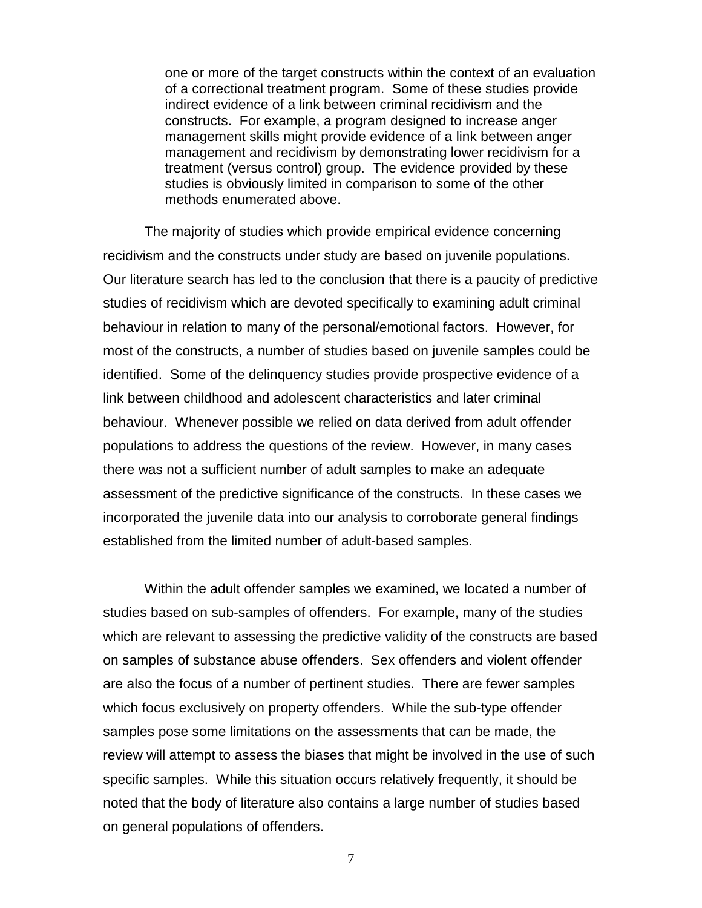one or more of the target constructs within the context of an evaluation of a correctional treatment program. Some of these studies provide indirect evidence of a link between criminal recidivism and the constructs. For example, a program designed to increase anger management skills might provide evidence of a link between anger management and recidivism by demonstrating lower recidivism for a treatment (versus control) group. The evidence provided by these studies is obviously limited in comparison to some of the other methods enumerated above.

The majority of studies which provide empirical evidence concerning recidivism and the constructs under study are based on juvenile populations. Our literature search has led to the conclusion that there is a paucity of predictive studies of recidivism which are devoted specifically to examining adult criminal behaviour in relation to many of the personal/emotional factors. However, for most of the constructs, a number of studies based on juvenile samples could be identified. Some of the delinquency studies provide prospective evidence of a link between childhood and adolescent characteristics and later criminal behaviour. Whenever possible we relied on data derived from adult offender populations to address the questions of the review. However, in many cases there was not a sufficient number of adult samples to make an adequate assessment of the predictive significance of the constructs. In these cases we incorporated the juvenile data into our analysis to corroborate general findings established from the limited number of adult-based samples.

Within the adult offender samples we examined, we located a number of studies based on sub-samples of offenders. For example, many of the studies which are relevant to assessing the predictive validity of the constructs are based on samples of substance abuse offenders. Sex offenders and violent offender are also the focus of a number of pertinent studies. There are fewer samples which focus exclusively on property offenders. While the sub-type offender samples pose some limitations on the assessments that can be made, the review will attempt to assess the biases that might be involved in the use of such specific samples. While this situation occurs relatively frequently, it should be noted that the body of literature also contains a large number of studies based on general populations of offenders.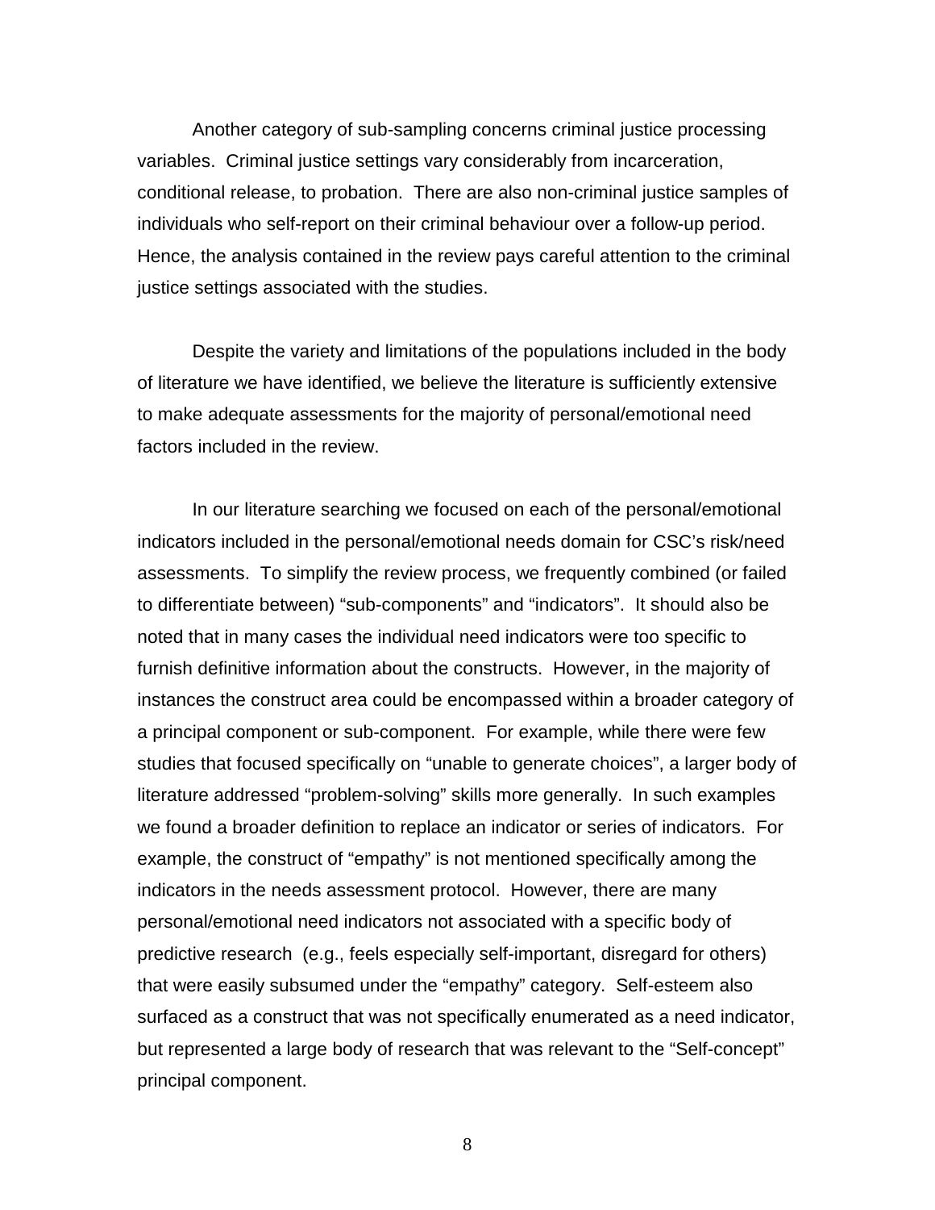Another category of sub-sampling concerns criminal justice processing variables. Criminal justice settings vary considerably from incarceration, conditional release, to probation. There are also non-criminal justice samples of individuals who self-report on their criminal behaviour over a follow-up period. Hence, the analysis contained in the review pays careful attention to the criminal justice settings associated with the studies.

Despite the variety and limitations of the populations included in the body of literature we have identified, we believe the literature is sufficiently extensive to make adequate assessments for the majority of personal/emotional need factors included in the review.

In our literature searching we focused on each of the personal/emotional indicators included in the personal/emotional needs domain for CSC's risk/need assessments. To simplify the review process, we frequently combined (or failed to differentiate between) "sub-components" and "indicators". It should also be noted that in many cases the individual need indicators were too specific to furnish definitive information about the constructs. However, in the majority of instances the construct area could be encompassed within a broader category of a principal component or sub-component. For example, while there were few studies that focused specifically on "unable to generate choices", a larger body of literature addressed "problem-solving" skills more generally. In such examples we found a broader definition to replace an indicator or series of indicators. For example, the construct of "empathy" is not mentioned specifically among the indicators in the needs assessment protocol. However, there are many personal/emotional need indicators not associated with a specific body of predictive research (e.g., feels especially self-important, disregard for others) that were easily subsumed under the "empathy" category. Self-esteem also surfaced as a construct that was not specifically enumerated as a need indicator, but represented a large body of research that was relevant to the "Self-concept" principal component.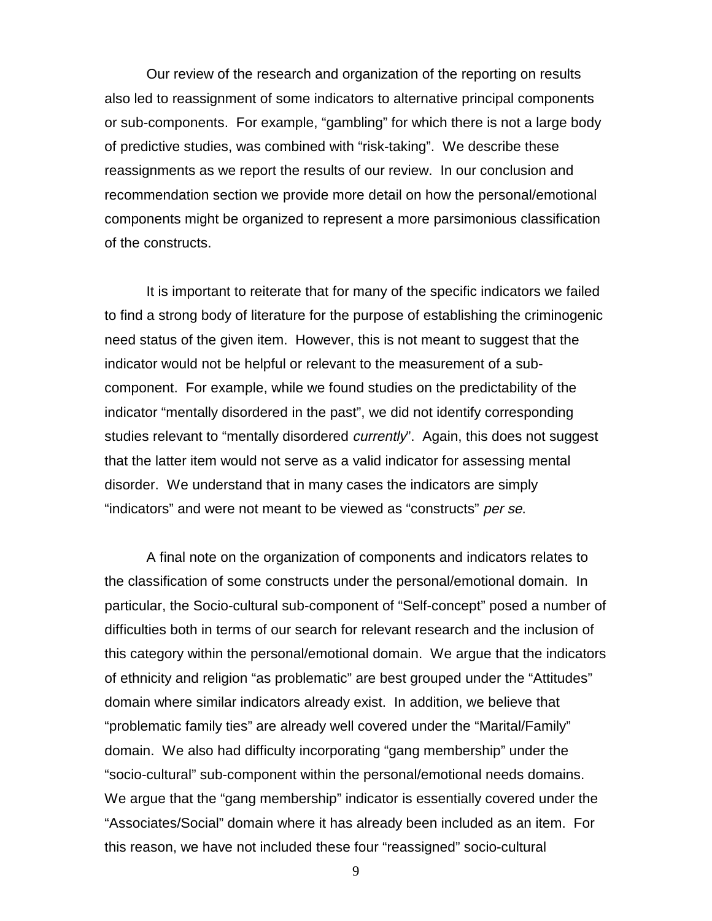Our review of the research and organization of the reporting on results also led to reassignment of some indicators to alternative principal components or sub-components. For example, "gambling" for which there is not a large body of predictive studies, was combined with "risk-taking". We describe these reassignments as we report the results of our review. In our conclusion and recommendation section we provide more detail on how the personal/emotional components might be organized to represent a more parsimonious classification of the constructs.

It is important to reiterate that for many of the specific indicators we failed to find a strong body of literature for the purpose of establishing the criminogenic need status of the given item. However, this is not meant to suggest that the indicator would not be helpful or relevant to the measurement of a sub-component. For example, while we found studies on the predictability of the indicator "mentally disordered in the past", we did not identify corresponding studies relevant to "mentally disordered *currently*". Again, this does not suggest that the latter item would not serve as a valid indicator for assessing mental disorder. We understand that in many cases the indicators are simply "indicators" and were not meant to be viewed as "constructs" *per se*.

A final note on the organization of components and indicators relates to the classification of some constructs under the personal/emotional domain. In particular, the Socio-cultural sub-component of "Self-concept" posed a number of difficulties both in terms of our search for relevant research and the inclusion of this category within the personal/emotional domain. We argue that the indicators of ethnicity and religion "as problematic" are best grouped under the "Attitudes" domain where similar indicators already exist. In addition, we believe that "problematic family ties" are already well covered under the "Marital/Family" domain. We also had difficulty incorporating "gang membership" under the "socio-cultural" sub-component within the personal/emotional needs domains. We argue that the "gang membership" indicator is essentially covered under the "Associates/Social" domain where it has already been included as an item. For this reason, we have not included these four "reassigned" socio-cultural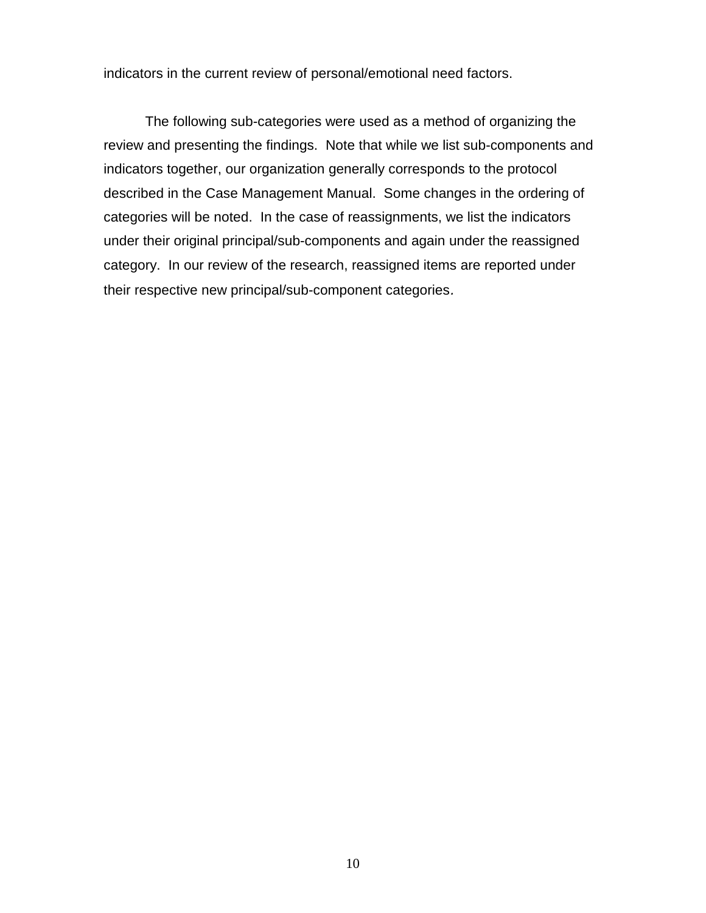indicators in the current review of personal/emotional need factors.

The following sub-categories were used as a method of organizing the review and presenting the findings. Note that while we list sub-components and indicators together, our organization generally corresponds to the protocol described in the Case Management Manual. Some changes in the ordering of categories will be noted. In the case of reassignments, we list the indicators under their original principal/sub-components and again under the reassigned category. In our review of the research, reassigned items are reported under their respective new principal/sub-component categories.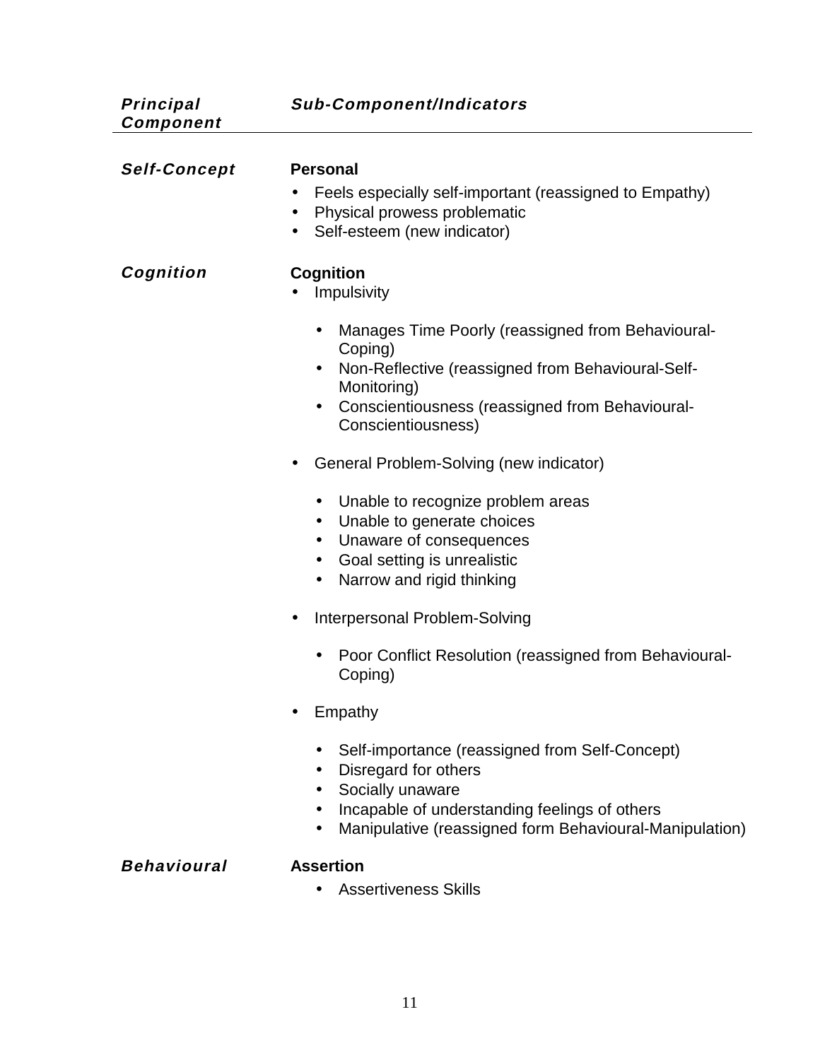| *Principal Component* | *Sub-Component/Indicators* |
|---|---|
| ***Self-Concept*** | **Personal**<br>• Feels especially self-important (reassigned to Empathy)<br>• Physical prowess problematic<br>• Self-esteem (new indicator) |
| ***Cognition*** | **Cognition**<br>• Impulsivity<br>&nbsp;&nbsp;&nbsp;&nbsp;• Manages Time Poorly (reassigned from Behavioural-Coping)<br>&nbsp;&nbsp;&nbsp;&nbsp;• Non-Reflective (reassigned from Behavioural-Self-Monitoring)<br>&nbsp;&nbsp;&nbsp;&nbsp;• Conscientiousness (reassigned from Behavioural-Conscientiousness)<br>• General Problem-Solving (new indicator)<br>&nbsp;&nbsp;&nbsp;&nbsp;• Unable to recognize problem areas<br>&nbsp;&nbsp;&nbsp;&nbsp;• Unable to generate choices<br>&nbsp;&nbsp;&nbsp;&nbsp;• Unaware of consequences<br>&nbsp;&nbsp;&nbsp;&nbsp;• Goal setting is unrealistic<br>&nbsp;&nbsp;&nbsp;&nbsp;• Narrow and rigid thinking<br>• Interpersonal Problem-Solving<br>&nbsp;&nbsp;&nbsp;&nbsp;• Poor Conflict Resolution (reassigned from Behavioural-Coping)<br>• Empathy<br>&nbsp;&nbsp;&nbsp;&nbsp;• Self-importance (reassigned from Self-Concept)<br>&nbsp;&nbsp;&nbsp;&nbsp;• Disregard for others<br>&nbsp;&nbsp;&nbsp;&nbsp;• Socially unaware<br>&nbsp;&nbsp;&nbsp;&nbsp;• Incapable of understanding feelings of others<br>&nbsp;&nbsp;&nbsp;&nbsp;• Manipulative (reassigned form Behavioural-Manipulation) |
| ***Behavioural*** | **Assertion**<br>&nbsp;&nbsp;&nbsp;&nbsp;• Assertiveness Skills |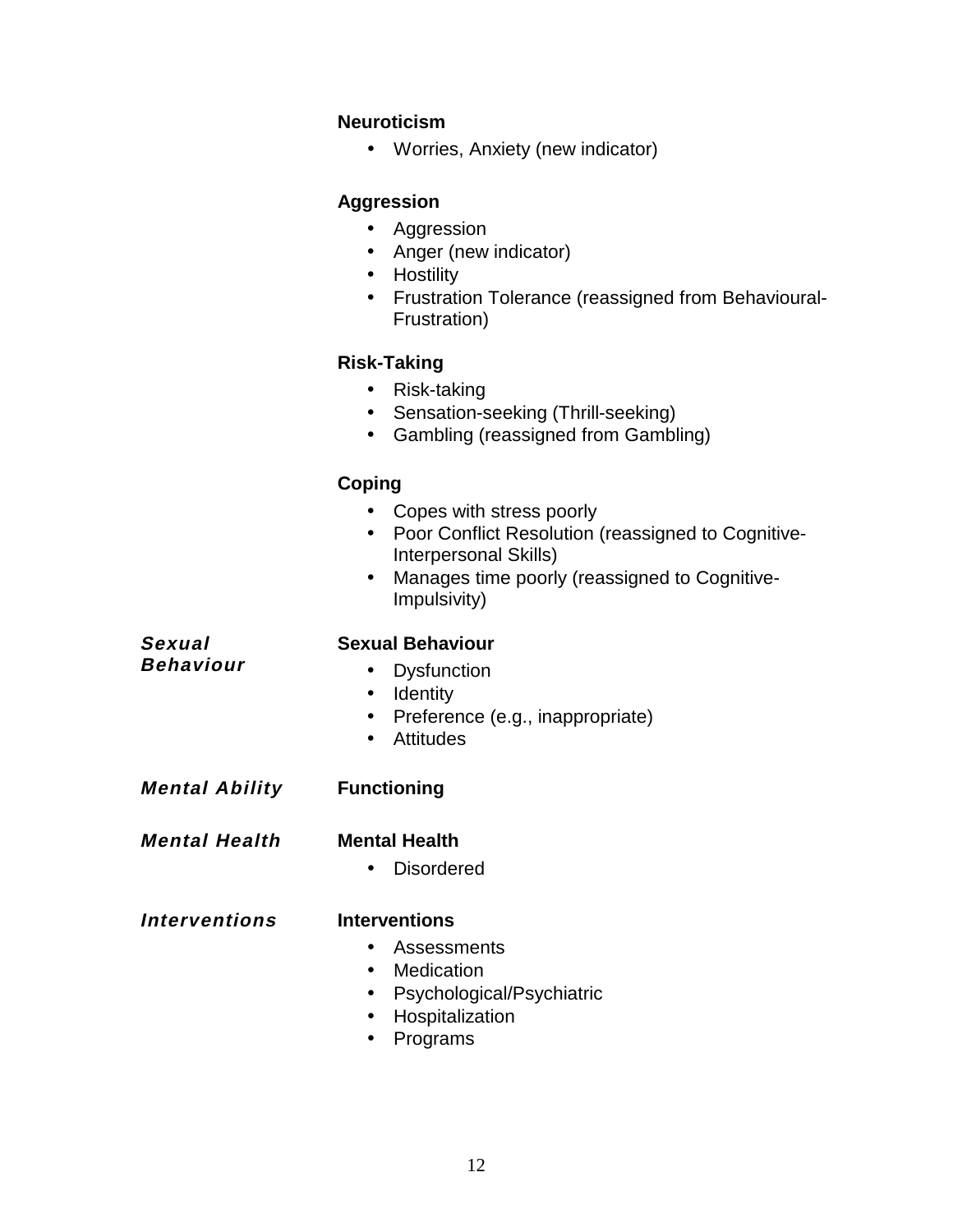**Neuroticism**

- Worries, Anxiety (new indicator)

**Aggression**

- Aggression
- Anger (new indicator)
- Hostility
- Frustration Tolerance (reassigned from Behavioural-Frustration)

**Risk-Taking**

- Risk-taking
- Sensation-seeking (Thrill-seeking)
- Gambling (reassigned from Gambling)

**Coping**

- Copes with stress poorly
- Poor Conflict Resolution (reassigned to Cognitive-Interpersonal Skills)
- Manages time poorly (reassigned to Cognitive-Impulsivity)

***Sexual Behaviour***

**Sexual Behaviour**

- Dysfunction
- Identity
- Preference (e.g., inappropriate)
- Attitudes

***Mental Ability***

**Functioning**

***Mental Health***

**Mental Health**

- Disordered

***Interventions***

**Interventions**

- Assessments
- Medication
- Psychological/Psychiatric
- Hospitalization
- Programs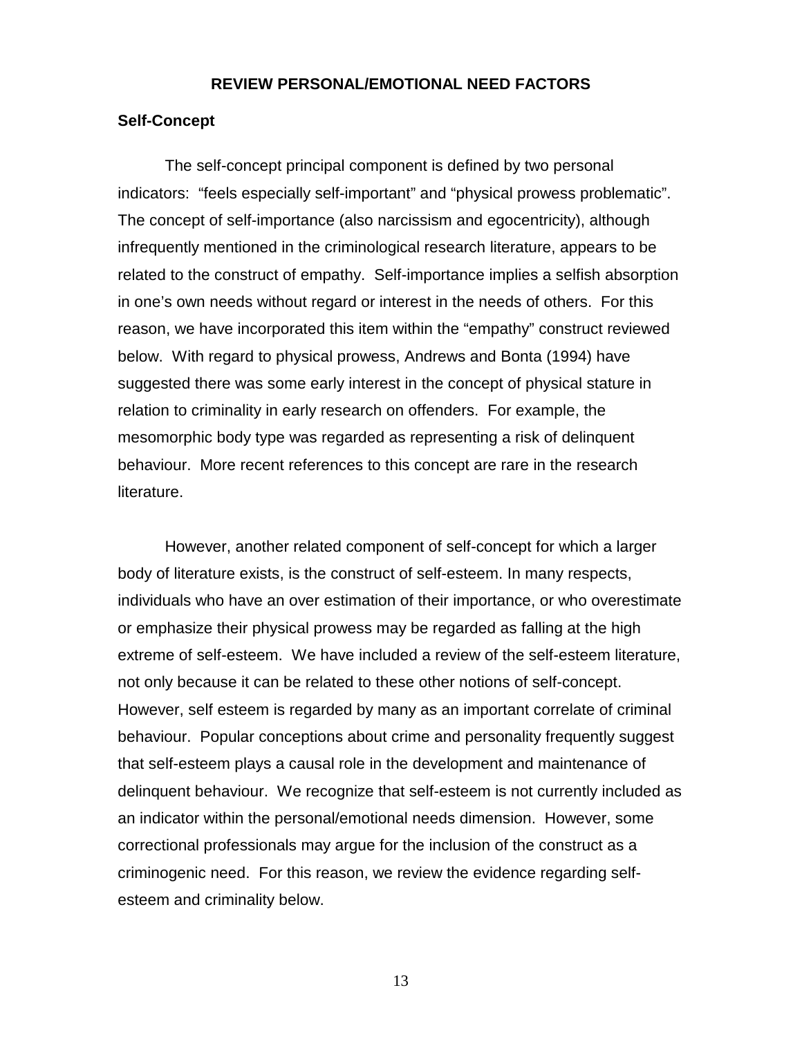## REVIEW PERSONAL/EMOTIONAL NEED FACTORS

### Self-Concept

The self-concept principal component is defined by two personal indicators: "feels especially self-important" and "physical prowess problematic". The concept of self-importance (also narcissism and egocentricity), although infrequently mentioned in the criminological research literature, appears to be related to the construct of empathy. Self-importance implies a selfish absorption in one's own needs without regard or interest in the needs of others. For this reason, we have incorporated this item within the "empathy" construct reviewed below. With regard to physical prowess, Andrews and Bonta (1994) have suggested there was some early interest in the concept of physical stature in relation to criminality in early research on offenders. For example, the mesomorphic body type was regarded as representing a risk of delinquent behaviour. More recent references to this concept are rare in the research literature.

However, another related component of self-concept for which a larger body of literature exists, is the construct of self-esteem. In many respects, individuals who have an over estimation of their importance, or who overestimate or emphasize their physical prowess may be regarded as falling at the high extreme of self-esteem. We have included a review of the self-esteem literature, not only because it can be related to these other notions of self-concept. However, self esteem is regarded by many as an important correlate of criminal behaviour. Popular conceptions about crime and personality frequently suggest that self-esteem plays a causal role in the development and maintenance of delinquent behaviour. We recognize that self-esteem is not currently included as an indicator within the personal/emotional needs dimension. However, some correctional professionals may argue for the inclusion of the construct as a criminogenic need. For this reason, we review the evidence regarding self-esteem and criminality below.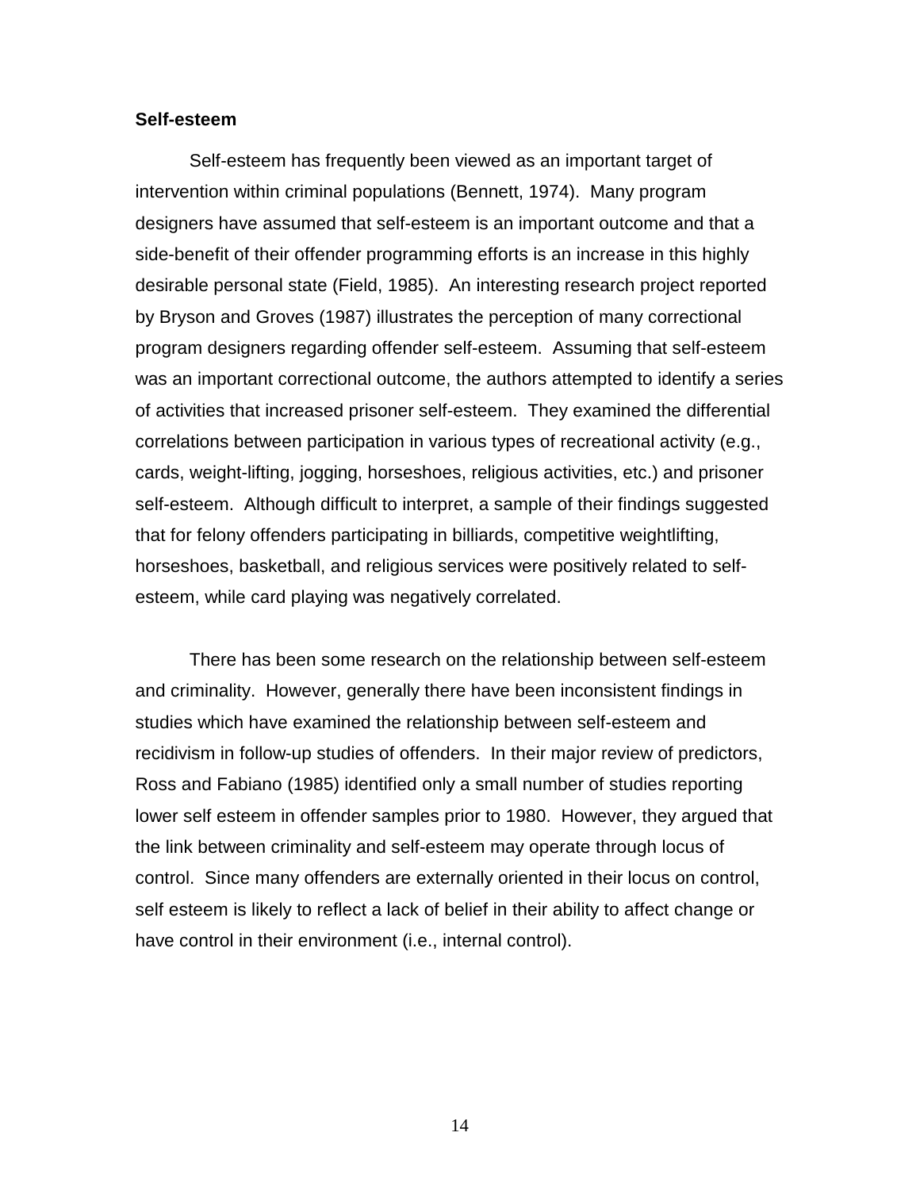**Self-esteem**

Self-esteem has frequently been viewed as an important target of intervention within criminal populations (Bennett, 1974). Many program designers have assumed that self-esteem is an important outcome and that a side-benefit of their offender programming efforts is an increase in this highly desirable personal state (Field, 1985). An interesting research project reported by Bryson and Groves (1987) illustrates the perception of many correctional program designers regarding offender self-esteem. Assuming that self-esteem was an important correctional outcome, the authors attempted to identify a series of activities that increased prisoner self-esteem. They examined the differential correlations between participation in various types of recreational activity (e.g., cards, weight-lifting, jogging, horseshoes, religious activities, etc.) and prisoner self-esteem. Although difficult to interpret, a sample of their findings suggested that for felony offenders participating in billiards, competitive weightlifting, horseshoes, basketball, and religious services were positively related to self-esteem, while card playing was negatively correlated.

There has been some research on the relationship between self-esteem and criminality. However, generally there have been inconsistent findings in studies which have examined the relationship between self-esteem and recidivism in follow-up studies of offenders. In their major review of predictors, Ross and Fabiano (1985) identified only a small number of studies reporting lower self esteem in offender samples prior to 1980. However, they argued that the link between criminality and self-esteem may operate through locus of control. Since many offenders are externally oriented in their locus on control, self esteem is likely to reflect a lack of belief in their ability to affect change or have control in their environment (i.e., internal control).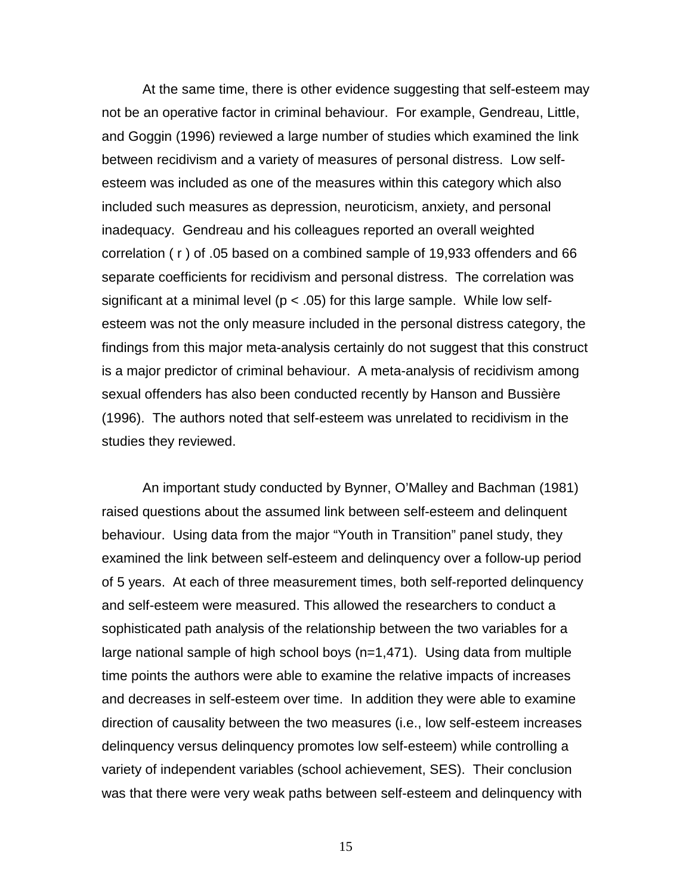At the same time, there is other evidence suggesting that self-esteem may not be an operative factor in criminal behaviour. For example, Gendreau, Little, and Goggin (1996) reviewed a large number of studies which examined the link between recidivism and a variety of measures of personal distress. Low self-esteem was included as one of the measures within this category which also included such measures as depression, neuroticism, anxiety, and personal inadequacy. Gendreau and his colleagues reported an overall weighted correlation ( $r$ ) of .05 based on a combined sample of 19,933 offenders and 66 separate coefficients for recidivism and personal distress. The correlation was significant at a minimal level ($p < .05$) for this large sample. While low self-esteem was not the only measure included in the personal distress category, the findings from this major meta-analysis certainly do not suggest that this construct is a major predictor of criminal behaviour. A meta-analysis of recidivism among sexual offenders has also been conducted recently by Hanson and Bussière (1996). The authors noted that self-esteem was unrelated to recidivism in the studies they reviewed.

An important study conducted by Bynner, O'Malley and Bachman (1981) raised questions about the assumed link between self-esteem and delinquent behaviour. Using data from the major "Youth in Transition" panel study, they examined the link between self-esteem and delinquency over a follow-up period of 5 years. At each of three measurement times, both self-reported delinquency and self-esteem were measured. This allowed the researchers to conduct a sophisticated path analysis of the relationship between the two variables for a large national sample of high school boys (n=1,471). Using data from multiple time points the authors were able to examine the relative impacts of increases and decreases in self-esteem over time. In addition they were able to examine direction of causality between the two measures (i.e., low self-esteem increases delinquency versus delinquency promotes low self-esteem) while controlling a variety of independent variables (school achievement, SES). Their conclusion was that there were very weak paths between self-esteem and delinquency with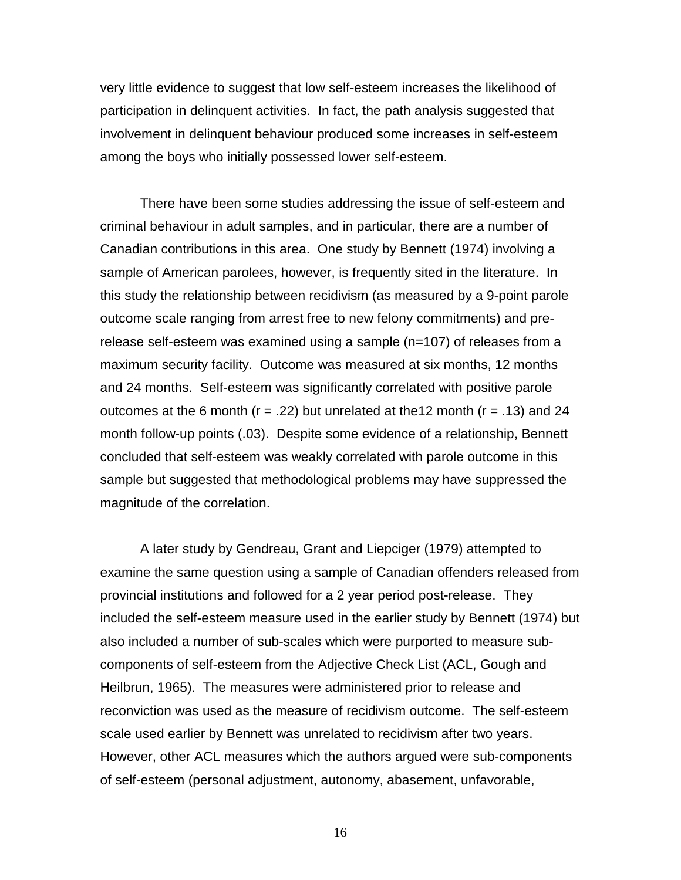very little evidence to suggest that low self-esteem increases the likelihood of participation in delinquent activities. In fact, the path analysis suggested that involvement in delinquent behaviour produced some increases in self-esteem among the boys who initially possessed lower self-esteem.

There have been some studies addressing the issue of self-esteem and criminal behaviour in adult samples, and in particular, there are a number of Canadian contributions in this area. One study by Bennett (1974) involving a sample of American parolees, however, is frequently sited in the literature. In this study the relationship between recidivism (as measured by a 9-point parole outcome scale ranging from arrest free to new felony commitments) and pre-release self-esteem was examined using a sample (n=107) of releases from a maximum security facility. Outcome was measured at six months, 12 months and 24 months. Self-esteem was significantly correlated with positive parole outcomes at the 6 month ($r = .22$) but unrelated at the12 month ($r = .13$) and 24 month follow-up points (.03). Despite some evidence of a relationship, Bennett concluded that self-esteem was weakly correlated with parole outcome in this sample but suggested that methodological problems may have suppressed the magnitude of the correlation.

A later study by Gendreau, Grant and Liepciger (1979) attempted to examine the same question using a sample of Canadian offenders released from provincial institutions and followed for a 2 year period post-release. They included the self-esteem measure used in the earlier study by Bennett (1974) but also included a number of sub-scales which were purported to measure sub-components of self-esteem from the Adjective Check List (ACL, Gough and Heilbrun, 1965). The measures were administered prior to release and reconviction was used as the measure of recidivism outcome. The self-esteem scale used earlier by Bennett was unrelated to recidivism after two years. However, other ACL measures which the authors argued were sub-components of self-esteem (personal adjustment, autonomy, abasement, unfavorable,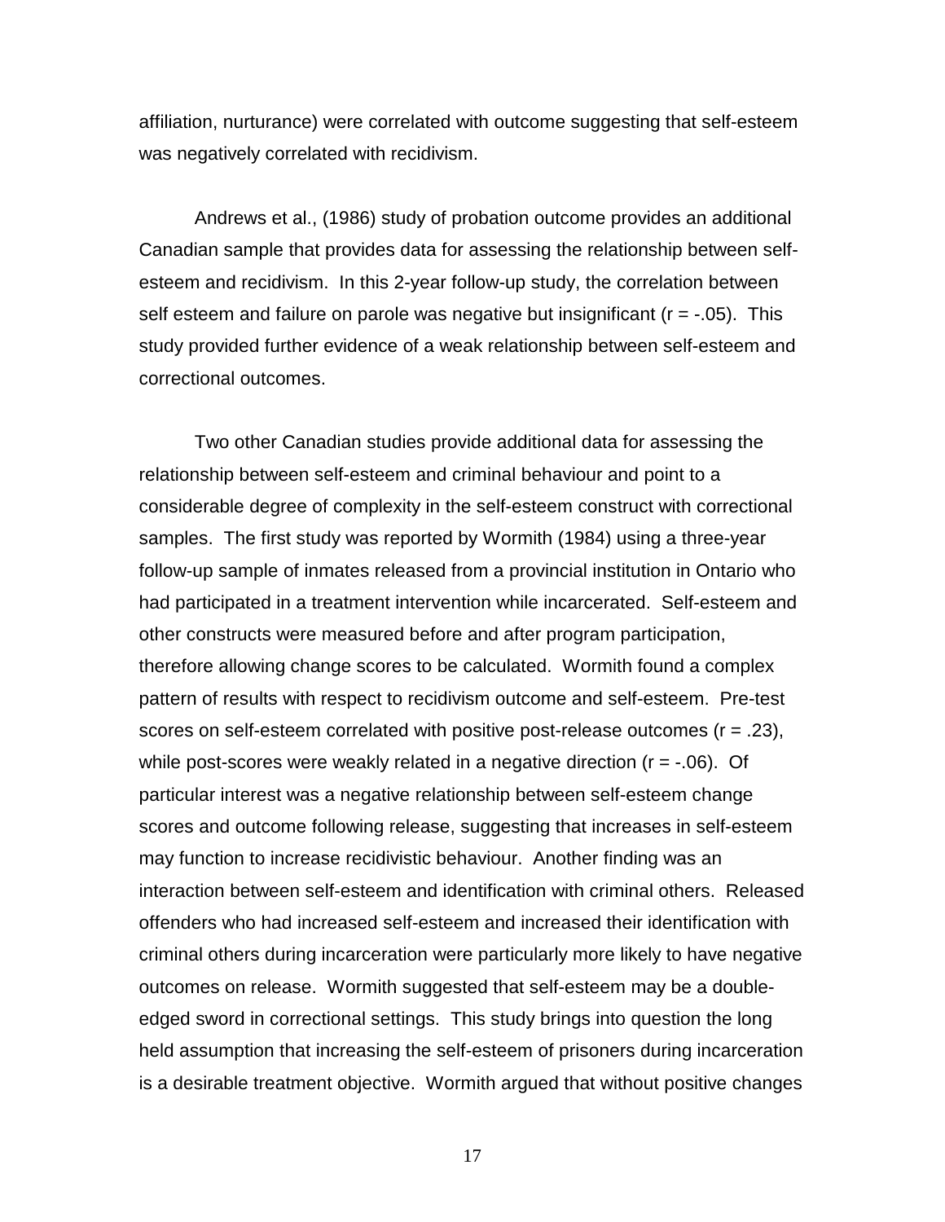affiliation, nurturance) were correlated with outcome suggesting that self-esteem was negatively correlated with recidivism.

Andrews et al., (1986) study of probation outcome provides an additional Canadian sample that provides data for assessing the relationship between self-esteem and recidivism. In this 2-year follow-up study, the correlation between self esteem and failure on parole was negative but insignificant ($r = -.05$). This study provided further evidence of a weak relationship between self-esteem and correctional outcomes.

Two other Canadian studies provide additional data for assessing the relationship between self-esteem and criminal behaviour and point to a considerable degree of complexity in the self-esteem construct with correctional samples. The first study was reported by Wormith (1984) using a three-year follow-up sample of inmates released from a provincial institution in Ontario who had participated in a treatment intervention while incarcerated. Self-esteem and other constructs were measured before and after program participation, therefore allowing change scores to be calculated. Wormith found a complex pattern of results with respect to recidivism outcome and self-esteem. Pre-test scores on self-esteem correlated with positive post-release outcomes ($r = .23$), while post-scores were weakly related in a negative direction ($r = -.06$). Of particular interest was a negative relationship between self-esteem change scores and outcome following release, suggesting that increases in self-esteem may function to increase recidivistic behaviour. Another finding was an interaction between self-esteem and identification with criminal others. Released offenders who had increased self-esteem and increased their identification with criminal others during incarceration were particularly more likely to have negative outcomes on release. Wormith suggested that self-esteem may be a double-edged sword in correctional settings. This study brings into question the long held assumption that increasing the self-esteem of prisoners during incarceration is a desirable treatment objective. Wormith argued that without positive changes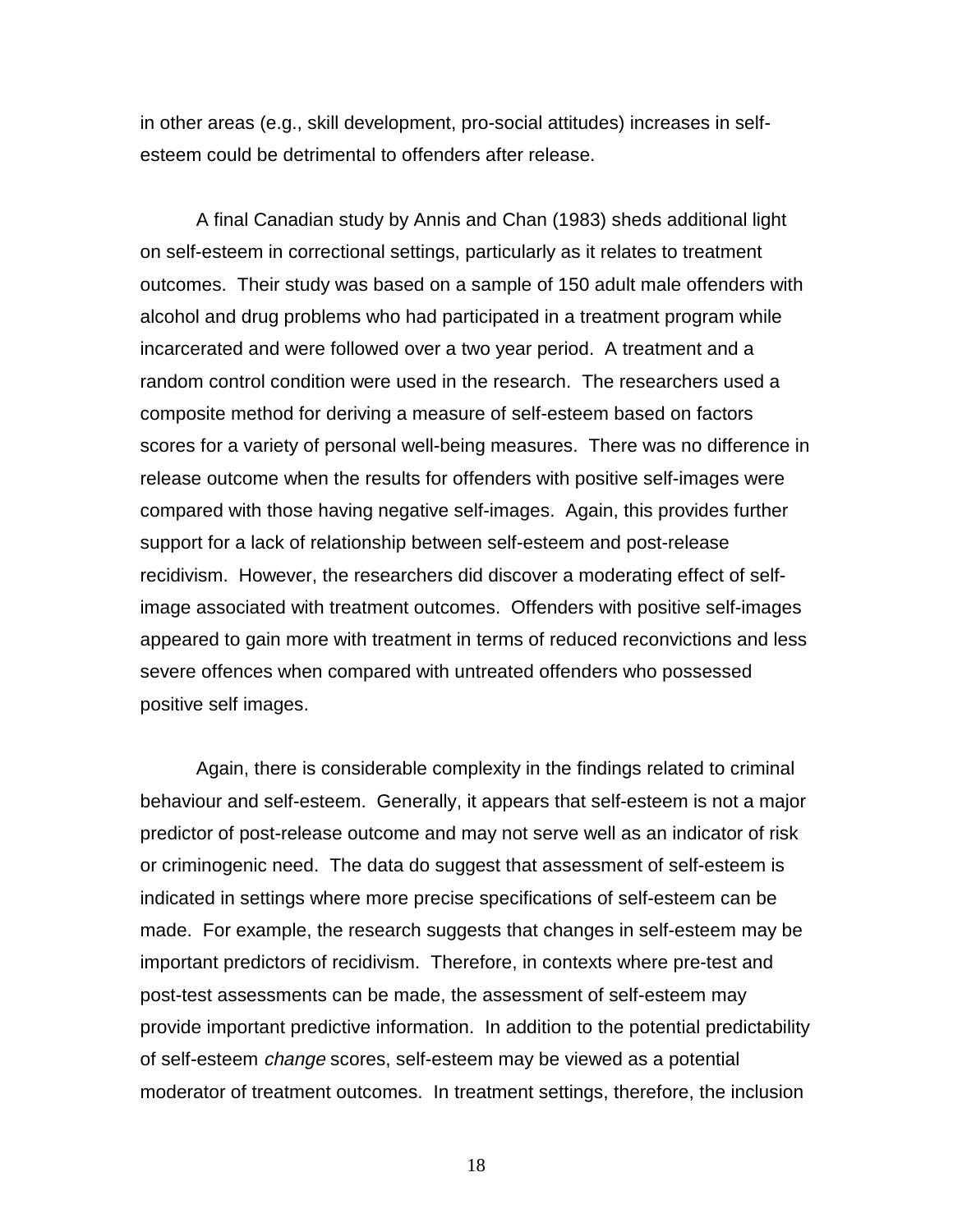in other areas (e.g., skill development, pro-social attitudes) increases in self-esteem could be detrimental to offenders after release.

A final Canadian study by Annis and Chan (1983) sheds additional light on self-esteem in correctional settings, particularly as it relates to treatment outcomes. Their study was based on a sample of 150 adult male offenders with alcohol and drug problems who had participated in a treatment program while incarcerated and were followed over a two year period. A treatment and a random control condition were used in the research. The researchers used a composite method for deriving a measure of self-esteem based on factors scores for a variety of personal well-being measures. There was no difference in release outcome when the results for offenders with positive self-images were compared with those having negative self-images. Again, this provides further support for a lack of relationship between self-esteem and post-release recidivism. However, the researchers did discover a moderating effect of self-image associated with treatment outcomes. Offenders with positive self-images appeared to gain more with treatment in terms of reduced reconvictions and less severe offences when compared with untreated offenders who possessed positive self images.

Again, there is considerable complexity in the findings related to criminal behaviour and self-esteem. Generally, it appears that self-esteem is not a major predictor of post-release outcome and may not serve well as an indicator of risk or criminogenic need. The data do suggest that assessment of self-esteem is indicated in settings where more precise specifications of self-esteem can be made. For example, the research suggests that changes in self-esteem may be important predictors of recidivism. Therefore, in contexts where pre-test and post-test assessments can be made, the assessment of self-esteem may provide important predictive information. In addition to the potential predictability of self-esteem *change* scores, self-esteem may be viewed as a potential moderator of treatment outcomes. In treatment settings, therefore, the inclusion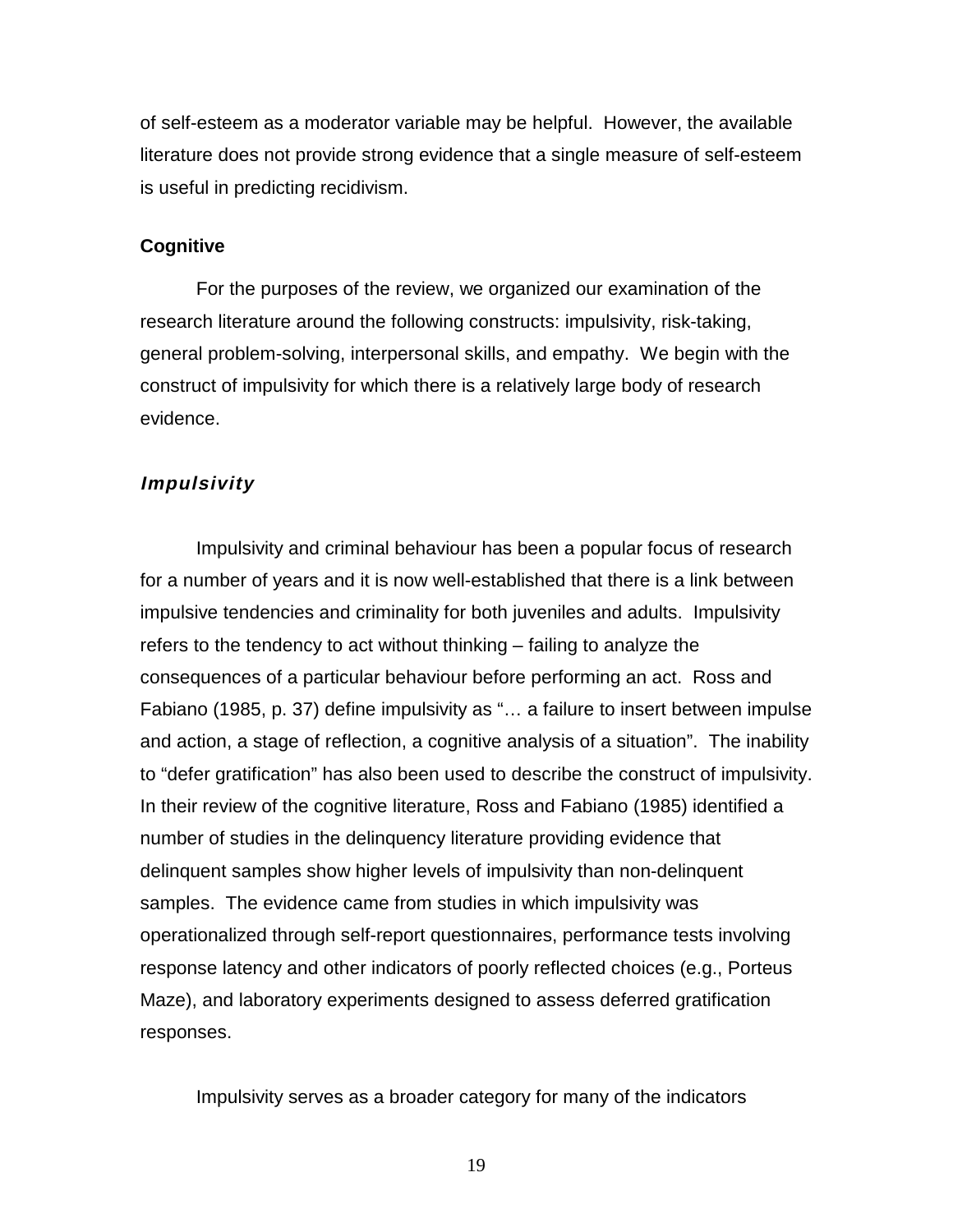of self-esteem as a moderator variable may be helpful. However, the available literature does not provide strong evidence that a single measure of self-esteem is useful in predicting recidivism.

### Cognitive

For the purposes of the review, we organized our examination of the research literature around the following constructs: impulsivity, risk-taking, general problem-solving, interpersonal skills, and empathy. We begin with the construct of impulsivity for which there is a relatively large body of research evidence.

#### *Impulsivity*

Impulsivity and criminal behaviour has been a popular focus of research for a number of years and it is now well-established that there is a link between impulsive tendencies and criminality for both juveniles and adults. Impulsivity refers to the tendency to act without thinking – failing to analyze the consequences of a particular behaviour before performing an act. Ross and Fabiano (1985, p. 37) define impulsivity as "… a failure to insert between impulse and action, a stage of reflection, a cognitive analysis of a situation". The inability to "defer gratification" has also been used to describe the construct of impulsivity. In their review of the cognitive literature, Ross and Fabiano (1985) identified a number of studies in the delinquency literature providing evidence that delinquent samples show higher levels of impulsivity than non-delinquent samples. The evidence came from studies in which impulsivity was operationalized through self-report questionnaires, performance tests involving response latency and other indicators of poorly reflected choices (e.g., Porteus Maze), and laboratory experiments designed to assess deferred gratification responses.

Impulsivity serves as a broader category for many of the indicators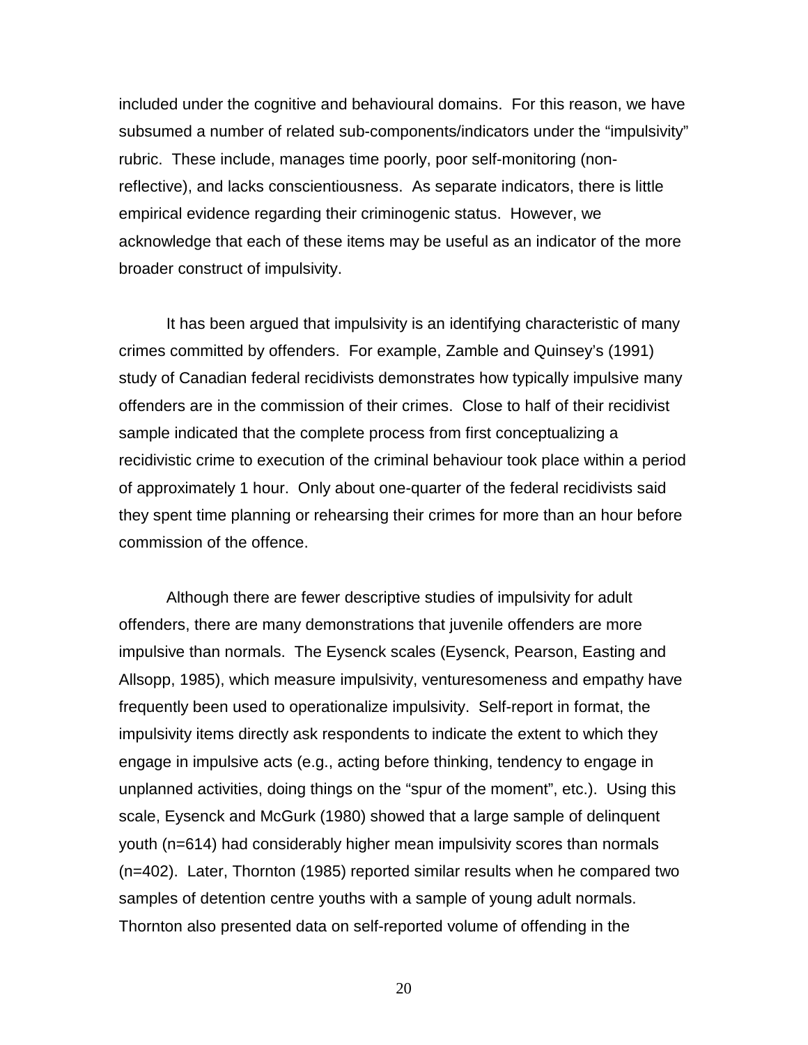included under the cognitive and behavioural domains. For this reason, we have subsumed a number of related sub-components/indicators under the "impulsivity" rubric. These include, manages time poorly, poor self-monitoring (non-reflective), and lacks conscientiousness. As separate indicators, there is little empirical evidence regarding their criminogenic status. However, we acknowledge that each of these items may be useful as an indicator of the more broader construct of impulsivity.

It has been argued that impulsivity is an identifying characteristic of many crimes committed by offenders. For example, Zamble and Quinsey's (1991) study of Canadian federal recidivists demonstrates how typically impulsive many offenders are in the commission of their crimes. Close to half of their recidivist sample indicated that the complete process from first conceptualizing a recidivistic crime to execution of the criminal behaviour took place within a period of approximately 1 hour. Only about one-quarter of the federal recidivists said they spent time planning or rehearsing their crimes for more than an hour before commission of the offence.

Although there are fewer descriptive studies of impulsivity for adult offenders, there are many demonstrations that juvenile offenders are more impulsive than normals. The Eysenck scales (Eysenck, Pearson, Easting and Allsopp, 1985), which measure impulsivity, venturesomeness and empathy have frequently been used to operationalize impulsivity. Self-report in format, the impulsivity items directly ask respondents to indicate the extent to which they engage in impulsive acts (e.g., acting before thinking, tendency to engage in unplanned activities, doing things on the "spur of the moment", etc.). Using this scale, Eysenck and McGurk (1980) showed that a large sample of delinquent youth (n=614) had considerably higher mean impulsivity scores than normals (n=402). Later, Thornton (1985) reported similar results when he compared two samples of detention centre youths with a sample of young adult normals. Thornton also presented data on self-reported volume of offending in the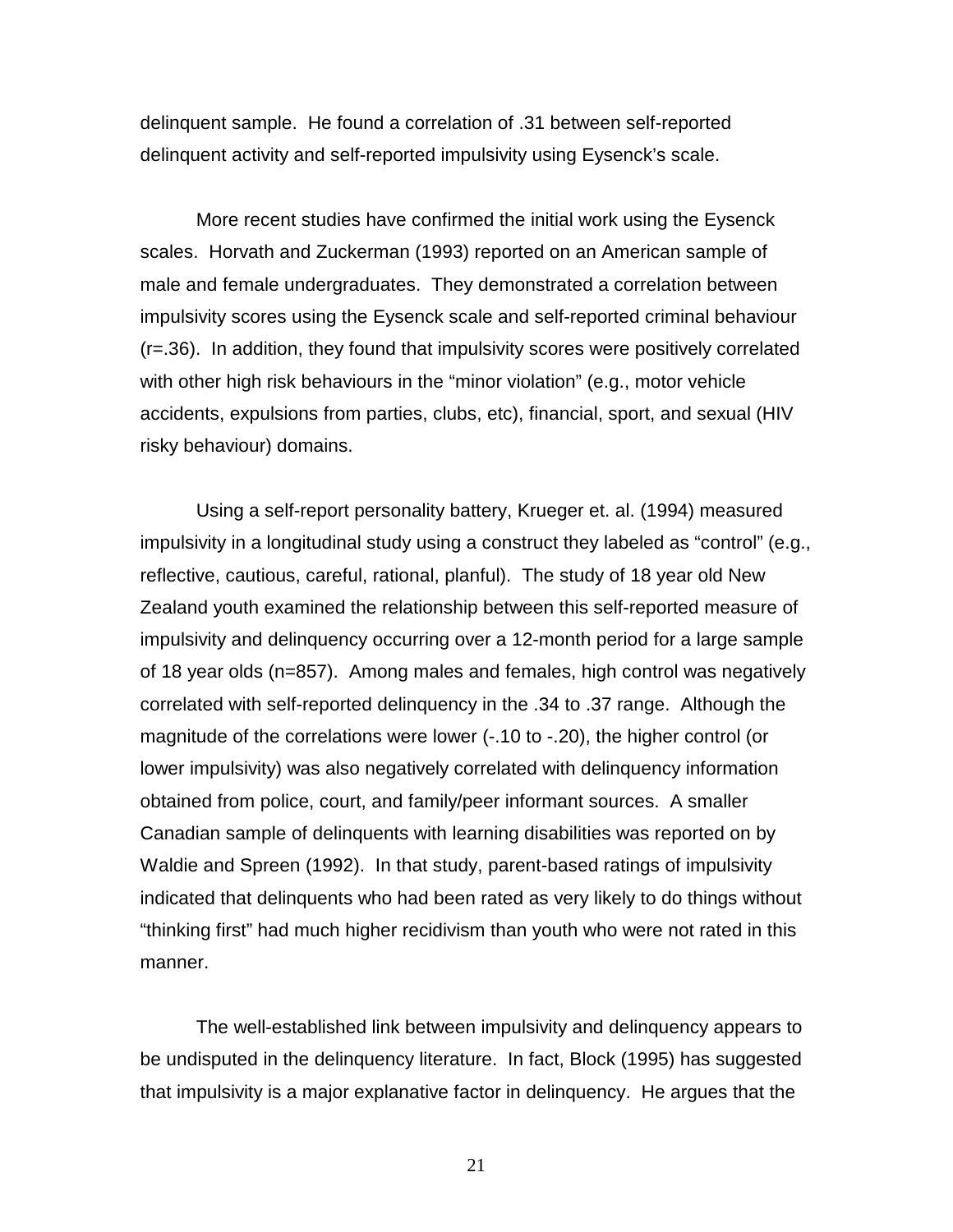delinquent sample. He found a correlation of .31 between self-reported delinquent activity and self-reported impulsivity using Eysenck's scale.

More recent studies have confirmed the initial work using the Eysenck scales. Horvath and Zuckerman (1993) reported on an American sample of male and female undergraduates. They demonstrated a correlation between impulsivity scores using the Eysenck scale and self-reported criminal behaviour (r=.36). In addition, they found that impulsivity scores were positively correlated with other high risk behaviours in the "minor violation" (e.g., motor vehicle accidents, expulsions from parties, clubs, etc), financial, sport, and sexual (HIV risky behaviour) domains.

Using a self-report personality battery, Krueger et. al. (1994) measured impulsivity in a longitudinal study using a construct they labeled as "control" (e.g., reflective, cautious, careful, rational, planful). The study of 18 year old New Zealand youth examined the relationship between this self-reported measure of impulsivity and delinquency occurring over a 12-month period for a large sample of 18 year olds (n=857). Among males and females, high control was negatively correlated with self-reported delinquency in the .34 to .37 range. Although the magnitude of the correlations were lower (-.10 to -.20), the higher control (or lower impulsivity) was also negatively correlated with delinquency information obtained from police, court, and family/peer informant sources. A smaller Canadian sample of delinquents with learning disabilities was reported on by Waldie and Spreen (1992). In that study, parent-based ratings of impulsivity indicated that delinquents who had been rated as very likely to do things without "thinking first" had much higher recidivism than youth who were not rated in this manner.

The well-established link between impulsivity and delinquency appears to be undisputed in the delinquency literature. In fact, Block (1995) has suggested that impulsivity is a major explanative factor in delinquency. He argues that the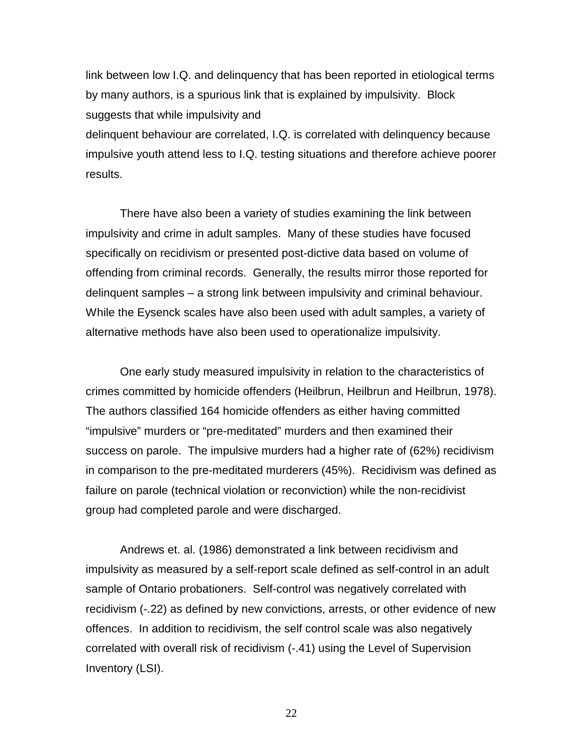link between low I.Q. and delinquency that has been reported in etiological terms by many authors, is a spurious link that is explained by impulsivity. Block suggests that while impulsivity and delinquent behaviour are correlated, I.Q. is correlated with delinquency because impulsive youth attend less to I.Q. testing situations and therefore achieve poorer results.

There have also been a variety of studies examining the link between impulsivity and crime in adult samples. Many of these studies have focused specifically on recidivism or presented post-dictive data based on volume of offending from criminal records. Generally, the results mirror those reported for delinquent samples – a strong link between impulsivity and criminal behaviour. While the Eysenck scales have also been used with adult samples, a variety of alternative methods have also been used to operationalize impulsivity.

One early study measured impulsivity in relation to the characteristics of crimes committed by homicide offenders (Heilbrun, Heilbrun and Heilbrun, 1978). The authors classified 164 homicide offenders as either having committed "impulsive" murders or "pre-meditated" murders and then examined their success on parole. The impulsive murders had a higher rate of (62%) recidivism in comparison to the pre-meditated murderers (45%). Recidivism was defined as failure on parole (technical violation or reconviction) while the non-recidivist group had completed parole and were discharged.

Andrews et. al. (1986) demonstrated a link between recidivism and impulsivity as measured by a self-report scale defined as self-control in an adult sample of Ontario probationers. Self-control was negatively correlated with recidivism (-.22) as defined by new convictions, arrests, or other evidence of new offences. In addition to recidivism, the self control scale was also negatively correlated with overall risk of recidivism (-.41) using the Level of Supervision Inventory (LSI).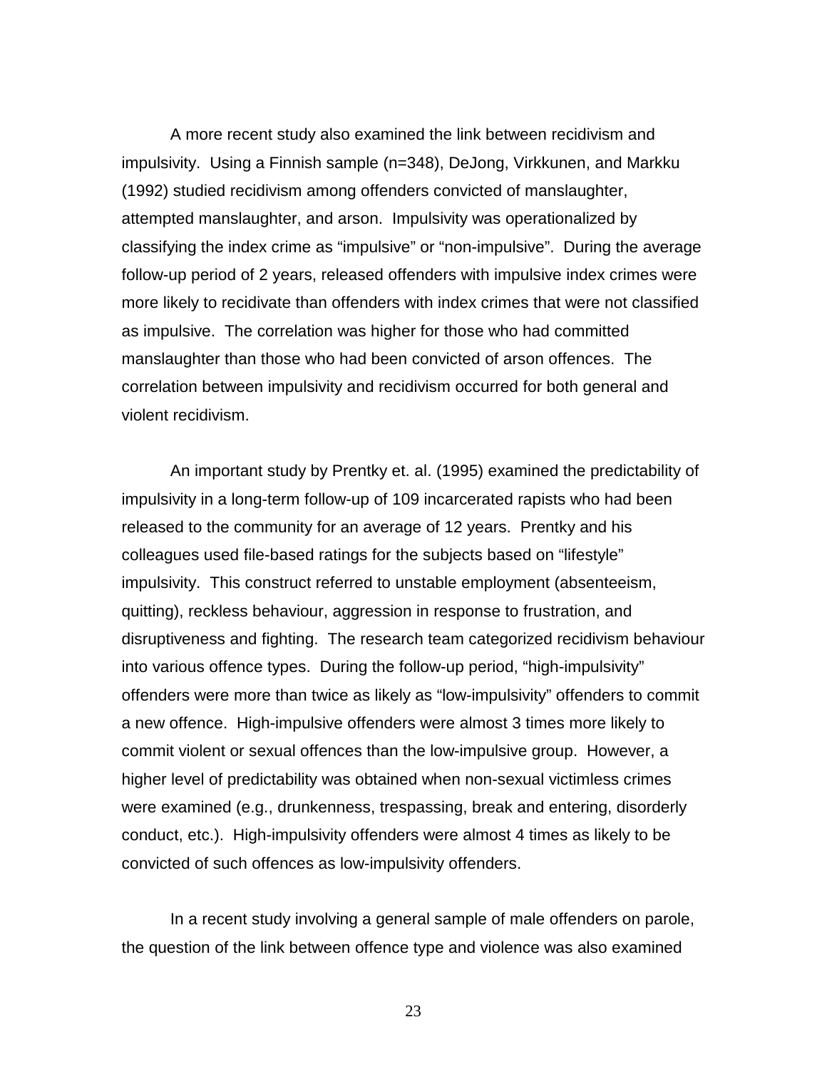A more recent study also examined the link between recidivism and impulsivity. Using a Finnish sample (n=348), DeJong, Virkkunen, and Markku (1992) studied recidivism among offenders convicted of manslaughter, attempted manslaughter, and arson. Impulsivity was operationalized by classifying the index crime as "impulsive" or "non-impulsive". During the average follow-up period of 2 years, released offenders with impulsive index crimes were more likely to recidivate than offenders with index crimes that were not classified as impulsive. The correlation was higher for those who had committed manslaughter than those who had been convicted of arson offences. The correlation between impulsivity and recidivism occurred for both general and violent recidivism.

An important study by Prentky et. al. (1995) examined the predictability of impulsivity in a long-term follow-up of 109 incarcerated rapists who had been released to the community for an average of 12 years. Prentky and his colleagues used file-based ratings for the subjects based on "lifestyle" impulsivity. This construct referred to unstable employment (absenteeism, quitting), reckless behaviour, aggression in response to frustration, and disruptiveness and fighting. The research team categorized recidivism behaviour into various offence types. During the follow-up period, "high-impulsivity" offenders were more than twice as likely as "low-impulsivity" offenders to commit a new offence. High-impulsive offenders were almost 3 times more likely to commit violent or sexual offences than the low-impulsive group. However, a higher level of predictability was obtained when non-sexual victimless crimes were examined (e.g., drunkenness, trespassing, break and entering, disorderly conduct, etc.). High-impulsivity offenders were almost 4 times as likely to be convicted of such offences as low-impulsivity offenders.

In a recent study involving a general sample of male offenders on parole, the question of the link between offence type and violence was also examined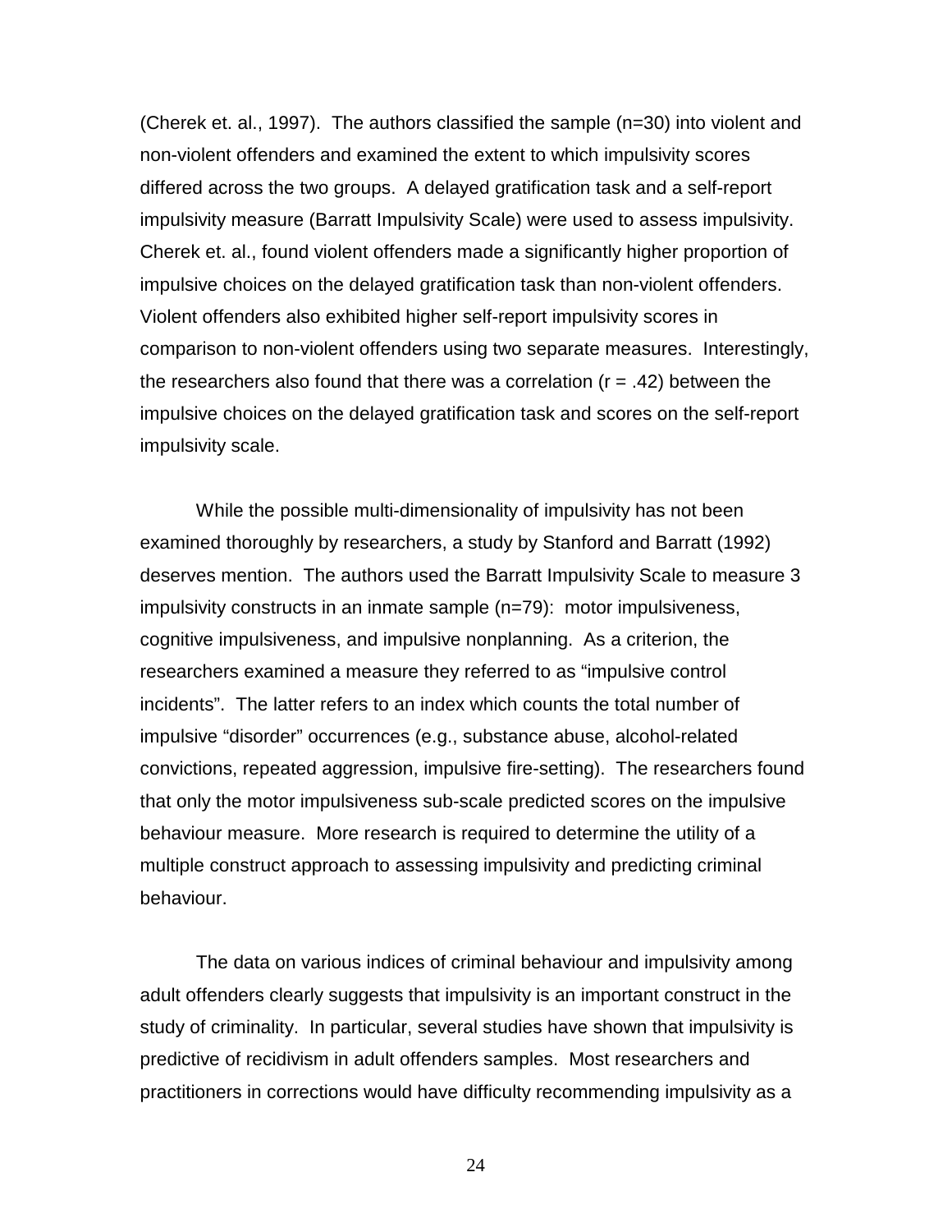(Cherek et. al., 1997). The authors classified the sample (n=30) into violent and non-violent offenders and examined the extent to which impulsivity scores differed across the two groups. A delayed gratification task and a self-report impulsivity measure (Barratt Impulsivity Scale) were used to assess impulsivity. Cherek et. al., found violent offenders made a significantly higher proportion of impulsive choices on the delayed gratification task than non-violent offenders. Violent offenders also exhibited higher self-report impulsivity scores in comparison to non-violent offenders using two separate measures. Interestingly, the researchers also found that there was a correlation ($r = .42$) between the impulsive choices on the delayed gratification task and scores on the self-report impulsivity scale.

While the possible multi-dimensionality of impulsivity has not been examined thoroughly by researchers, a study by Stanford and Barratt (1992) deserves mention. The authors used the Barratt Impulsivity Scale to measure 3 impulsivity constructs in an inmate sample (n=79): motor impulsiveness, cognitive impulsiveness, and impulsive nonplanning. As a criterion, the researchers examined a measure they referred to as "impulsive control incidents". The latter refers to an index which counts the total number of impulsive "disorder" occurrences (e.g., substance abuse, alcohol-related convictions, repeated aggression, impulsive fire-setting). The researchers found that only the motor impulsiveness sub-scale predicted scores on the impulsive behaviour measure. More research is required to determine the utility of a multiple construct approach to assessing impulsivity and predicting criminal behaviour.

The data on various indices of criminal behaviour and impulsivity among adult offenders clearly suggests that impulsivity is an important construct in the study of criminality. In particular, several studies have shown that impulsivity is predictive of recidivism in adult offenders samples. Most researchers and practitioners in corrections would have difficulty recommending impulsivity as a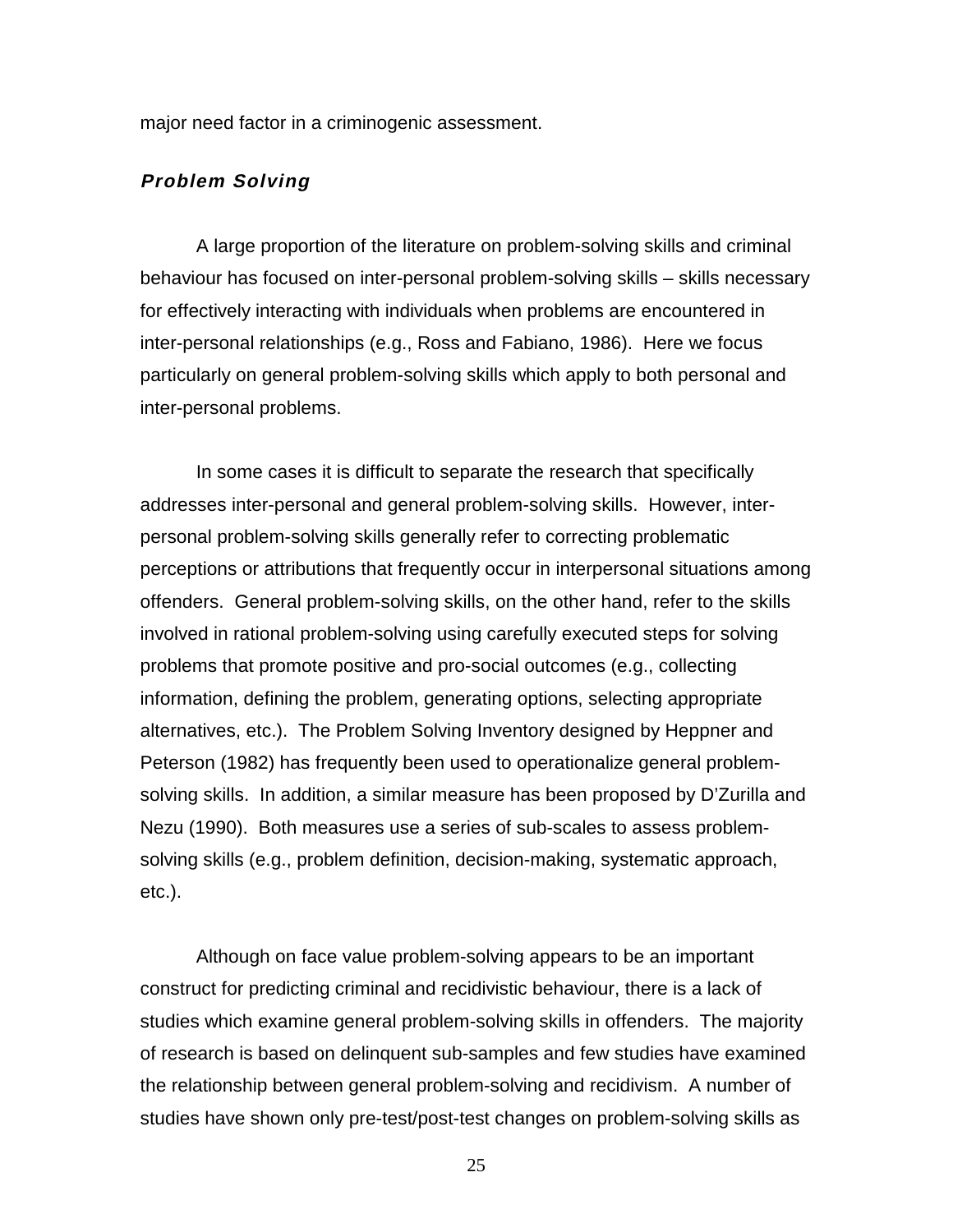major need factor in a criminogenic assessment.

### ***Problem Solving***

A large proportion of the literature on problem-solving skills and criminal behaviour has focused on inter-personal problem-solving skills – skills necessary for effectively interacting with individuals when problems are encountered in inter-personal relationships (e.g., Ross and Fabiano, 1986). Here we focus particularly on general problem-solving skills which apply to both personal and inter-personal problems.

In some cases it is difficult to separate the research that specifically addresses inter-personal and general problem-solving skills. However, inter-personal problem-solving skills generally refer to correcting problematic perceptions or attributions that frequently occur in interpersonal situations among offenders. General problem-solving skills, on the other hand, refer to the skills involved in rational problem-solving using carefully executed steps for solving problems that promote positive and pro-social outcomes (e.g., collecting information, defining the problem, generating options, selecting appropriate alternatives, etc.). The Problem Solving Inventory designed by Heppner and Peterson (1982) has frequently been used to operationalize general problem-solving skills. In addition, a similar measure has been proposed by D'Zurilla and Nezu (1990). Both measures use a series of sub-scales to assess problem-solving skills (e.g., problem definition, decision-making, systematic approach, etc.).

Although on face value problem-solving appears to be an important construct for predicting criminal and recidivistic behaviour, there is a lack of studies which examine general problem-solving skills in offenders. The majority of research is based on delinquent sub-samples and few studies have examined the relationship between general problem-solving and recidivism. A number of studies have shown only pre-test/post-test changes on problem-solving skills as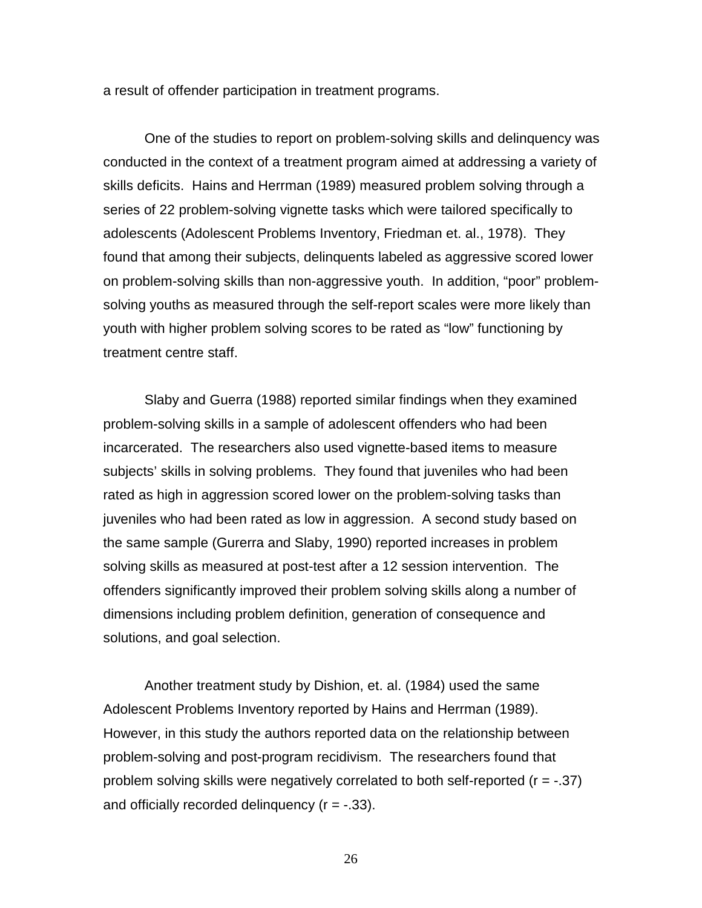a result of offender participation in treatment programs.

One of the studies to report on problem-solving skills and delinquency was conducted in the context of a treatment program aimed at addressing a variety of skills deficits. Hains and Herrman (1989) measured problem solving through a series of 22 problem-solving vignette tasks which were tailored specifically to adolescents (Adolescent Problems Inventory, Friedman et. al., 1978). They found that among their subjects, delinquents labeled as aggressive scored lower on problem-solving skills than non-aggressive youth. In addition, "poor" problem-solving youths as measured through the self-report scales were more likely than youth with higher problem solving scores to be rated as "low" functioning by treatment centre staff.

Slaby and Guerra (1988) reported similar findings when they examined problem-solving skills in a sample of adolescent offenders who had been incarcerated. The researchers also used vignette-based items to measure subjects' skills in solving problems. They found that juveniles who had been rated as high in aggression scored lower on the problem-solving tasks than juveniles who had been rated as low in aggression. A second study based on the same sample (Gurerra and Slaby, 1990) reported increases in problem solving skills as measured at post-test after a 12 session intervention. The offenders significantly improved their problem solving skills along a number of dimensions including problem definition, generation of consequence and solutions, and goal selection.

Another treatment study by Dishion, et. al. (1984) used the same Adolescent Problems Inventory reported by Hains and Herrman (1989). However, in this study the authors reported data on the relationship between problem-solving and post-program recidivism. The researchers found that problem solving skills were negatively correlated to both self-reported ($r = -.37$) and officially recorded delinquency ($r = -.33$).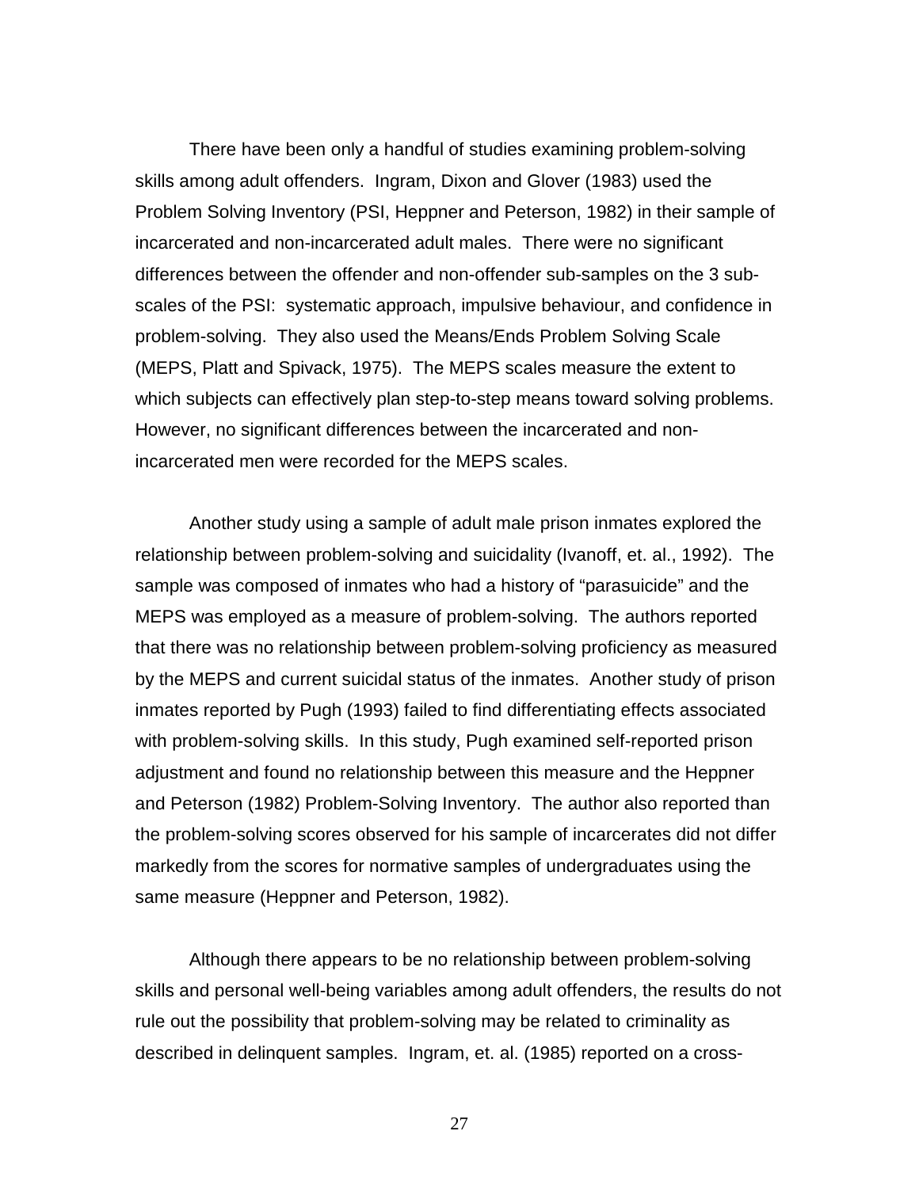There have been only a handful of studies examining problem-solving skills among adult offenders. Ingram, Dixon and Glover (1983) used the Problem Solving Inventory (PSI, Heppner and Peterson, 1982) in their sample of incarcerated and non-incarcerated adult males. There were no significant differences between the offender and non-offender sub-samples on the 3 sub-scales of the PSI: systematic approach, impulsive behaviour, and confidence in problem-solving. They also used the Means/Ends Problem Solving Scale (MEPS, Platt and Spivack, 1975). The MEPS scales measure the extent to which subjects can effectively plan step-to-step means toward solving problems. However, no significant differences between the incarcerated and non-incarcerated men were recorded for the MEPS scales.

Another study using a sample of adult male prison inmates explored the relationship between problem-solving and suicidality (Ivanoff, et. al., 1992). The sample was composed of inmates who had a history of "parasuicide" and the MEPS was employed as a measure of problem-solving. The authors reported that there was no relationship between problem-solving proficiency as measured by the MEPS and current suicidal status of the inmates. Another study of prison inmates reported by Pugh (1993) failed to find differentiating effects associated with problem-solving skills. In this study, Pugh examined self-reported prison adjustment and found no relationship between this measure and the Heppner and Peterson (1982) Problem-Solving Inventory. The author also reported than the problem-solving scores observed for his sample of incarcerates did not differ markedly from the scores for normative samples of undergraduates using the same measure (Heppner and Peterson, 1982).

Although there appears to be no relationship between problem-solving skills and personal well-being variables among adult offenders, the results do not rule out the possibility that problem-solving may be related to criminality as described in delinquent samples. Ingram, et. al. (1985) reported on a cross-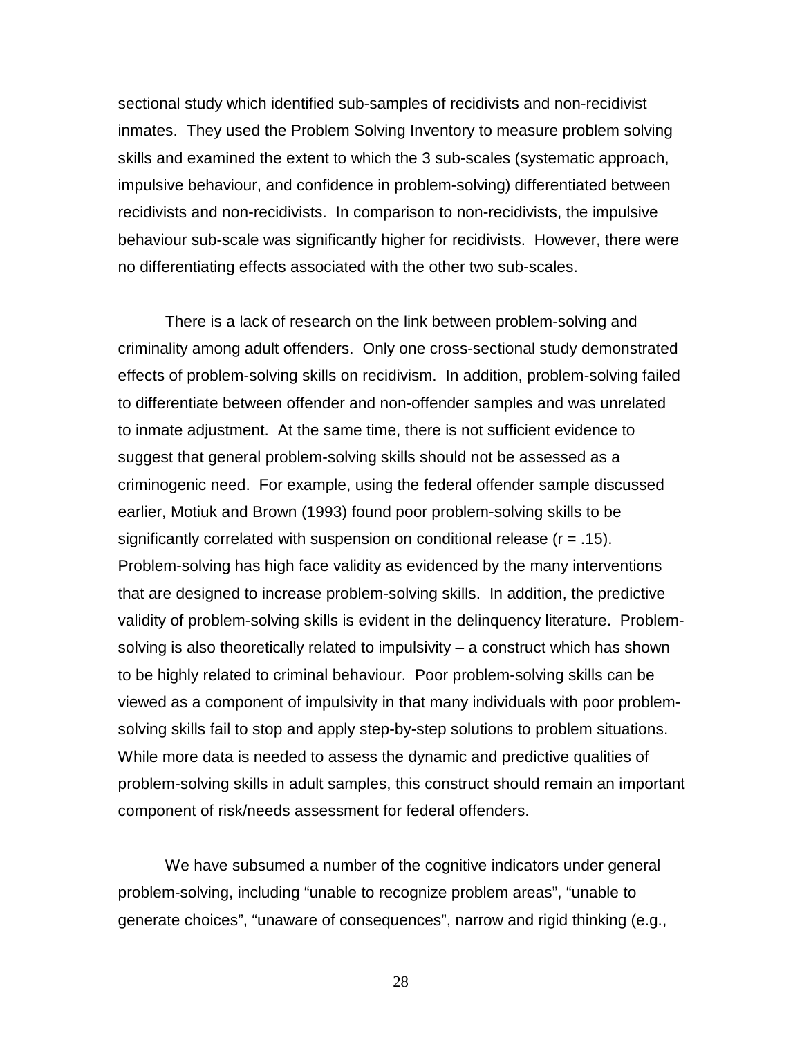sectional study which identified sub-samples of recidivists and non-recidivist inmates. They used the Problem Solving Inventory to measure problem solving skills and examined the extent to which the 3 sub-scales (systematic approach, impulsive behaviour, and confidence in problem-solving) differentiated between recidivists and non-recidivists. In comparison to non-recidivists, the impulsive behaviour sub-scale was significantly higher for recidivists. However, there were no differentiating effects associated with the other two sub-scales.

There is a lack of research on the link between problem-solving and criminality among adult offenders. Only one cross-sectional study demonstrated effects of problem-solving skills on recidivism. In addition, problem-solving failed to differentiate between offender and non-offender samples and was unrelated to inmate adjustment. At the same time, there is not sufficient evidence to suggest that general problem-solving skills should not be assessed as a criminogenic need. For example, using the federal offender sample discussed earlier, Motiuk and Brown (1993) found poor problem-solving skills to be significantly correlated with suspension on conditional release ($r = .15$). Problem-solving has high face validity as evidenced by the many interventions that are designed to increase problem-solving skills. In addition, the predictive validity of problem-solving skills is evident in the delinquency literature. Problem-solving is also theoretically related to impulsivity – a construct which has shown to be highly related to criminal behaviour. Poor problem-solving skills can be viewed as a component of impulsivity in that many individuals with poor problem-solving skills fail to stop and apply step-by-step solutions to problem situations. While more data is needed to assess the dynamic and predictive qualities of problem-solving skills in adult samples, this construct should remain an important component of risk/needs assessment for federal offenders.

We have subsumed a number of the cognitive indicators under general problem-solving, including "unable to recognize problem areas", "unable to generate choices", "unaware of consequences", narrow and rigid thinking (e.g.,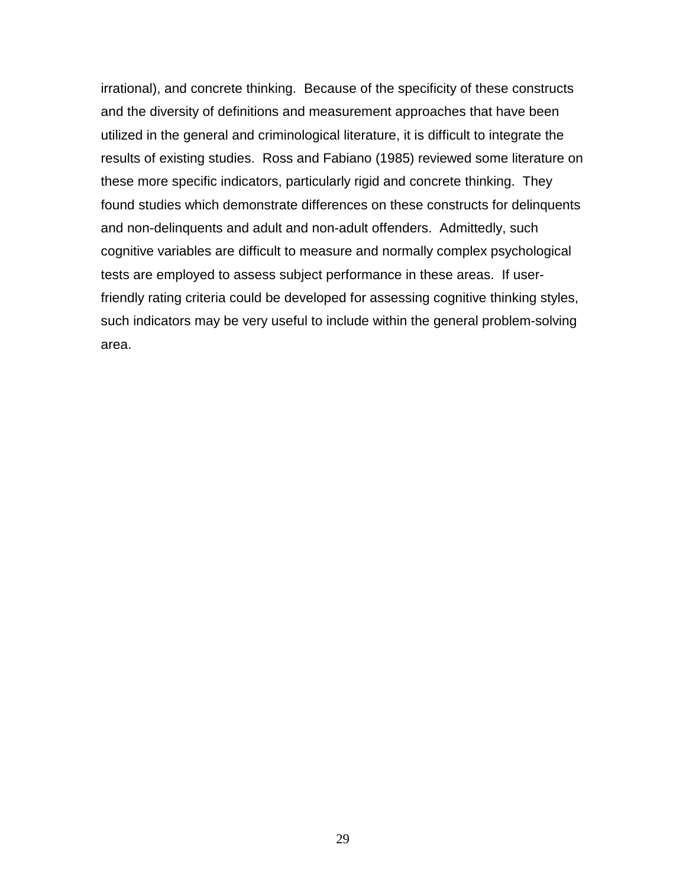irrational), and concrete thinking. Because of the specificity of these constructs and the diversity of definitions and measurement approaches that have been utilized in the general and criminological literature, it is difficult to integrate the results of existing studies. Ross and Fabiano (1985) reviewed some literature on these more specific indicators, particularly rigid and concrete thinking. They found studies which demonstrate differences on these constructs for delinquents and non-delinquents and adult and non-adult offenders. Admittedly, such cognitive variables are difficult to measure and normally complex psychological tests are employed to assess subject performance in these areas. If user-friendly rating criteria could be developed for assessing cognitive thinking styles, such indicators may be very useful to include within the general problem-solving area.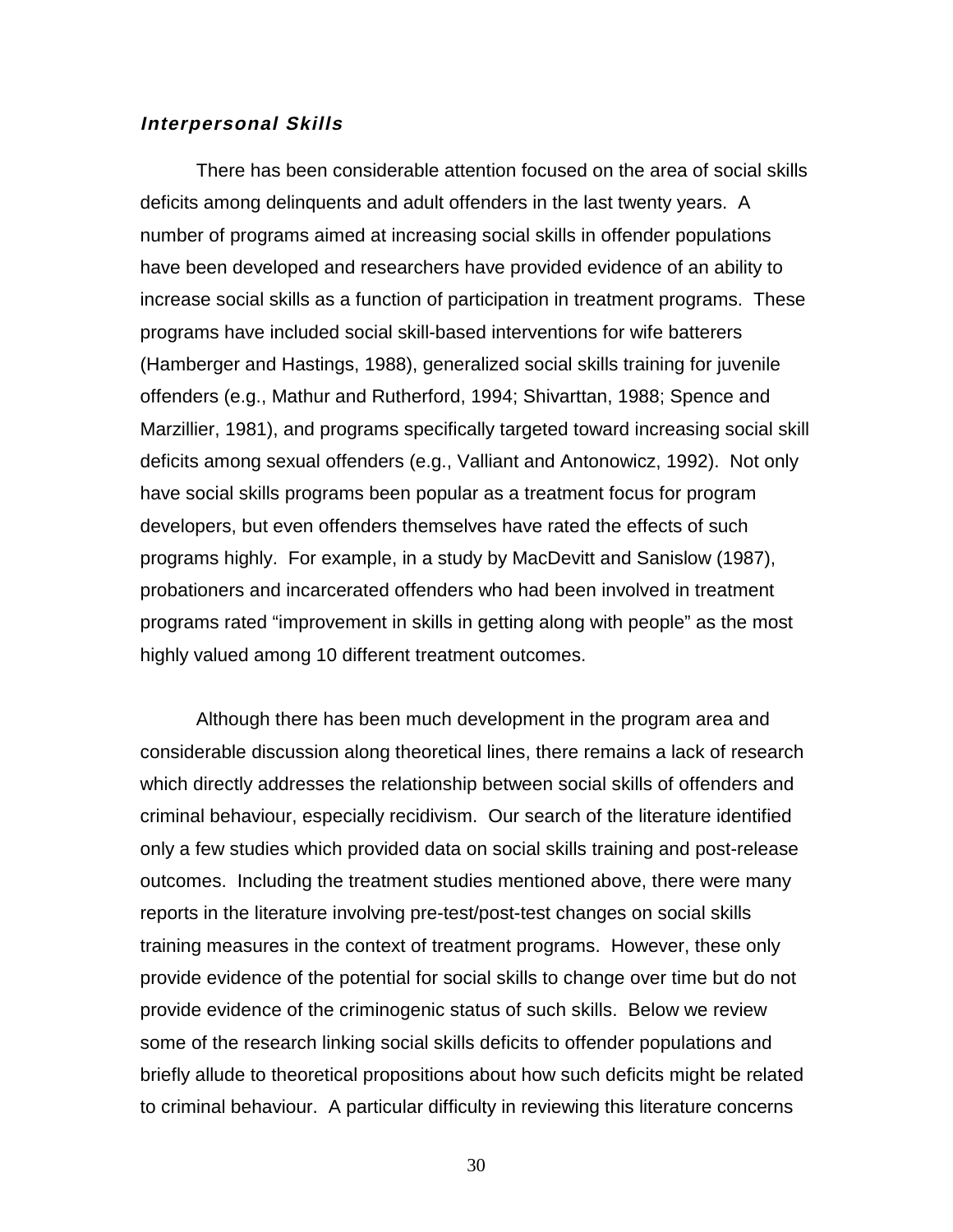### ***Interpersonal Skills***

There has been considerable attention focused on the area of social skills deficits among delinquents and adult offenders in the last twenty years. A number of programs aimed at increasing social skills in offender populations have been developed and researchers have provided evidence of an ability to increase social skills as a function of participation in treatment programs. These programs have included social skill-based interventions for wife batterers (Hamberger and Hastings, 1988), generalized social skills training for juvenile offenders (e.g., Mathur and Rutherford, 1994; Shivarttan, 1988; Spence and Marzillier, 1981), and programs specifically targeted toward increasing social skill deficits among sexual offenders (e.g., Valliant and Antonowicz, 1992). Not only have social skills programs been popular as a treatment focus for program developers, but even offenders themselves have rated the effects of such programs highly. For example, in a study by MacDevitt and Sanislow (1987), probationers and incarcerated offenders who had been involved in treatment programs rated "improvement in skills in getting along with people" as the most highly valued among 10 different treatment outcomes.

Although there has been much development in the program area and considerable discussion along theoretical lines, there remains a lack of research which directly addresses the relationship between social skills of offenders and criminal behaviour, especially recidivism. Our search of the literature identified only a few studies which provided data on social skills training and post-release outcomes. Including the treatment studies mentioned above, there were many reports in the literature involving pre-test/post-test changes on social skills training measures in the context of treatment programs. However, these only provide evidence of the potential for social skills to change over time but do not provide evidence of the criminogenic status of such skills. Below we review some of the research linking social skills deficits to offender populations and briefly allude to theoretical propositions about how such deficits might be related to criminal behaviour. A particular difficulty in reviewing this literature concerns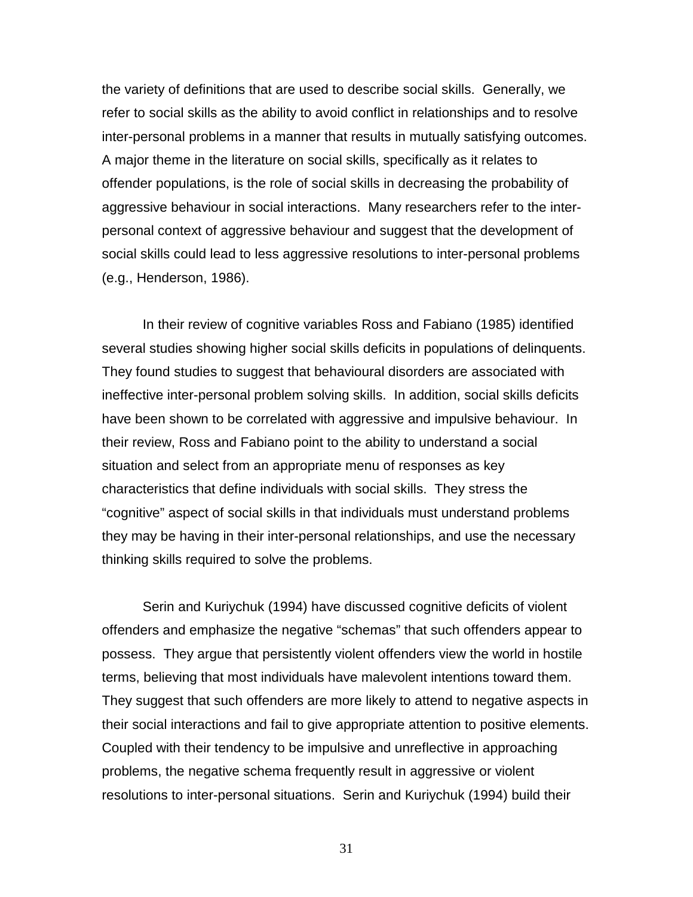the variety of definitions that are used to describe social skills. Generally, we refer to social skills as the ability to avoid conflict in relationships and to resolve inter-personal problems in a manner that results in mutually satisfying outcomes. A major theme in the literature on social skills, specifically as it relates to offender populations, is the role of social skills in decreasing the probability of aggressive behaviour in social interactions. Many researchers refer to the inter-personal context of aggressive behaviour and suggest that the development of social skills could lead to less aggressive resolutions to inter-personal problems (e.g., Henderson, 1986).

In their review of cognitive variables Ross and Fabiano (1985) identified several studies showing higher social skills deficits in populations of delinquents. They found studies to suggest that behavioural disorders are associated with ineffective inter-personal problem solving skills. In addition, social skills deficits have been shown to be correlated with aggressive and impulsive behaviour. In their review, Ross and Fabiano point to the ability to understand a social situation and select from an appropriate menu of responses as key characteristics that define individuals with social skills. They stress the "cognitive" aspect of social skills in that individuals must understand problems they may be having in their inter-personal relationships, and use the necessary thinking skills required to solve the problems.

Serin and Kuriychuk (1994) have discussed cognitive deficits of violent offenders and emphasize the negative "schemas" that such offenders appear to possess. They argue that persistently violent offenders view the world in hostile terms, believing that most individuals have malevolent intentions toward them. They suggest that such offenders are more likely to attend to negative aspects in their social interactions and fail to give appropriate attention to positive elements. Coupled with their tendency to be impulsive and unreflective in approaching problems, the negative schema frequently result in aggressive or violent resolutions to inter-personal situations. Serin and Kuriychuk (1994) build their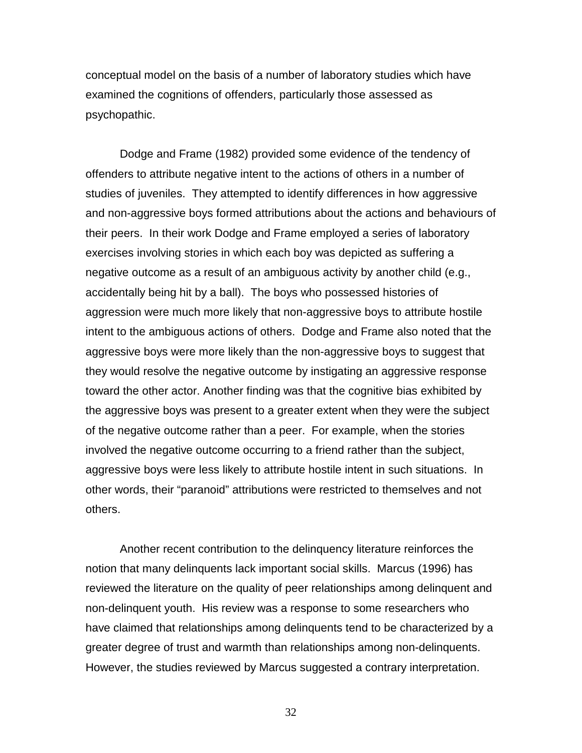conceptual model on the basis of a number of laboratory studies which have examined the cognitions of offenders, particularly those assessed as psychopathic.

Dodge and Frame (1982) provided some evidence of the tendency of offenders to attribute negative intent to the actions of others in a number of studies of juveniles. They attempted to identify differences in how aggressive and non-aggressive boys formed attributions about the actions and behaviours of their peers. In their work Dodge and Frame employed a series of laboratory exercises involving stories in which each boy was depicted as suffering a negative outcome as a result of an ambiguous activity by another child (e.g., accidentally being hit by a ball). The boys who possessed histories of aggression were much more likely that non-aggressive boys to attribute hostile intent to the ambiguous actions of others. Dodge and Frame also noted that the aggressive boys were more likely than the non-aggressive boys to suggest that they would resolve the negative outcome by instigating an aggressive response toward the other actor. Another finding was that the cognitive bias exhibited by the aggressive boys was present to a greater extent when they were the subject of the negative outcome rather than a peer. For example, when the stories involved the negative outcome occurring to a friend rather than the subject, aggressive boys were less likely to attribute hostile intent in such situations. In other words, their "paranoid" attributions were restricted to themselves and not others.

Another recent contribution to the delinquency literature reinforces the notion that many delinquents lack important social skills. Marcus (1996) has reviewed the literature on the quality of peer relationships among delinquent and non-delinquent youth. His review was a response to some researchers who have claimed that relationships among delinquents tend to be characterized by a greater degree of trust and warmth than relationships among non-delinquents. However, the studies reviewed by Marcus suggested a contrary interpretation.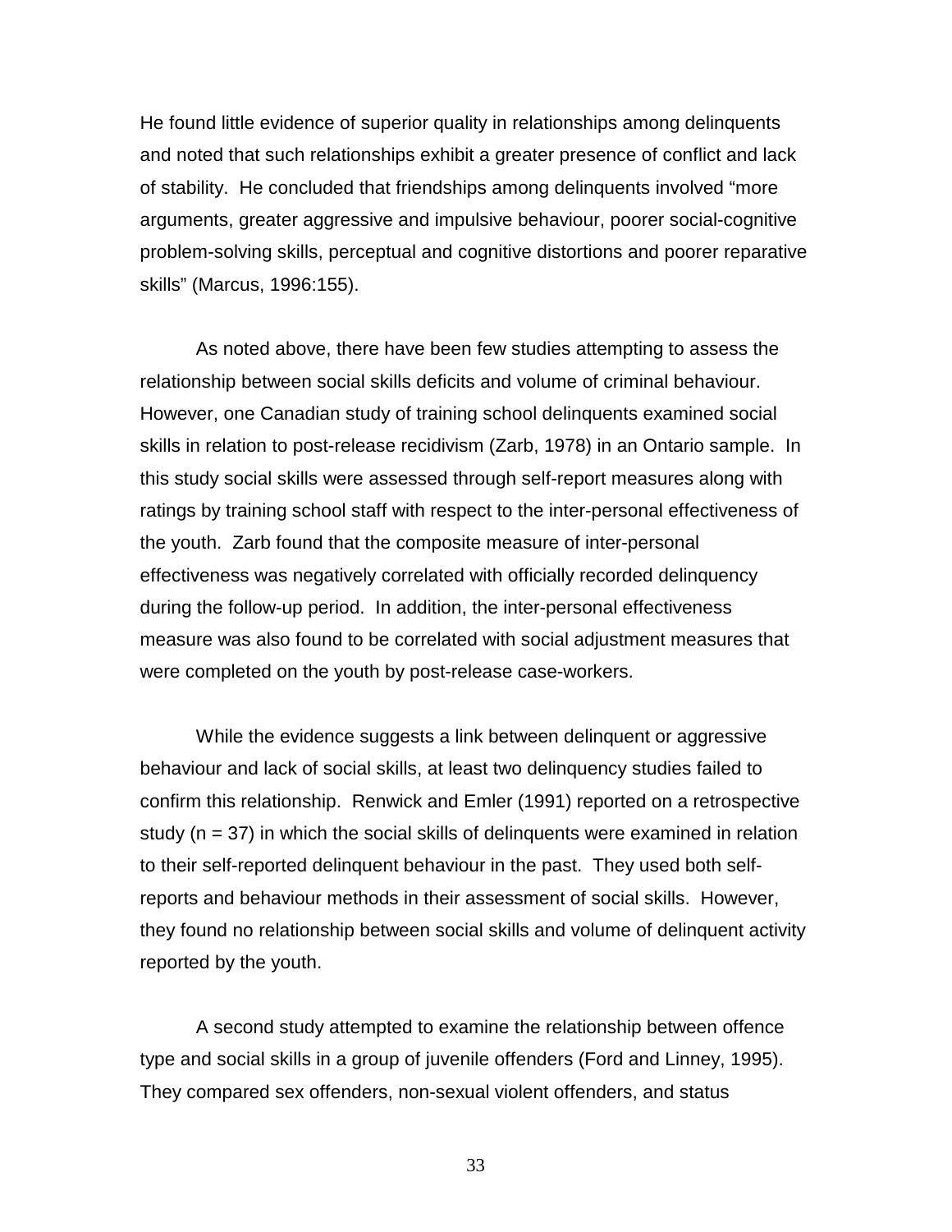He found little evidence of superior quality in relationships among delinquents and noted that such relationships exhibit a greater presence of conflict and lack of stability. He concluded that friendships among delinquents involved “more arguments, greater aggressive and impulsive behaviour, poorer social-cognitive problem-solving skills, perceptual and cognitive distortions and poorer reparative skills” (Marcus, 1996:155).

As noted above, there have been few studies attempting to assess the relationship between social skills deficits and volume of criminal behaviour. However, one Canadian study of training school delinquents examined social skills in relation to post-release recidivism (Zarb, 1978) in an Ontario sample. In this study social skills were assessed through self-report measures along with ratings by training school staff with respect to the inter-personal effectiveness of the youth. Zarb found that the composite measure of inter-personal effectiveness was negatively correlated with officially recorded delinquency during the follow-up period. In addition, the inter-personal effectiveness measure was also found to be correlated with social adjustment measures that were completed on the youth by post-release case-workers.

While the evidence suggests a link between delinquent or aggressive behaviour and lack of social skills, at least two delinquency studies failed to confirm this relationship. Renwick and Emler (1991) reported on a retrospective study (n = 37) in which the social skills of delinquents were examined in relation to their self-reported delinquent behaviour in the past. They used both self-reports and behaviour methods in their assessment of social skills. However, they found no relationship between social skills and volume of delinquent activity reported by the youth.

A second study attempted to examine the relationship between offence type and social skills in a group of juvenile offenders (Ford and Linney, 1995). They compared sex offenders, non-sexual violent offenders, and status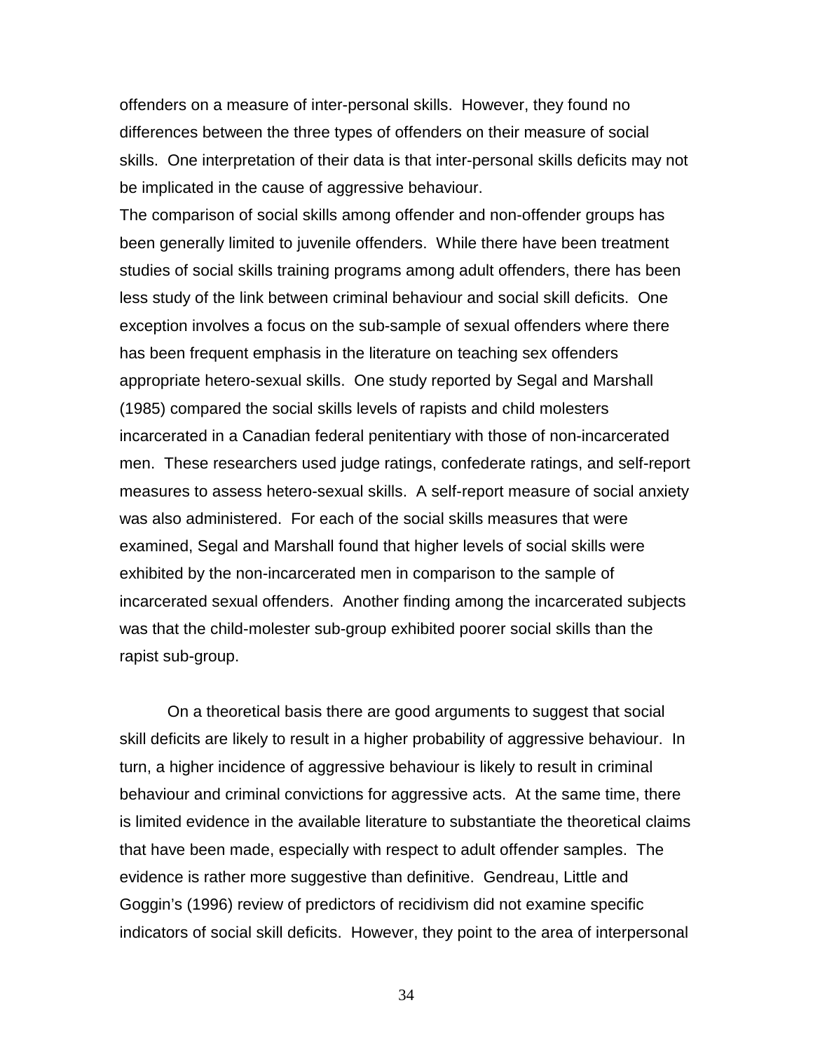offenders on a measure of inter-personal skills. However, they found no differences between the three types of offenders on their measure of social skills. One interpretation of their data is that inter-personal skills deficits may not be implicated in the cause of aggressive behaviour.

The comparison of social skills among offender and non-offender groups has been generally limited to juvenile offenders. While there have been treatment studies of social skills training programs among adult offenders, there has been less study of the link between criminal behaviour and social skill deficits. One exception involves a focus on the sub-sample of sexual offenders where there has been frequent emphasis in the literature on teaching sex offenders appropriate hetero-sexual skills. One study reported by Segal and Marshall (1985) compared the social skills levels of rapists and child molesters incarcerated in a Canadian federal penitentiary with those of non-incarcerated men. These researchers used judge ratings, confederate ratings, and self-report measures to assess hetero-sexual skills. A self-report measure of social anxiety was also administered. For each of the social skills measures that were examined, Segal and Marshall found that higher levels of social skills were exhibited by the non-incarcerated men in comparison to the sample of incarcerated sexual offenders. Another finding among the incarcerated subjects was that the child-molester sub-group exhibited poorer social skills than the rapist sub-group.

On a theoretical basis there are good arguments to suggest that social skill deficits are likely to result in a higher probability of aggressive behaviour. In turn, a higher incidence of aggressive behaviour is likely to result in criminal behaviour and criminal convictions for aggressive acts. At the same time, there is limited evidence in the available literature to substantiate the theoretical claims that have been made, especially with respect to adult offender samples. The evidence is rather more suggestive than definitive. Gendreau, Little and Goggin's (1996) review of predictors of recidivism did not examine specific indicators of social skill deficits. However, they point to the area of interpersonal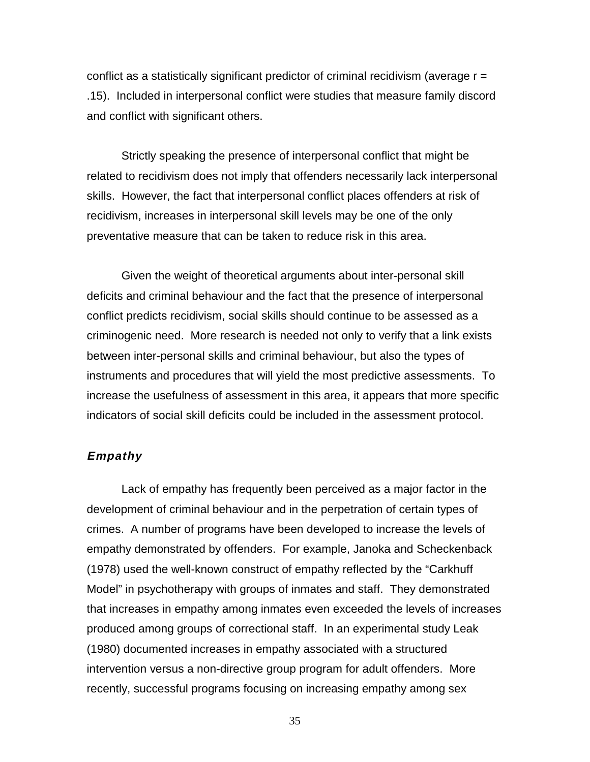conflict as a statistically significant predictor of criminal recidivism (average $r = .15$). Included in interpersonal conflict were studies that measure family discord and conflict with significant others.

Strictly speaking the presence of interpersonal conflict that might be related to recidivism does not imply that offenders necessarily lack interpersonal skills. However, the fact that interpersonal conflict places offenders at risk of recidivism, increases in interpersonal skill levels may be one of the only preventative measure that can be taken to reduce risk in this area.

Given the weight of theoretical arguments about inter-personal skill deficits and criminal behaviour and the fact that the presence of interpersonal conflict predicts recidivism, social skills should continue to be assessed as a criminogenic need. More research is needed not only to verify that a link exists between inter-personal skills and criminal behaviour, but also the types of instruments and procedures that will yield the most predictive assessments. To increase the usefulness of assessment in this area, it appears that more specific indicators of social skill deficits could be included in the assessment protocol.

### *Empathy*

Lack of empathy has frequently been perceived as a major factor in the development of criminal behaviour and in the perpetration of certain types of crimes. A number of programs have been developed to increase the levels of empathy demonstrated by offenders. For example, Janoka and Scheckenback (1978) used the well-known construct of empathy reflected by the "Carkhuff Model" in psychotherapy with groups of inmates and staff. They demonstrated that increases in empathy among inmates even exceeded the levels of increases produced among groups of correctional staff. In an experimental study Leak (1980) documented increases in empathy associated with a structured intervention versus a non-directive group program for adult offenders. More recently, successful programs focusing on increasing empathy among sex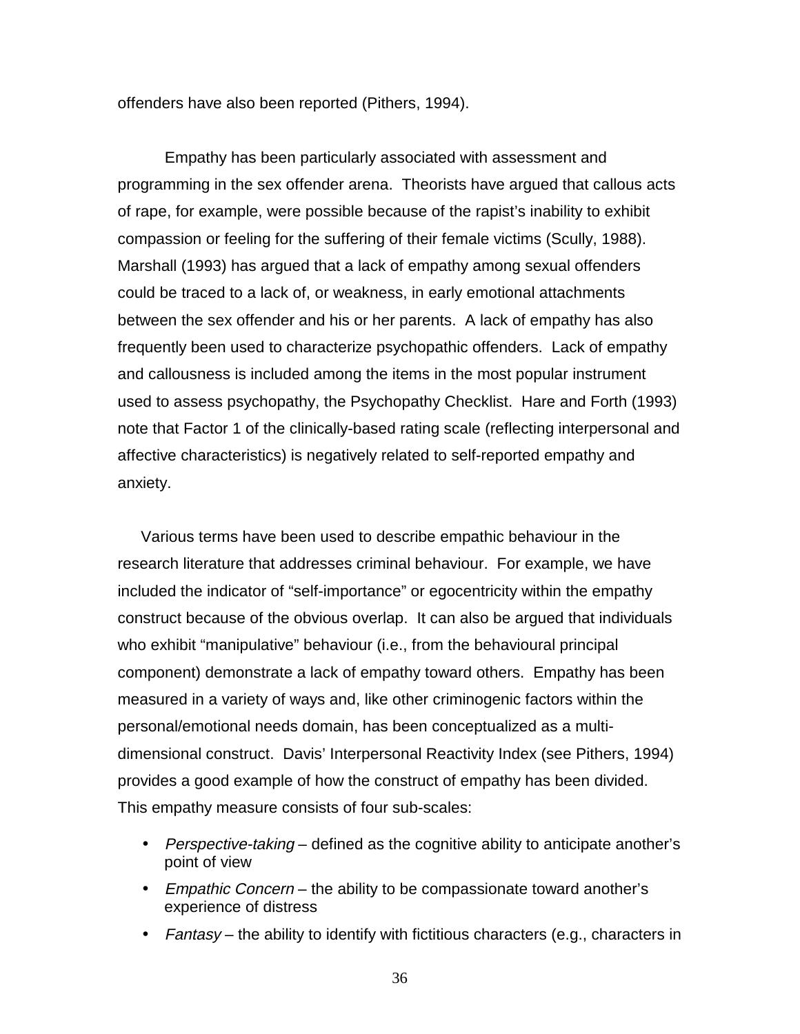offenders have also been reported (Pithers, 1994).

Empathy has been particularly associated with assessment and programming in the sex offender arena. Theorists have argued that callous acts of rape, for example, were possible because of the rapist's inability to exhibit compassion or feeling for the suffering of their female victims (Scully, 1988). Marshall (1993) has argued that a lack of empathy among sexual offenders could be traced to a lack of, or weakness, in early emotional attachments between the sex offender and his or her parents. A lack of empathy has also frequently been used to characterize psychopathic offenders. Lack of empathy and callousness is included among the items in the most popular instrument used to assess psychopathy, the Psychopathy Checklist. Hare and Forth (1993) note that Factor 1 of the clinically-based rating scale (reflecting interpersonal and affective characteristics) is negatively related to self-reported empathy and anxiety.

Various terms have been used to describe empathic behaviour in the research literature that addresses criminal behaviour. For example, we have included the indicator of "self-importance" or egocentricity within the empathy construct because of the obvious overlap. It can also be argued that individuals who exhibit "manipulative" behaviour (i.e., from the behavioural principal component) demonstrate a lack of empathy toward others. Empathy has been measured in a variety of ways and, like other criminogenic factors within the personal/emotional needs domain, has been conceptualized as a multi-dimensional construct. Davis' Interpersonal Reactivity Index (see Pithers, 1994) provides a good example of how the construct of empathy has been divided. This empathy measure consists of four sub-scales:

- *Perspective-taking* – defined as the cognitive ability to anticipate another's point of view
- *Empathic Concern* – the ability to be compassionate toward another's experience of distress
- *Fantasy* – the ability to identify with fictitious characters (e.g., characters in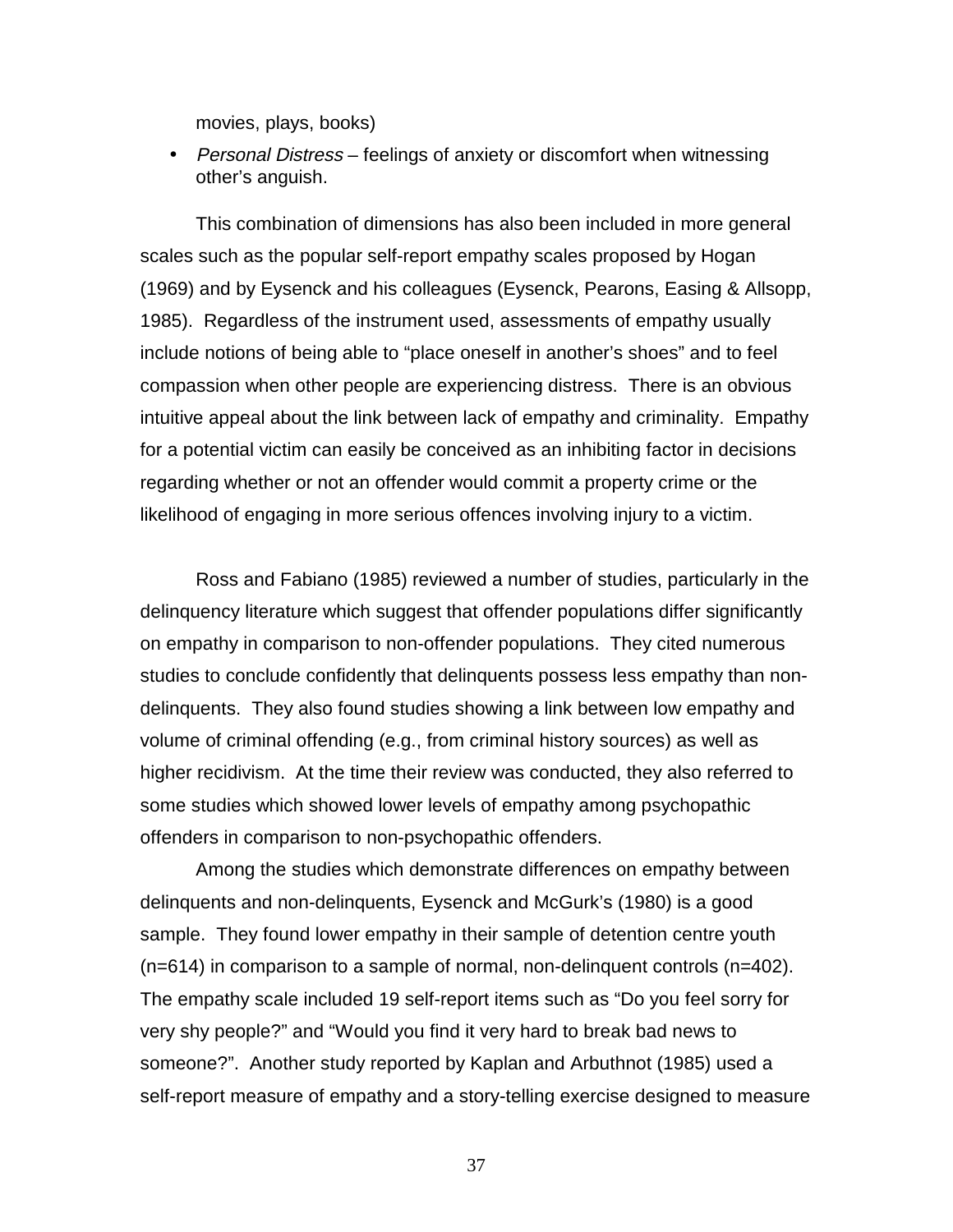movies, plays, books)

- *Personal Distress* – feelings of anxiety or discomfort when witnessing other's anguish.

This combination of dimensions has also been included in more general scales such as the popular self-report empathy scales proposed by Hogan (1969) and by Eysenck and his colleagues (Eysenck, Pearons, Easing & Allsopp, 1985). Regardless of the instrument used, assessments of empathy usually include notions of being able to "place oneself in another's shoes" and to feel compassion when other people are experiencing distress. There is an obvious intuitive appeal about the link between lack of empathy and criminality. Empathy for a potential victim can easily be conceived as an inhibiting factor in decisions regarding whether or not an offender would commit a property crime or the likelihood of engaging in more serious offences involving injury to a victim.

Ross and Fabiano (1985) reviewed a number of studies, particularly in the delinquency literature which suggest that offender populations differ significantly on empathy in comparison to non-offender populations. They cited numerous studies to conclude confidently that delinquents possess less empathy than non-delinquents. They also found studies showing a link between low empathy and volume of criminal offending (e.g., from criminal history sources) as well as higher recidivism. At the time their review was conducted, they also referred to some studies which showed lower levels of empathy among psychopathic offenders in comparison to non-psychopathic offenders.

Among the studies which demonstrate differences on empathy between delinquents and non-delinquents, Eysenck and McGurk's (1980) is a good sample. They found lower empathy in their sample of detention centre youth (n=614) in comparison to a sample of normal, non-delinquent controls (n=402). The empathy scale included 19 self-report items such as "Do you feel sorry for very shy people?" and "Would you find it very hard to break bad news to someone?". Another study reported by Kaplan and Arbuthnot (1985) used a self-report measure of empathy and a story-telling exercise designed to measure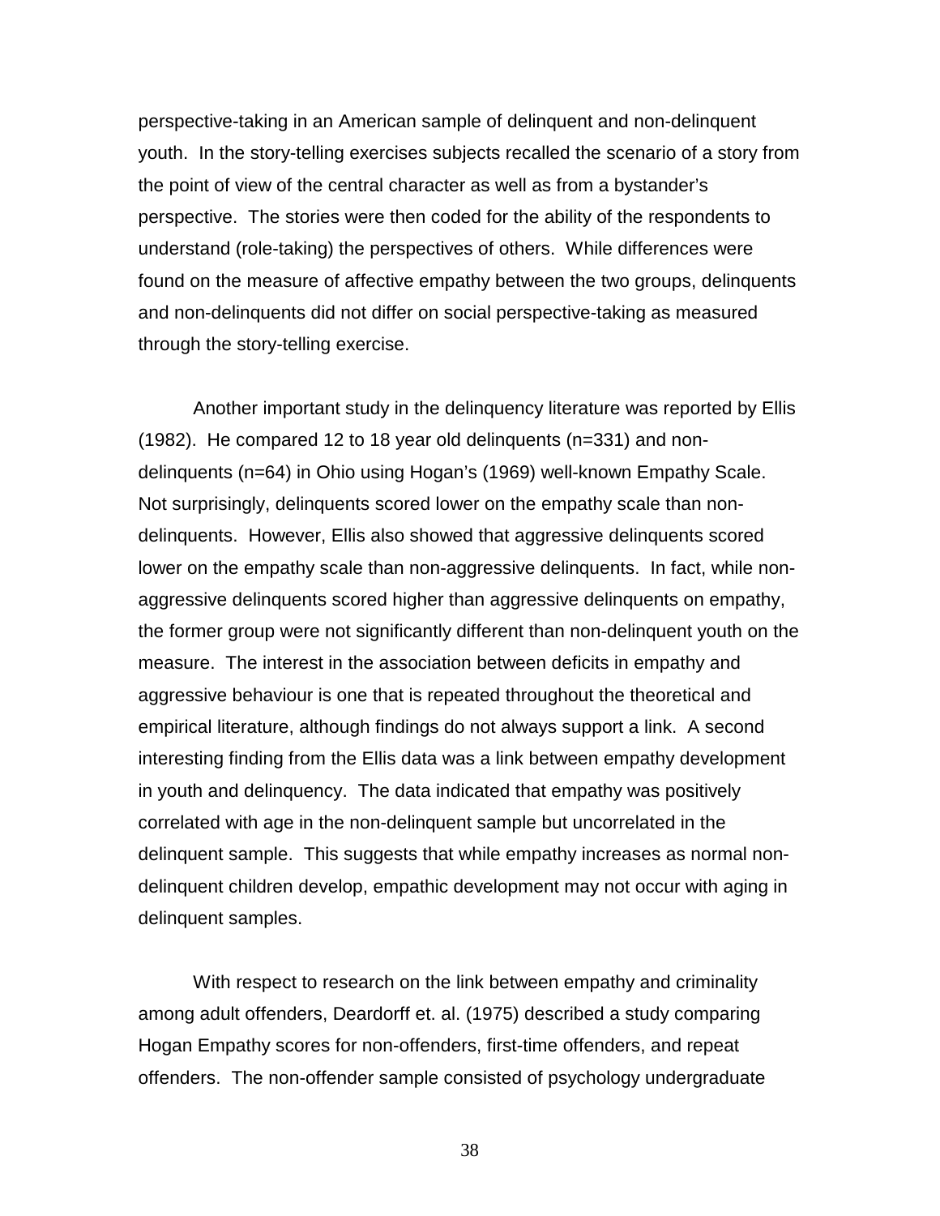perspective-taking in an American sample of delinquent and non-delinquent youth. In the story-telling exercises subjects recalled the scenario of a story from the point of view of the central character as well as from a bystander's perspective. The stories were then coded for the ability of the respondents to understand (role-taking) the perspectives of others. While differences were found on the measure of affective empathy between the two groups, delinquents and non-delinquents did not differ on social perspective-taking as measured through the story-telling exercise.

Another important study in the delinquency literature was reported by Ellis (1982). He compared 12 to 18 year old delinquents (n=331) and non-delinquents (n=64) in Ohio using Hogan's (1969) well-known Empathy Scale. Not surprisingly, delinquents scored lower on the empathy scale than non-delinquents. However, Ellis also showed that aggressive delinquents scored lower on the empathy scale than non-aggressive delinquents. In fact, while non-aggressive delinquents scored higher than aggressive delinquents on empathy, the former group were not significantly different than non-delinquent youth on the measure. The interest in the association between deficits in empathy and aggressive behaviour is one that is repeated throughout the theoretical and empirical literature, although findings do not always support a link. A second interesting finding from the Ellis data was a link between empathy development in youth and delinquency. The data indicated that empathy was positively correlated with age in the non-delinquent sample but uncorrelated in the delinquent sample. This suggests that while empathy increases as normal non-delinquent children develop, empathic development may not occur with aging in delinquent samples.

With respect to research on the link between empathy and criminality among adult offenders, Deardorff et. al. (1975) described a study comparing Hogan Empathy scores for non-offenders, first-time offenders, and repeat offenders. The non-offender sample consisted of psychology undergraduate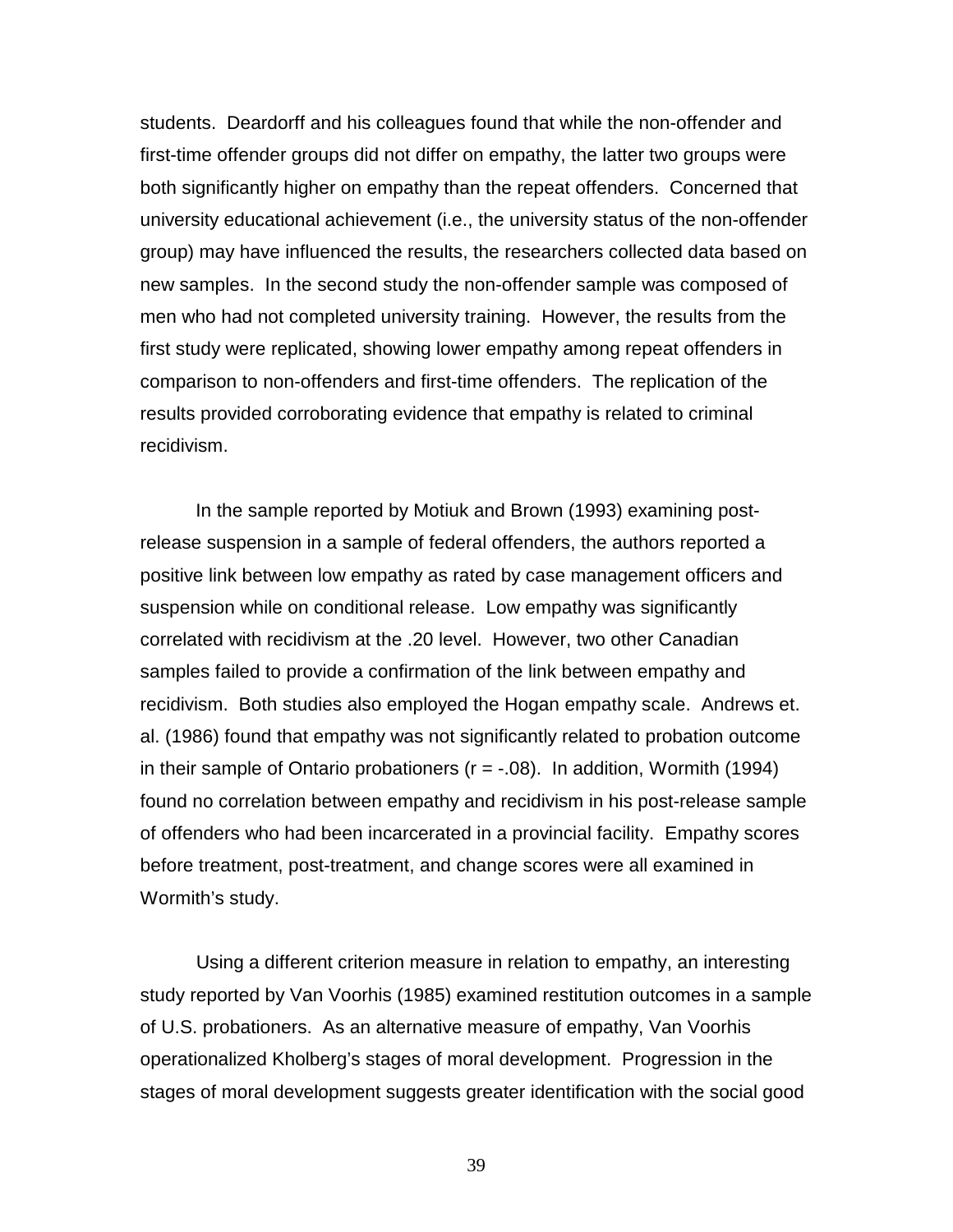students. Deardorff and his colleagues found that while the non-offender and first-time offender groups did not differ on empathy, the latter two groups were both significantly higher on empathy than the repeat offenders. Concerned that university educational achievement (i.e., the university status of the non-offender group) may have influenced the results, the researchers collected data based on new samples. In the second study the non-offender sample was composed of men who had not completed university training. However, the results from the first study were replicated, showing lower empathy among repeat offenders in comparison to non-offenders and first-time offenders. The replication of the results provided corroborating evidence that empathy is related to criminal recidivism.

In the sample reported by Motiuk and Brown (1993) examining post-release suspension in a sample of federal offenders, the authors reported a positive link between low empathy as rated by case management officers and suspension while on conditional release. Low empathy was significantly correlated with recidivism at the .20 level. However, two other Canadian samples failed to provide a confirmation of the link between empathy and recidivism. Both studies also employed the Hogan empathy scale. Andrews et. al. (1986) found that empathy was not significantly related to probation outcome in their sample of Ontario probationers ($r = -.08$). In addition, Wormith (1994) found no correlation between empathy and recidivism in his post-release sample of offenders who had been incarcerated in a provincial facility. Empathy scores before treatment, post-treatment, and change scores were all examined in Wormith's study.

Using a different criterion measure in relation to empathy, an interesting study reported by Van Voorhis (1985) examined restitution outcomes in a sample of U.S. probationers. As an alternative measure of empathy, Van Voorhis operationalized Kholberg's stages of moral development. Progression in the stages of moral development suggests greater identification with the social good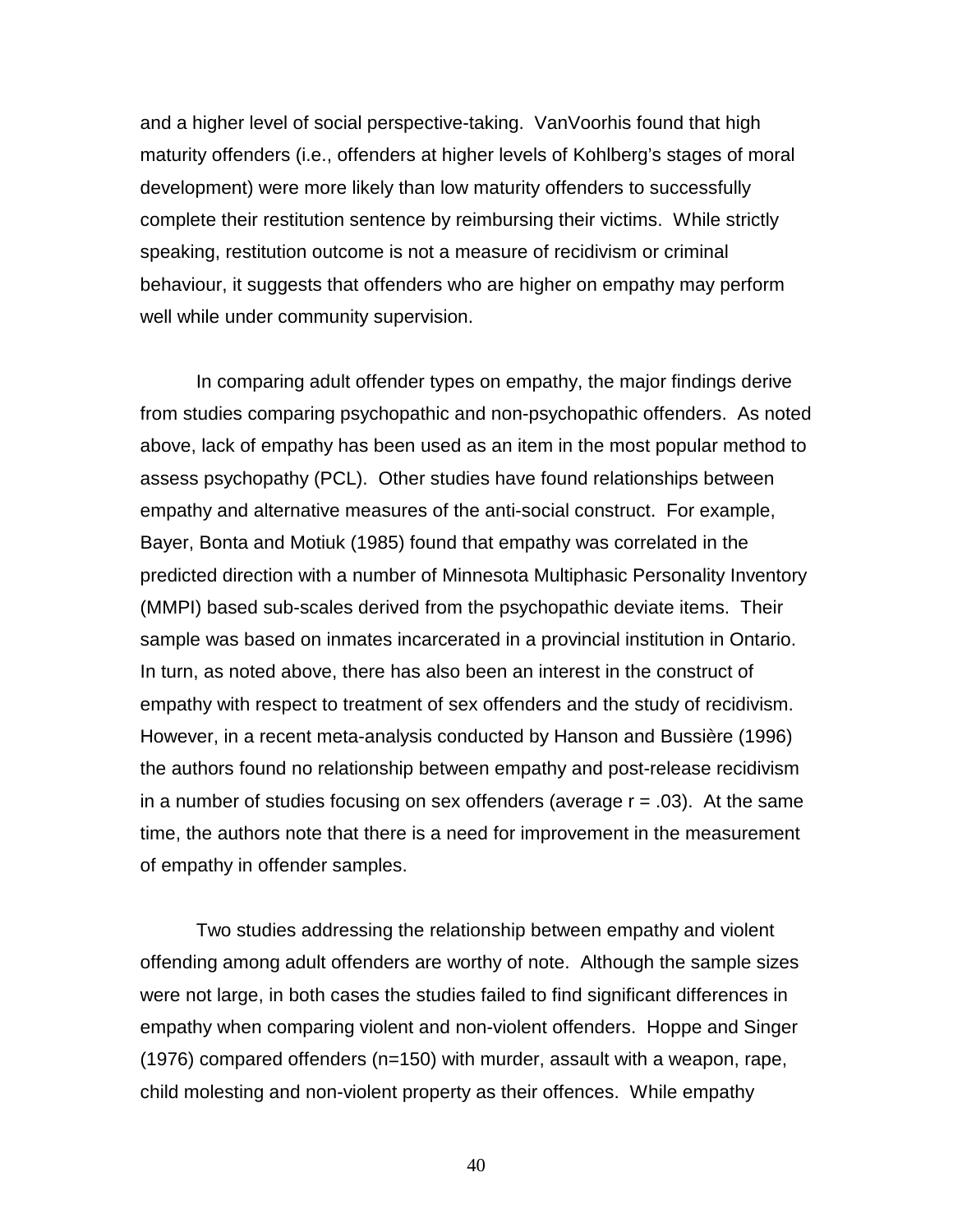and a higher level of social perspective-taking. VanVoorhis found that high maturity offenders (i.e., offenders at higher levels of Kohlberg's stages of moral development) were more likely than low maturity offenders to successfully complete their restitution sentence by reimbursing their victims. While strictly speaking, restitution outcome is not a measure of recidivism or criminal behaviour, it suggests that offenders who are higher on empathy may perform well while under community supervision.

In comparing adult offender types on empathy, the major findings derive from studies comparing psychopathic and non-psychopathic offenders. As noted above, lack of empathy has been used as an item in the most popular method to assess psychopathy (PCL). Other studies have found relationships between empathy and alternative measures of the anti-social construct. For example, Bayer, Bonta and Motiuk (1985) found that empathy was correlated in the predicted direction with a number of Minnesota Multiphasic Personality Inventory (MMPI) based sub-scales derived from the psychopathic deviate items. Their sample was based on inmates incarcerated in a provincial institution in Ontario. In turn, as noted above, there has also been an interest in the construct of empathy with respect to treatment of sex offenders and the study of recidivism. However, in a recent meta-analysis conducted by Hanson and Bussière (1996) the authors found no relationship between empathy and post-release recidivism in a number of studies focusing on sex offenders (average $r = .03$). At the same time, the authors note that there is a need for improvement in the measurement of empathy in offender samples.

Two studies addressing the relationship between empathy and violent offending among adult offenders are worthy of note. Although the sample sizes were not large, in both cases the studies failed to find significant differences in empathy when comparing violent and non-violent offenders. Hoppe and Singer (1976) compared offenders ($n=150$) with murder, assault with a weapon, rape, child molesting and non-violent property as their offences. While empathy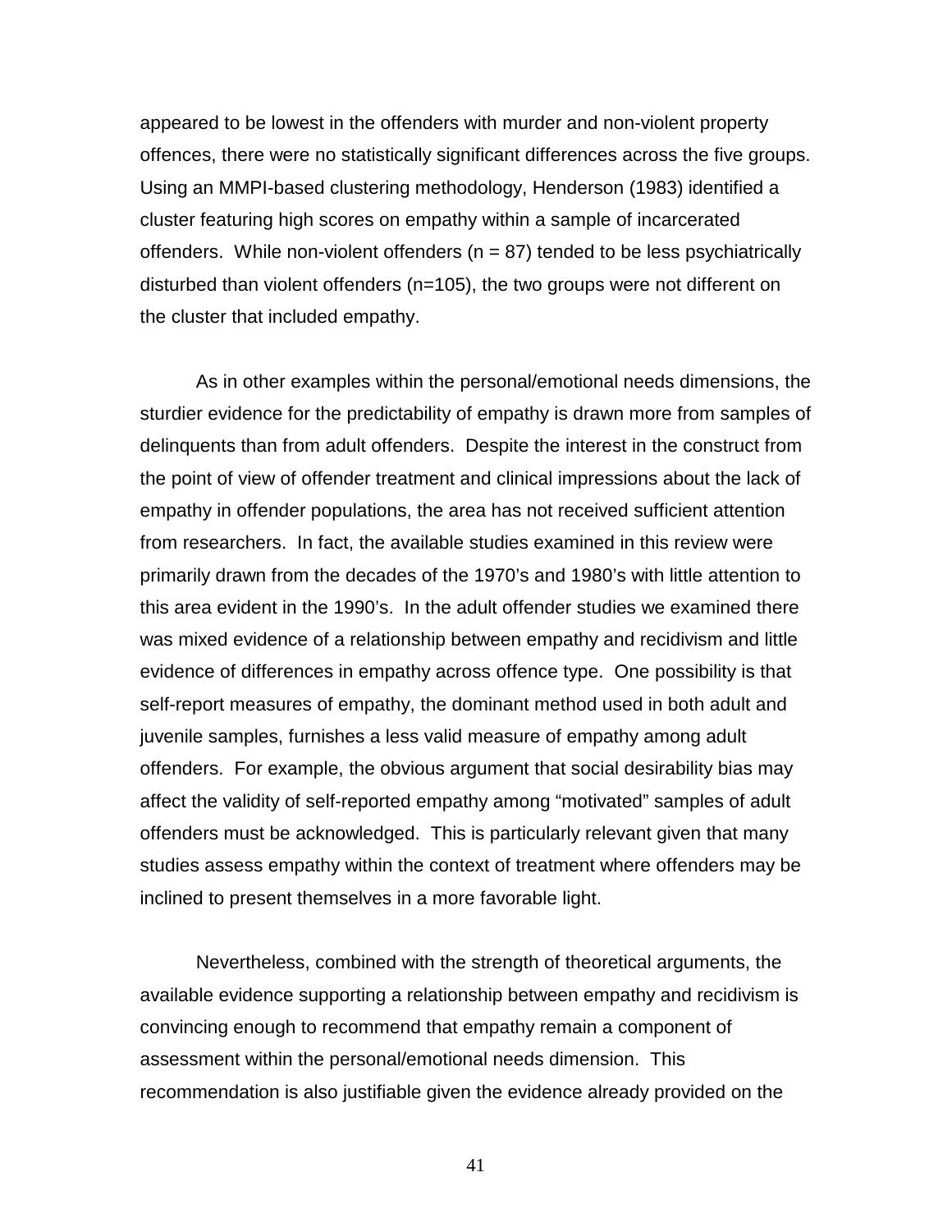appeared to be lowest in the offenders with murder and non-violent property offences, there were no statistically significant differences across the five groups. Using an MMPI-based clustering methodology, Henderson (1983) identified a cluster featuring high scores on empathy within a sample of incarcerated offenders. While non-violent offenders (n = 87) tended to be less psychiatrically disturbed than violent offenders (n=105), the two groups were not different on the cluster that included empathy.

As in other examples within the personal/emotional needs dimensions, the sturdier evidence for the predictability of empathy is drawn more from samples of delinquents than from adult offenders. Despite the interest in the construct from the point of view of offender treatment and clinical impressions about the lack of empathy in offender populations, the area has not received sufficient attention from researchers. In fact, the available studies examined in this review were primarily drawn from the decades of the 1970's and 1980's with little attention to this area evident in the 1990's. In the adult offender studies we examined there was mixed evidence of a relationship between empathy and recidivism and little evidence of differences in empathy across offence type. One possibility is that self-report measures of empathy, the dominant method used in both adult and juvenile samples, furnishes a less valid measure of empathy among adult offenders. For example, the obvious argument that social desirability bias may affect the validity of self-reported empathy among "motivated" samples of adult offenders must be acknowledged. This is particularly relevant given that many studies assess empathy within the context of treatment where offenders may be inclined to present themselves in a more favorable light.

Nevertheless, combined with the strength of theoretical arguments, the available evidence supporting a relationship between empathy and recidivism is convincing enough to recommend that empathy remain a component of assessment within the personal/emotional needs dimension. This recommendation is also justifiable given the evidence already provided on the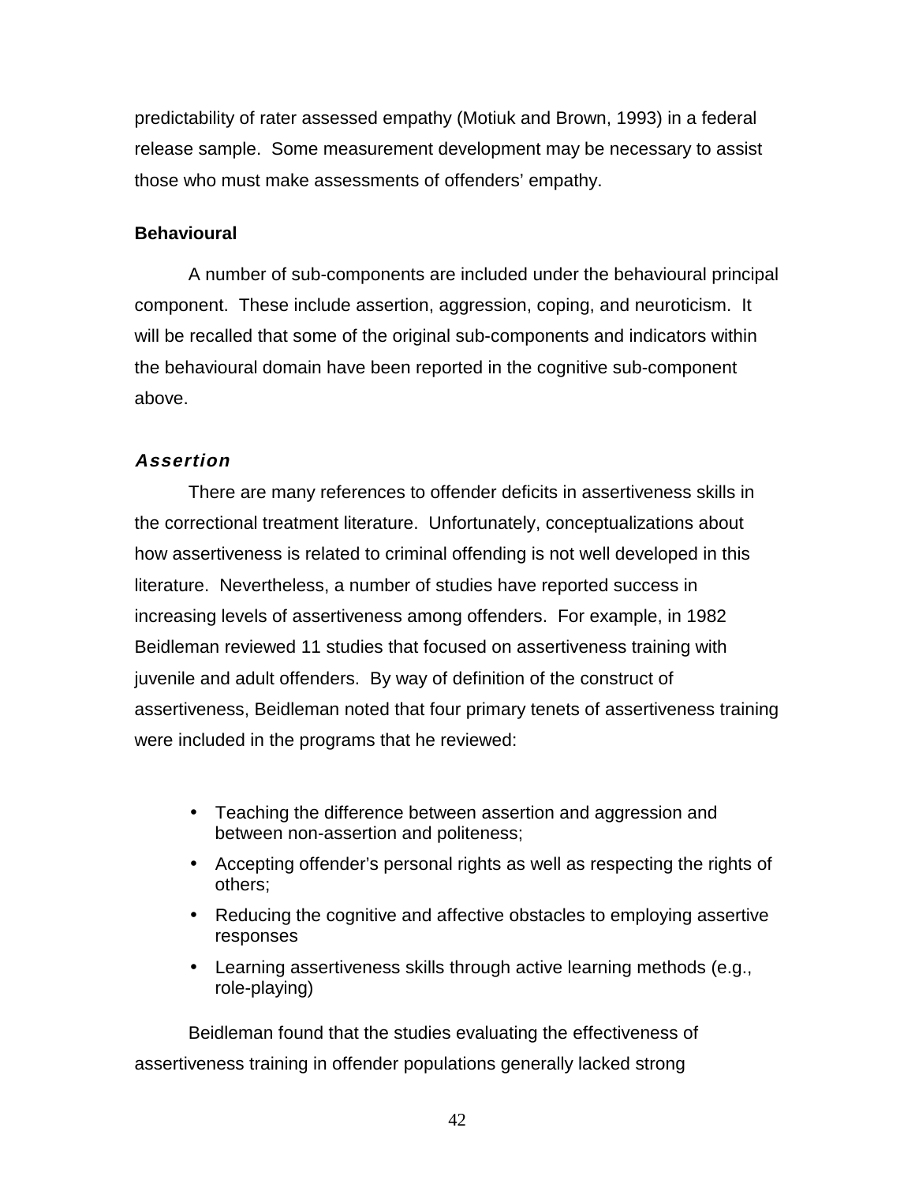predictability of rater assessed empathy (Motiuk and Brown, 1993) in a federal release sample. Some measurement development may be necessary to assist those who must make assessments of offenders' empathy.

### Behavioural

A number of sub-components are included under the behavioural principal component. These include assertion, aggression, coping, and neuroticism. It will be recalled that some of the original sub-components and indicators within the behavioural domain have been reported in the cognitive sub-component above.

#### *Assertion*

There are many references to offender deficits in assertiveness skills in the correctional treatment literature. Unfortunately, conceptualizations about how assertiveness is related to criminal offending is not well developed in this literature. Nevertheless, a number of studies have reported success in increasing levels of assertiveness among offenders. For example, in 1982 Beidleman reviewed 11 studies that focused on assertiveness training with juvenile and adult offenders. By way of definition of the construct of assertiveness, Beidleman noted that four primary tenets of assertiveness training were included in the programs that he reviewed:

- Teaching the difference between assertion and aggression and between non-assertion and politeness;
- Accepting offender's personal rights as well as respecting the rights of others;
- Reducing the cognitive and affective obstacles to employing assertive responses
- Learning assertiveness skills through active learning methods (e.g., role-playing)

Beidleman found that the studies evaluating the effectiveness of assertiveness training in offender populations generally lacked strong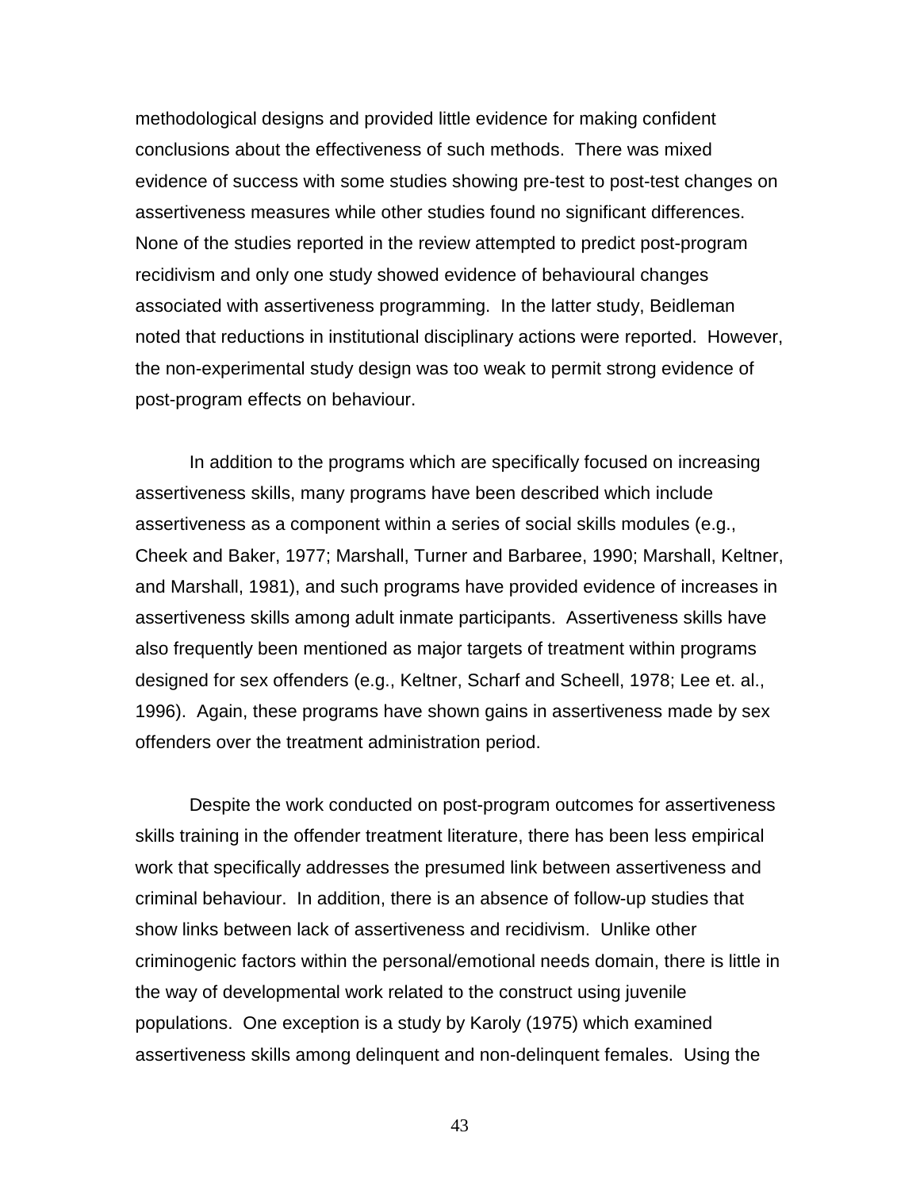methodological designs and provided little evidence for making confident conclusions about the effectiveness of such methods. There was mixed evidence of success with some studies showing pre-test to post-test changes on assertiveness measures while other studies found no significant differences. None of the studies reported in the review attempted to predict post-program recidivism and only one study showed evidence of behavioural changes associated with assertiveness programming. In the latter study, Beidleman noted that reductions in institutional disciplinary actions were reported. However, the non-experimental study design was too weak to permit strong evidence of post-program effects on behaviour.

In addition to the programs which are specifically focused on increasing assertiveness skills, many programs have been described which include assertiveness as a component within a series of social skills modules (e.g., Cheek and Baker, 1977; Marshall, Turner and Barbaree, 1990; Marshall, Keltner, and Marshall, 1981), and such programs have provided evidence of increases in assertiveness skills among adult inmate participants. Assertiveness skills have also frequently been mentioned as major targets of treatment within programs designed for sex offenders (e.g., Keltner, Scharf and Scheell, 1978; Lee et. al., 1996). Again, these programs have shown gains in assertiveness made by sex offenders over the treatment administration period.

Despite the work conducted on post-program outcomes for assertiveness skills training in the offender treatment literature, there has been less empirical work that specifically addresses the presumed link between assertiveness and criminal behaviour. In addition, there is an absence of follow-up studies that show links between lack of assertiveness and recidivism. Unlike other criminogenic factors within the personal/emotional needs domain, there is little in the way of developmental work related to the construct using juvenile populations. One exception is a study by Karoly (1975) which examined assertiveness skills among delinquent and non-delinquent females. Using the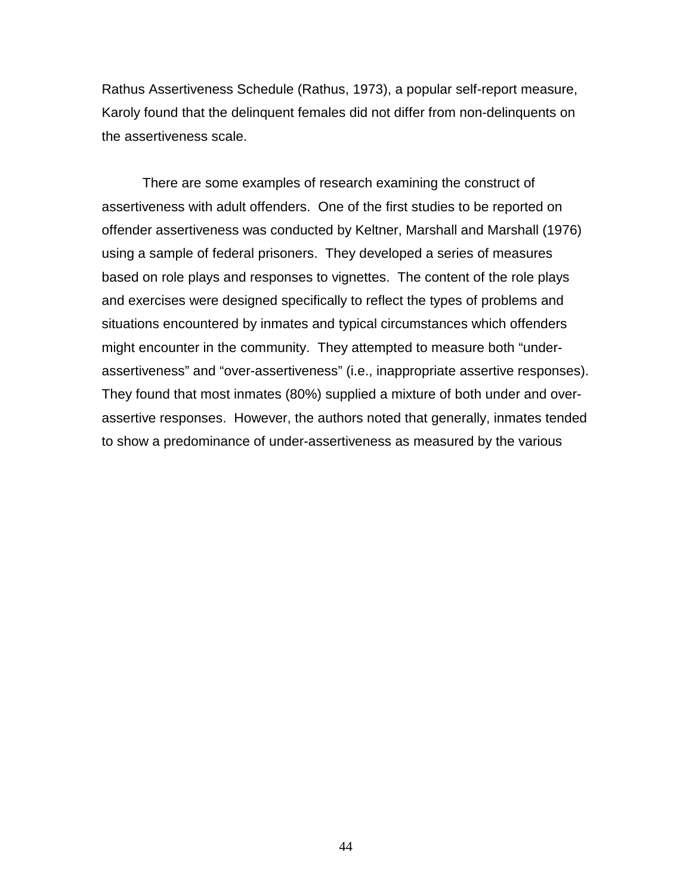Rathus Assertiveness Schedule (Rathus, 1973), a popular self-report measure, Karoly found that the delinquent females did not differ from non-delinquents on the assertiveness scale.

There are some examples of research examining the construct of assertiveness with adult offenders. One of the first studies to be reported on offender assertiveness was conducted by Keltner, Marshall and Marshall (1976) using a sample of federal prisoners. They developed a series of measures based on role plays and responses to vignettes. The content of the role plays and exercises were designed specifically to reflect the types of problems and situations encountered by inmates and typical circumstances which offenders might encounter in the community. They attempted to measure both "under-assertiveness" and "over-assertiveness" (i.e., inappropriate assertive responses). They found that most inmates (80%) supplied a mixture of both under and over-assertive responses. However, the authors noted that generally, inmates tended to show a predominance of under-assertiveness as measured by the various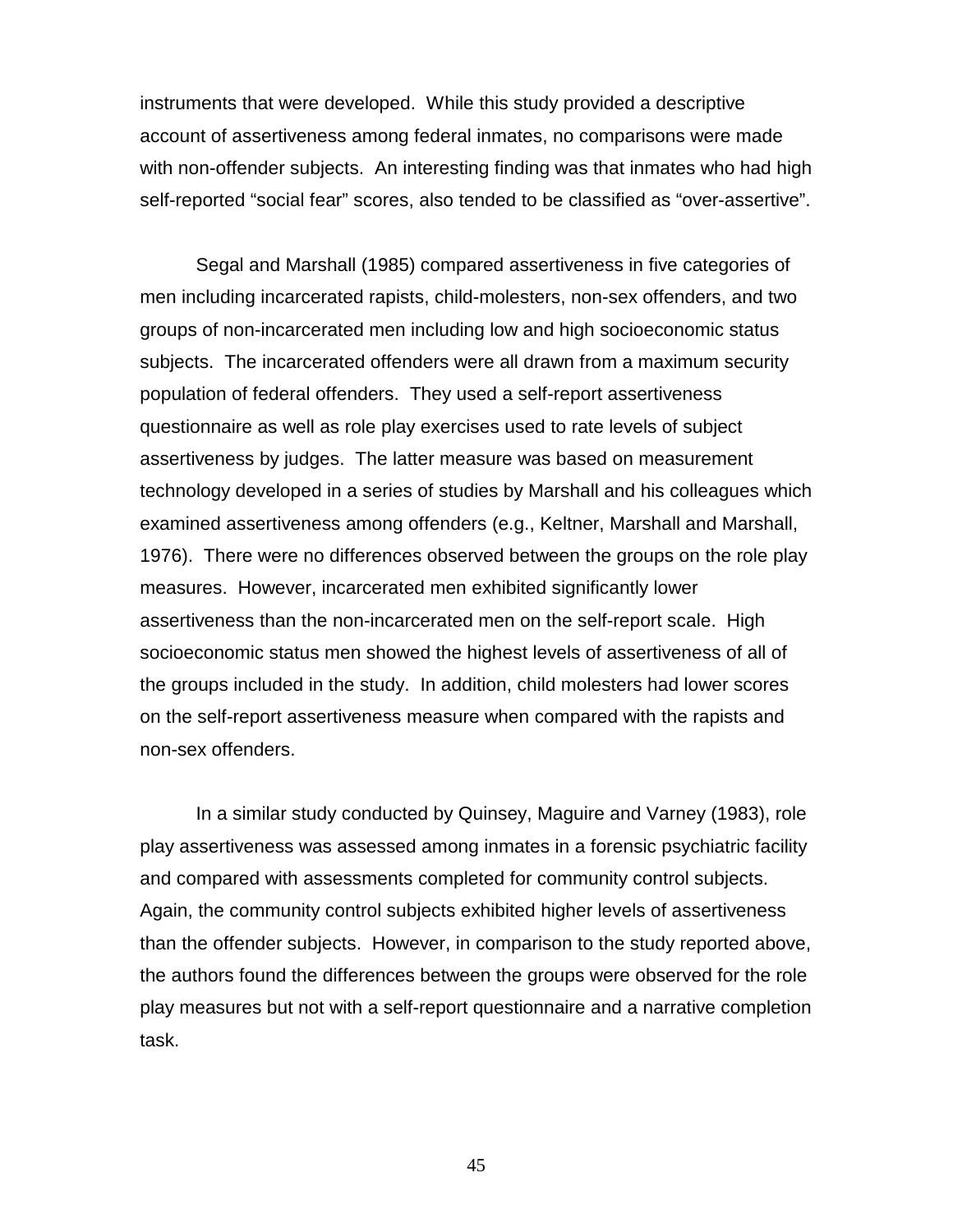instruments that were developed. While this study provided a descriptive account of assertiveness among federal inmates, no comparisons were made with non-offender subjects. An interesting finding was that inmates who had high self-reported “social fear” scores, also tended to be classified as “over-assertive”.

Segal and Marshall (1985) compared assertiveness in five categories of men including incarcerated rapists, child-molesters, non-sex offenders, and two groups of non-incarcerated men including low and high socioeconomic status subjects. The incarcerated offenders were all drawn from a maximum security population of federal offenders. They used a self-report assertiveness questionnaire as well as role play exercises used to rate levels of subject assertiveness by judges. The latter measure was based on measurement technology developed in a series of studies by Marshall and his colleagues which examined assertiveness among offenders (e.g., Keltner, Marshall and Marshall, 1976). There were no differences observed between the groups on the role play measures. However, incarcerated men exhibited significantly lower assertiveness than the non-incarcerated men on the self-report scale. High socioeconomic status men showed the highest levels of assertiveness of all of the groups included in the study. In addition, child molesters had lower scores on the self-report assertiveness measure when compared with the rapists and non-sex offenders.

In a similar study conducted by Quinsey, Maguire and Varney (1983), role play assertiveness was assessed among inmates in a forensic psychiatric facility and compared with assessments completed for community control subjects. Again, the community control subjects exhibited higher levels of assertiveness than the offender subjects. However, in comparison to the study reported above, the authors found the differences between the groups were observed for the role play measures but not with a self-report questionnaire and a narrative completion task.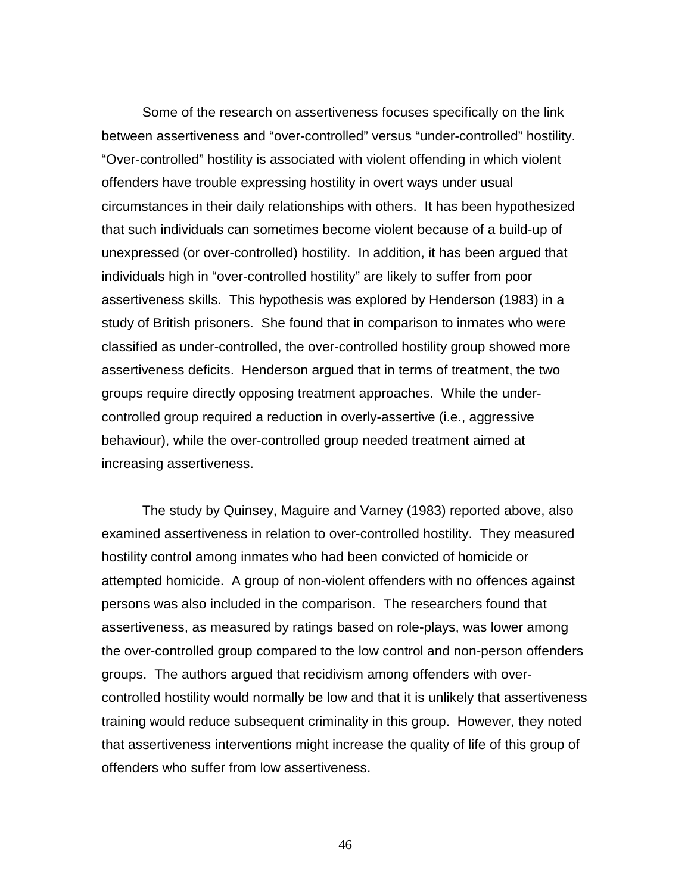Some of the research on assertiveness focuses specifically on the link between assertiveness and "over-controlled" versus "under-controlled" hostility. "Over-controlled" hostility is associated with violent offending in which violent offenders have trouble expressing hostility in overt ways under usual circumstances in their daily relationships with others. It has been hypothesized that such individuals can sometimes become violent because of a build-up of unexpressed (or over-controlled) hostility. In addition, it has been argued that individuals high in "over-controlled hostility" are likely to suffer from poor assertiveness skills. This hypothesis was explored by Henderson (1983) in a study of British prisoners. She found that in comparison to inmates who were classified as under-controlled, the over-controlled hostility group showed more assertiveness deficits. Henderson argued that in terms of treatment, the two groups require directly opposing treatment approaches. While the under-controlled group required a reduction in overly-assertive (i.e., aggressive behaviour), while the over-controlled group needed treatment aimed at increasing assertiveness.

The study by Quinsey, Maguire and Varney (1983) reported above, also examined assertiveness in relation to over-controlled hostility. They measured hostility control among inmates who had been convicted of homicide or attempted homicide. A group of non-violent offenders with no offences against persons was also included in the comparison. The researchers found that assertiveness, as measured by ratings based on role-plays, was lower among the over-controlled group compared to the low control and non-person offenders groups. The authors argued that recidivism among offenders with over-controlled hostility would normally be low and that it is unlikely that assertiveness training would reduce subsequent criminality in this group. However, they noted that assertiveness interventions might increase the quality of life of this group of offenders who suffer from low assertiveness.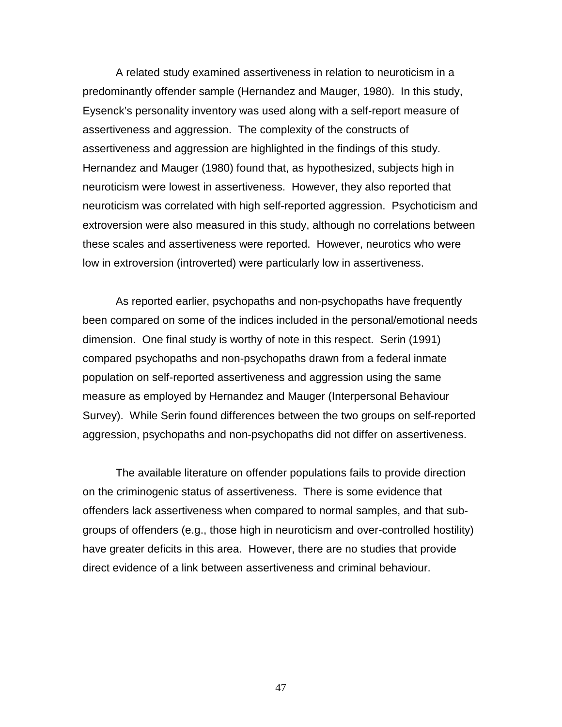A related study examined assertiveness in relation to neuroticism in a predominantly offender sample (Hernandez and Mauger, 1980). In this study, Eysenck's personality inventory was used along with a self-report measure of assertiveness and aggression. The complexity of the constructs of assertiveness and aggression are highlighted in the findings of this study. Hernandez and Mauger (1980) found that, as hypothesized, subjects high in neuroticism were lowest in assertiveness. However, they also reported that neuroticism was correlated with high self-reported aggression. Psychoticism and extroversion were also measured in this study, although no correlations between these scales and assertiveness were reported. However, neurotics who were low in extroversion (introverted) were particularly low in assertiveness.

As reported earlier, psychopaths and non-psychopaths have frequently been compared on some of the indices included in the personal/emotional needs dimension. One final study is worthy of note in this respect. Serin (1991) compared psychopaths and non-psychopaths drawn from a federal inmate population on self-reported assertiveness and aggression using the same measure as employed by Hernandez and Mauger (Interpersonal Behaviour Survey). While Serin found differences between the two groups on self-reported aggression, psychopaths and non-psychopaths did not differ on assertiveness.

The available literature on offender populations fails to provide direction on the criminogenic status of assertiveness. There is some evidence that offenders lack assertiveness when compared to normal samples, and that sub-groups of offenders (e.g., those high in neuroticism and over-controlled hostility) have greater deficits in this area. However, there are no studies that provide direct evidence of a link between assertiveness and criminal behaviour.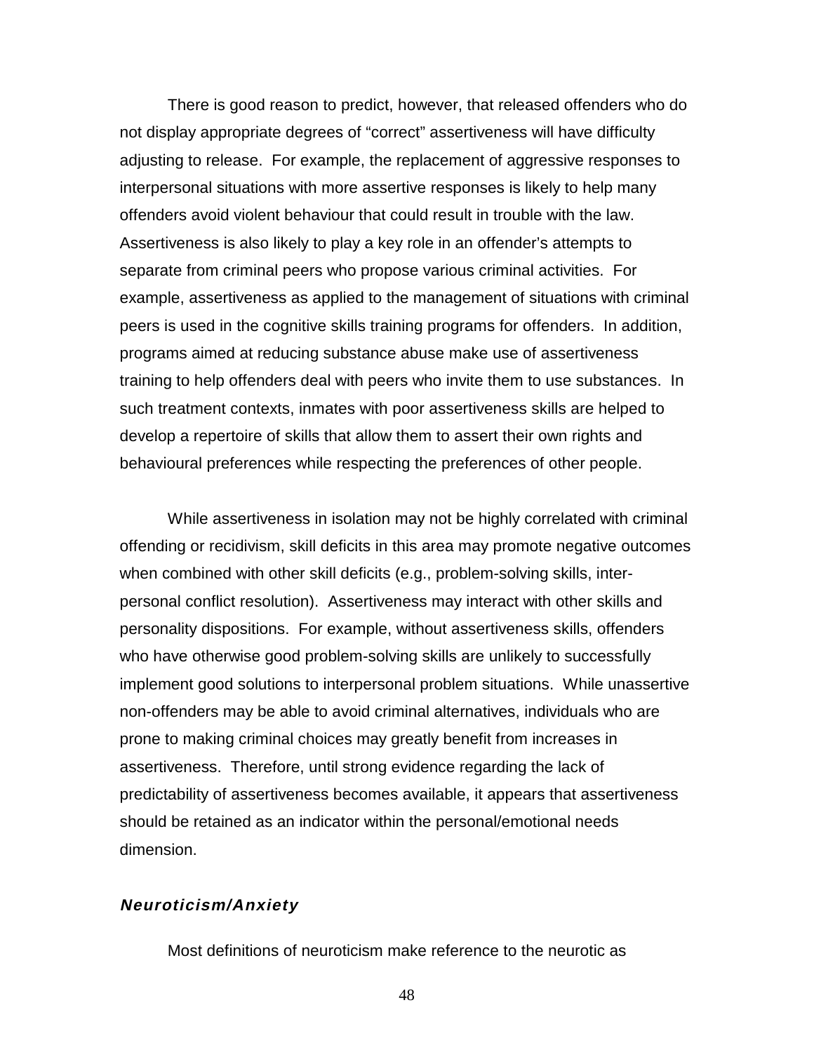There is good reason to predict, however, that released offenders who do not display appropriate degrees of "correct" assertiveness will have difficulty adjusting to release. For example, the replacement of aggressive responses to interpersonal situations with more assertive responses is likely to help many offenders avoid violent behaviour that could result in trouble with the law. Assertiveness is also likely to play a key role in an offender's attempts to separate from criminal peers who propose various criminal activities. For example, assertiveness as applied to the management of situations with criminal peers is used in the cognitive skills training programs for offenders. In addition, programs aimed at reducing substance abuse make use of assertiveness training to help offenders deal with peers who invite them to use substances. In such treatment contexts, inmates with poor assertiveness skills are helped to develop a repertoire of skills that allow them to assert their own rights and behavioural preferences while respecting the preferences of other people.

While assertiveness in isolation may not be highly correlated with criminal offending or recidivism, skill deficits in this area may promote negative outcomes when combined with other skill deficits (e.g., problem-solving skills, inter-personal conflict resolution). Assertiveness may interact with other skills and personality dispositions. For example, without assertiveness skills, offenders who have otherwise good problem-solving skills are unlikely to successfully implement good solutions to interpersonal problem situations. While unassertive non-offenders may be able to avoid criminal alternatives, individuals who are prone to making criminal choices may greatly benefit from increases in assertiveness. Therefore, until strong evidence regarding the lack of predictability of assertiveness becomes available, it appears that assertiveness should be retained as an indicator within the personal/emotional needs dimension.

### *Neuroticism/Anxiety*

Most definitions of neuroticism make reference to the neurotic as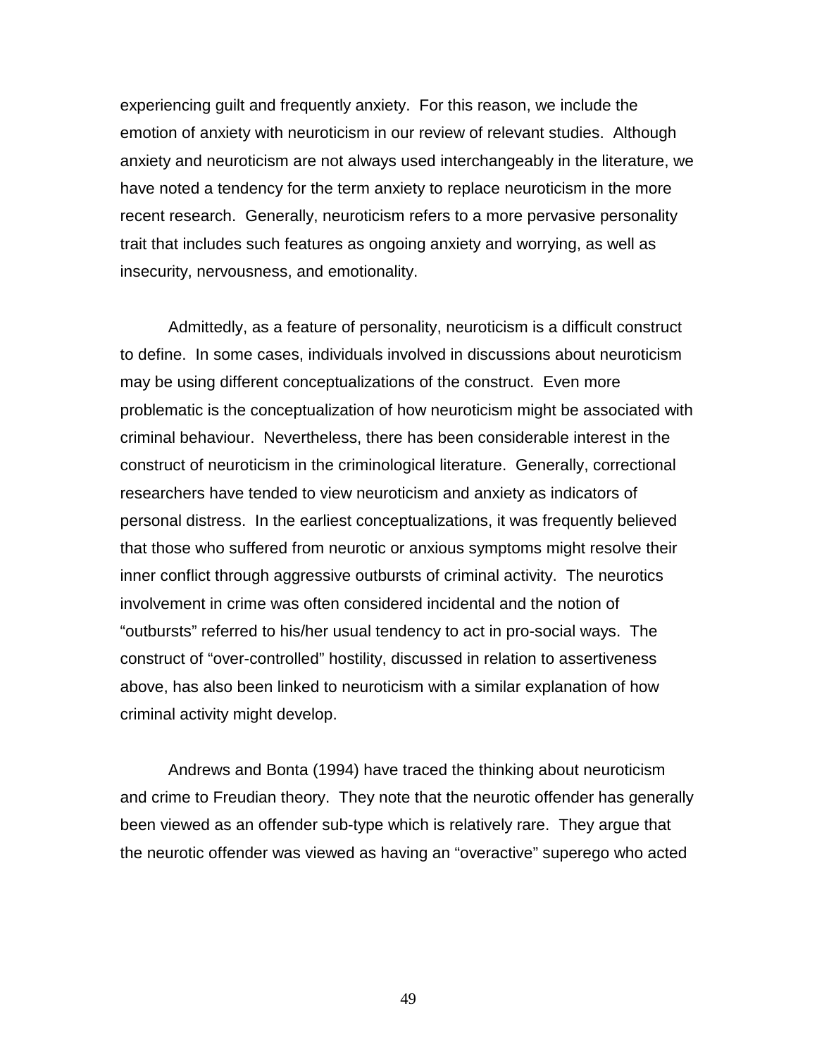experiencing guilt and frequently anxiety. For this reason, we include the emotion of anxiety with neuroticism in our review of relevant studies. Although anxiety and neuroticism are not always used interchangeably in the literature, we have noted a tendency for the term anxiety to replace neuroticism in the more recent research. Generally, neuroticism refers to a more pervasive personality trait that includes such features as ongoing anxiety and worrying, as well as insecurity, nervousness, and emotionality.

Admittedly, as a feature of personality, neuroticism is a difficult construct to define. In some cases, individuals involved in discussions about neuroticism may be using different conceptualizations of the construct. Even more problematic is the conceptualization of how neuroticism might be associated with criminal behaviour. Nevertheless, there has been considerable interest in the construct of neuroticism in the criminological literature. Generally, correctional researchers have tended to view neuroticism and anxiety as indicators of personal distress. In the earliest conceptualizations, it was frequently believed that those who suffered from neurotic or anxious symptoms might resolve their inner conflict through aggressive outbursts of criminal activity. The neurotics involvement in crime was often considered incidental and the notion of "outbursts" referred to his/her usual tendency to act in pro-social ways. The construct of "over-controlled" hostility, discussed in relation to assertiveness above, has also been linked to neuroticism with a similar explanation of how criminal activity might develop.

Andrews and Bonta (1994) have traced the thinking about neuroticism and crime to Freudian theory. They note that the neurotic offender has generally been viewed as an offender sub-type which is relatively rare. They argue that the neurotic offender was viewed as having an "overactive" superego who acted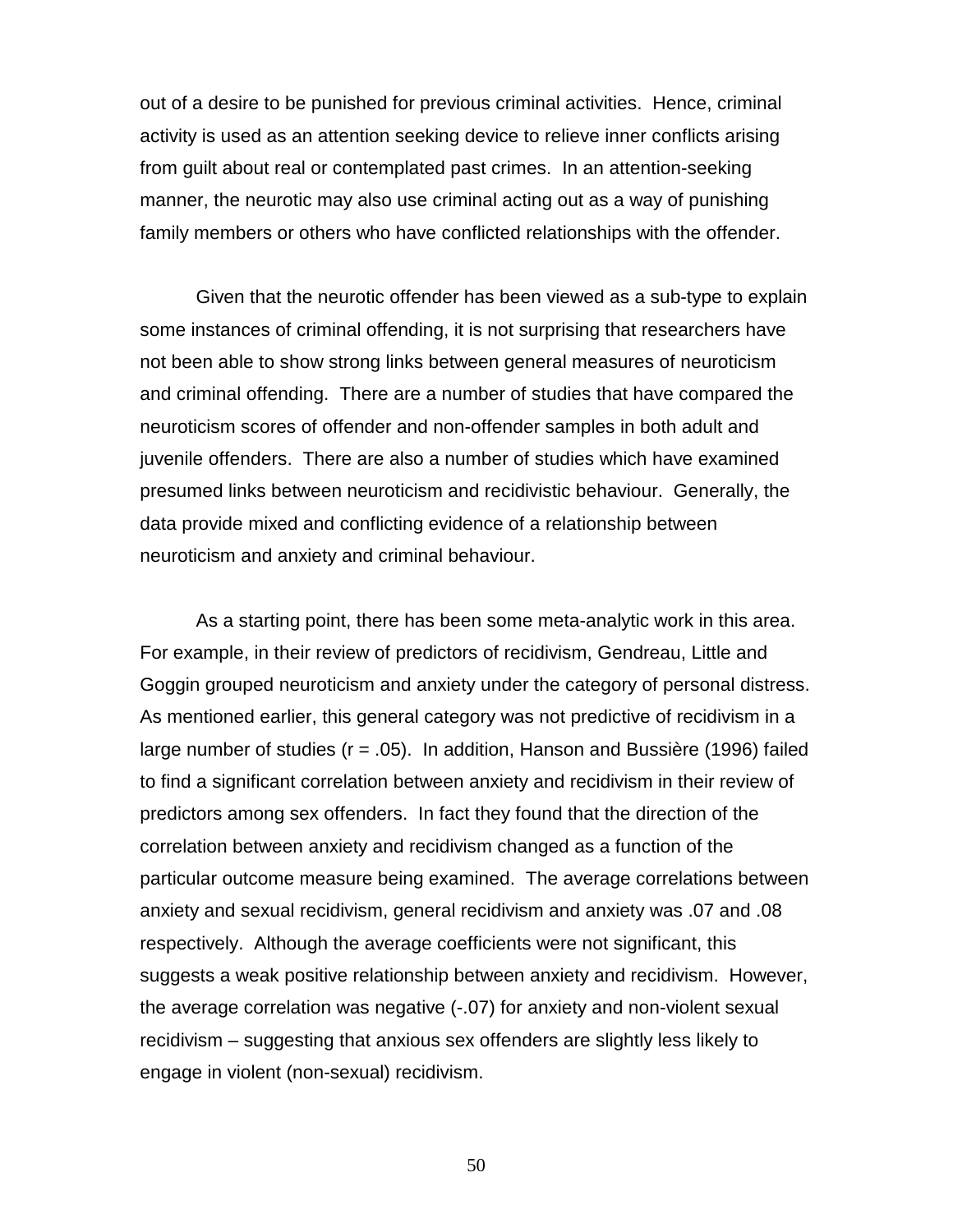out of a desire to be punished for previous criminal activities. Hence, criminal activity is used as an attention seeking device to relieve inner conflicts arising from guilt about real or contemplated past crimes. In an attention-seeking manner, the neurotic may also use criminal acting out as a way of punishing family members or others who have conflicted relationships with the offender.

Given that the neurotic offender has been viewed as a sub-type to explain some instances of criminal offending, it is not surprising that researchers have not been able to show strong links between general measures of neuroticism and criminal offending. There are a number of studies that have compared the neuroticism scores of offender and non-offender samples in both adult and juvenile offenders. There are also a number of studies which have examined presumed links between neuroticism and recidivistic behaviour. Generally, the data provide mixed and conflicting evidence of a relationship between neuroticism and anxiety and criminal behaviour.

As a starting point, there has been some meta-analytic work in this area. For example, in their review of predictors of recidivism, Gendreau, Little and Goggin grouped neuroticism and anxiety under the category of personal distress. As mentioned earlier, this general category was not predictive of recidivism in a large number of studies ($r = .05$). In addition, Hanson and Bussière (1996) failed to find a significant correlation between anxiety and recidivism in their review of predictors among sex offenders. In fact they found that the direction of the correlation between anxiety and recidivism changed as a function of the particular outcome measure being examined. The average correlations between anxiety and sexual recidivism, general recidivism and anxiety was .07 and .08 respectively. Although the average coefficients were not significant, this suggests a weak positive relationship between anxiety and recidivism. However, the average correlation was negative (-.07) for anxiety and non-violent sexual recidivism – suggesting that anxious sex offenders are slightly less likely to engage in violent (non-sexual) recidivism.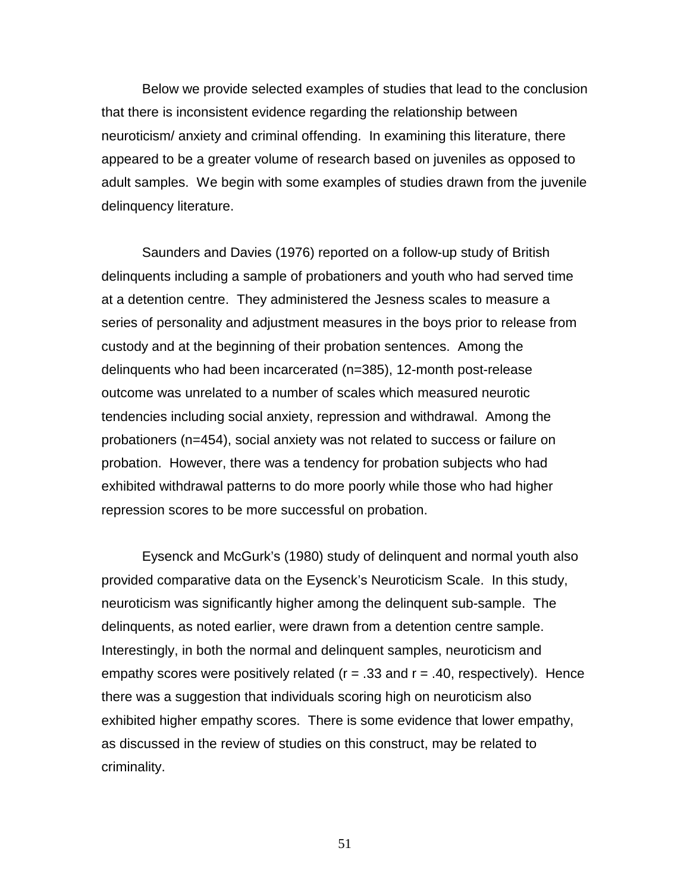Below we provide selected examples of studies that lead to the conclusion that there is inconsistent evidence regarding the relationship between neuroticism/ anxiety and criminal offending. In examining this literature, there appeared to be a greater volume of research based on juveniles as opposed to adult samples. We begin with some examples of studies drawn from the juvenile delinquency literature.

Saunders and Davies (1976) reported on a follow-up study of British delinquents including a sample of probationers and youth who had served time at a detention centre. They administered the Jesness scales to measure a series of personality and adjustment measures in the boys prior to release from custody and at the beginning of their probation sentences. Among the delinquents who had been incarcerated (n=385), 12-month post-release outcome was unrelated to a number of scales which measured neurotic tendencies including social anxiety, repression and withdrawal. Among the probationers (n=454), social anxiety was not related to success or failure on probation. However, there was a tendency for probation subjects who had exhibited withdrawal patterns to do more poorly while those who had higher repression scores to be more successful on probation.

Eysenck and McGurk's (1980) study of delinquent and normal youth also provided comparative data on the Eysenck's Neuroticism Scale. In this study, neuroticism was significantly higher among the delinquent sub-sample. The delinquents, as noted earlier, were drawn from a detention centre sample. Interestingly, in both the normal and delinquent samples, neuroticism and empathy scores were positively related ($r = .33$ and $r = .40$, respectively). Hence there was a suggestion that individuals scoring high on neuroticism also exhibited higher empathy scores. There is some evidence that lower empathy, as discussed in the review of studies on this construct, may be related to criminality.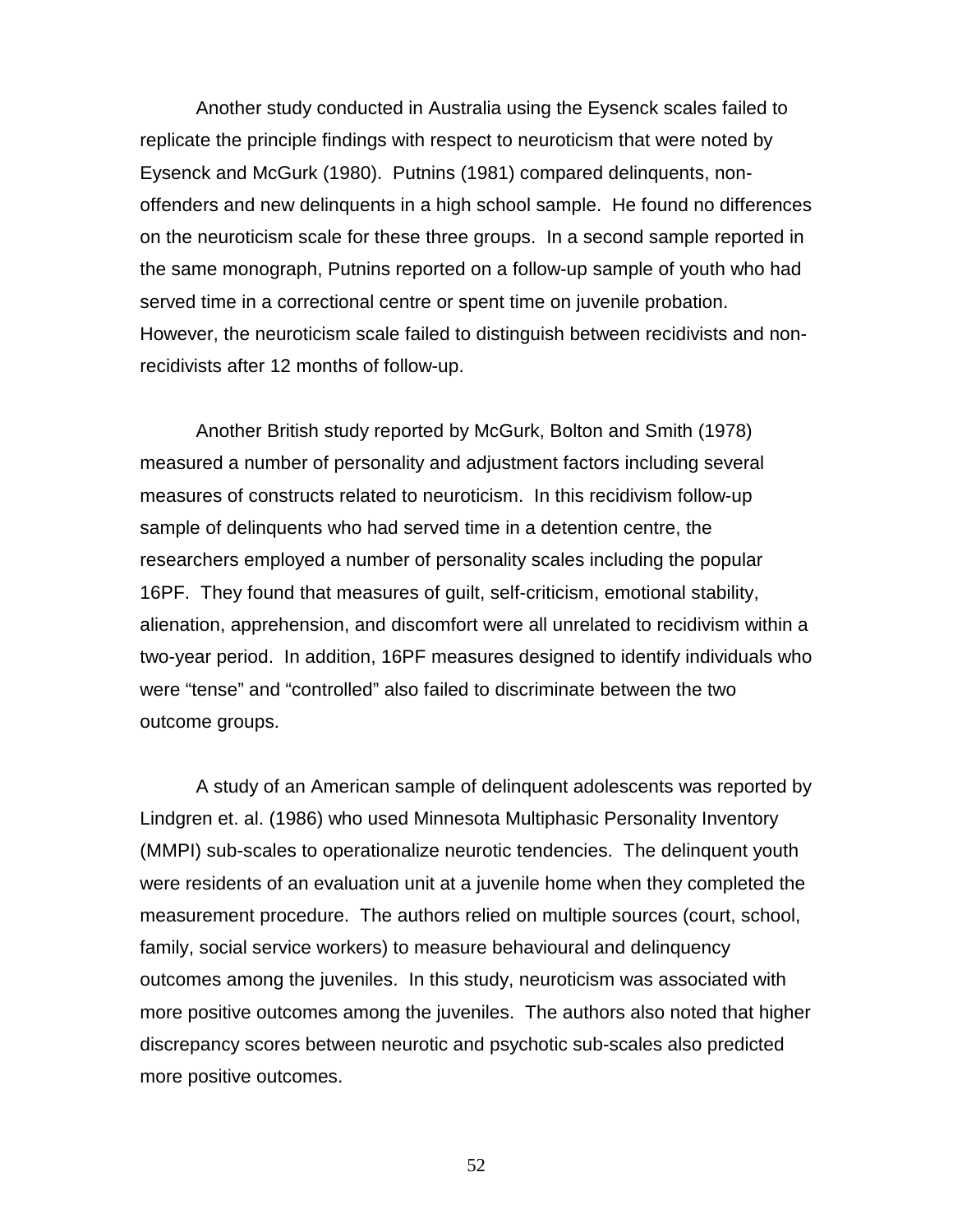Another study conducted in Australia using the Eysenck scales failed to replicate the principle findings with respect to neuroticism that were noted by Eysenck and McGurk (1980). Putnins (1981) compared delinquents, non-offenders and new delinquents in a high school sample. He found no differences on the neuroticism scale for these three groups. In a second sample reported in the same monograph, Putnins reported on a follow-up sample of youth who had served time in a correctional centre or spent time on juvenile probation. However, the neuroticism scale failed to distinguish between recidivists and non-recidivists after 12 months of follow-up.

Another British study reported by McGurk, Bolton and Smith (1978) measured a number of personality and adjustment factors including several measures of constructs related to neuroticism. In this recidivism follow-up sample of delinquents who had served time in a detention centre, the researchers employed a number of personality scales including the popular 16PF. They found that measures of guilt, self-criticism, emotional stability, alienation, apprehension, and discomfort were all unrelated to recidivism within a two-year period. In addition, 16PF measures designed to identify individuals who were "tense" and "controlled" also failed to discriminate between the two outcome groups.

A study of an American sample of delinquent adolescents was reported by Lindgren et. al. (1986) who used Minnesota Multiphasic Personality Inventory (MMPI) sub-scales to operationalize neurotic tendencies. The delinquent youth were residents of an evaluation unit at a juvenile home when they completed the measurement procedure. The authors relied on multiple sources (court, school, family, social service workers) to measure behavioural and delinquency outcomes among the juveniles. In this study, neuroticism was associated with more positive outcomes among the juveniles. The authors also noted that higher discrepancy scores between neurotic and psychotic sub-scales also predicted more positive outcomes.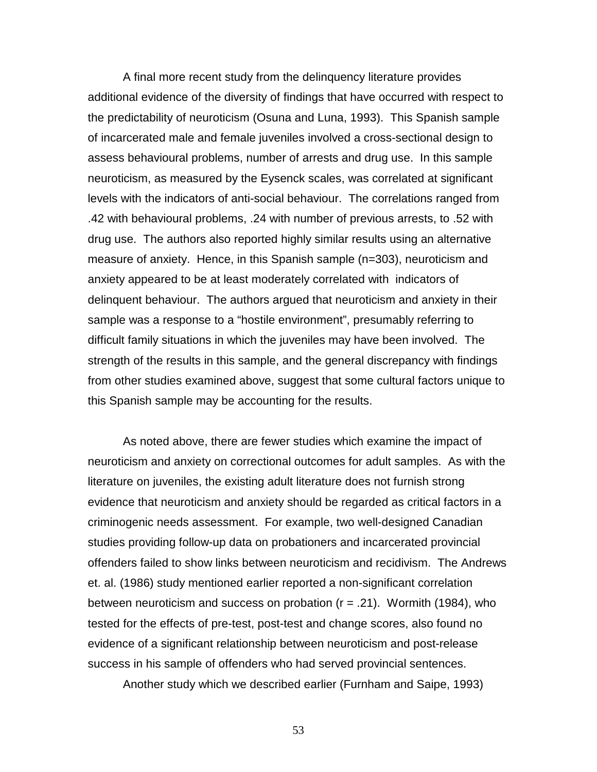A final more recent study from the delinquency literature provides additional evidence of the diversity of findings that have occurred with respect to the predictability of neuroticism (Osuna and Luna, 1993). This Spanish sample of incarcerated male and female juveniles involved a cross-sectional design to assess behavioural problems, number of arrests and drug use. In this sample neuroticism, as measured by the Eysenck scales, was correlated at significant levels with the indicators of anti-social behaviour. The correlations ranged from .42 with behavioural problems, .24 with number of previous arrests, to .52 with drug use. The authors also reported highly similar results using an alternative measure of anxiety. Hence, in this Spanish sample (n=303), neuroticism and anxiety appeared to be at least moderately correlated with indicators of delinquent behaviour. The authors argued that neuroticism and anxiety in their sample was a response to a "hostile environment", presumably referring to difficult family situations in which the juveniles may have been involved. The strength of the results in this sample, and the general discrepancy with findings from other studies examined above, suggest that some cultural factors unique to this Spanish sample may be accounting for the results.

As noted above, there are fewer studies which examine the impact of neuroticism and anxiety on correctional outcomes for adult samples. As with the literature on juveniles, the existing adult literature does not furnish strong evidence that neuroticism and anxiety should be regarded as critical factors in a criminogenic needs assessment. For example, two well-designed Canadian studies providing follow-up data on probationers and incarcerated provincial offenders failed to show links between neuroticism and recidivism. The Andrews et. al. (1986) study mentioned earlier reported a non-significant correlation between neuroticism and success on probation ($r = .21$). Wormith (1984), who tested for the effects of pre-test, post-test and change scores, also found no evidence of a significant relationship between neuroticism and post-release success in his sample of offenders who had served provincial sentences.

Another study which we described earlier (Furnham and Saipe, 1993)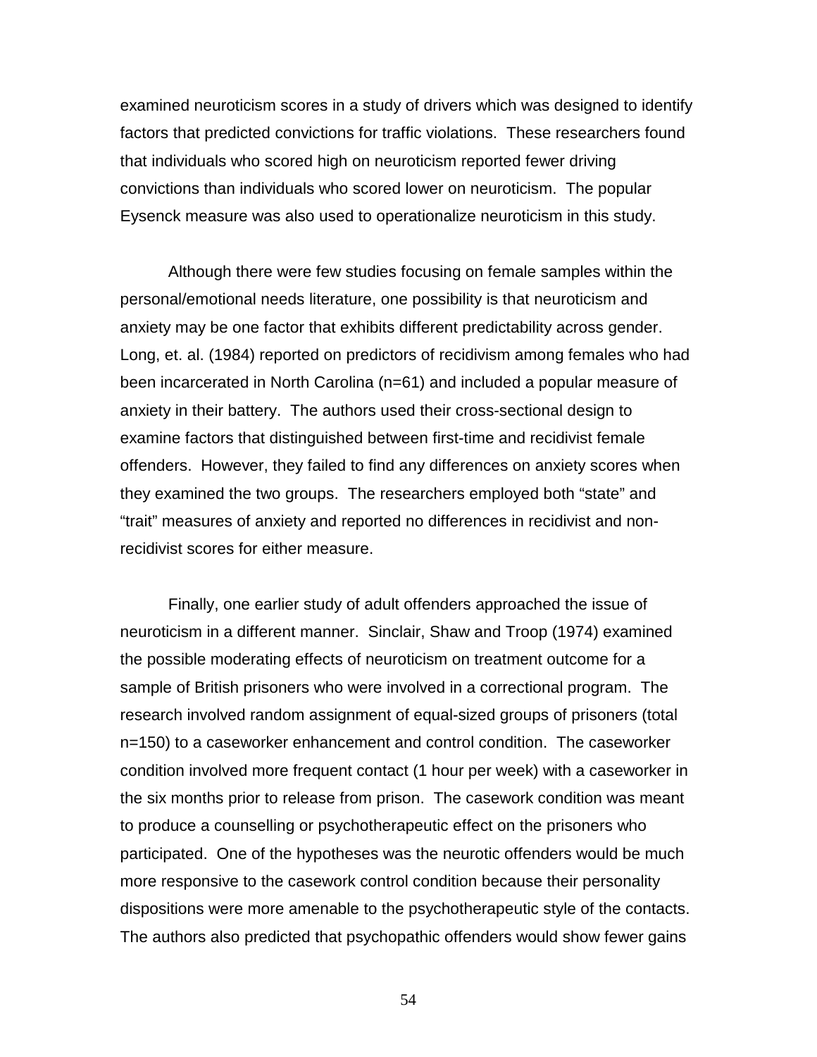examined neuroticism scores in a study of drivers which was designed to identify factors that predicted convictions for traffic violations. These researchers found that individuals who scored high on neuroticism reported fewer driving convictions than individuals who scored lower on neuroticism. The popular Eysenck measure was also used to operationalize neuroticism in this study.

Although there were few studies focusing on female samples within the personal/emotional needs literature, one possibility is that neuroticism and anxiety may be one factor that exhibits different predictability across gender. Long, et. al. (1984) reported on predictors of recidivism among females who had been incarcerated in North Carolina (n=61) and included a popular measure of anxiety in their battery. The authors used their cross-sectional design to examine factors that distinguished between first-time and recidivist female offenders. However, they failed to find any differences on anxiety scores when they examined the two groups. The researchers employed both “state” and “trait” measures of anxiety and reported no differences in recidivist and non-recidivist scores for either measure.

Finally, one earlier study of adult offenders approached the issue of neuroticism in a different manner. Sinclair, Shaw and Troop (1974) examined the possible moderating effects of neuroticism on treatment outcome for a sample of British prisoners who were involved in a correctional program. The research involved random assignment of equal-sized groups of prisoners (total n=150) to a caseworker enhancement and control condition. The caseworker condition involved more frequent contact (1 hour per week) with a caseworker in the six months prior to release from prison. The casework condition was meant to produce a counselling or psychotherapeutic effect on the prisoners who participated. One of the hypotheses was the neurotic offenders would be much more responsive to the casework control condition because their personality dispositions were more amenable to the psychotherapeutic style of the contacts. The authors also predicted that psychopathic offenders would show fewer gains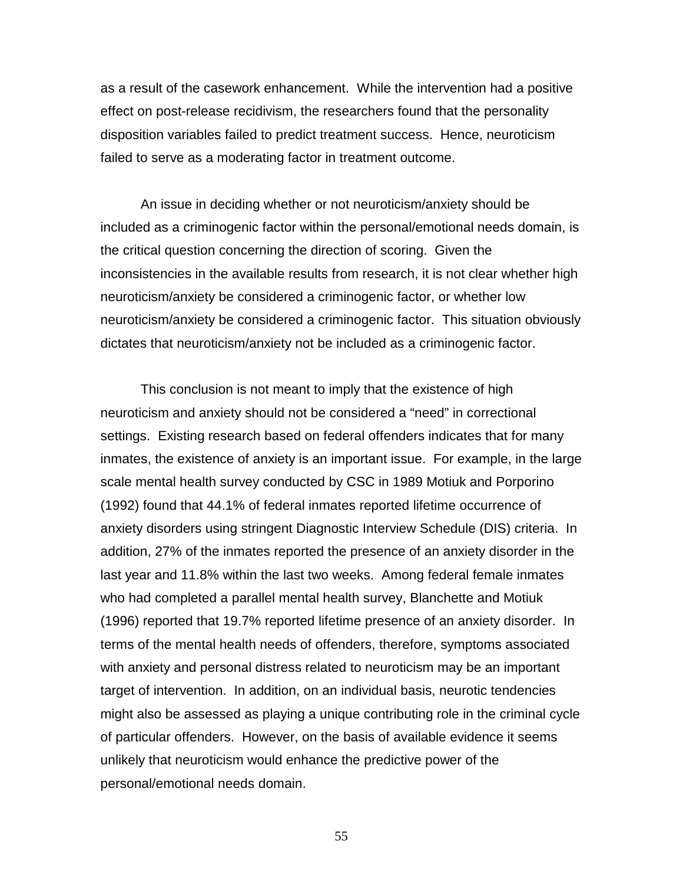as a result of the casework enhancement. While the intervention had a positive effect on post-release recidivism, the researchers found that the personality disposition variables failed to predict treatment success. Hence, neuroticism failed to serve as a moderating factor in treatment outcome.

An issue in deciding whether or not neuroticism/anxiety should be included as a criminogenic factor within the personal/emotional needs domain, is the critical question concerning the direction of scoring. Given the inconsistencies in the available results from research, it is not clear whether high neuroticism/anxiety be considered a criminogenic factor, or whether low neuroticism/anxiety be considered a criminogenic factor. This situation obviously dictates that neuroticism/anxiety not be included as a criminogenic factor.

This conclusion is not meant to imply that the existence of high neuroticism and anxiety should not be considered a "need" in correctional settings. Existing research based on federal offenders indicates that for many inmates, the existence of anxiety is an important issue. For example, in the large scale mental health survey conducted by CSC in 1989 Motiuk and Porporino (1992) found that 44.1% of federal inmates reported lifetime occurrence of anxiety disorders using stringent Diagnostic Interview Schedule (DIS) criteria. In addition, 27% of the inmates reported the presence of an anxiety disorder in the last year and 11.8% within the last two weeks. Among federal female inmates who had completed a parallel mental health survey, Blanchette and Motiuk (1996) reported that 19.7% reported lifetime presence of an anxiety disorder. In terms of the mental health needs of offenders, therefore, symptoms associated with anxiety and personal distress related to neuroticism may be an important target of intervention. In addition, on an individual basis, neurotic tendencies might also be assessed as playing a unique contributing role in the criminal cycle of particular offenders. However, on the basis of available evidence it seems unlikely that neuroticism would enhance the predictive power of the personal/emotional needs domain.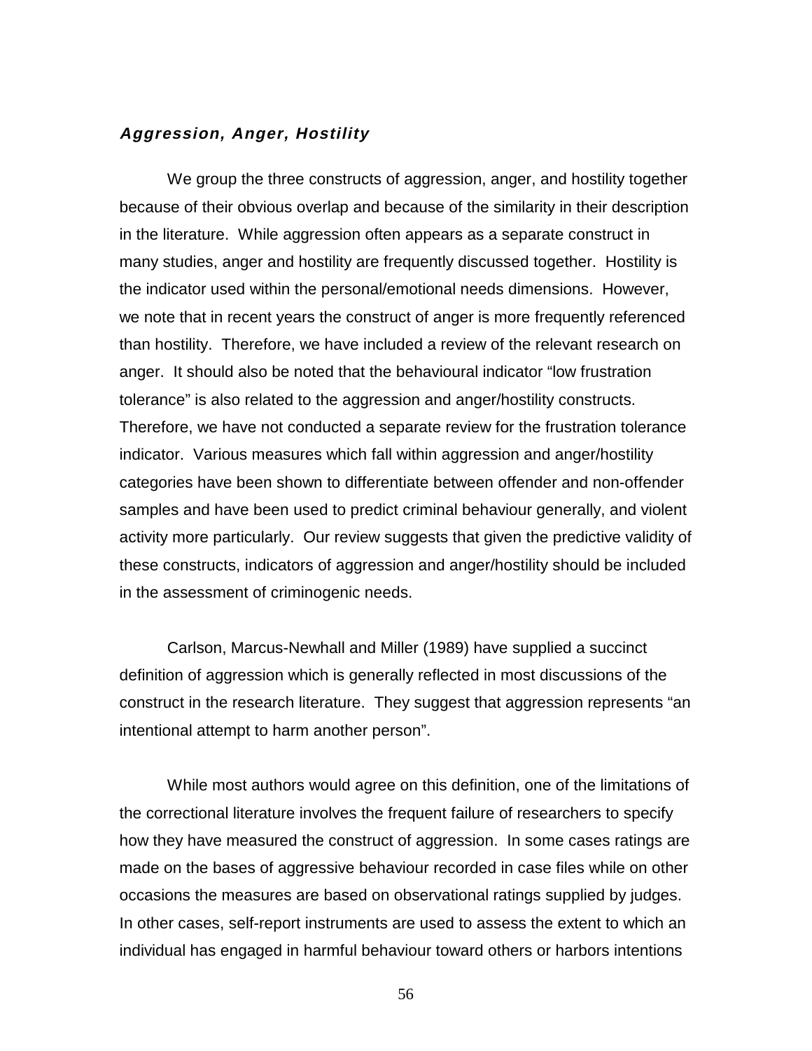### ***Aggression, Anger, Hostility***

We group the three constructs of aggression, anger, and hostility together because of their obvious overlap and because of the similarity in their description in the literature. While aggression often appears as a separate construct in many studies, anger and hostility are frequently discussed together. Hostility is the indicator used within the personal/emotional needs dimensions. However, we note that in recent years the construct of anger is more frequently referenced than hostility. Therefore, we have included a review of the relevant research on anger. It should also be noted that the behavioural indicator "low frustration tolerance" is also related to the aggression and anger/hostility constructs. Therefore, we have not conducted a separate review for the frustration tolerance indicator. Various measures which fall within aggression and anger/hostility categories have been shown to differentiate between offender and non-offender samples and have been used to predict criminal behaviour generally, and violent activity more particularly. Our review suggests that given the predictive validity of these constructs, indicators of aggression and anger/hostility should be included in the assessment of criminogenic needs.

Carlson, Marcus-Newhall and Miller (1989) have supplied a succinct definition of aggression which is generally reflected in most discussions of the construct in the research literature. They suggest that aggression represents "an intentional attempt to harm another person".

While most authors would agree on this definition, one of the limitations of the correctional literature involves the frequent failure of researchers to specify how they have measured the construct of aggression. In some cases ratings are made on the bases of aggressive behaviour recorded in case files while on other occasions the measures are based on observational ratings supplied by judges. In other cases, self-report instruments are used to assess the extent to which an individual has engaged in harmful behaviour toward others or harbors intentions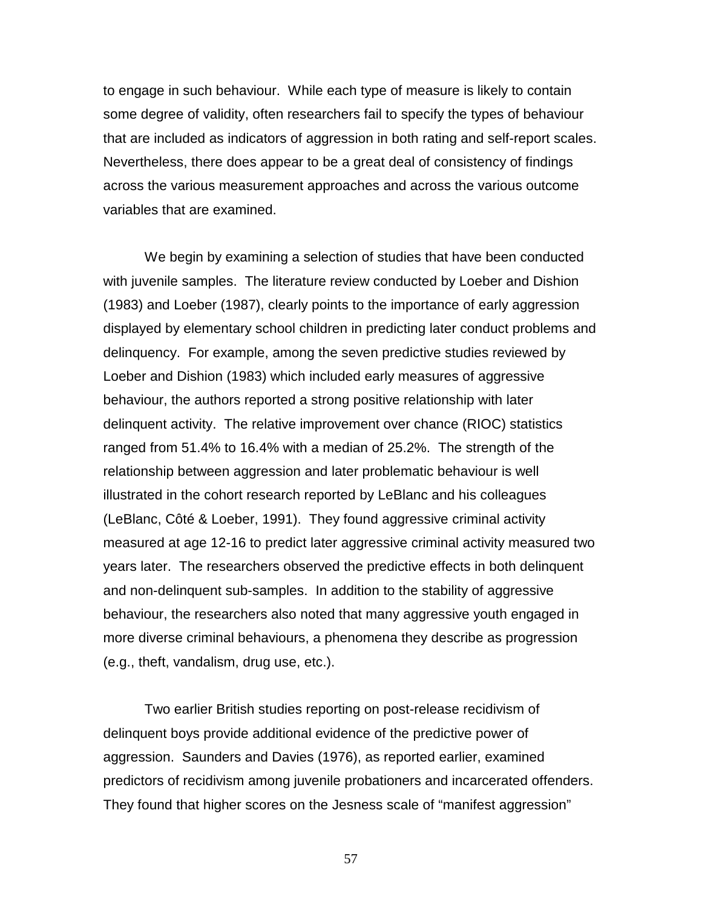to engage in such behaviour. While each type of measure is likely to contain some degree of validity, often researchers fail to specify the types of behaviour that are included as indicators of aggression in both rating and self-report scales. Nevertheless, there does appear to be a great deal of consistency of findings across the various measurement approaches and across the various outcome variables that are examined.

We begin by examining a selection of studies that have been conducted with juvenile samples. The literature review conducted by Loeber and Dishion (1983) and Loeber (1987), clearly points to the importance of early aggression displayed by elementary school children in predicting later conduct problems and delinquency. For example, among the seven predictive studies reviewed by Loeber and Dishion (1983) which included early measures of aggressive behaviour, the authors reported a strong positive relationship with later delinquent activity. The relative improvement over chance (RIOC) statistics ranged from 51.4% to 16.4% with a median of 25.2%. The strength of the relationship between aggression and later problematic behaviour is well illustrated in the cohort research reported by LeBlanc and his colleagues (LeBlanc, Côté & Loeber, 1991). They found aggressive criminal activity measured at age 12-16 to predict later aggressive criminal activity measured two years later. The researchers observed the predictive effects in both delinquent and non-delinquent sub-samples. In addition to the stability of aggressive behaviour, the researchers also noted that many aggressive youth engaged in more diverse criminal behaviours, a phenomena they describe as progression (e.g., theft, vandalism, drug use, etc.).

Two earlier British studies reporting on post-release recidivism of delinquent boys provide additional evidence of the predictive power of aggression. Saunders and Davies (1976), as reported earlier, examined predictors of recidivism among juvenile probationers and incarcerated offenders. They found that higher scores on the Jesness scale of "manifest aggression"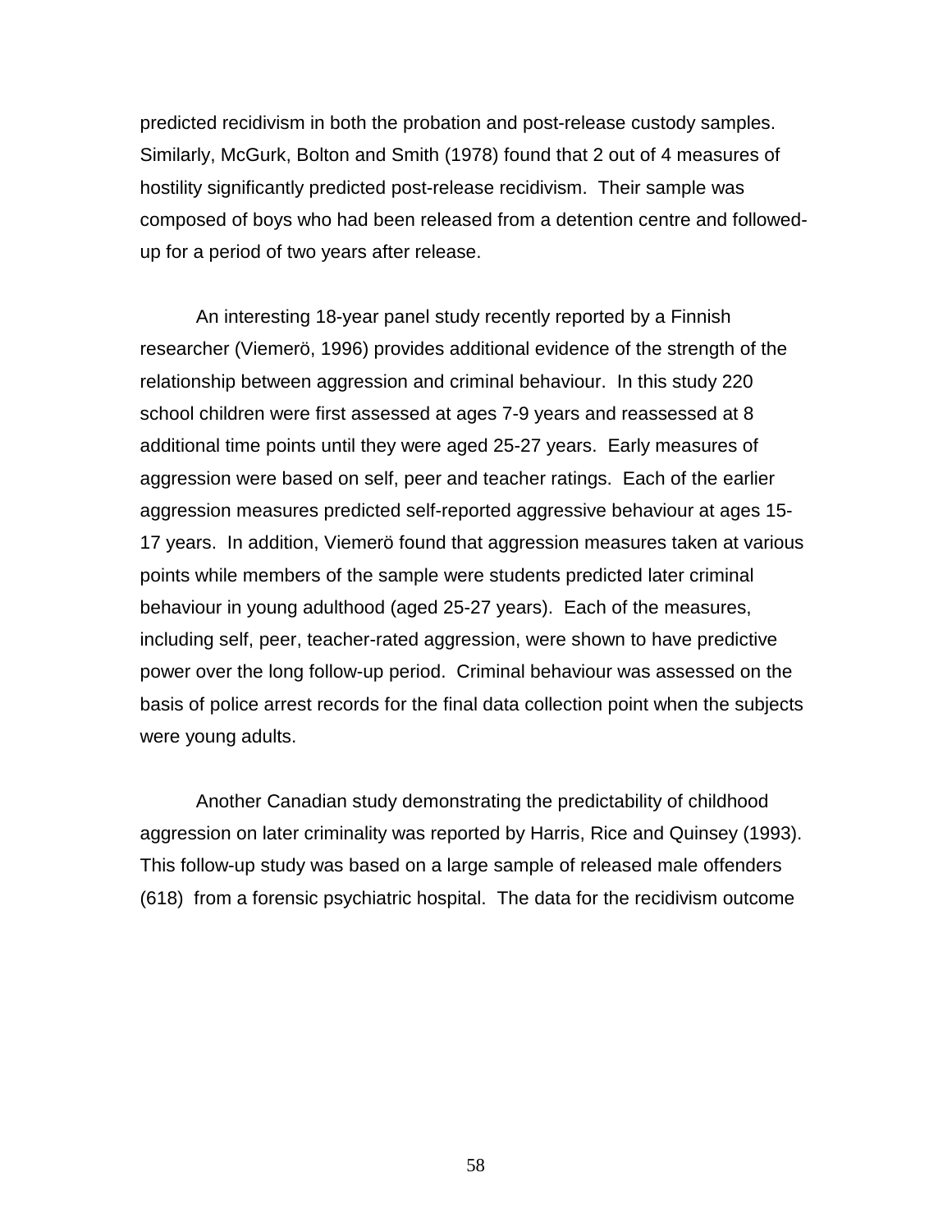predicted recidivism in both the probation and post-release custody samples. Similarly, McGurk, Bolton and Smith (1978) found that 2 out of 4 measures of hostility significantly predicted post-release recidivism. Their sample was composed of boys who had been released from a detention centre and followed-up for a period of two years after release.

An interesting 18-year panel study recently reported by a Finnish researcher (Viemerö, 1996) provides additional evidence of the strength of the relationship between aggression and criminal behaviour. In this study 220 school children were first assessed at ages 7-9 years and reassessed at 8 additional time points until they were aged 25-27 years. Early measures of aggression were based on self, peer and teacher ratings. Each of the earlier aggression measures predicted self-reported aggressive behaviour at ages 15-17 years. In addition, Viemerö found that aggression measures taken at various points while members of the sample were students predicted later criminal behaviour in young adulthood (aged 25-27 years). Each of the measures, including self, peer, teacher-rated aggression, were shown to have predictive power over the long follow-up period. Criminal behaviour was assessed on the basis of police arrest records for the final data collection point when the subjects were young adults.

Another Canadian study demonstrating the predictability of childhood aggression on later criminality was reported by Harris, Rice and Quinsey (1993). This follow-up study was based on a large sample of released male offenders (618) from a forensic psychiatric hospital. The data for the recidivism outcome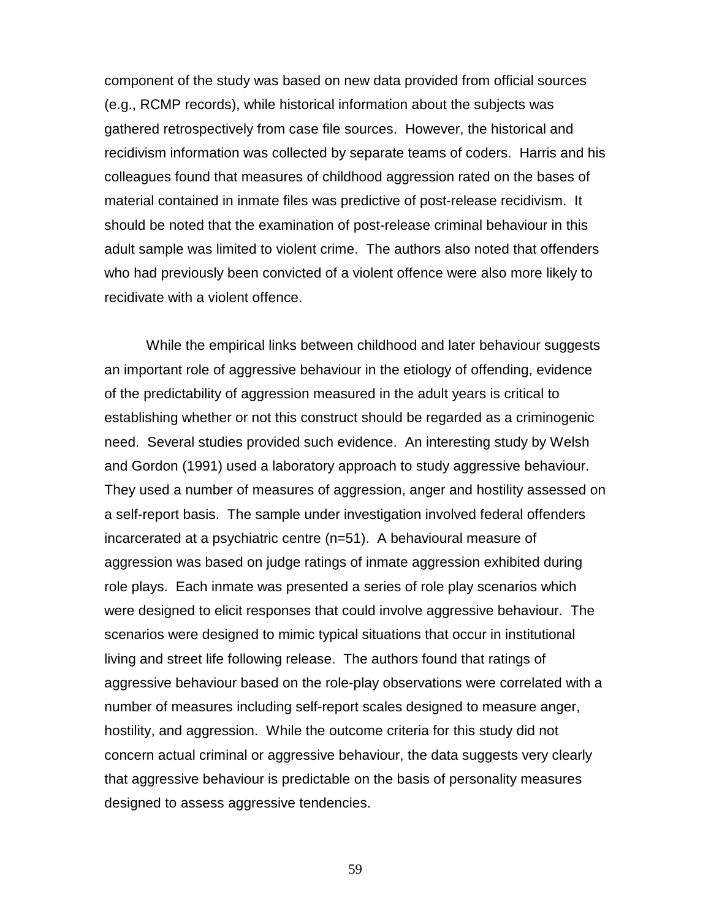component of the study was based on new data provided from official sources (e.g., RCMP records), while historical information about the subjects was gathered retrospectively from case file sources. However, the historical and recidivism information was collected by separate teams of coders. Harris and his colleagues found that measures of childhood aggression rated on the bases of material contained in inmate files was predictive of post-release recidivism. It should be noted that the examination of post-release criminal behaviour in this adult sample was limited to violent crime. The authors also noted that offenders who had previously been convicted of a violent offence were also more likely to recidivate with a violent offence.

While the empirical links between childhood and later behaviour suggests an important role of aggressive behaviour in the etiology of offending, evidence of the predictability of aggression measured in the adult years is critical to establishing whether or not this construct should be regarded as a criminogenic need. Several studies provided such evidence. An interesting study by Welsh and Gordon (1991) used a laboratory approach to study aggressive behaviour. They used a number of measures of aggression, anger and hostility assessed on a self-report basis. The sample under investigation involved federal offenders incarcerated at a psychiatric centre (n=51). A behavioural measure of aggression was based on judge ratings of inmate aggression exhibited during role plays. Each inmate was presented a series of role play scenarios which were designed to elicit responses that could involve aggressive behaviour. The scenarios were designed to mimic typical situations that occur in institutional living and street life following release. The authors found that ratings of aggressive behaviour based on the role-play observations were correlated with a number of measures including self-report scales designed to measure anger, hostility, and aggression. While the outcome criteria for this study did not concern actual criminal or aggressive behaviour, the data suggests very clearly that aggressive behaviour is predictable on the basis of personality measures designed to assess aggressive tendencies.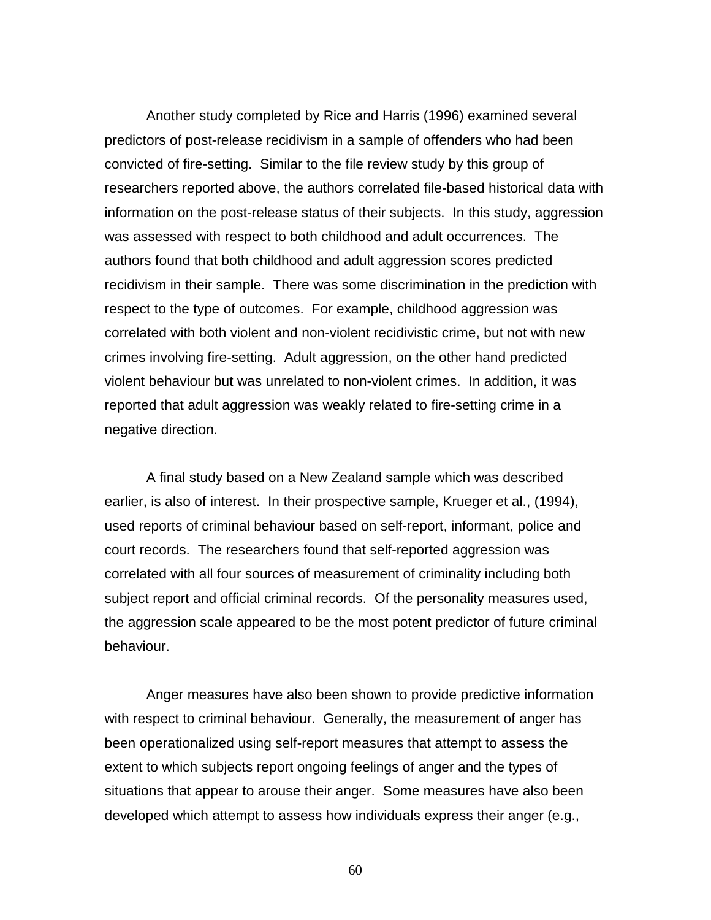Another study completed by Rice and Harris (1996) examined several predictors of post-release recidivism in a sample of offenders who had been convicted of fire-setting. Similar to the file review study by this group of researchers reported above, the authors correlated file-based historical data with information on the post-release status of their subjects. In this study, aggression was assessed with respect to both childhood and adult occurrences. The authors found that both childhood and adult aggression scores predicted recidivism in their sample. There was some discrimination in the prediction with respect to the type of outcomes. For example, childhood aggression was correlated with both violent and non-violent recidivistic crime, but not with new crimes involving fire-setting. Adult aggression, on the other hand predicted violent behaviour but was unrelated to non-violent crimes. In addition, it was reported that adult aggression was weakly related to fire-setting crime in a negative direction.

A final study based on a New Zealand sample which was described earlier, is also of interest. In their prospective sample, Krueger et al., (1994), used reports of criminal behaviour based on self-report, informant, police and court records. The researchers found that self-reported aggression was correlated with all four sources of measurement of criminality including both subject report and official criminal records. Of the personality measures used, the aggression scale appeared to be the most potent predictor of future criminal behaviour.

Anger measures have also been shown to provide predictive information with respect to criminal behaviour. Generally, the measurement of anger has been operationalized using self-report measures that attempt to assess the extent to which subjects report ongoing feelings of anger and the types of situations that appear to arouse their anger. Some measures have also been developed which attempt to assess how individuals express their anger (e.g.,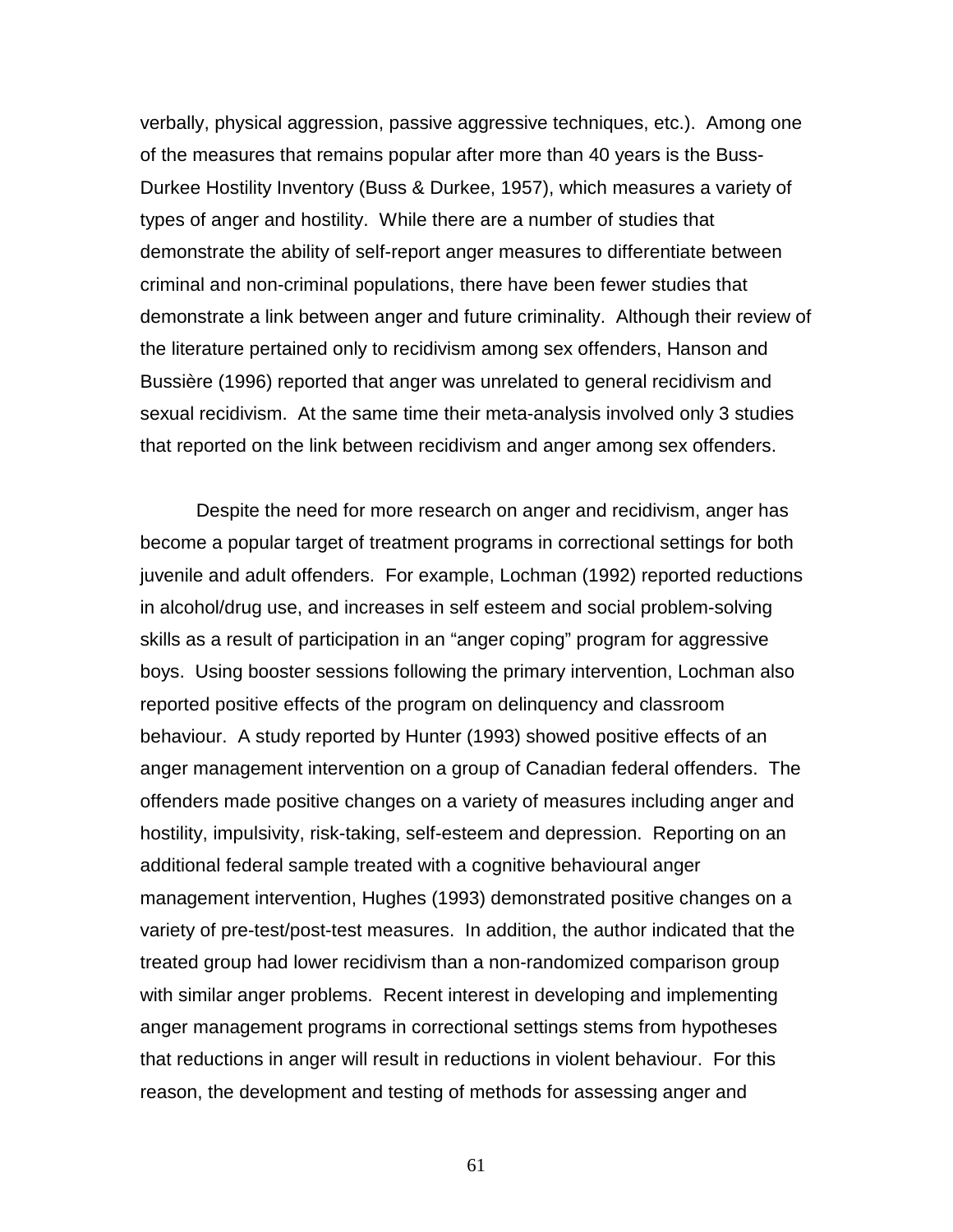verbally, physical aggression, passive aggressive techniques, etc.). Among one of the measures that remains popular after more than 40 years is the Buss-Durkee Hostility Inventory (Buss & Durkee, 1957), which measures a variety of types of anger and hostility. While there are a number of studies that demonstrate the ability of self-report anger measures to differentiate between criminal and non-criminal populations, there have been fewer studies that demonstrate a link between anger and future criminality. Although their review of the literature pertained only to recidivism among sex offenders, Hanson and Bussière (1996) reported that anger was unrelated to general recidivism and sexual recidivism. At the same time their meta-analysis involved only 3 studies that reported on the link between recidivism and anger among sex offenders.

Despite the need for more research on anger and recidivism, anger has become a popular target of treatment programs in correctional settings for both juvenile and adult offenders. For example, Lochman (1992) reported reductions in alcohol/drug use, and increases in self esteem and social problem-solving skills as a result of participation in an "anger coping" program for aggressive boys. Using booster sessions following the primary intervention, Lochman also reported positive effects of the program on delinquency and classroom behaviour. A study reported by Hunter (1993) showed positive effects of an anger management intervention on a group of Canadian federal offenders. The offenders made positive changes on a variety of measures including anger and hostility, impulsivity, risk-taking, self-esteem and depression. Reporting on an additional federal sample treated with a cognitive behavioural anger management intervention, Hughes (1993) demonstrated positive changes on a variety of pre-test/post-test measures. In addition, the author indicated that the treated group had lower recidivism than a non-randomized comparison group with similar anger problems. Recent interest in developing and implementing anger management programs in correctional settings stems from hypotheses that reductions in anger will result in reductions in violent behaviour. For this reason, the development and testing of methods for assessing anger and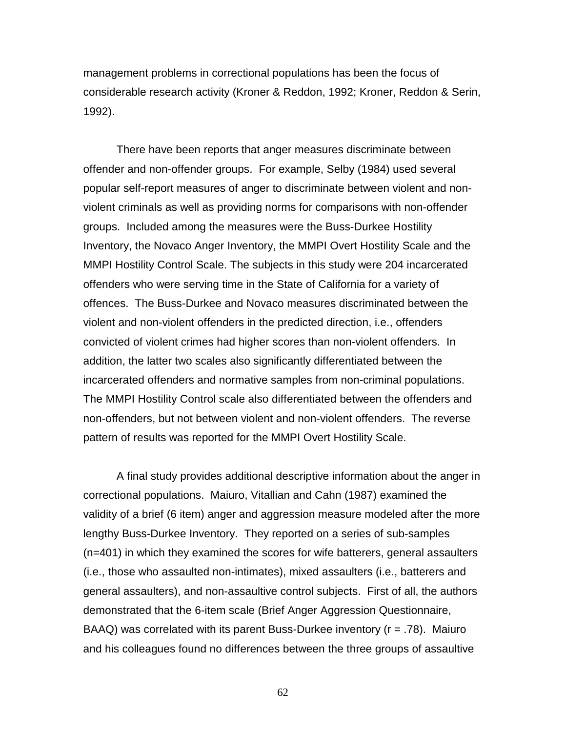management problems in correctional populations has been the focus of considerable research activity (Kroner & Reddon, 1992; Kroner, Reddon & Serin, 1992).

There have been reports that anger measures discriminate between offender and non-offender groups. For example, Selby (1984) used several popular self-report measures of anger to discriminate between violent and non-violent criminals as well as providing norms for comparisons with non-offender groups. Included among the measures were the Buss-Durkee Hostility Inventory, the Novaco Anger Inventory, the MMPI Overt Hostility Scale and the MMPI Hostility Control Scale. The subjects in this study were 204 incarcerated offenders who were serving time in the State of California for a variety of offences. The Buss-Durkee and Novaco measures discriminated between the violent and non-violent offenders in the predicted direction, i.e., offenders convicted of violent crimes had higher scores than non-violent offenders. In addition, the latter two scales also significantly differentiated between the incarcerated offenders and normative samples from non-criminal populations. The MMPI Hostility Control scale also differentiated between the offenders and non-offenders, but not between violent and non-violent offenders. The reverse pattern of results was reported for the MMPI Overt Hostility Scale.

A final study provides additional descriptive information about the anger in correctional populations. Maiuro, Vitallian and Cahn (1987) examined the validity of a brief (6 item) anger and aggression measure modeled after the more lengthy Buss-Durkee Inventory. They reported on a series of sub-samples (n=401) in which they examined the scores for wife batterers, general assaulters (i.e., those who assaulted non-intimates), mixed assaulters (i.e., batterers and general assaulters), and non-assaultive control subjects. First of all, the authors demonstrated that the 6-item scale (Brief Anger Aggression Questionnaire, BAAQ) was correlated with its parent Buss-Durkee inventory ($r = .78$). Maiuro and his colleagues found no differences between the three groups of assaultive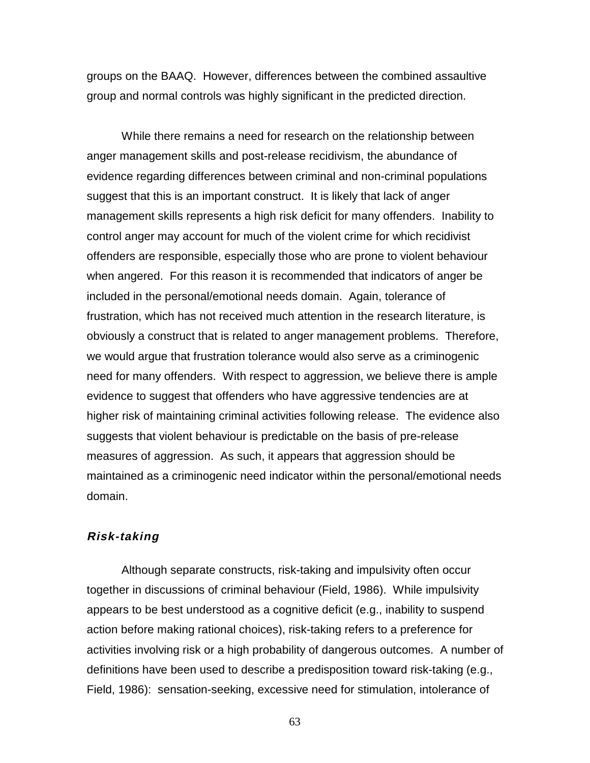groups on the BAAQ. However, differences between the combined assaultive group and normal controls was highly significant in the predicted direction.

While there remains a need for research on the relationship between anger management skills and post-release recidivism, the abundance of evidence regarding differences between criminal and non-criminal populations suggest that this is an important construct. It is likely that lack of anger management skills represents a high risk deficit for many offenders. Inability to control anger may account for much of the violent crime for which recidivist offenders are responsible, especially those who are prone to violent behaviour when angered. For this reason it is recommended that indicators of anger be included in the personal/emotional needs domain. Again, tolerance of frustration, which has not received much attention in the research literature, is obviously a construct that is related to anger management problems. Therefore, we would argue that frustration tolerance would also serve as a criminogenic need for many offenders. With respect to aggression, we believe there is ample evidence to suggest that offenders who have aggressive tendencies are at higher risk of maintaining criminal activities following release. The evidence also suggests that violent behaviour is predictable on the basis of pre-release measures of aggression. As such, it appears that aggression should be maintained as a criminogenic need indicator within the personal/emotional needs domain.

### ***Risk-taking***

Although separate constructs, risk-taking and impulsivity often occur together in discussions of criminal behaviour (Field, 1986). While impulsivity appears to be best understood as a cognitive deficit (e.g., inability to suspend action before making rational choices), risk-taking refers to a preference for activities involving risk or a high probability of dangerous outcomes. A number of definitions have been used to describe a predisposition toward risk-taking (e.g., Field, 1986): sensation-seeking, excessive need for stimulation, intolerance of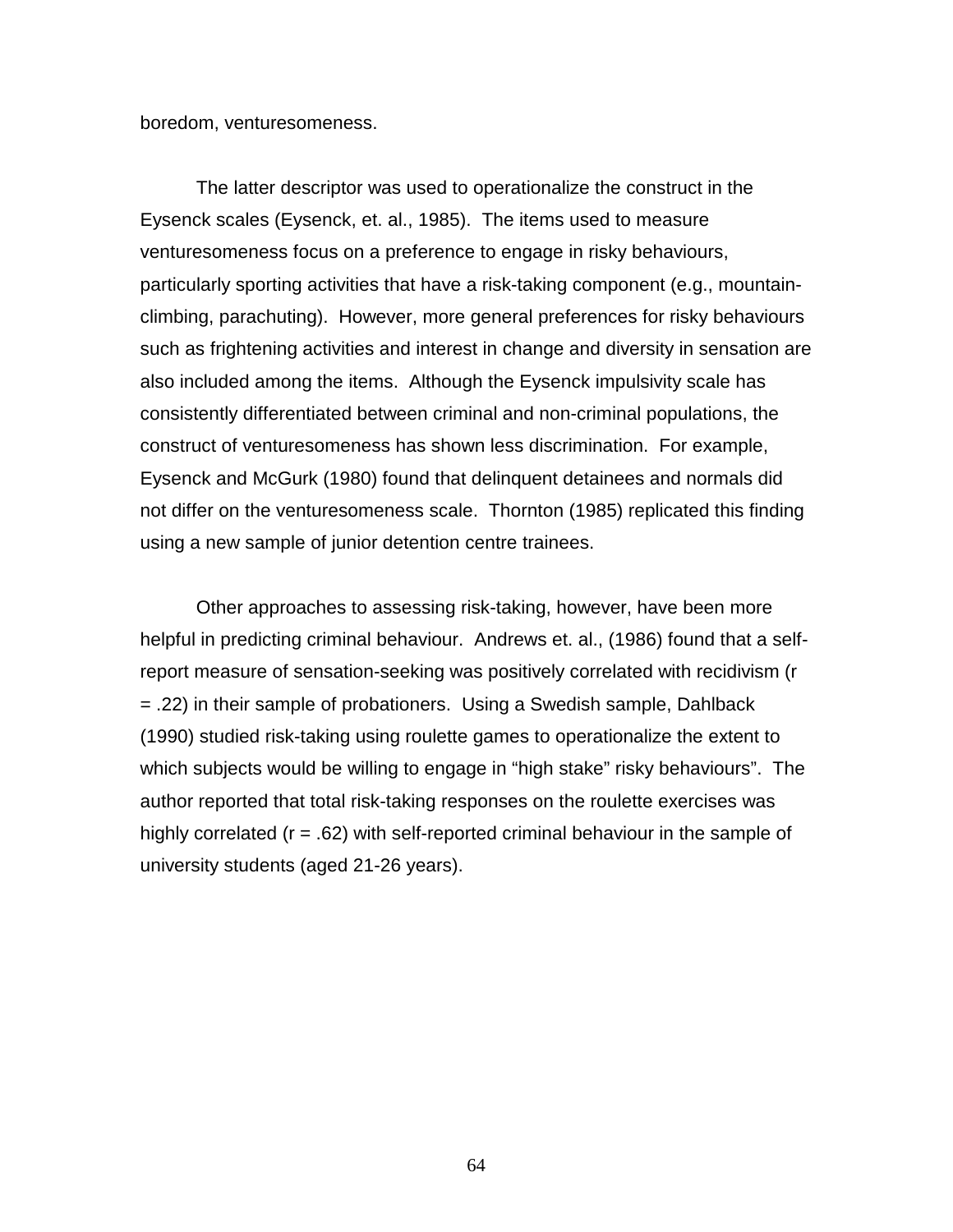boredom, venturesomeness.

The latter descriptor was used to operationalize the construct in the Eysenck scales (Eysenck, et. al., 1985). The items used to measure venturesomeness focus on a preference to engage in risky behaviours, particularly sporting activities that have a risk-taking component (e.g., mountain-climbing, parachuting). However, more general preferences for risky behaviours such as frightening activities and interest in change and diversity in sensation are also included among the items. Although the Eysenck impulsivity scale has consistently differentiated between criminal and non-criminal populations, the construct of venturesomeness has shown less discrimination. For example, Eysenck and McGurk (1980) found that delinquent detainees and normals did not differ on the venturesomeness scale. Thornton (1985) replicated this finding using a new sample of junior detention centre trainees.

Other approaches to assessing risk-taking, however, have been more helpful in predicting criminal behaviour. Andrews et. al., (1986) found that a self-report measure of sensation-seeking was positively correlated with recidivism ($r = .22$) in their sample of probationers. Using a Swedish sample, Dahlback (1990) studied risk-taking using roulette games to operationalize the extent to which subjects would be willing to engage in "high stake" risky behaviours". The author reported that total risk-taking responses on the roulette exercises was highly correlated ($r = .62$) with self-reported criminal behaviour in the sample of university students (aged 21-26 years).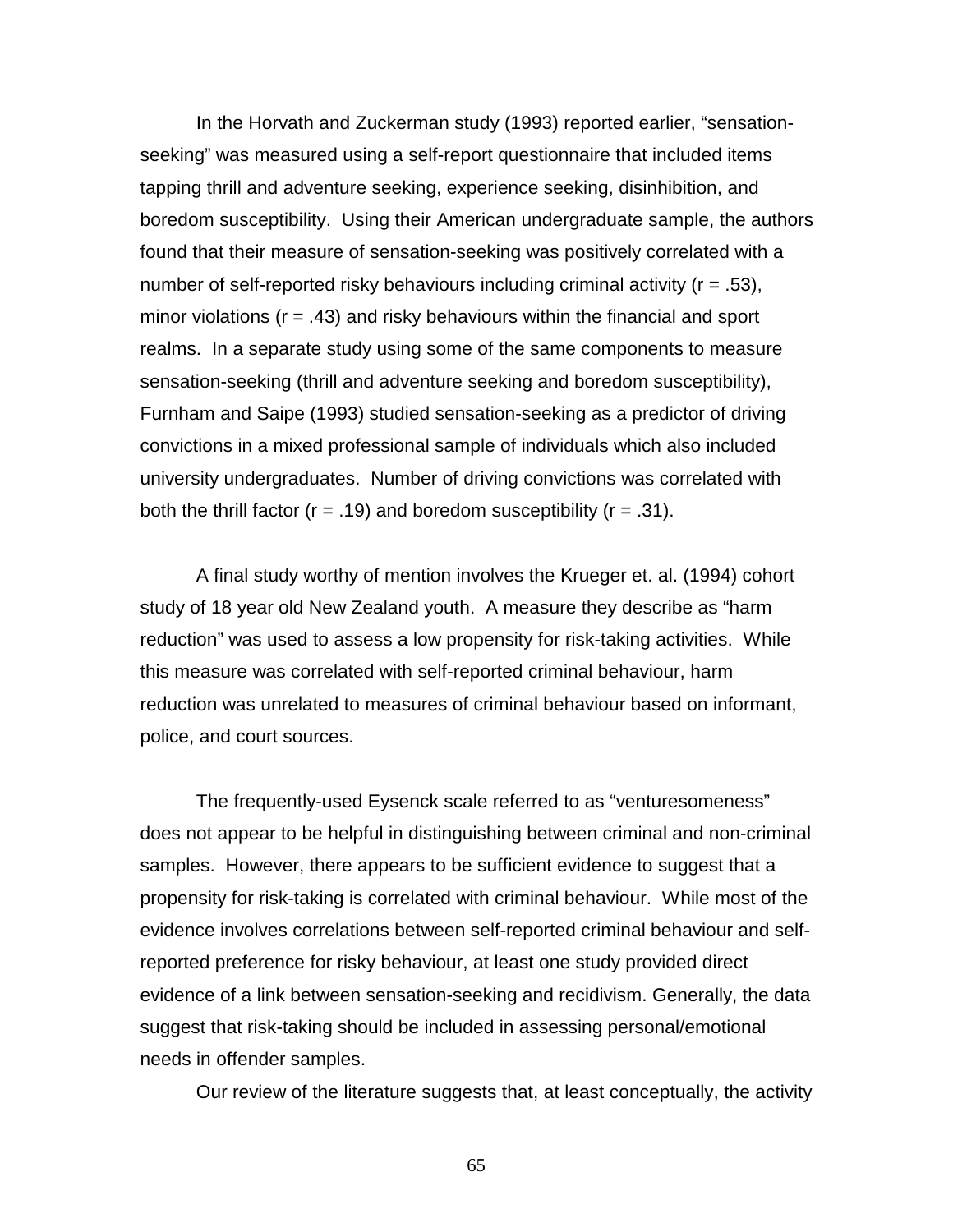In the Horvath and Zuckerman study (1993) reported earlier, "sensation-seeking" was measured using a self-report questionnaire that included items tapping thrill and adventure seeking, experience seeking, disinhibition, and boredom susceptibility. Using their American undergraduate sample, the authors found that their measure of sensation-seeking was positively correlated with a number of self-reported risky behaviours including criminal activity ($r = .53$), minor violations ($r = .43$) and risky behaviours within the financial and sport realms. In a separate study using some of the same components to measure sensation-seeking (thrill and adventure seeking and boredom susceptibility), Furnham and Saipe (1993) studied sensation-seeking as a predictor of driving convictions in a mixed professional sample of individuals which also included university undergraduates. Number of driving convictions was correlated with both the thrill factor ($r = .19$) and boredom susceptibility ($r = .31$).

A final study worthy of mention involves the Krueger et. al. (1994) cohort study of 18 year old New Zealand youth. A measure they describe as "harm reduction" was used to assess a low propensity for risk-taking activities. While this measure was correlated with self-reported criminal behaviour, harm reduction was unrelated to measures of criminal behaviour based on informant, police, and court sources.

The frequently-used Eysenck scale referred to as "venturesomeness" does not appear to be helpful in distinguishing between criminal and non-criminal samples. However, there appears to be sufficient evidence to suggest that a propensity for risk-taking is correlated with criminal behaviour. While most of the evidence involves correlations between self-reported criminal behaviour and self-reported preference for risky behaviour, at least one study provided direct evidence of a link between sensation-seeking and recidivism. Generally, the data suggest that risk-taking should be included in assessing personal/emotional needs in offender samples.

Our review of the literature suggests that, at least conceptually, the activity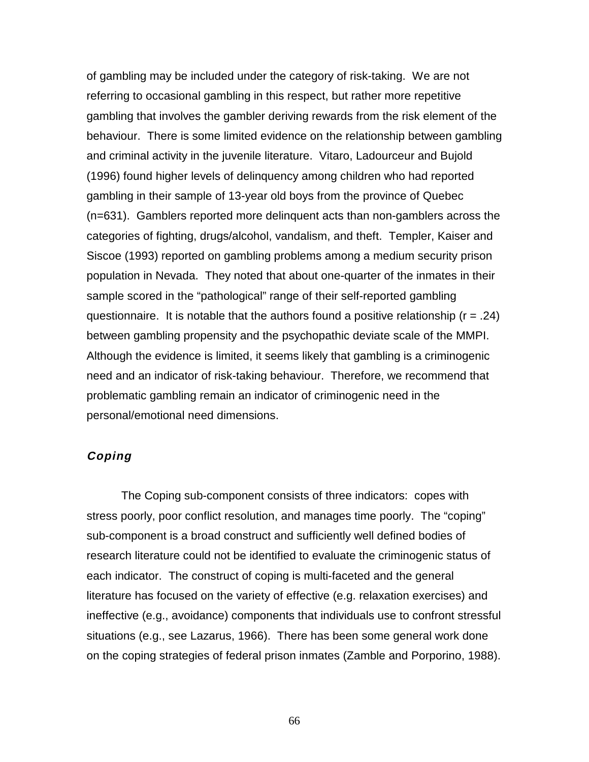of gambling may be included under the category of risk-taking. We are not referring to occasional gambling in this respect, but rather more repetitive gambling that involves the gambler deriving rewards from the risk element of the behaviour. There is some limited evidence on the relationship between gambling and criminal activity in the juvenile literature. Vitaro, Ladourceur and Bujold (1996) found higher levels of delinquency among children who had reported gambling in their sample of 13-year old boys from the province of Quebec (n=631). Gamblers reported more delinquent acts than non-gamblers across the categories of fighting, drugs/alcohol, vandalism, and theft. Templer, Kaiser and Siscoe (1993) reported on gambling problems among a medium security prison population in Nevada. They noted that about one-quarter of the inmates in their sample scored in the "pathological" range of their self-reported gambling questionnaire. It is notable that the authors found a positive relationship ($r = .24$) between gambling propensity and the psychopathic deviate scale of the MMPI. Although the evidence is limited, it seems likely that gambling is a criminogenic need and an indicator of risk-taking behaviour. Therefore, we recommend that problematic gambling remain an indicator of criminogenic need in the personal/emotional need dimensions.

### *Coping*

The Coping sub-component consists of three indicators: copes with stress poorly, poor conflict resolution, and manages time poorly. The "coping" sub-component is a broad construct and sufficiently well defined bodies of research literature could not be identified to evaluate the criminogenic status of each indicator. The construct of coping is multi-faceted and the general literature has focused on the variety of effective (e.g. relaxation exercises) and ineffective (e.g., avoidance) components that individuals use to confront stressful situations (e.g., see Lazarus, 1966). There has been some general work done on the coping strategies of federal prison inmates (Zamble and Porporino, 1988).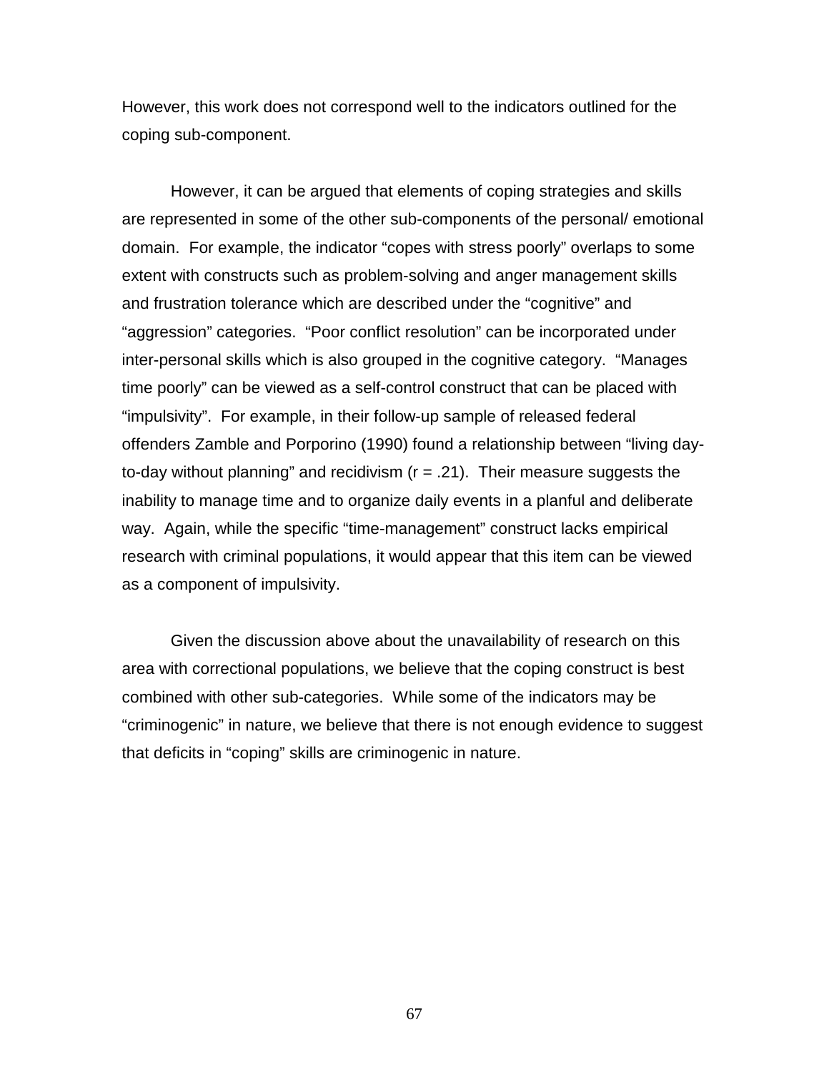However, this work does not correspond well to the indicators outlined for the coping sub-component.

However, it can be argued that elements of coping strategies and skills are represented in some of the other sub-components of the personal/ emotional domain. For example, the indicator "copes with stress poorly" overlaps to some extent with constructs such as problem-solving and anger management skills and frustration tolerance which are described under the "cognitive" and "aggression" categories. "Poor conflict resolution" can be incorporated under inter-personal skills which is also grouped in the cognitive category. "Manages time poorly" can be viewed as a self-control construct that can be placed with "impulsivity". For example, in their follow-up sample of released federal offenders Zamble and Porporino (1990) found a relationship between "living day-to-day without planning" and recidivism ($r = .21$). Their measure suggests the inability to manage time and to organize daily events in a planful and deliberate way. Again, while the specific "time-management" construct lacks empirical research with criminal populations, it would appear that this item can be viewed as a component of impulsivity.

Given the discussion above about the unavailability of research on this area with correctional populations, we believe that the coping construct is best combined with other sub-categories. While some of the indicators may be "criminogenic" in nature, we believe that there is not enough evidence to suggest that deficits in "coping" skills are criminogenic in nature.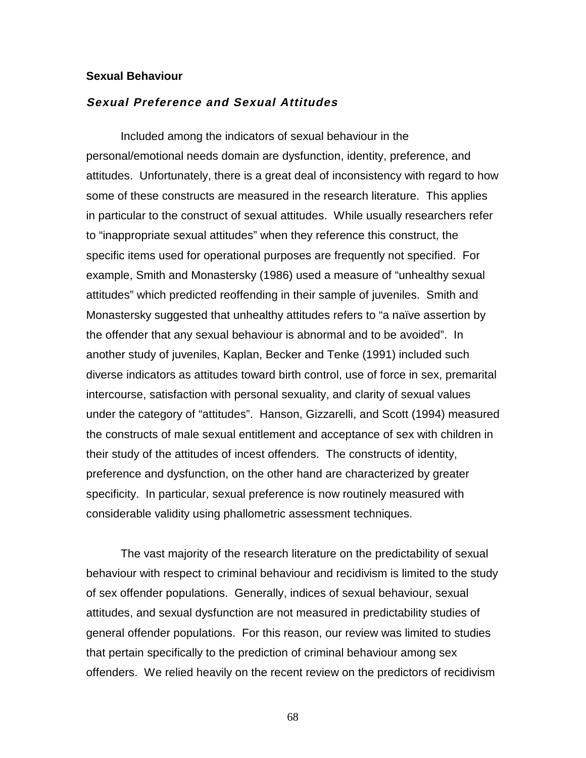## Sexual Behaviour

### *Sexual Preference and Sexual Attitudes*

Included among the indicators of sexual behaviour in the personal/emotional needs domain are dysfunction, identity, preference, and attitudes. Unfortunately, there is a great deal of inconsistency with regard to how some of these constructs are measured in the research literature. This applies in particular to the construct of sexual attitudes. While usually researchers refer to "inappropriate sexual attitudes" when they reference this construct, the specific items used for operational purposes are frequently not specified. For example, Smith and Monastersky (1986) used a measure of "unhealthy sexual attitudes" which predicted reoffending in their sample of juveniles. Smith and Monastersky suggested that unhealthy attitudes refers to "a naïve assertion by the offender that any sexual behaviour is abnormal and to be avoided". In another study of juveniles, Kaplan, Becker and Tenke (1991) included such diverse indicators as attitudes toward birth control, use of force in sex, premarital intercourse, satisfaction with personal sexuality, and clarity of sexual values under the category of "attitudes". Hanson, Gizzarelli, and Scott (1994) measured the constructs of male sexual entitlement and acceptance of sex with children in their study of the attitudes of incest offenders. The constructs of identity, preference and dysfunction, on the other hand are characterized by greater specificity. In particular, sexual preference is now routinely measured with considerable validity using phallometric assessment techniques.

The vast majority of the research literature on the predictability of sexual behaviour with respect to criminal behaviour and recidivism is limited to the study of sex offender populations. Generally, indices of sexual behaviour, sexual attitudes, and sexual dysfunction are not measured in predictability studies of general offender populations. For this reason, our review was limited to studies that pertain specifically to the prediction of criminal behaviour among sex offenders. We relied heavily on the recent review on the predictors of recidivism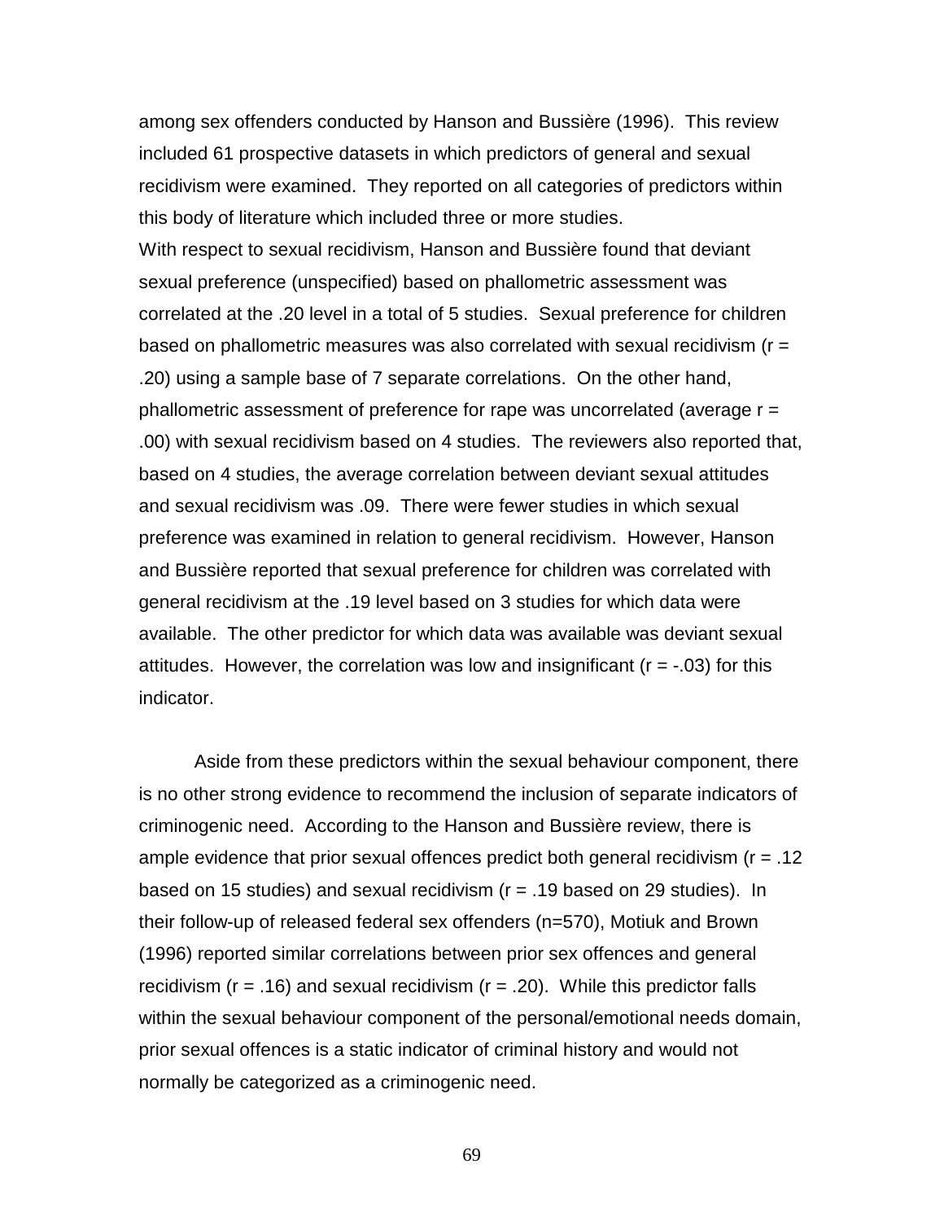among sex offenders conducted by Hanson and Bussière (1996). This review included 61 prospective datasets in which predictors of general and sexual recidivism were examined. They reported on all categories of predictors within this body of literature which included three or more studies.

With respect to sexual recidivism, Hanson and Bussière found that deviant sexual preference (unspecified) based on phallometric assessment was correlated at the .20 level in a total of 5 studies. Sexual preference for children based on phallometric measures was also correlated with sexual recidivism ($r = .20$) using a sample base of 7 separate correlations. On the other hand, phallometric assessment of preference for rape was uncorrelated (average $r = .00$) with sexual recidivism based on 4 studies. The reviewers also reported that, based on 4 studies, the average correlation between deviant sexual attitudes and sexual recidivism was .09. There were fewer studies in which sexual preference was examined in relation to general recidivism. However, Hanson and Bussière reported that sexual preference for children was correlated with general recidivism at the .19 level based on 3 studies for which data were available. The other predictor for which data was available was deviant sexual attitudes. However, the correlation was low and insignificant ($r = -.03$) for this indicator.

Aside from these predictors within the sexual behaviour component, there is no other strong evidence to recommend the inclusion of separate indicators of criminogenic need. According to the Hanson and Bussière review, there is ample evidence that prior sexual offences predict both general recidivism ($r = .12$ based on 15 studies) and sexual recidivism ($r = .19$ based on 29 studies). In their follow-up of released federal sex offenders ($n=570$), Motiuk and Brown (1996) reported similar correlations between prior sex offences and general recidivism ($r = .16$) and sexual recidivism ($r = .20$). While this predictor falls within the sexual behaviour component of the personal/emotional needs domain, prior sexual offences is a static indicator of criminal history and would not normally be categorized as a criminogenic need.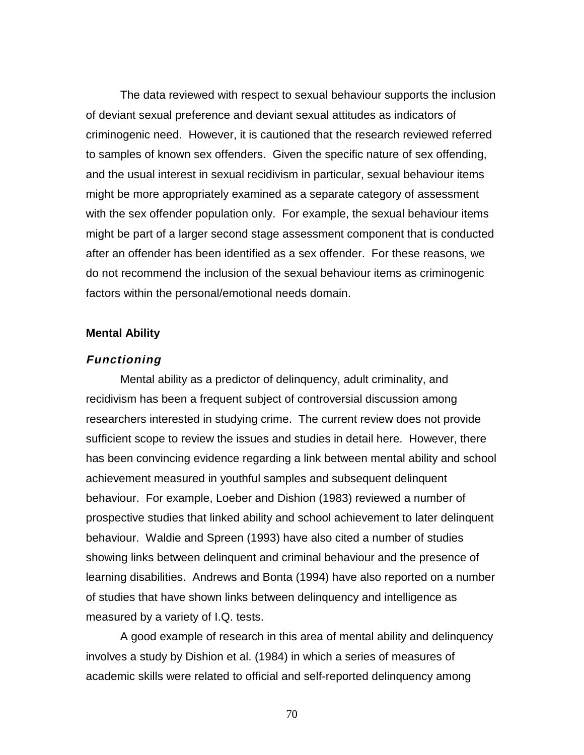The data reviewed with respect to sexual behaviour supports the inclusion of deviant sexual preference and deviant sexual attitudes as indicators of criminogenic need. However, it is cautioned that the research reviewed referred to samples of known sex offenders. Given the specific nature of sex offending, and the usual interest in sexual recidivism in particular, sexual behaviour items might be more appropriately examined as a separate category of assessment with the sex offender population only. For example, the sexual behaviour items might be part of a larger second stage assessment component that is conducted after an offender has been identified as a sex offender. For these reasons, we do not recommend the inclusion of the sexual behaviour items as criminogenic factors within the personal/emotional needs domain.

## Mental Ability

### *Functioning*

Mental ability as a predictor of delinquency, adult criminality, and recidivism has been a frequent subject of controversial discussion among researchers interested in studying crime. The current review does not provide sufficient scope to review the issues and studies in detail here. However, there has been convincing evidence regarding a link between mental ability and school achievement measured in youthful samples and subsequent delinquent behaviour. For example, Loeber and Dishion (1983) reviewed a number of prospective studies that linked ability and school achievement to later delinquent behaviour. Waldie and Spreen (1993) have also cited a number of studies showing links between delinquent and criminal behaviour and the presence of learning disabilities. Andrews and Bonta (1994) have also reported on a number of studies that have shown links between delinquency and intelligence as measured by a variety of I.Q. tests.

A good example of research in this area of mental ability and delinquency involves a study by Dishion et al. (1984) in which a series of measures of academic skills were related to official and self-reported delinquency among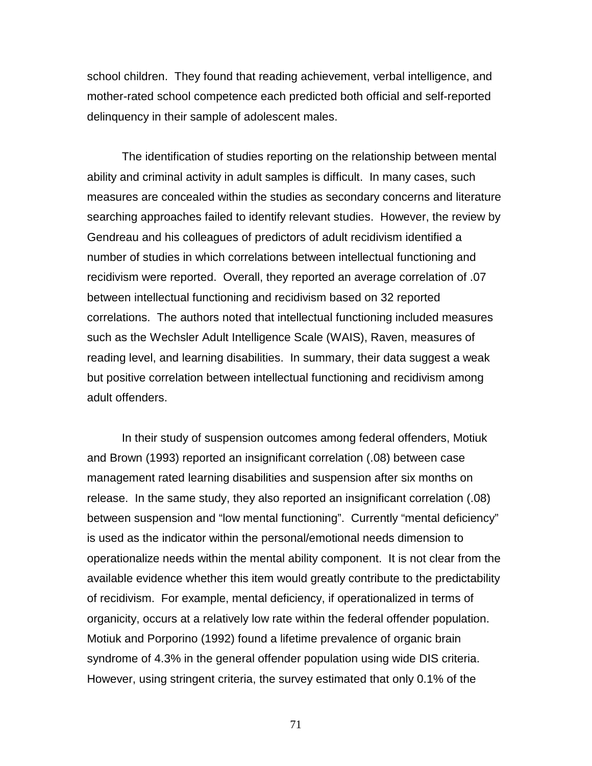school children. They found that reading achievement, verbal intelligence, and mother-rated school competence each predicted both official and self-reported delinquency in their sample of adolescent males.

The identification of studies reporting on the relationship between mental ability and criminal activity in adult samples is difficult. In many cases, such measures are concealed within the studies as secondary concerns and literature searching approaches failed to identify relevant studies. However, the review by Gendreau and his colleagues of predictors of adult recidivism identified a number of studies in which correlations between intellectual functioning and recidivism were reported. Overall, they reported an average correlation of .07 between intellectual functioning and recidivism based on 32 reported correlations. The authors noted that intellectual functioning included measures such as the Wechsler Adult Intelligence Scale (WAIS), Raven, measures of reading level, and learning disabilities. In summary, their data suggest a weak but positive correlation between intellectual functioning and recidivism among adult offenders.

In their study of suspension outcomes among federal offenders, Motiuk and Brown (1993) reported an insignificant correlation (.08) between case management rated learning disabilities and suspension after six months on release. In the same study, they also reported an insignificant correlation (.08) between suspension and "low mental functioning". Currently "mental deficiency" is used as the indicator within the personal/emotional needs dimension to operationalize needs within the mental ability component. It is not clear from the available evidence whether this item would greatly contribute to the predictability of recidivism. For example, mental deficiency, if operationalized in terms of organicity, occurs at a relatively low rate within the federal offender population. Motiuk and Porporino (1992) found a lifetime prevalence of organic brain syndrome of 4.3% in the general offender population using wide DIS criteria. However, using stringent criteria, the survey estimated that only 0.1% of the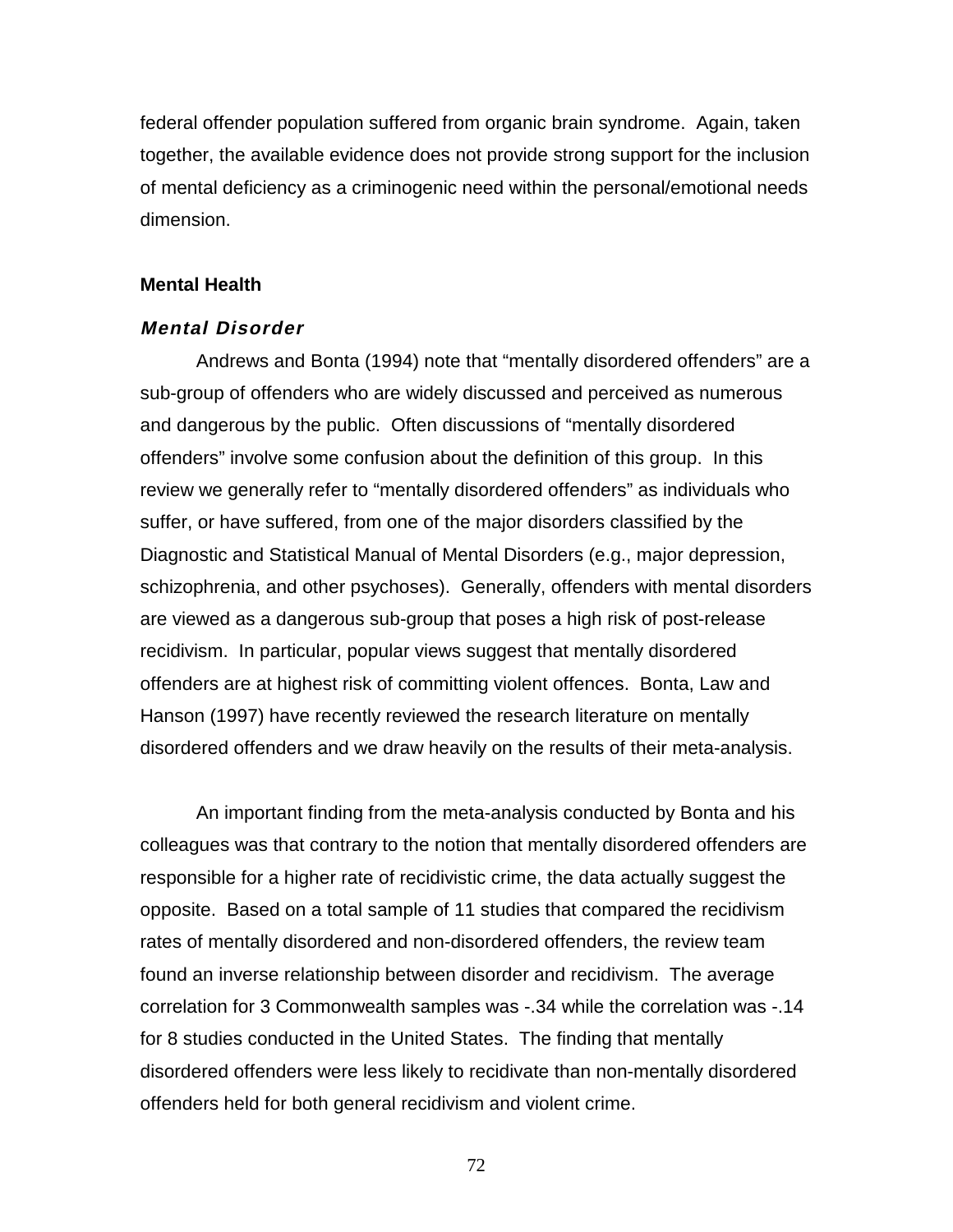federal offender population suffered from organic brain syndrome. Again, taken together, the available evidence does not provide strong support for the inclusion of mental deficiency as a criminogenic need within the personal/emotional needs dimension.

## Mental Health

### *Mental Disorder*

Andrews and Bonta (1994) note that "mentally disordered offenders" are a sub-group of offenders who are widely discussed and perceived as numerous and dangerous by the public. Often discussions of "mentally disordered offenders" involve some confusion about the definition of this group. In this review we generally refer to "mentally disordered offenders" as individuals who suffer, or have suffered, from one of the major disorders classified by the Diagnostic and Statistical Manual of Mental Disorders (e.g., major depression, schizophrenia, and other psychoses). Generally, offenders with mental disorders are viewed as a dangerous sub-group that poses a high risk of post-release recidivism. In particular, popular views suggest that mentally disordered offenders are at highest risk of committing violent offences. Bonta, Law and Hanson (1997) have recently reviewed the research literature on mentally disordered offenders and we draw heavily on the results of their meta-analysis.

An important finding from the meta-analysis conducted by Bonta and his colleagues was that contrary to the notion that mentally disordered offenders are responsible for a higher rate of recidivistic crime, the data actually suggest the opposite. Based on a total sample of 11 studies that compared the recidivism rates of mentally disordered and non-disordered offenders, the review team found an inverse relationship between disorder and recidivism. The average correlation for 3 Commonwealth samples was -.34 while the correlation was -.14 for 8 studies conducted in the United States. The finding that mentally disordered offenders were less likely to recidivate than non-mentally disordered offenders held for both general recidivism and violent crime.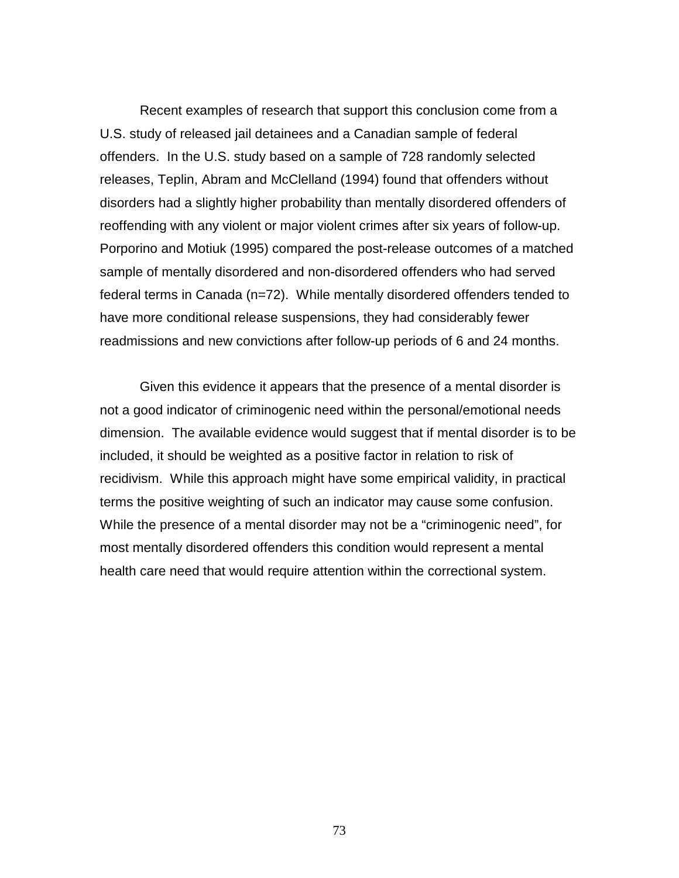Recent examples of research that support this conclusion come from a U.S. study of released jail detainees and a Canadian sample of federal offenders. In the U.S. study based on a sample of 728 randomly selected releases, Teplin, Abram and McClelland (1994) found that offenders without disorders had a slightly higher probability than mentally disordered offenders of reoffending with any violent or major violent crimes after six years of follow-up. Porporino and Motiuk (1995) compared the post-release outcomes of a matched sample of mentally disordered and non-disordered offenders who had served federal terms in Canada (n=72). While mentally disordered offenders tended to have more conditional release suspensions, they had considerably fewer readmissions and new convictions after follow-up periods of 6 and 24 months.

Given this evidence it appears that the presence of a mental disorder is not a good indicator of criminogenic need within the personal/emotional needs dimension. The available evidence would suggest that if mental disorder is to be included, it should be weighted as a positive factor in relation to risk of recidivism. While this approach might have some empirical validity, in practical terms the positive weighting of such an indicator may cause some confusion. While the presence of a mental disorder may not be a "criminogenic need", for most mentally disordered offenders this condition would represent a mental health care need that would require attention within the correctional system.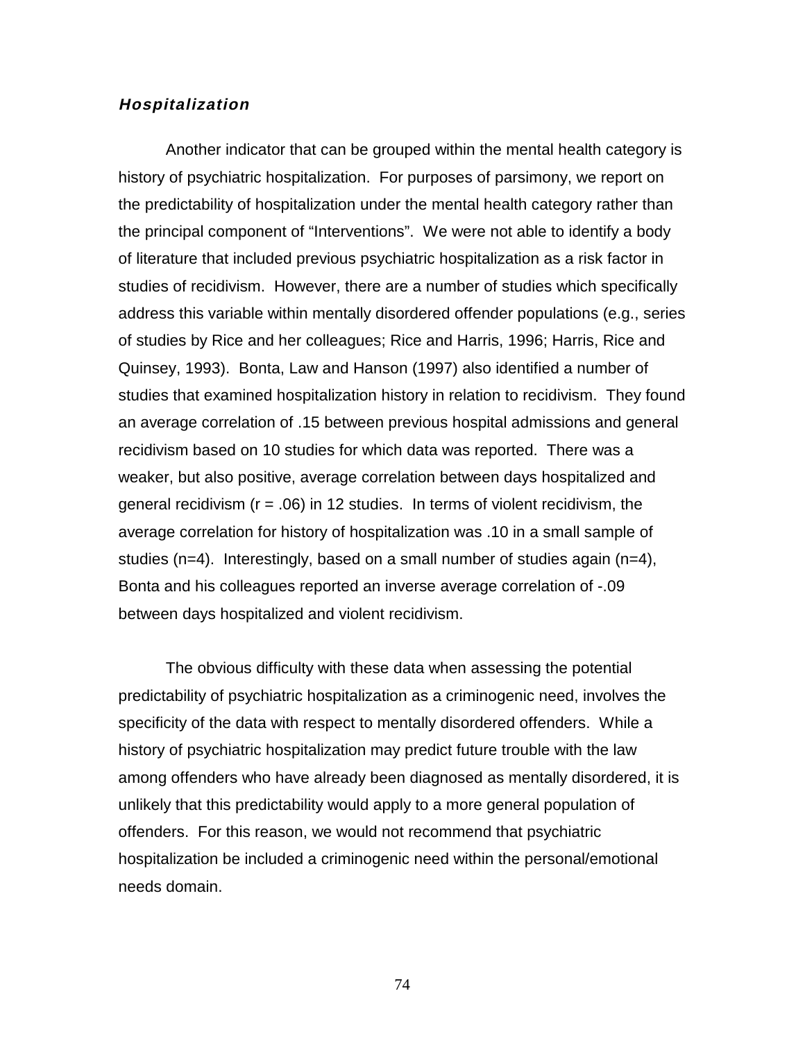### ***Hospitalization***

Another indicator that can be grouped within the mental health category is history of psychiatric hospitalization. For purposes of parsimony, we report on the predictability of hospitalization under the mental health category rather than the principal component of "Interventions". We were not able to identify a body of literature that included previous psychiatric hospitalization as a risk factor in studies of recidivism. However, there are a number of studies which specifically address this variable within mentally disordered offender populations (e.g., series of studies by Rice and her colleagues; Rice and Harris, 1996; Harris, Rice and Quinsey, 1993). Bonta, Law and Hanson (1997) also identified a number of studies that examined hospitalization history in relation to recidivism. They found an average correlation of .15 between previous hospital admissions and general recidivism based on 10 studies for which data was reported. There was a weaker, but also positive, average correlation between days hospitalized and general recidivism ($r = .06$) in 12 studies. In terms of violent recidivism, the average correlation for history of hospitalization was .10 in a small sample of studies ($n=4$). Interestingly, based on a small number of studies again ($n=4$), Bonta and his colleagues reported an inverse average correlation of -.09 between days hospitalized and violent recidivism.

The obvious difficulty with these data when assessing the potential predictability of psychiatric hospitalization as a criminogenic need, involves the specificity of the data with respect to mentally disordered offenders. While a history of psychiatric hospitalization may predict future trouble with the law among offenders who have already been diagnosed as mentally disordered, it is unlikely that this predictability would apply to a more general population of offenders. For this reason, we would not recommend that psychiatric hospitalization be included a criminogenic need within the personal/emotional needs domain.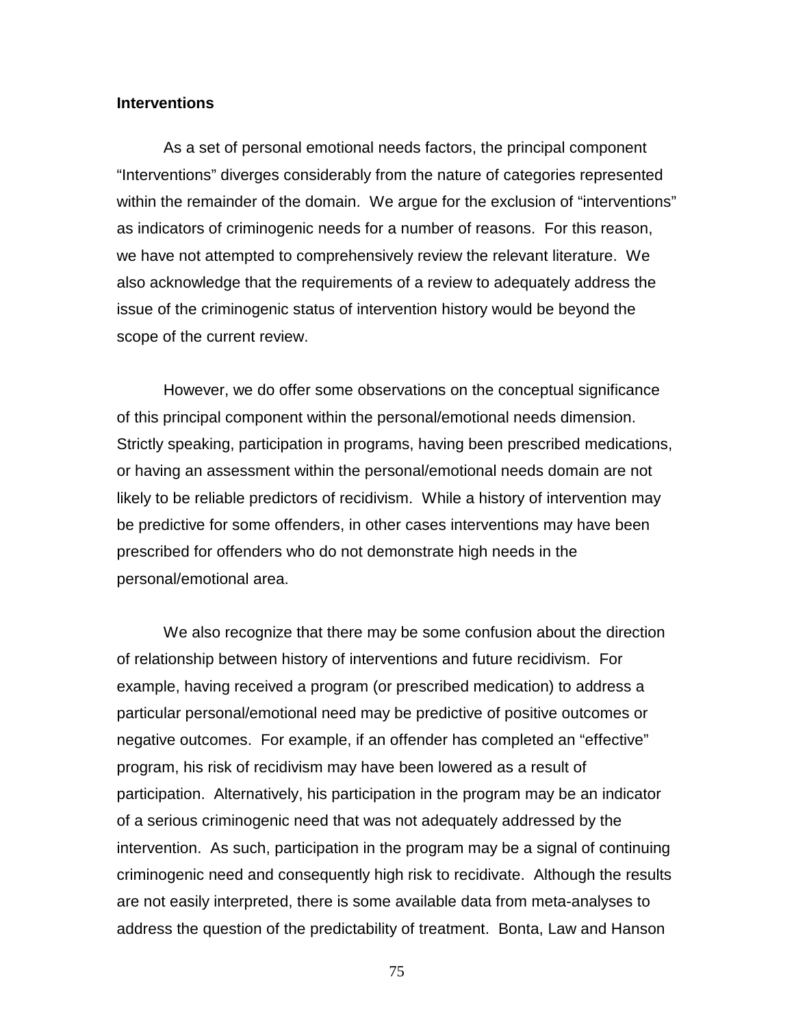**Interventions**

As a set of personal emotional needs factors, the principal component "Interventions" diverges considerably from the nature of categories represented within the remainder of the domain. We argue for the exclusion of "interventions" as indicators of criminogenic needs for a number of reasons. For this reason, we have not attempted to comprehensively review the relevant literature. We also acknowledge that the requirements of a review to adequately address the issue of the criminogenic status of intervention history would be beyond the scope of the current review.

However, we do offer some observations on the conceptual significance of this principal component within the personal/emotional needs dimension. Strictly speaking, participation in programs, having been prescribed medications, or having an assessment within the personal/emotional needs domain are not likely to be reliable predictors of recidivism. While a history of intervention may be predictive for some offenders, in other cases interventions may have been prescribed for offenders who do not demonstrate high needs in the personal/emotional area.

We also recognize that there may be some confusion about the direction of relationship between history of interventions and future recidivism. For example, having received a program (or prescribed medication) to address a particular personal/emotional need may be predictive of positive outcomes or negative outcomes. For example, if an offender has completed an "effective" program, his risk of recidivism may have been lowered as a result of participation. Alternatively, his participation in the program may be an indicator of a serious criminogenic need that was not adequately addressed by the intervention. As such, participation in the program may be a signal of continuing criminogenic need and consequently high risk to recidivate. Although the results are not easily interpreted, there is some available data from meta-analyses to address the question of the predictability of treatment. Bonta, Law and Hanson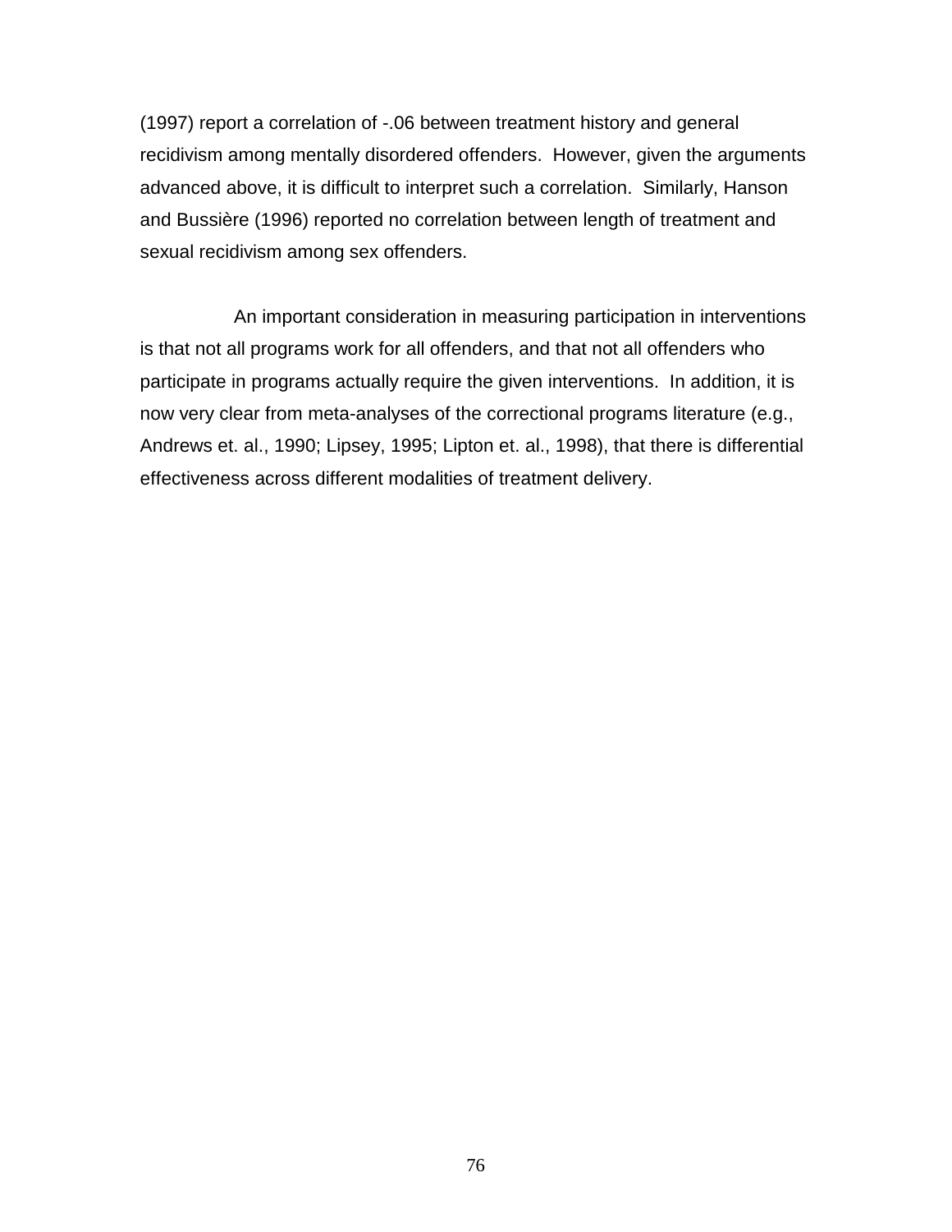(1997) report a correlation of -.06 between treatment history and general recidivism among mentally disordered offenders. However, given the arguments advanced above, it is difficult to interpret such a correlation. Similarly, Hanson and Bussière (1996) reported no correlation between length of treatment and sexual recidivism among sex offenders.

An important consideration in measuring participation in interventions is that not all programs work for all offenders, and that not all offenders who participate in programs actually require the given interventions. In addition, it is now very clear from meta-analyses of the correctional programs literature (e.g., Andrews et. al., 1990; Lipsey, 1995; Lipton et. al., 1998), that there is differential effectiveness across different modalities of treatment delivery.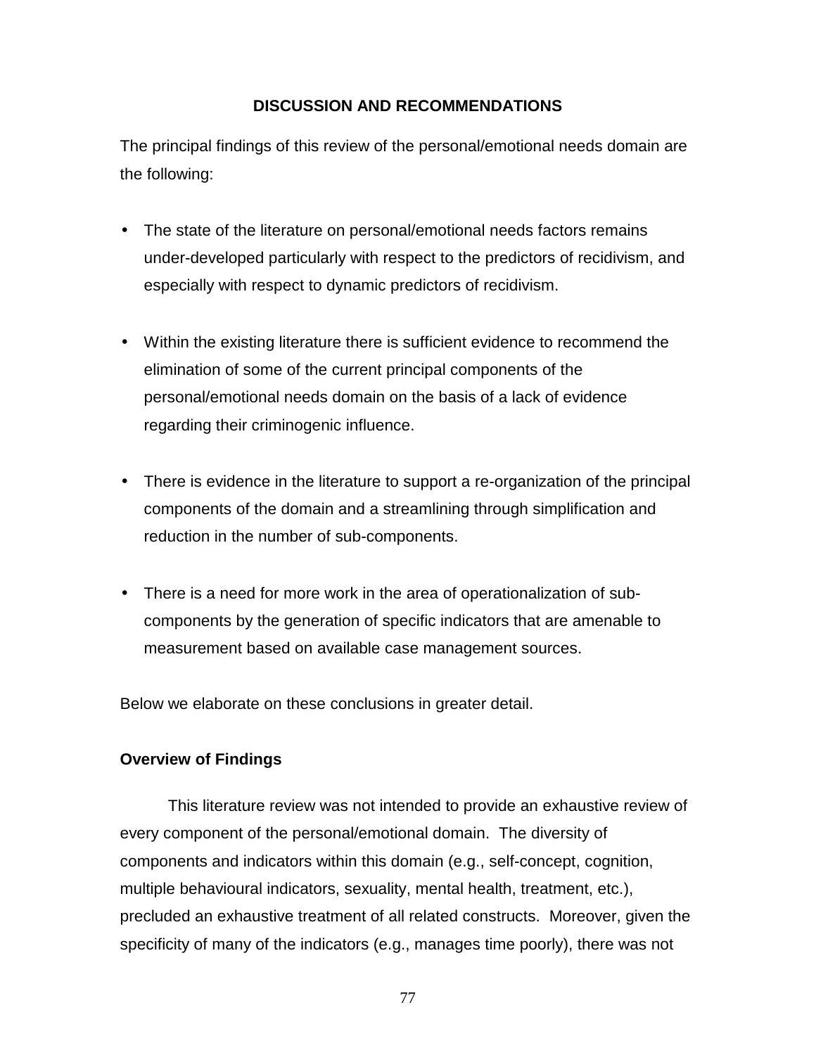## DISCUSSION AND RECOMMENDATIONS

The principal findings of this review of the personal/emotional needs domain are the following:

- The state of the literature on personal/emotional needs factors remains under-developed particularly with respect to the predictors of recidivism, and especially with respect to dynamic predictors of recidivism.
- Within the existing literature there is sufficient evidence to recommend the elimination of some of the current principal components of the personal/emotional needs domain on the basis of a lack of evidence regarding their criminogenic influence.
- There is evidence in the literature to support a re-organization of the principal components of the domain and a streamlining through simplification and reduction in the number of sub-components.
- There is a need for more work in the area of operationalization of sub-components by the generation of specific indicators that are amenable to measurement based on available case management sources.

Below we elaborate on these conclusions in greater detail.

### Overview of Findings

This literature review was not intended to provide an exhaustive review of every component of the personal/emotional domain. The diversity of components and indicators within this domain (e.g., self-concept, cognition, multiple behavioural indicators, sexuality, mental health, treatment, etc.), precluded an exhaustive treatment of all related constructs. Moreover, given the specificity of many of the indicators (e.g., manages time poorly), there was not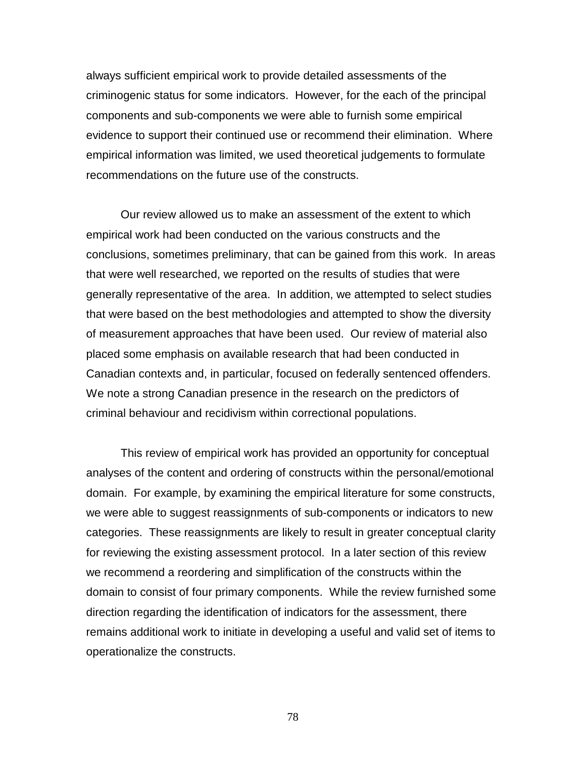always sufficient empirical work to provide detailed assessments of the criminogenic status for some indicators. However, for the each of the principal components and sub-components we were able to furnish some empirical evidence to support their continued use or recommend their elimination. Where empirical information was limited, we used theoretical judgements to formulate recommendations on the future use of the constructs.

Our review allowed us to make an assessment of the extent to which empirical work had been conducted on the various constructs and the conclusions, sometimes preliminary, that can be gained from this work. In areas that were well researched, we reported on the results of studies that were generally representative of the area. In addition, we attempted to select studies that were based on the best methodologies and attempted to show the diversity of measurement approaches that have been used. Our review of material also placed some emphasis on available research that had been conducted in Canadian contexts and, in particular, focused on federally sentenced offenders. We note a strong Canadian presence in the research on the predictors of criminal behaviour and recidivism within correctional populations.

This review of empirical work has provided an opportunity for conceptual analyses of the content and ordering of constructs within the personal/emotional domain. For example, by examining the empirical literature for some constructs, we were able to suggest reassignments of sub-components or indicators to new categories. These reassignments are likely to result in greater conceptual clarity for reviewing the existing assessment protocol. In a later section of this review we recommend a reordering and simplification of the constructs within the domain to consist of four primary components. While the review furnished some direction regarding the identification of indicators for the assessment, there remains additional work to initiate in developing a useful and valid set of items to operationalize the constructs.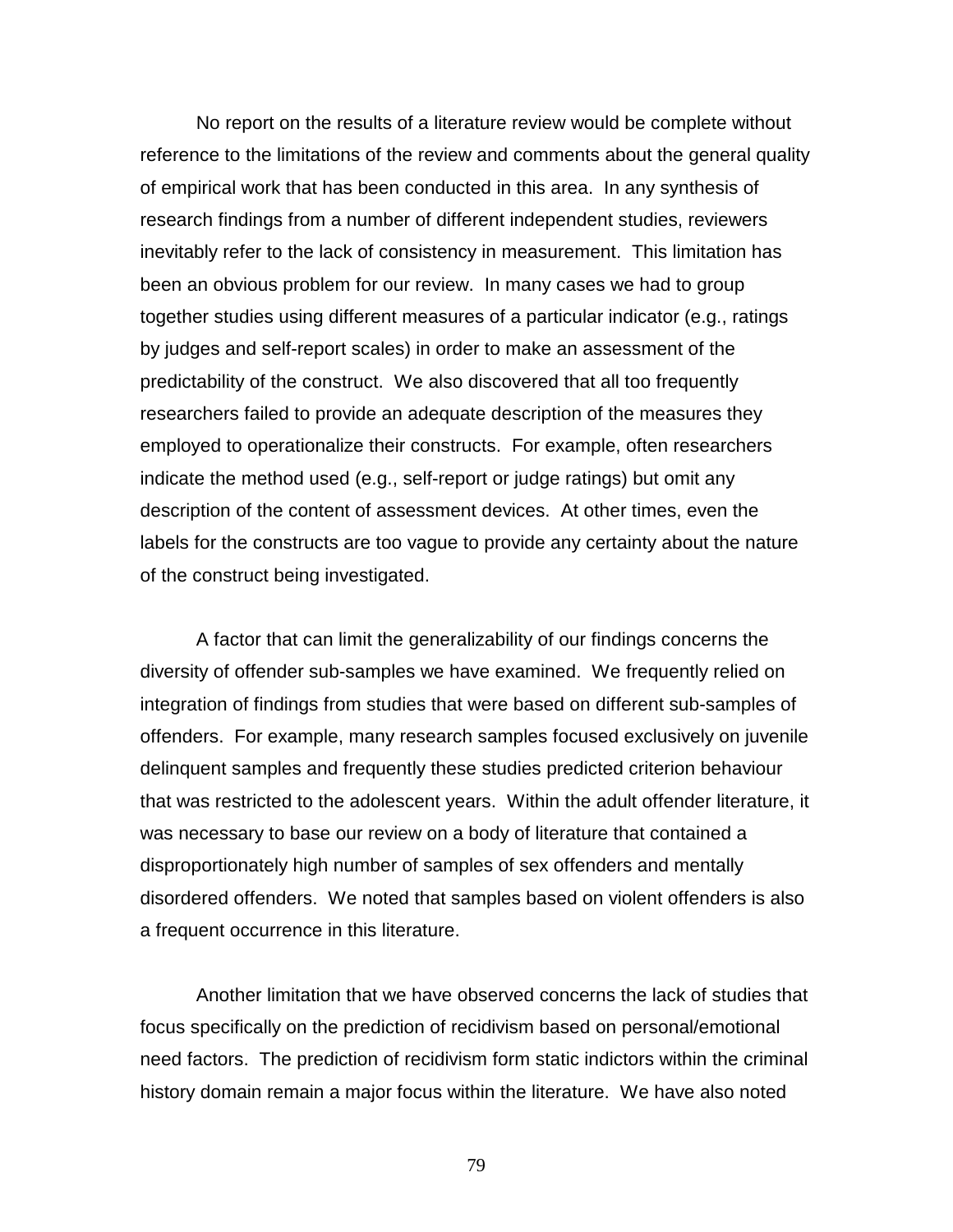No report on the results of a literature review would be complete without reference to the limitations of the review and comments about the general quality of empirical work that has been conducted in this area. In any synthesis of research findings from a number of different independent studies, reviewers inevitably refer to the lack of consistency in measurement. This limitation has been an obvious problem for our review. In many cases we had to group together studies using different measures of a particular indicator (e.g., ratings by judges and self-report scales) in order to make an assessment of the predictability of the construct. We also discovered that all too frequently researchers failed to provide an adequate description of the measures they employed to operationalize their constructs. For example, often researchers indicate the method used (e.g., self-report or judge ratings) but omit any description of the content of assessment devices. At other times, even the labels for the constructs are too vague to provide any certainty about the nature of the construct being investigated.

A factor that can limit the generalizability of our findings concerns the diversity of offender sub-samples we have examined. We frequently relied on integration of findings from studies that were based on different sub-samples of offenders. For example, many research samples focused exclusively on juvenile delinquent samples and frequently these studies predicted criterion behaviour that was restricted to the adolescent years. Within the adult offender literature, it was necessary to base our review on a body of literature that contained a disproportionately high number of samples of sex offenders and mentally disordered offenders. We noted that samples based on violent offenders is also a frequent occurrence in this literature.

Another limitation that we have observed concerns the lack of studies that focus specifically on the prediction of recidivism based on personal/emotional need factors. The prediction of recidivism form static indictors within the criminal history domain remain a major focus within the literature. We have also noted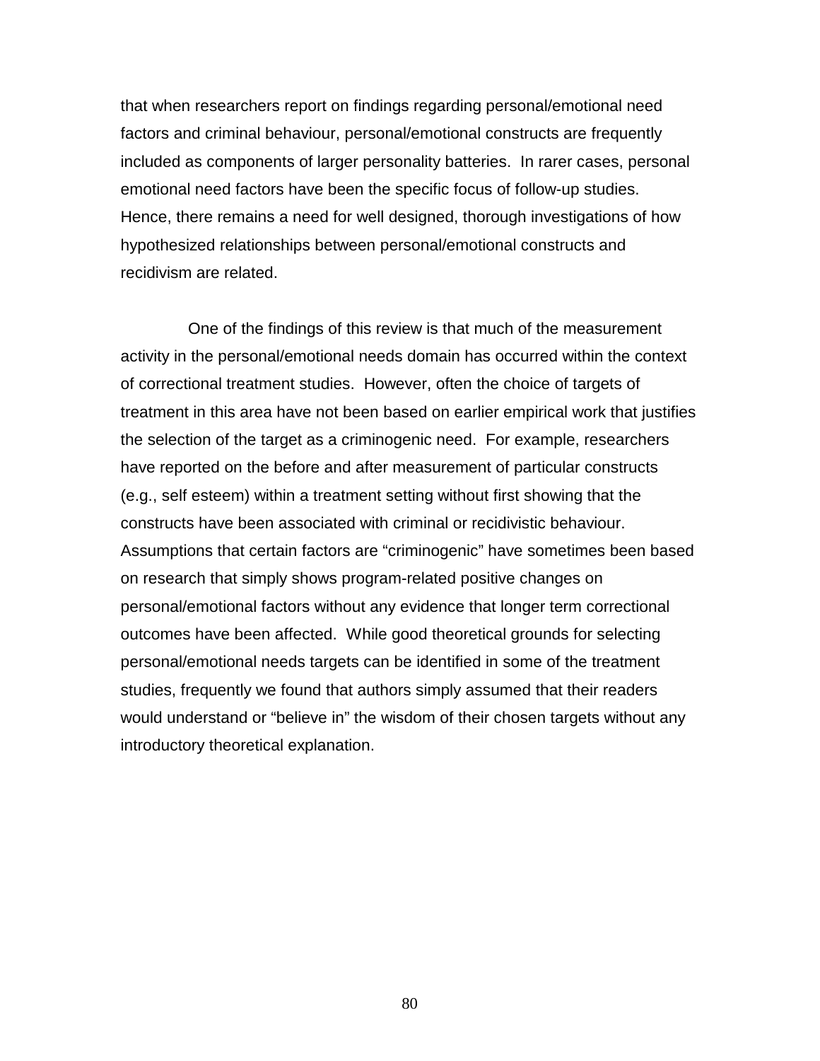that when researchers report on findings regarding personal/emotional need factors and criminal behaviour, personal/emotional constructs are frequently included as components of larger personality batteries. In rarer cases, personal emotional need factors have been the specific focus of follow-up studies. Hence, there remains a need for well designed, thorough investigations of how hypothesized relationships between personal/emotional constructs and recidivism are related.

One of the findings of this review is that much of the measurement activity in the personal/emotional needs domain has occurred within the context of correctional treatment studies. However, often the choice of targets of treatment in this area have not been based on earlier empirical work that justifies the selection of the target as a criminogenic need. For example, researchers have reported on the before and after measurement of particular constructs (e.g., self esteem) within a treatment setting without first showing that the constructs have been associated with criminal or recidivistic behaviour. Assumptions that certain factors are "criminogenic" have sometimes been based on research that simply shows program-related positive changes on personal/emotional factors without any evidence that longer term correctional outcomes have been affected. While good theoretical grounds for selecting personal/emotional needs targets can be identified in some of the treatment studies, frequently we found that authors simply assumed that their readers would understand or "believe in" the wisdom of their chosen targets without any introductory theoretical explanation.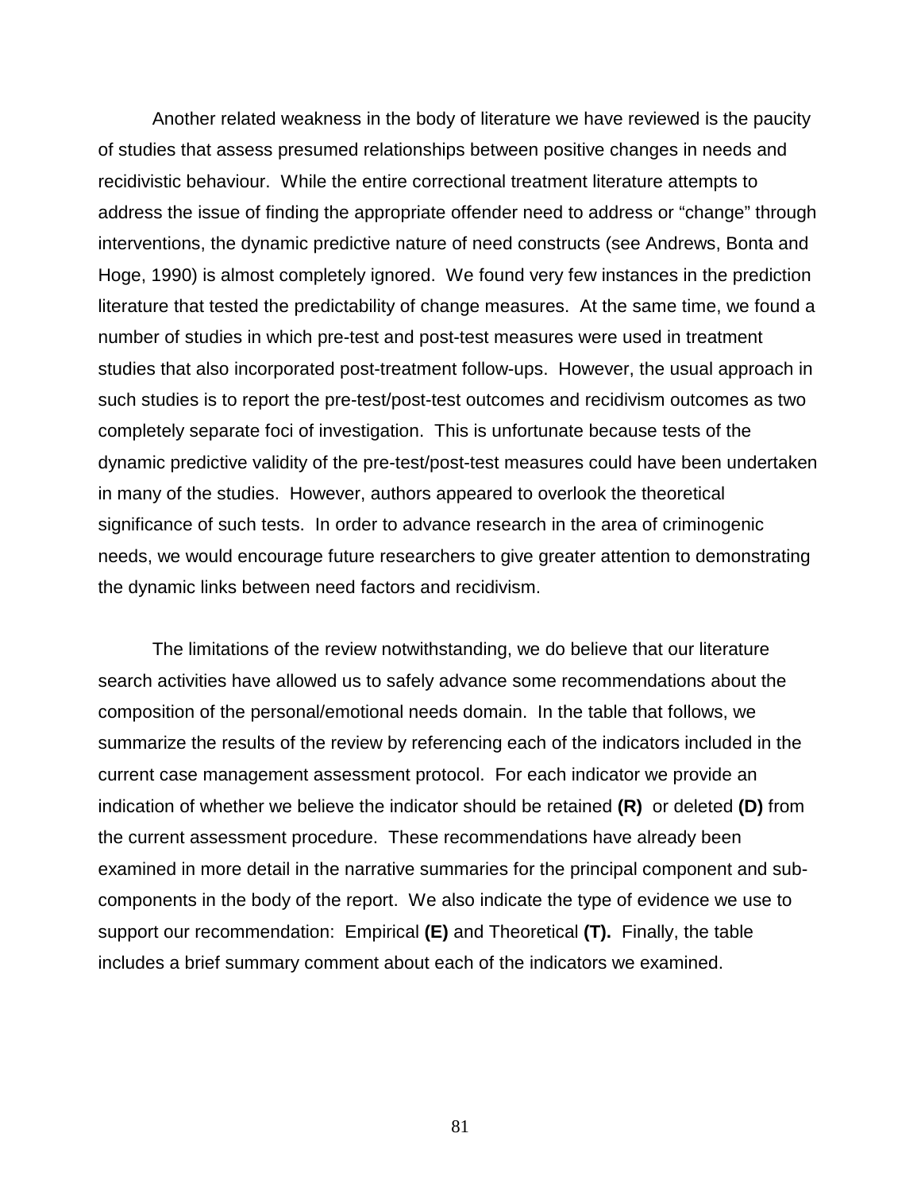Another related weakness in the body of literature we have reviewed is the paucity of studies that assess presumed relationships between positive changes in needs and recidivistic behaviour. While the entire correctional treatment literature attempts to address the issue of finding the appropriate offender need to address or "change" through interventions, the dynamic predictive nature of need constructs (see Andrews, Bonta and Hoge, 1990) is almost completely ignored. We found very few instances in the prediction literature that tested the predictability of change measures. At the same time, we found a number of studies in which pre-test and post-test measures were used in treatment studies that also incorporated post-treatment follow-ups. However, the usual approach in such studies is to report the pre-test/post-test outcomes and recidivism outcomes as two completely separate foci of investigation. This is unfortunate because tests of the dynamic predictive validity of the pre-test/post-test measures could have been undertaken in many of the studies. However, authors appeared to overlook the theoretical significance of such tests. In order to advance research in the area of criminogenic needs, we would encourage future researchers to give greater attention to demonstrating the dynamic links between need factors and recidivism.

The limitations of the review notwithstanding, we do believe that our literature search activities have allowed us to safely advance some recommendations about the composition of the personal/emotional needs domain. In the table that follows, we summarize the results of the review by referencing each of the indicators included in the current case management assessment protocol. For each indicator we provide an indication of whether we believe the indicator should be retained **(R)** or deleted **(D)** from the current assessment procedure. These recommendations have already been examined in more detail in the narrative summaries for the principal component and sub-components in the body of the report. We also indicate the type of evidence we use to support our recommendation: Empirical **(E)** and Theoretical **(T).** Finally, the table includes a brief summary comment about each of the indicators we examined.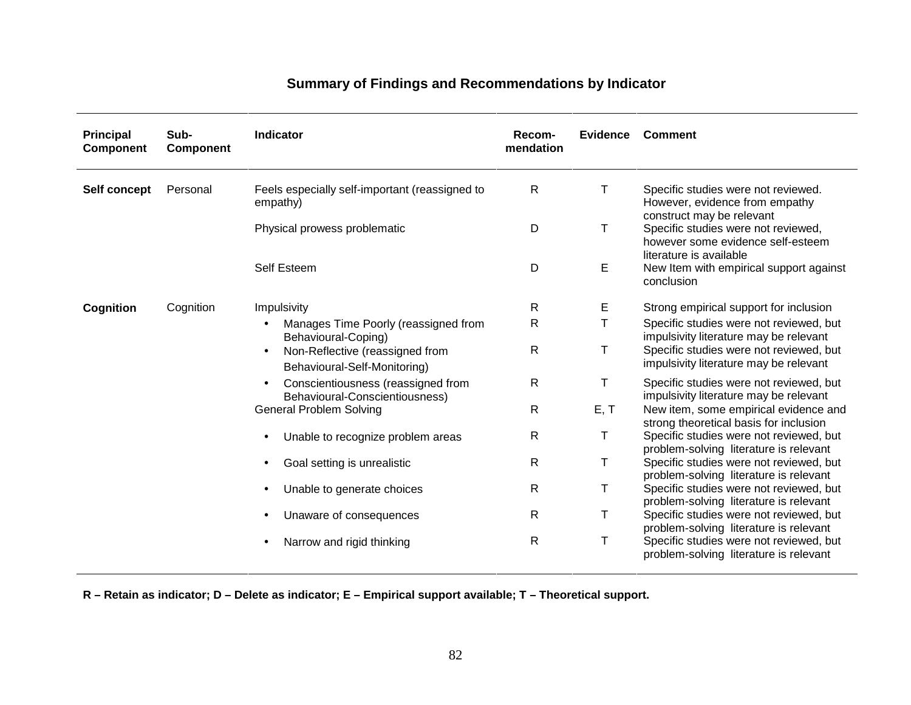## Summary of Findings and Recommendations by Indicator

| Principal Component | Sub-Component | Indicator | Recom-mendation | Evidence | Comment |
|---|---|---|---|---|---|
| **Self concept** | Personal | Feels especially self-important (reassigned to empathy) | R | T | Specific studies were not reviewed. However, evidence from empathy construct may be relevant |
| | | Physical prowess problematic | D | T | Specific studies were not reviewed, however some evidence self-esteem literature is available |
| | | Self Esteem | D | E | New Item with empirical support against conclusion |
| **Cognition** | Cognition | Impulsivity | R | E | Strong empirical support for inclusion |
| | | • Manages Time Poorly (reassigned from Behavioural-Coping) | R | T | Specific studies were not reviewed, but impulsivity literature may be relevant |
| | | • Non-Reflective (reassigned from Behavioural-Self-Monitoring) | R | T | Specific studies were not reviewed, but impulsivity literature may be relevant |
| | | • Conscientiousness (reassigned from Behavioural-Conscientiousness) | R | T | Specific studies were not reviewed, but impulsivity literature may be relevant |
| | | General Problem Solving | R | E, T | New item, some empirical evidence and strong theoretical basis for inclusion |
| | | • Unable to recognize problem areas | R | T | Specific studies were not reviewed, but problem-solving literature is relevant |
| | | • Goal setting is unrealistic | R | T | Specific studies were not reviewed, but problem-solving literature is relevant |
| | | • Unable to generate choices | R | T | Specific studies were not reviewed, but problem-solving literature is relevant |
| | | • Unaware of consequences | R | T | Specific studies were not reviewed, but problem-solving literature is relevant |
| | | • Narrow and rigid thinking | R | T | Specific studies were not reviewed, but problem-solving literature is relevant |

**R – Retain as indicator; D – Delete as indicator; E – Empirical support available; T – Theoretical support.**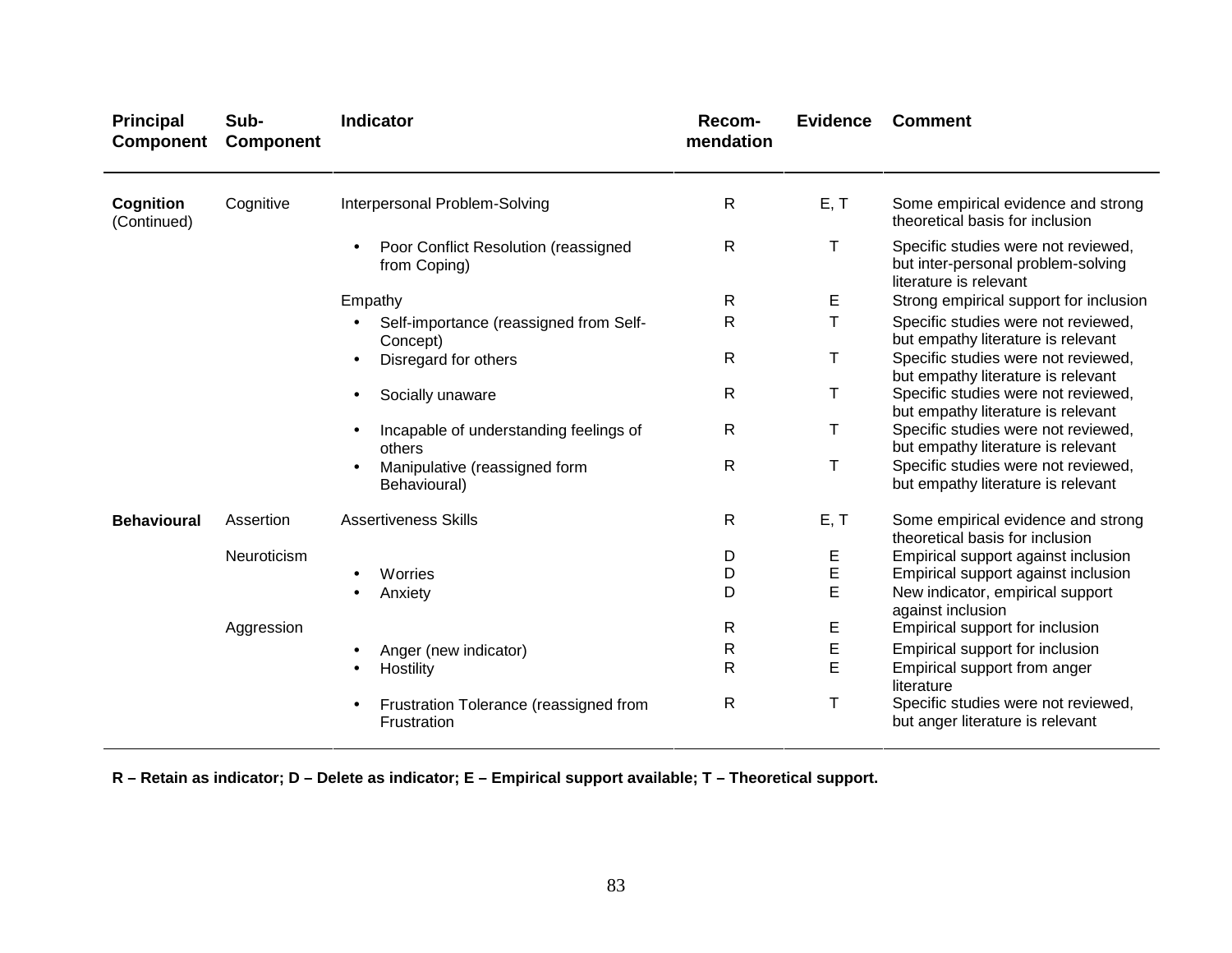| Principal Component | Sub-Component | Indicator | Recom-mendation | Evidence | Comment |
|---|---|---|---|---|---|
| **Cognition** (Continued) | Cognitive | Interpersonal Problem-Solving | R | E, T | Some empirical evidence and strong theoretical basis for inclusion |
| | | • Poor Conflict Resolution (reassigned from Coping) | R | T | Specific studies were not reviewed, but inter-personal problem-solving literature is relevant |
| | | Empathy | R | E | Strong empirical support for inclusion |
| | | • Self-importance (reassigned from Self-Concept) | R | T | Specific studies were not reviewed, but empathy literature is relevant |
| | | • Disregard for others | R | T | Specific studies were not reviewed, but empathy literature is relevant |
| | | • Socially unaware | R | T | Specific studies were not reviewed, but empathy literature is relevant |
| | | • Incapable of understanding feelings of others | R | T | Specific studies were not reviewed, but empathy literature is relevant |
| | | • Manipulative (reassigned form Behavioural) | R | T | Specific studies were not reviewed, but empathy literature is relevant |
| **Behavioural** | Assertion | Assertiveness Skills | R | E, T | Some empirical evidence and strong theoretical basis for inclusion |
| | Neuroticism | | D | E | Empirical support against inclusion |
| | | • Worries | D | E | Empirical support against inclusion |
| | | • Anxiety | D | E | New indicator, empirical support against inclusion |
| | Aggression | | R | E | Empirical support for inclusion |
| | | • Anger (new indicator) | R | E | Empirical support for inclusion |
| | | • Hostility | R | E | Empirical support from anger literature |
| | | • Frustration Tolerance (reassigned from Frustration | R | T | Specific studies were not reviewed, but anger literature is relevant |

**R – Retain as indicator; D – Delete as indicator; E – Empirical support available; T – Theoretical support.**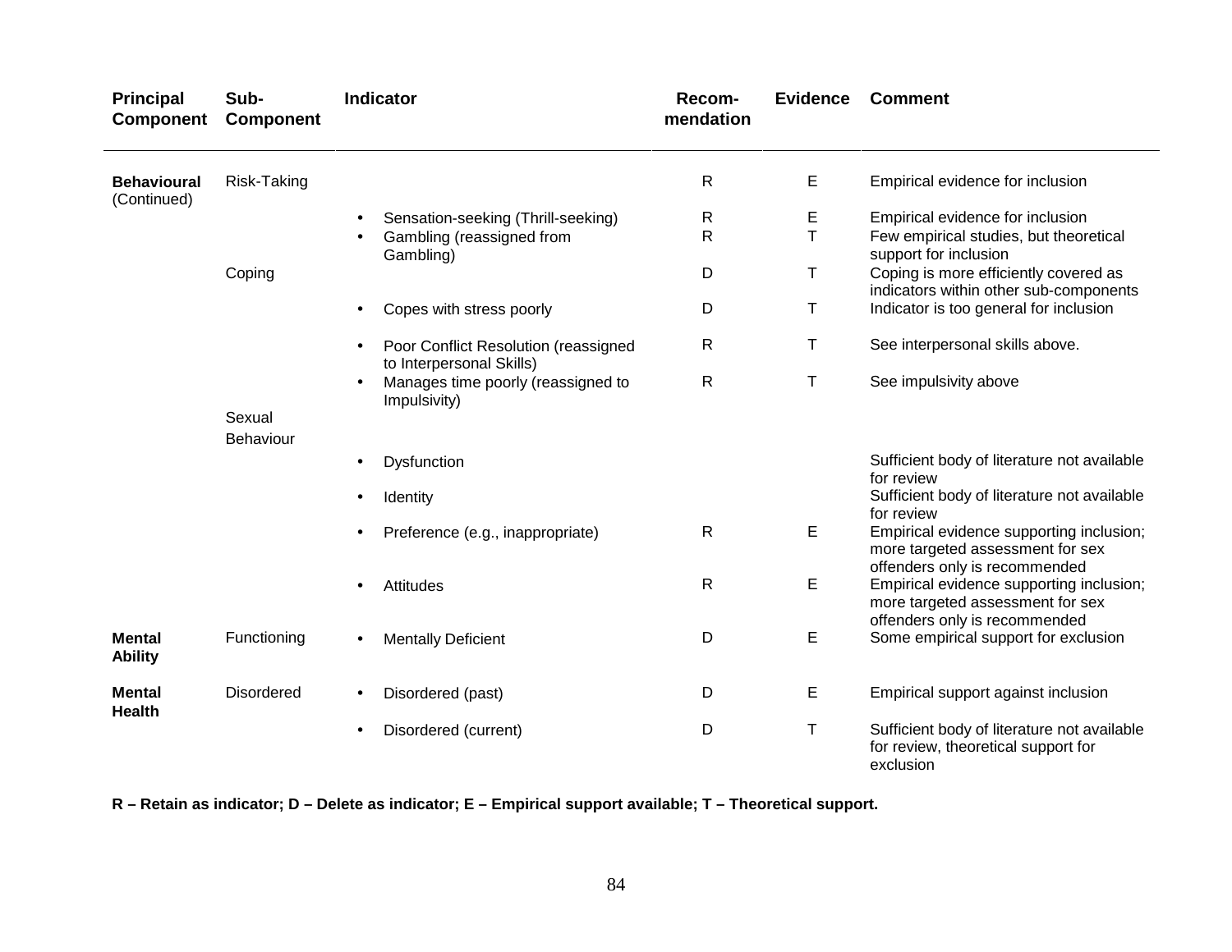| Principal Component | Sub-Component | Indicator | Recom-mendation | Evidence | Comment |
|---|---|---|---|---|---|
| **Behavioural** (Continued) | Risk-Taking | | R | E | Empirical evidence for inclusion |
| | | • Sensation-seeking (Thrill-seeking) | R | E | Empirical evidence for inclusion |
| | | • Gambling (reassigned from Gambling) | R | T | Few empirical studies, but theoretical support for inclusion |
| | Coping | | D | T | Coping is more efficiently covered as indicators within other sub-components |
| | | • Copes with stress poorly | D | T | Indicator is too general for inclusion |
| | | • Poor Conflict Resolution (reassigned to Interpersonal Skills) | R | T | See interpersonal skills above. |
| | | • Manages time poorly (reassigned to Impulsivity) | R | T | See impulsivity above |
| | Sexual Behaviour | | | | |
| | | • Dysfunction | | | Sufficient body of literature not available for review |
| | | • Identity | | | Sufficient body of literature not available for review |
| | | • Preference (e.g., inappropriate) | R | E | Empirical evidence supporting inclusion; more targeted assessment for sex offenders only is recommended |
| | | • Attitudes | R | E | Empirical evidence supporting inclusion; more targeted assessment for sex offenders only is recommended |
| **Mental Ability** | Functioning | • Mentally Deficient | D | E | Some empirical support for exclusion |
| **Mental Health** | Disordered | • Disordered (past) | D | E | Empirical support against inclusion |
| | | • Disordered (current) | D | T | Sufficient body of literature not available for review, theoretical support for exclusion |

**R – Retain as indicator; D – Delete as indicator; E – Empirical support available; T – Theoretical support.**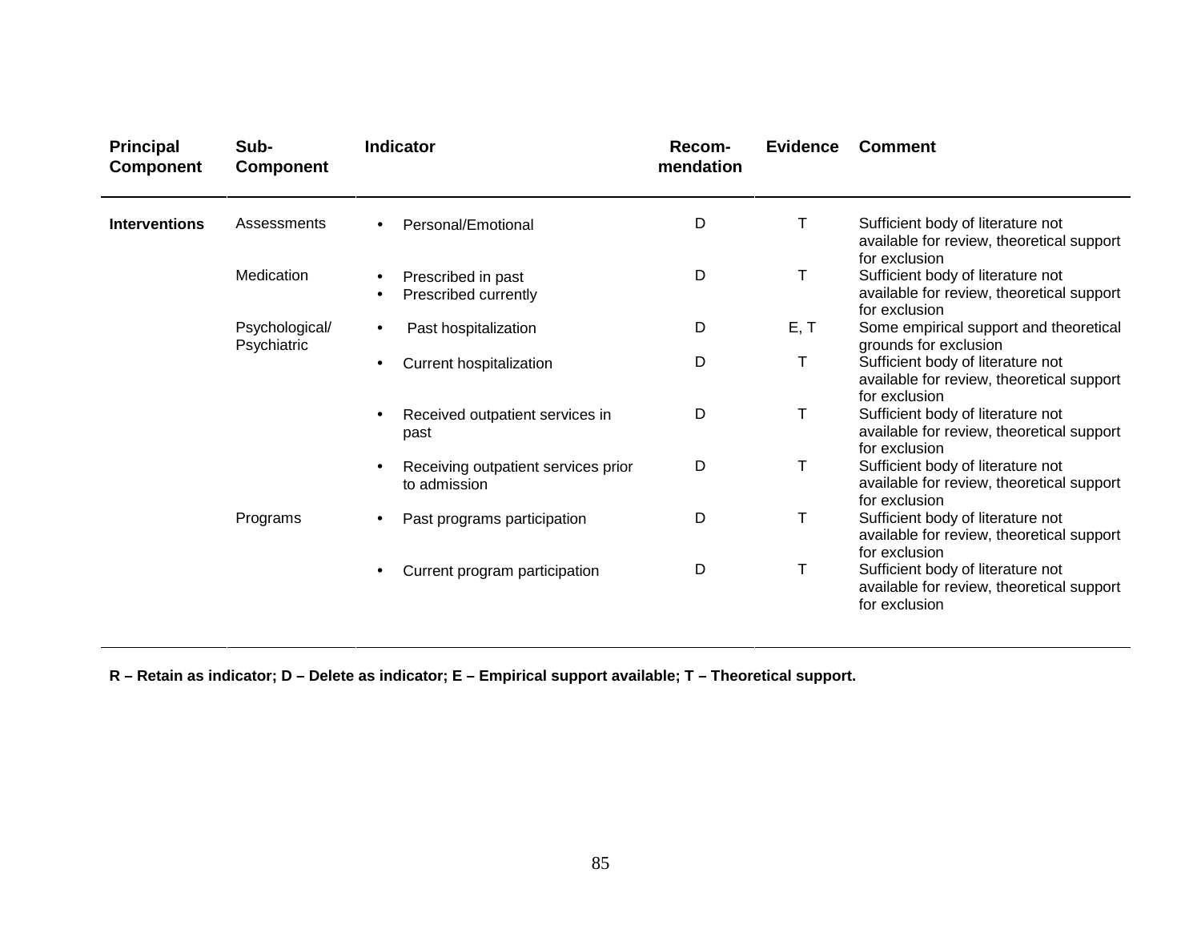| Principal Component | Sub-Component | Indicator | Recom-mendation | Evidence | Comment |
|---|---|---|---|---|---|
| **Interventions** | Assessments | • Personal/Emotional | D | T | Sufficient body of literature not available for review, theoretical support for exclusion |
| | Medication | • Prescribed in past<br>• Prescribed currently | D | T | Sufficient body of literature not available for review, theoretical support for exclusion |
| | Psychological/ Psychiatric | • Past hospitalization | D | E, T | Some empirical support and theoretical grounds for exclusion |
| | | • Current hospitalization | D | T | Sufficient body of literature not available for review, theoretical support for exclusion |
| | | • Received outpatient services in past | D | T | Sufficient body of literature not available for review, theoretical support for exclusion |
| | | • Receiving outpatient services prior to admission | D | T | Sufficient body of literature not available for review, theoretical support for exclusion |
| | Programs | • Past programs participation | D | T | Sufficient body of literature not available for review, theoretical support for exclusion |
| | | • Current program participation | D | T | Sufficient body of literature not available for review, theoretical support for exclusion |

**R – Retain as indicator; D – Delete as indicator; E – Empirical support available; T – Theoretical support.**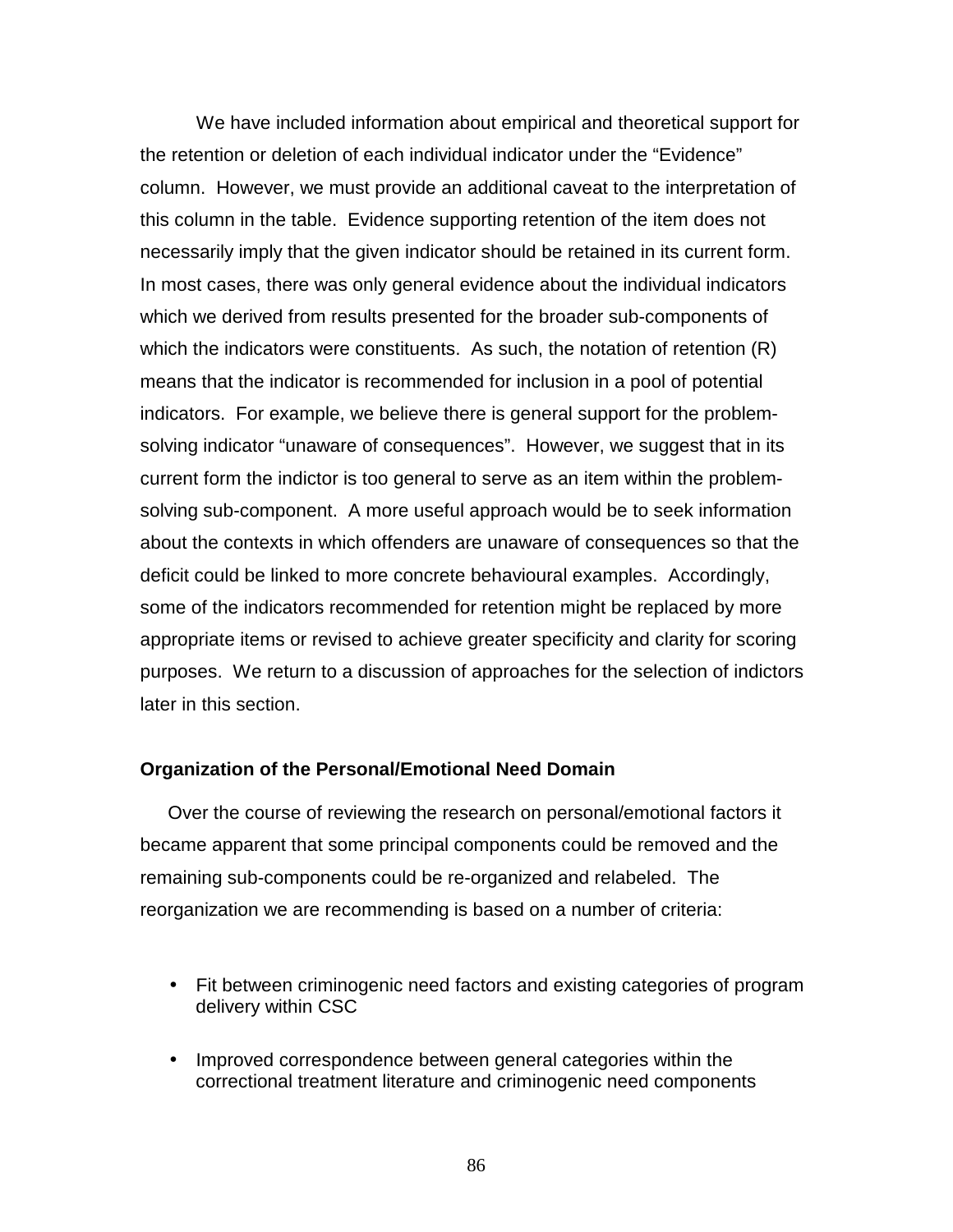We have included information about empirical and theoretical support for the retention or deletion of each individual indicator under the "Evidence" column. However, we must provide an additional caveat to the interpretation of this column in the table. Evidence supporting retention of the item does not necessarily imply that the given indicator should be retained in its current form. In most cases, there was only general evidence about the individual indicators which we derived from results presented for the broader sub-components of which the indicators were constituents. As such, the notation of retention (R) means that the indicator is recommended for inclusion in a pool of potential indicators. For example, we believe there is general support for the problem-solving indicator "unaware of consequences". However, we suggest that in its current form the indictor is too general to serve as an item within the problem-solving sub-component. A more useful approach would be to seek information about the contexts in which offenders are unaware of consequences so that the deficit could be linked to more concrete behavioural examples. Accordingly, some of the indicators recommended for retention might be replaced by more appropriate items or revised to achieve greater specificity and clarity for scoring purposes. We return to a discussion of approaches for the selection of indictors later in this section.

**Organization of the Personal/Emotional Need Domain**

Over the course of reviewing the research on personal/emotional factors it became apparent that some principal components could be removed and the remaining sub-components could be re-organized and relabeled. The reorganization we are recommending is based on a number of criteria:

- Fit between criminogenic need factors and existing categories of program delivery within CSC
- Improved correspondence between general categories within the correctional treatment literature and criminogenic need components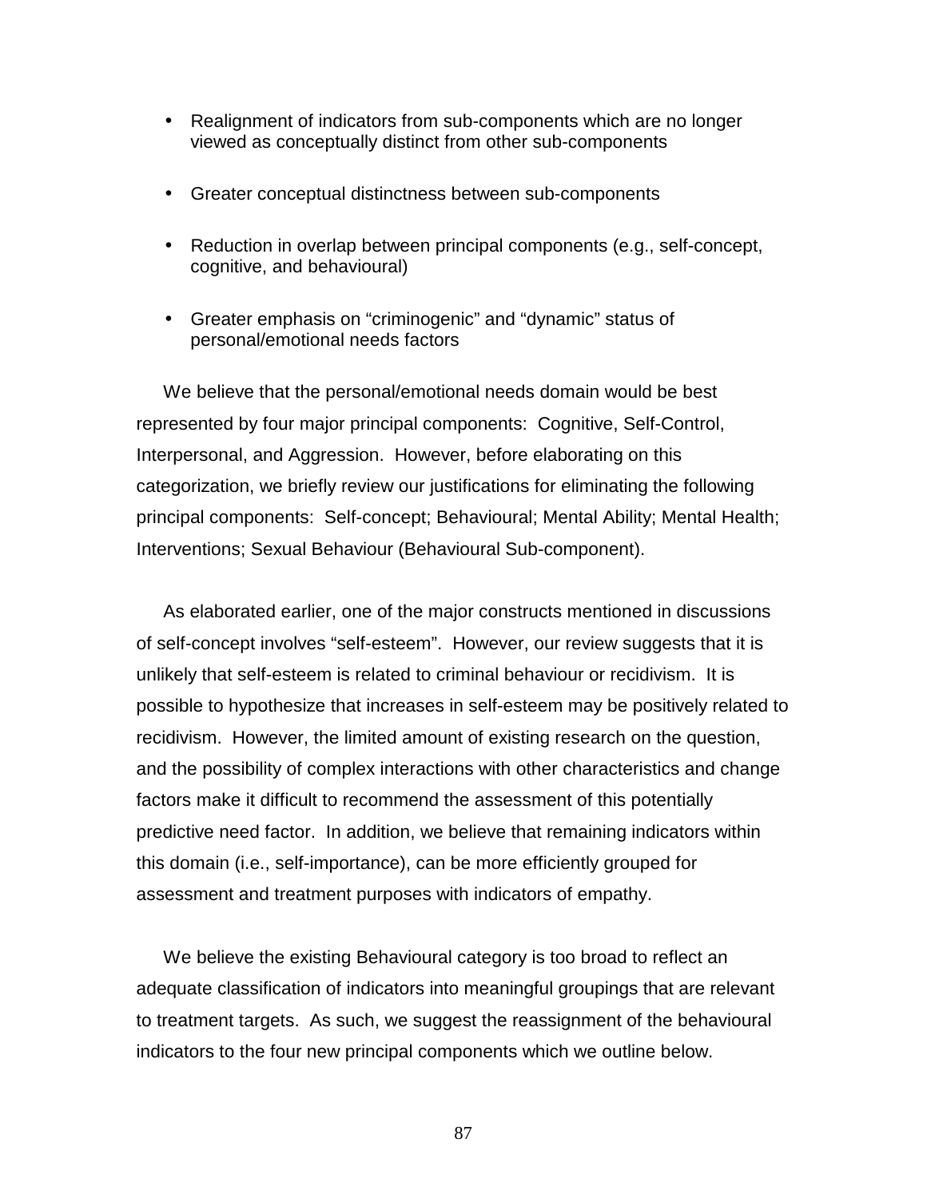- Realignment of indicators from sub-components which are no longer viewed as conceptually distinct from other sub-components

- Greater conceptual distinctness between sub-components

- Reduction in overlap between principal components (e.g., self-concept, cognitive, and behavioural)

- Greater emphasis on “criminogenic” and “dynamic” status of personal/emotional needs factors

We believe that the personal/emotional needs domain would be best represented by four major principal components: Cognitive, Self-Control, Interpersonal, and Aggression. However, before elaborating on this categorization, we briefly review our justifications for eliminating the following principal components: Self-concept; Behavioural; Mental Ability; Mental Health; Interventions; Sexual Behaviour (Behavioural Sub-component).

As elaborated earlier, one of the major constructs mentioned in discussions of self-concept involves “self-esteem”. However, our review suggests that it is unlikely that self-esteem is related to criminal behaviour or recidivism. It is possible to hypothesize that increases in self-esteem may be positively related to recidivism. However, the limited amount of existing research on the question, and the possibility of complex interactions with other characteristics and change factors make it difficult to recommend the assessment of this potentially predictive need factor. In addition, we believe that remaining indicators within this domain (i.e., self-importance), can be more efficiently grouped for assessment and treatment purposes with indicators of empathy.

We believe the existing Behavioural category is too broad to reflect an adequate classification of indicators into meaningful groupings that are relevant to treatment targets. As such, we suggest the reassignment of the behavioural indicators to the four new principal components which we outline below.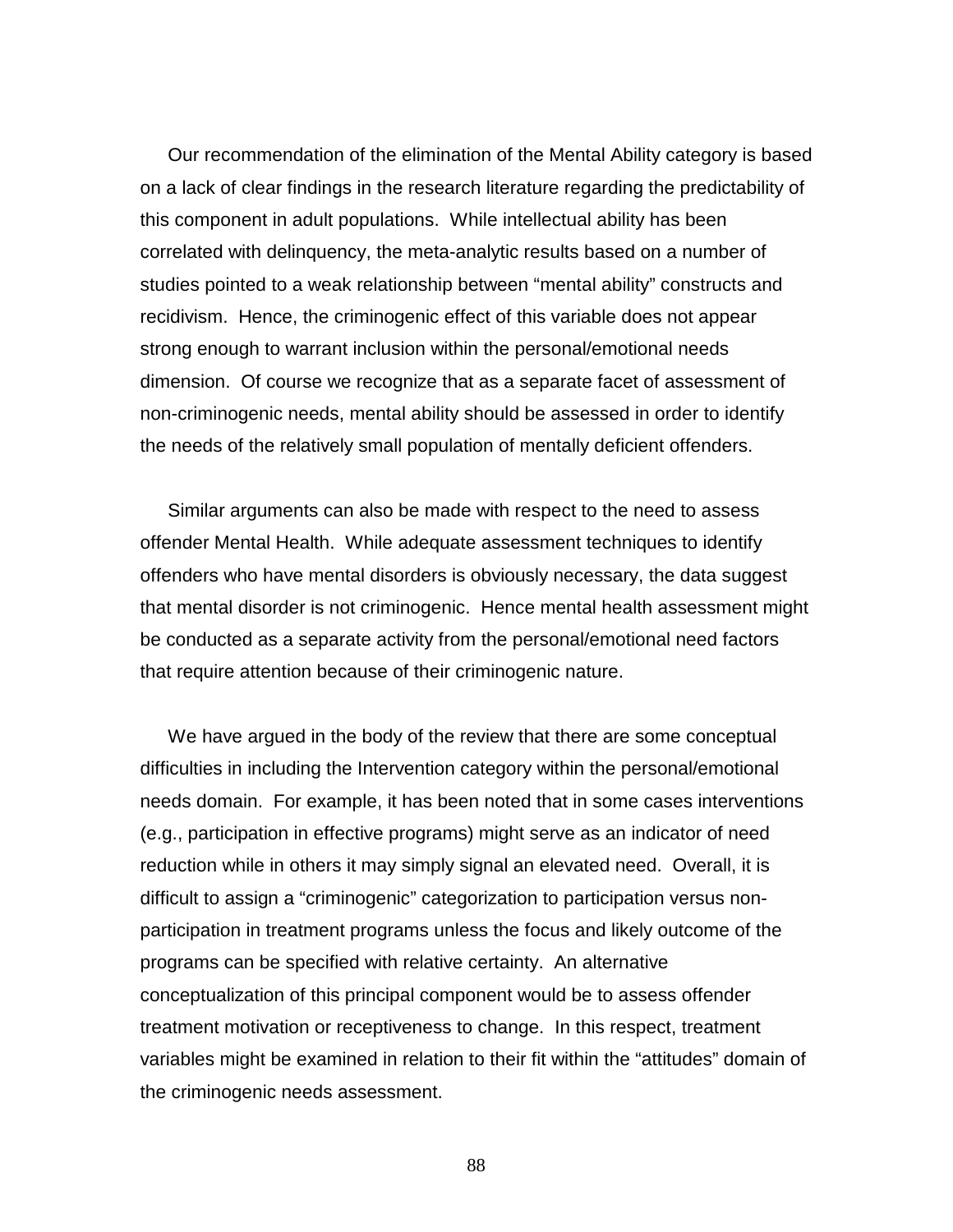Our recommendation of the elimination of the Mental Ability category is based on a lack of clear findings in the research literature regarding the predictability of this component in adult populations. While intellectual ability has been correlated with delinquency, the meta-analytic results based on a number of studies pointed to a weak relationship between "mental ability" constructs and recidivism. Hence, the criminogenic effect of this variable does not appear strong enough to warrant inclusion within the personal/emotional needs dimension. Of course we recognize that as a separate facet of assessment of non-criminogenic needs, mental ability should be assessed in order to identify the needs of the relatively small population of mentally deficient offenders.

Similar arguments can also be made with respect to the need to assess offender Mental Health. While adequate assessment techniques to identify offenders who have mental disorders is obviously necessary, the data suggest that mental disorder is not criminogenic. Hence mental health assessment might be conducted as a separate activity from the personal/emotional need factors that require attention because of their criminogenic nature.

We have argued in the body of the review that there are some conceptual difficulties in including the Intervention category within the personal/emotional needs domain. For example, it has been noted that in some cases interventions (e.g., participation in effective programs) might serve as an indicator of need reduction while in others it may simply signal an elevated need. Overall, it is difficult to assign a "criminogenic" categorization to participation versus non-participation in treatment programs unless the focus and likely outcome of the programs can be specified with relative certainty. An alternative conceptualization of this principal component would be to assess offender treatment motivation or receptiveness to change. In this respect, treatment variables might be examined in relation to their fit within the "attitudes" domain of the criminogenic needs assessment.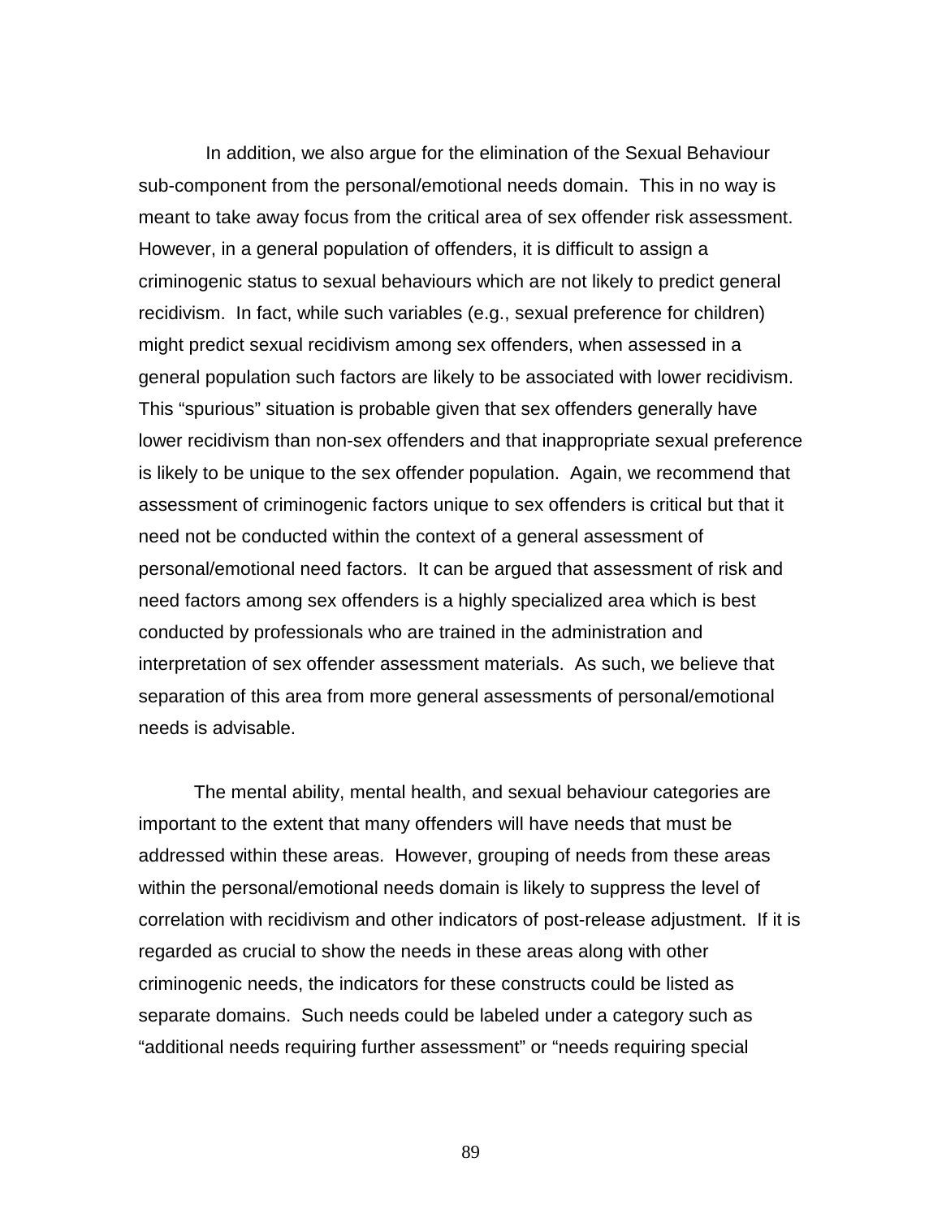In addition, we also argue for the elimination of the Sexual Behaviour sub-component from the personal/emotional needs domain. This in no way is meant to take away focus from the critical area of sex offender risk assessment. However, in a general population of offenders, it is difficult to assign a criminogenic status to sexual behaviours which are not likely to predict general recidivism. In fact, while such variables (e.g., sexual preference for children) might predict sexual recidivism among sex offenders, when assessed in a general population such factors are likely to be associated with lower recidivism. This "spurious" situation is probable given that sex offenders generally have lower recidivism than non-sex offenders and that inappropriate sexual preference is likely to be unique to the sex offender population. Again, we recommend that assessment of criminogenic factors unique to sex offenders is critical but that it need not be conducted within the context of a general assessment of personal/emotional need factors. It can be argued that assessment of risk and need factors among sex offenders is a highly specialized area which is best conducted by professionals who are trained in the administration and interpretation of sex offender assessment materials. As such, we believe that separation of this area from more general assessments of personal/emotional needs is advisable.

The mental ability, mental health, and sexual behaviour categories are important to the extent that many offenders will have needs that must be addressed within these areas. However, grouping of needs from these areas within the personal/emotional needs domain is likely to suppress the level of correlation with recidivism and other indicators of post-release adjustment. If it is regarded as crucial to show the needs in these areas along with other criminogenic needs, the indicators for these constructs could be listed as separate domains. Such needs could be labeled under a category such as "additional needs requiring further assessment" or "needs requiring special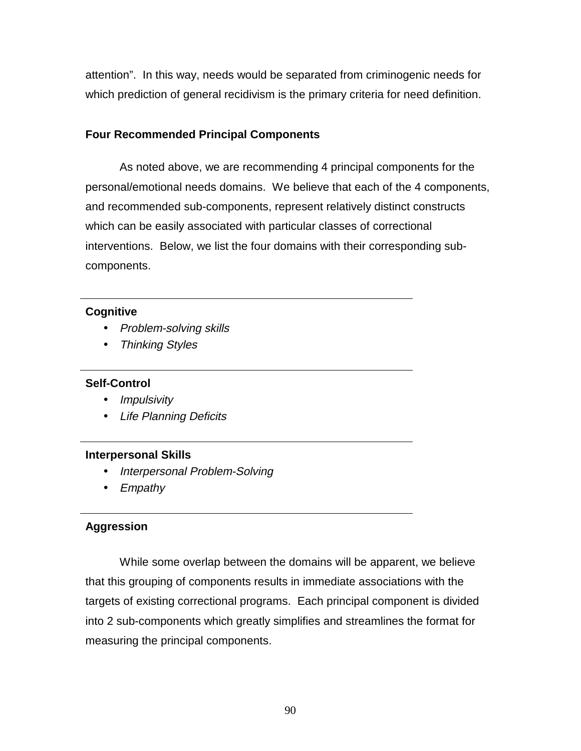attention". In this way, needs would be separated from criminogenic needs for which prediction of general recidivism is the primary criteria for need definition.

### Four Recommended Principal Components

As noted above, we are recommending 4 principal components for the personal/emotional needs domains. We believe that each of the 4 components, and recommended sub-components, represent relatively distinct constructs which can be easily associated with particular classes of correctional interventions. Below, we list the four domains with their corresponding sub-components.

---

**Cognitive**

- *Problem-solving skills*
- *Thinking Styles*

---

**Self-Control**

- *Impulsivity*
- *Life Planning Deficits*

---

**Interpersonal Skills**

- *Interpersonal Problem-Solving*
- *Empathy*

---

**Aggression**

While some overlap between the domains will be apparent, we believe that this grouping of components results in immediate associations with the targets of existing correctional programs. Each principal component is divided into 2 sub-components which greatly simplifies and streamlines the format for measuring the principal components.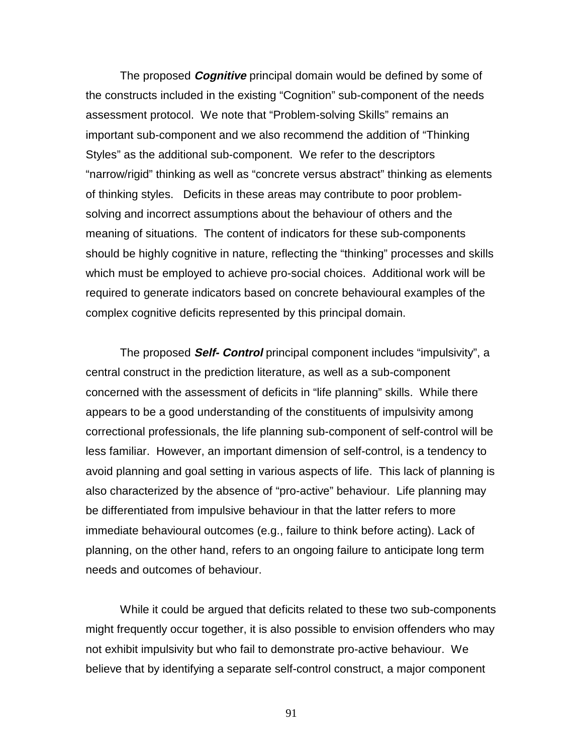The proposed ***Cognitive*** principal domain would be defined by some of the constructs included in the existing "Cognition" sub-component of the needs assessment protocol. We note that "Problem-solving Skills" remains an important sub-component and we also recommend the addition of "Thinking Styles" as the additional sub-component. We refer to the descriptors "narrow/rigid" thinking as well as "concrete versus abstract" thinking as elements of thinking styles. Deficits in these areas may contribute to poor problem-solving and incorrect assumptions about the behaviour of others and the meaning of situations. The content of indicators for these sub-components should be highly cognitive in nature, reflecting the "thinking" processes and skills which must be employed to achieve pro-social choices. Additional work will be required to generate indicators based on concrete behavioural examples of the complex cognitive deficits represented by this principal domain.

The proposed ***Self- Control*** principal component includes "impulsivity", a central construct in the prediction literature, as well as a sub-component concerned with the assessment of deficits in "life planning" skills. While there appears to be a good understanding of the constituents of impulsivity among correctional professionals, the life planning sub-component of self-control will be less familiar. However, an important dimension of self-control, is a tendency to avoid planning and goal setting in various aspects of life. This lack of planning is also characterized by the absence of "pro-active" behaviour. Life planning may be differentiated from impulsive behaviour in that the latter refers to more immediate behavioural outcomes (e.g., failure to think before acting). Lack of planning, on the other hand, refers to an ongoing failure to anticipate long term needs and outcomes of behaviour.

While it could be argued that deficits related to these two sub-components might frequently occur together, it is also possible to envision offenders who may not exhibit impulsivity but who fail to demonstrate pro-active behaviour. We believe that by identifying a separate self-control construct, a major component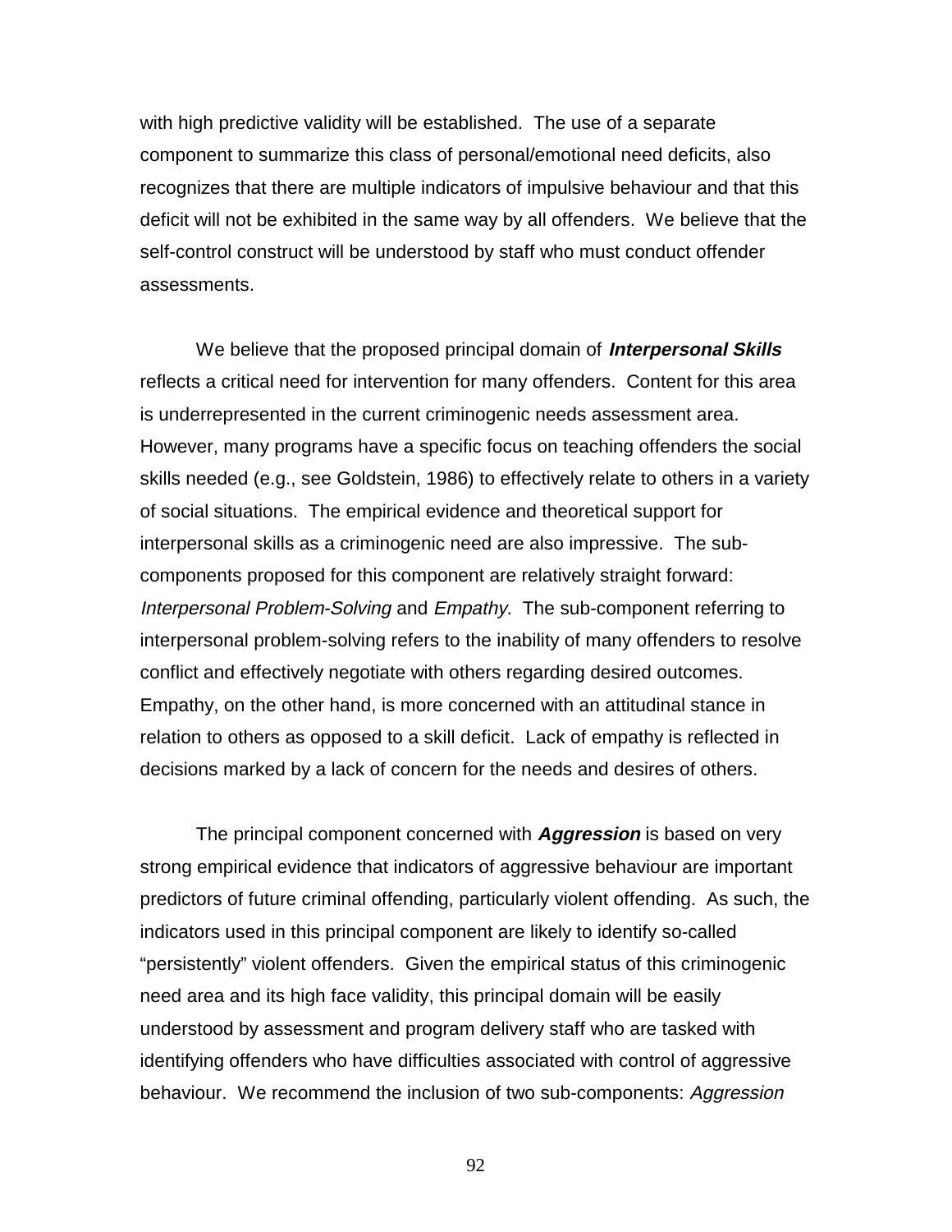with high predictive validity will be established. The use of a separate component to summarize this class of personal/emotional need deficits, also recognizes that there are multiple indicators of impulsive behaviour and that this deficit will not be exhibited in the same way by all offenders. We believe that the self-control construct will be understood by staff who must conduct offender assessments.

We believe that the proposed principal domain of ***Interpersonal Skills*** reflects a critical need for intervention for many offenders. Content for this area is underrepresented in the current criminogenic needs assessment area. However, many programs have a specific focus on teaching offenders the social skills needed (e.g., see Goldstein, 1986) to effectively relate to others in a variety of social situations. The empirical evidence and theoretical support for interpersonal skills as a criminogenic need are also impressive. The sub-components proposed for this component are relatively straight forward: *Interpersonal Problem-Solving* and *Empathy*. The sub-component referring to interpersonal problem-solving refers to the inability of many offenders to resolve conflict and effectively negotiate with others regarding desired outcomes. Empathy, on the other hand, is more concerned with an attitudinal stance in relation to others as opposed to a skill deficit. Lack of empathy is reflected in decisions marked by a lack of concern for the needs and desires of others.

The principal component concerned with ***Aggression*** is based on very strong empirical evidence that indicators of aggressive behaviour are important predictors of future criminal offending, particularly violent offending. As such, the indicators used in this principal component are likely to identify so-called "persistently" violent offenders. Given the empirical status of this criminogenic need area and its high face validity, this principal domain will be easily understood by assessment and program delivery staff who are tasked with identifying offenders who have difficulties associated with control of aggressive behaviour. We recommend the inclusion of two sub-components: *Aggression*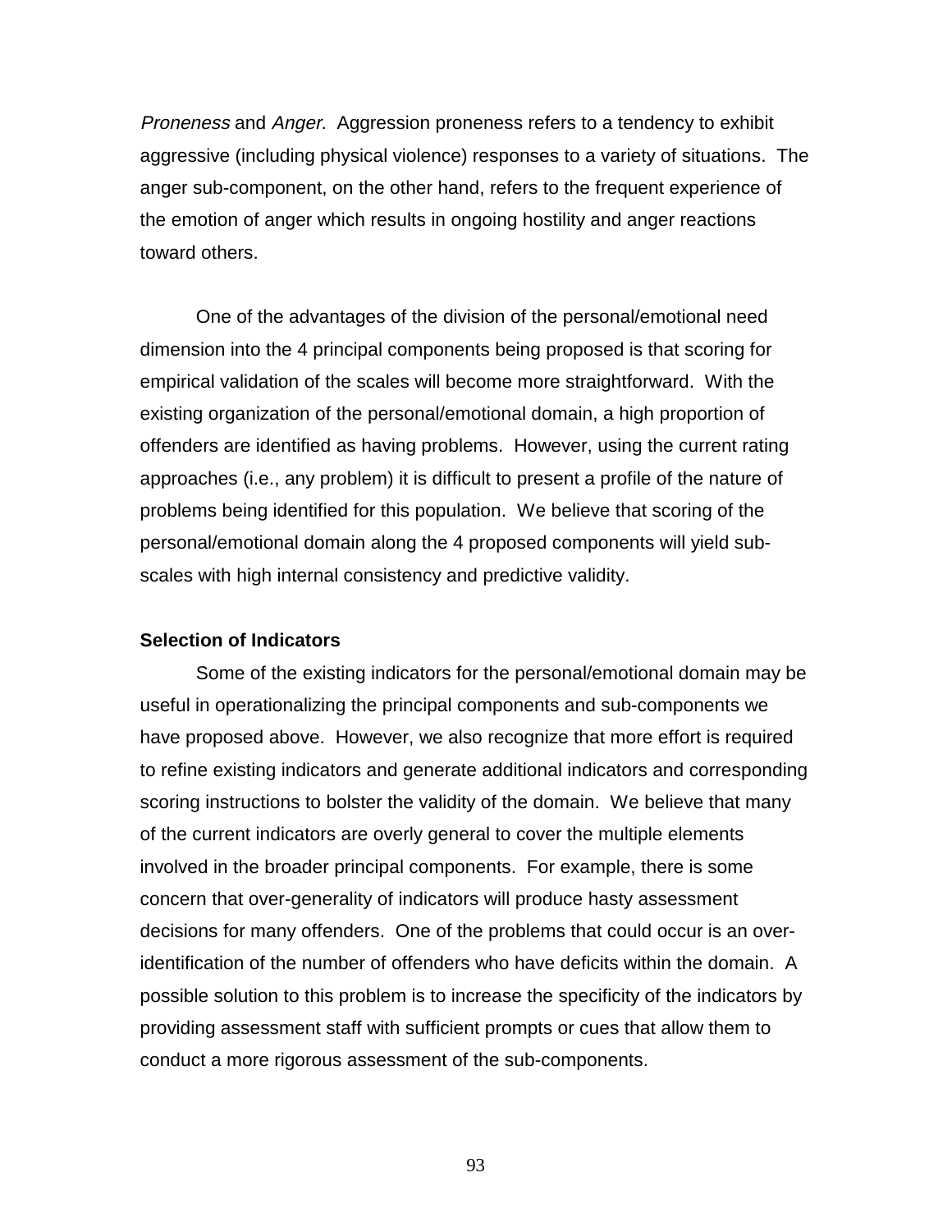*Proneness* and *Anger*. Aggression proneness refers to a tendency to exhibit aggressive (including physical violence) responses to a variety of situations. The anger sub-component, on the other hand, refers to the frequent experience of the emotion of anger which results in ongoing hostility and anger reactions toward others.

One of the advantages of the division of the personal/emotional need dimension into the 4 principal components being proposed is that scoring for empirical validation of the scales will become more straightforward. With the existing organization of the personal/emotional domain, a high proportion of offenders are identified as having problems. However, using the current rating approaches (i.e., any problem) it is difficult to present a profile of the nature of problems being identified for this population. We believe that scoring of the personal/emotional domain along the 4 proposed components will yield sub-scales with high internal consistency and predictive validity.

**Selection of Indicators**

Some of the existing indicators for the personal/emotional domain may be useful in operationalizing the principal components and sub-components we have proposed above. However, we also recognize that more effort is required to refine existing indicators and generate additional indicators and corresponding scoring instructions to bolster the validity of the domain. We believe that many of the current indicators are overly general to cover the multiple elements involved in the broader principal components. For example, there is some concern that over-generality of indicators will produce hasty assessment decisions for many offenders. One of the problems that could occur is an over-identification of the number of offenders who have deficits within the domain. A possible solution to this problem is to increase the specificity of the indicators by providing assessment staff with sufficient prompts or cues that allow them to conduct a more rigorous assessment of the sub-components.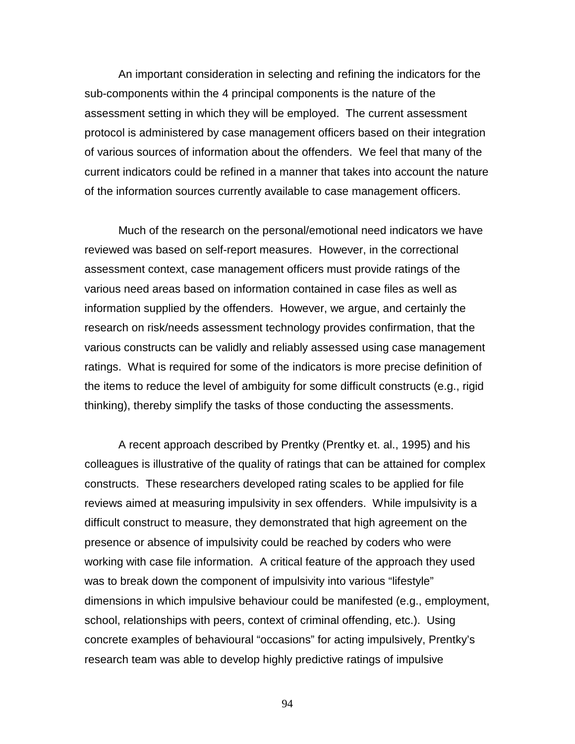An important consideration in selecting and refining the indicators for the sub-components within the 4 principal components is the nature of the assessment setting in which they will be employed. The current assessment protocol is administered by case management officers based on their integration of various sources of information about the offenders. We feel that many of the current indicators could be refined in a manner that takes into account the nature of the information sources currently available to case management officers.

Much of the research on the personal/emotional need indicators we have reviewed was based on self-report measures. However, in the correctional assessment context, case management officers must provide ratings of the various need areas based on information contained in case files as well as information supplied by the offenders. However, we argue, and certainly the research on risk/needs assessment technology provides confirmation, that the various constructs can be validly and reliably assessed using case management ratings. What is required for some of the indicators is more precise definition of the items to reduce the level of ambiguity for some difficult constructs (e.g., rigid thinking), thereby simplify the tasks of those conducting the assessments.

A recent approach described by Prentky (Prentky et. al., 1995) and his colleagues is illustrative of the quality of ratings that can be attained for complex constructs. These researchers developed rating scales to be applied for file reviews aimed at measuring impulsivity in sex offenders. While impulsivity is a difficult construct to measure, they demonstrated that high agreement on the presence or absence of impulsivity could be reached by coders who were working with case file information. A critical feature of the approach they used was to break down the component of impulsivity into various "lifestyle" dimensions in which impulsive behaviour could be manifested (e.g., employment, school, relationships with peers, context of criminal offending, etc.). Using concrete examples of behavioural "occasions" for acting impulsively, Prentky's research team was able to develop highly predictive ratings of impulsive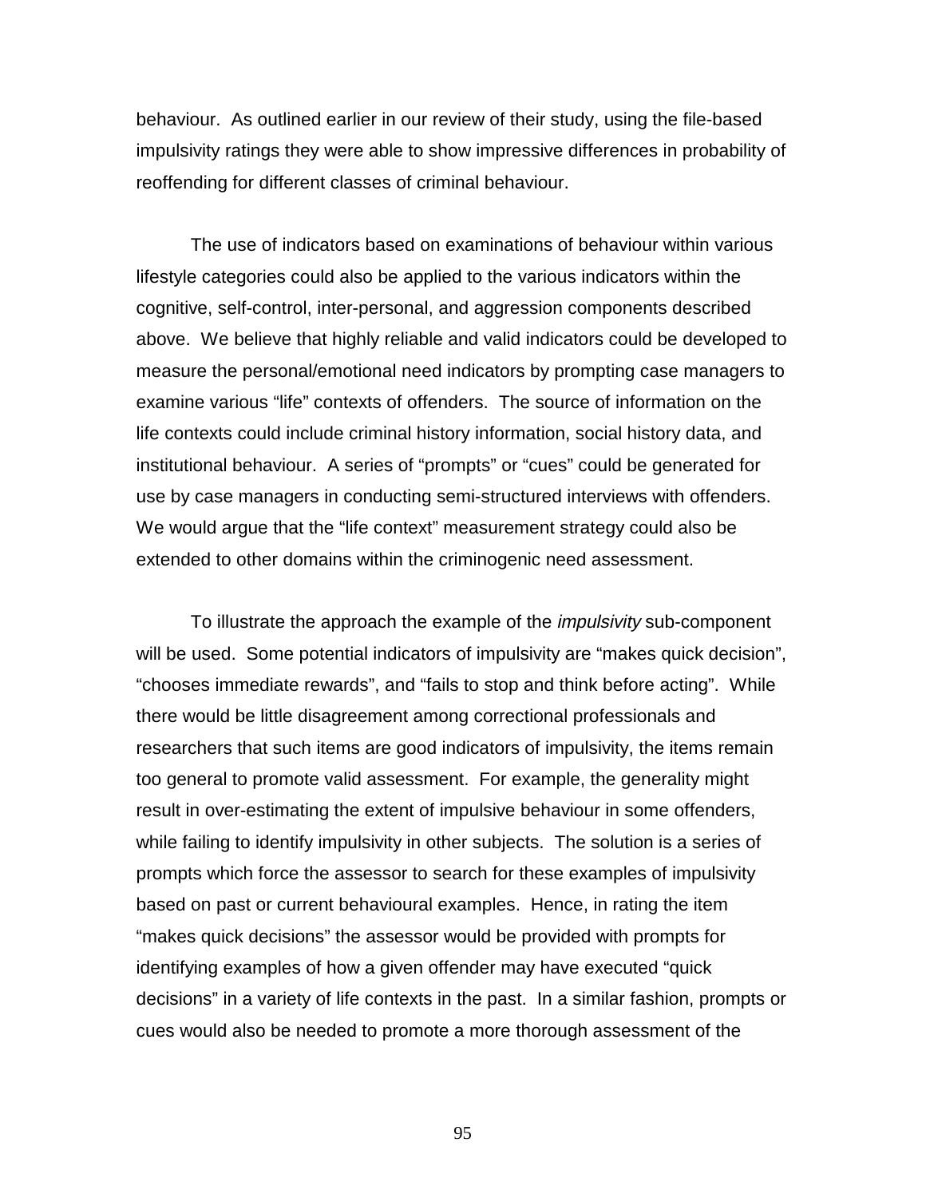behaviour.  As outlined earlier in our review of their study, using the file-based impulsivity ratings they were able to show impressive differences in probability of reoffending for different classes of criminal behaviour.

The use of indicators based on examinations of behaviour within various lifestyle categories could also be applied to the various indicators within the cognitive, self-control, inter-personal, and aggression components described above.  We believe that highly reliable and valid indicators could be developed to measure the personal/emotional need indicators by prompting case managers to examine various "life" contexts of offenders.  The source of information on the life contexts could include criminal history information, social history data, and institutional behaviour.  A series of "prompts" or "cues" could be generated for use by case managers in conducting semi-structured interviews with offenders.  We would argue that the "life context" measurement strategy could also be extended to other domains within the criminogenic need assessment.

To illustrate the approach the example of the *impulsivity* sub-component will be used.  Some potential indicators of impulsivity are "makes quick decision", "chooses immediate rewards", and "fails to stop and think before acting".  While there would be little disagreement among correctional professionals and researchers that such items are good indicators of impulsivity, the items remain too general to promote valid assessment.  For example, the generality might result in over-estimating the extent of impulsive behaviour in some offenders, while failing to identify impulsivity in other subjects.  The solution is a series of prompts which force the assessor to search for these examples of impulsivity based on past or current behavioural examples.  Hence, in rating the item "makes quick decisions" the assessor would be provided with prompts for identifying examples of how a given offender may have executed "quick decisions" in a variety of life contexts in the past.  In a similar fashion, prompts or cues would also be needed to promote a more thorough assessment of the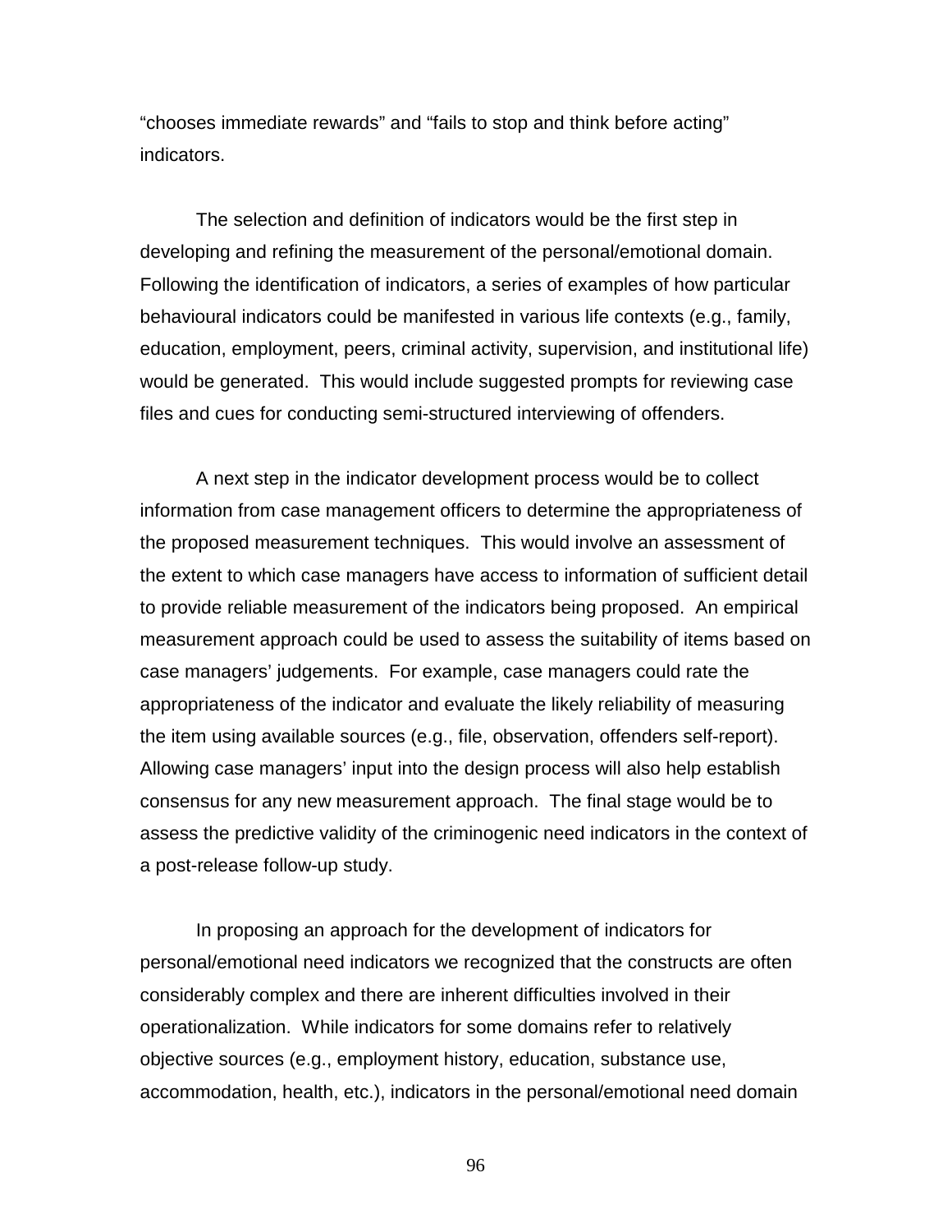"chooses immediate rewards" and "fails to stop and think before acting" indicators.

The selection and definition of indicators would be the first step in developing and refining the measurement of the personal/emotional domain. Following the identification of indicators, a series of examples of how particular behavioural indicators could be manifested in various life contexts (e.g., family, education, employment, peers, criminal activity, supervision, and institutional life) would be generated. This would include suggested prompts for reviewing case files and cues for conducting semi-structured interviewing of offenders.

A next step in the indicator development process would be to collect information from case management officers to determine the appropriateness of the proposed measurement techniques. This would involve an assessment of the extent to which case managers have access to information of sufficient detail to provide reliable measurement of the indicators being proposed. An empirical measurement approach could be used to assess the suitability of items based on case managers' judgements. For example, case managers could rate the appropriateness of the indicator and evaluate the likely reliability of measuring the item using available sources (e.g., file, observation, offenders self-report). Allowing case managers' input into the design process will also help establish consensus for any new measurement approach. The final stage would be to assess the predictive validity of the criminogenic need indicators in the context of a post-release follow-up study.

In proposing an approach for the development of indicators for personal/emotional need indicators we recognized that the constructs are often considerably complex and there are inherent difficulties involved in their operationalization. While indicators for some domains refer to relatively objective sources (e.g., employment history, education, substance use, accommodation, health, etc.), indicators in the personal/emotional need domain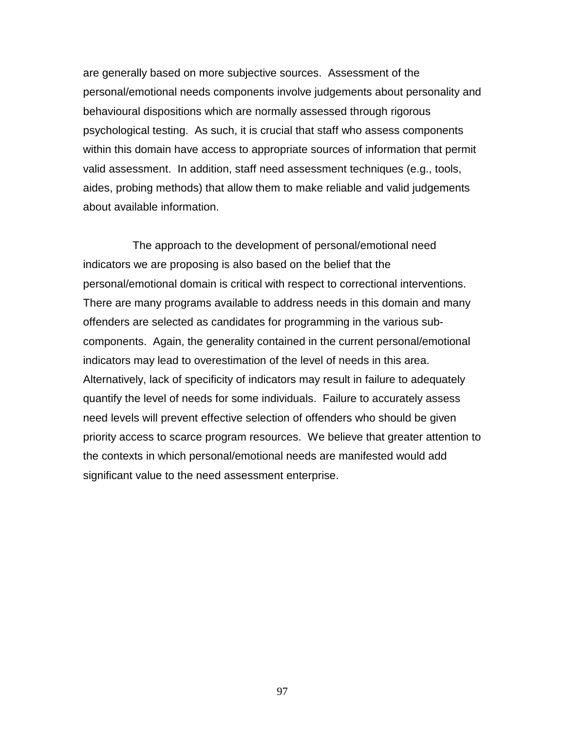are generally based on more subjective sources. Assessment of the personal/emotional needs components involve judgements about personality and behavioural dispositions which are normally assessed through rigorous psychological testing. As such, it is crucial that staff who assess components within this domain have access to appropriate sources of information that permit valid assessment. In addition, staff need assessment techniques (e.g., tools, aides, probing methods) that allow them to make reliable and valid judgements about available information.

The approach to the development of personal/emotional need indicators we are proposing is also based on the belief that the personal/emotional domain is critical with respect to correctional interventions. There are many programs available to address needs in this domain and many offenders are selected as candidates for programming in the various sub-components. Again, the generality contained in the current personal/emotional indicators may lead to overestimation of the level of needs in this area. Alternatively, lack of specificity of indicators may result in failure to adequately quantify the level of needs for some individuals. Failure to accurately assess need levels will prevent effective selection of offenders who should be given priority access to scarce program resources. We believe that greater attention to the contexts in which personal/emotional needs are manifested would add significant value to the need assessment enterprise.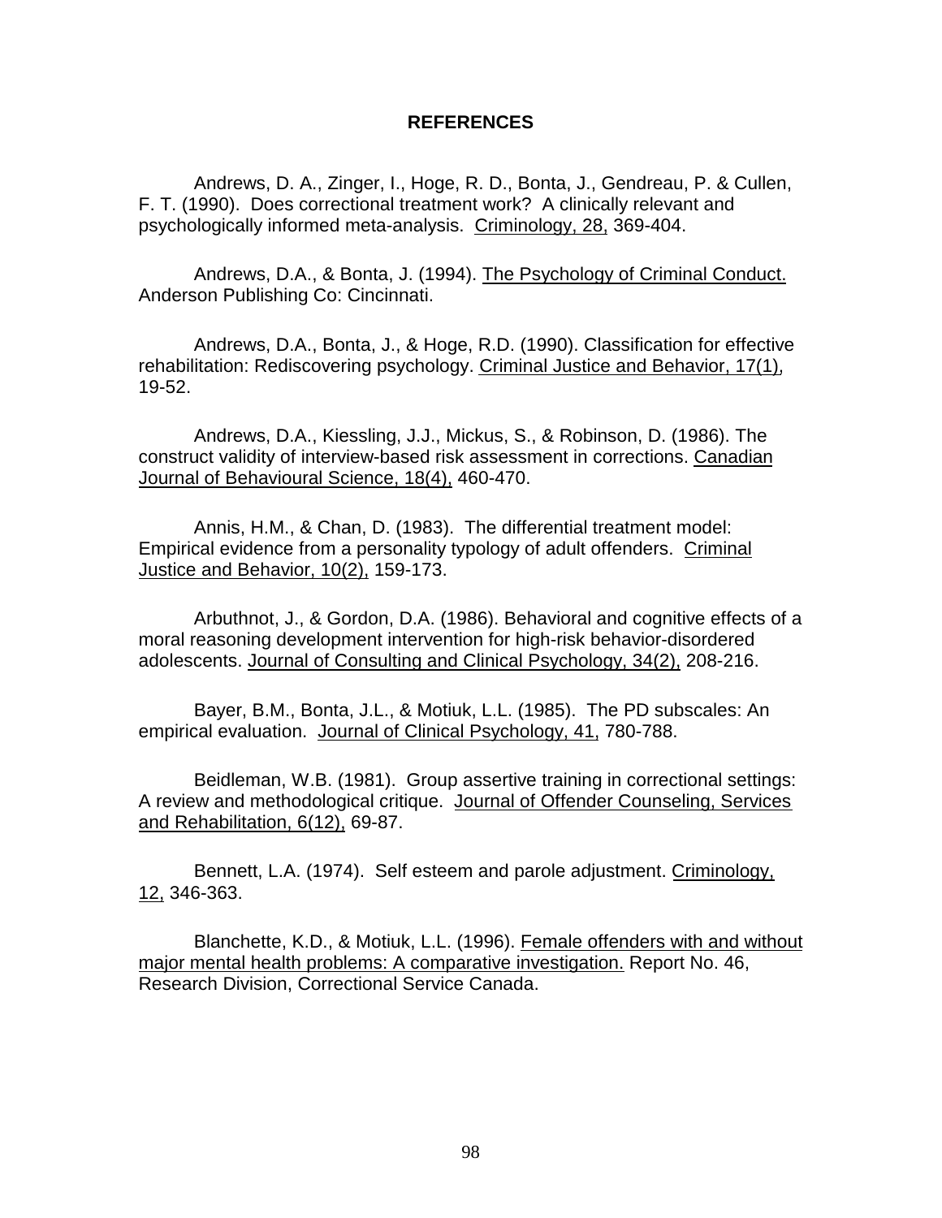# REFERENCES

Andrews, D. A., Zinger, I., Hoge, R. D., Bonta, J., Gendreau, P. & Cullen, F. T. (1990). Does correctional treatment work? A clinically relevant and psychologically informed meta-analysis. Criminology, 28, 369-404.

Andrews, D.A., & Bonta, J. (1994). The Psychology of Criminal Conduct. Anderson Publishing Co: Cincinnati.

Andrews, D.A., Bonta, J., & Hoge, R.D. (1990). Classification for effective rehabilitation: Rediscovering psychology. Criminal Justice and Behavior, 17(1), 19-52.

Andrews, D.A., Kiessling, J.J., Mickus, S., & Robinson, D. (1986). The construct validity of interview-based risk assessment in corrections. Canadian Journal of Behavioural Science, 18(4), 460-470.

Annis, H.M., & Chan, D. (1983). The differential treatment model: Empirical evidence from a personality typology of adult offenders. Criminal Justice and Behavior, 10(2), 159-173.

Arbuthnot, J., & Gordon, D.A. (1986). Behavioral and cognitive effects of a moral reasoning development intervention for high-risk behavior-disordered adolescents. Journal of Consulting and Clinical Psychology, 34(2), 208-216.

Bayer, B.M., Bonta, J.L., & Motiuk, L.L. (1985). The PD subscales: An empirical evaluation. Journal of Clinical Psychology, 41, 780-788.

Beidleman, W.B. (1981). Group assertive training in correctional settings: A review and methodological critique. Journal of Offender Counseling, Services and Rehabilitation, 6(12), 69-87.

Bennett, L.A. (1974). Self esteem and parole adjustment. Criminology, 12, 346-363.

Blanchette, K.D., & Motiuk, L.L. (1996). Female offenders with and without major mental health problems: A comparative investigation. Report No. 46, Research Division, Correctional Service Canada.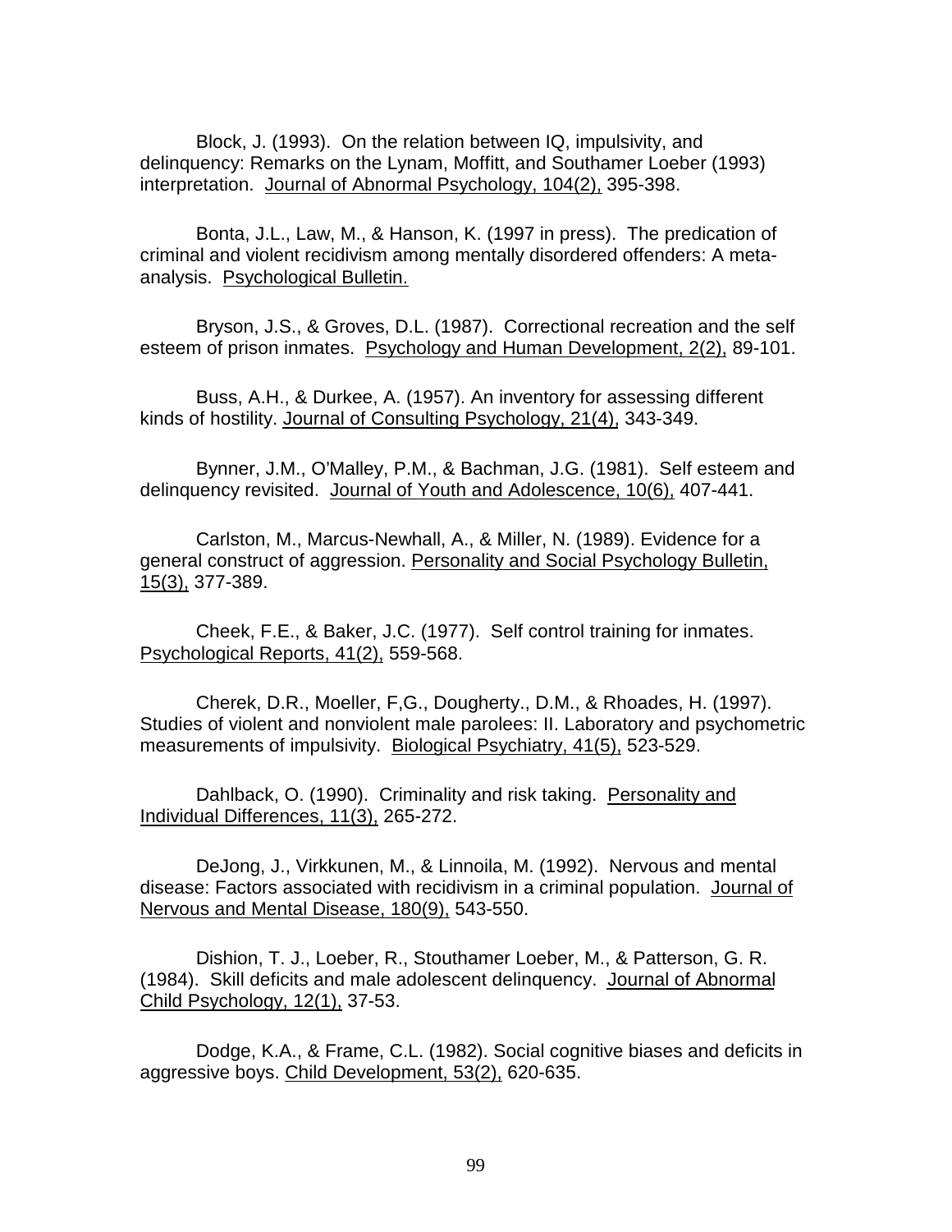Block, J. (1993). On the relation between IQ, impulsivity, and delinquency: Remarks on the Lynam, Moffitt, and Southamer Loeber (1993) interpretation. Journal of Abnormal Psychology, 104(2), 395-398.

Bonta, J.L., Law, M., & Hanson, K. (1997 in press). The predication of criminal and violent recidivism among mentally disordered offenders: A meta-analysis. Psychological Bulletin.

Bryson, J.S., & Groves, D.L. (1987). Correctional recreation and the self esteem of prison inmates. Psychology and Human Development, 2(2), 89-101.

Buss, A.H., & Durkee, A. (1957). An inventory for assessing different kinds of hostility. Journal of Consulting Psychology, 21(4), 343-349.

Bynner, J.M., O'Malley, P.M., & Bachman, J.G. (1981). Self esteem and delinquency revisited. Journal of Youth and Adolescence, 10(6), 407-441.

Carlston, M., Marcus-Newhall, A., & Miller, N. (1989). Evidence for a general construct of aggression. Personality and Social Psychology Bulletin, 15(3), 377-389.

Cheek, F.E., & Baker, J.C. (1977). Self control training for inmates. Psychological Reports, 41(2), 559-568.

Cherek, D.R., Moeller, F,G., Dougherty., D.M., & Rhoades, H. (1997). Studies of violent and nonviolent male parolees: II. Laboratory and psychometric measurements of impulsivity. Biological Psychiatry, 41(5), 523-529.

Dahlback, O. (1990). Criminality and risk taking. Personality and Individual Differences, 11(3), 265-272.

DeJong, J., Virkkunen, M., & Linnoila, M. (1992). Nervous and mental disease: Factors associated with recidivism in a criminal population. Journal of Nervous and Mental Disease, 180(9), 543-550.

Dishion, T. J., Loeber, R., Stouthamer Loeber, M., & Patterson, G. R. (1984). Skill deficits and male adolescent delinquency. Journal of Abnormal Child Psychology, 12(1), 37-53.

Dodge, K.A., & Frame, C.L. (1982). Social cognitive biases and deficits in aggressive boys. Child Development, 53(2), 620-635.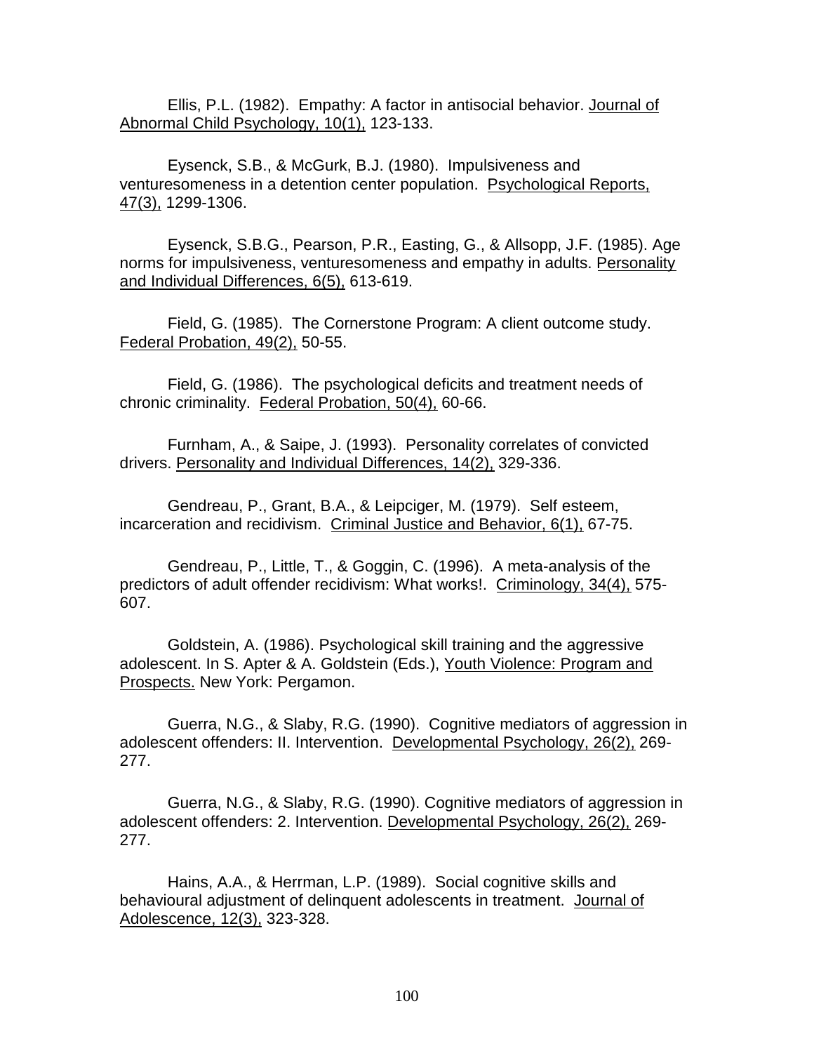Ellis, P.L. (1982). Empathy: A factor in antisocial behavior. Journal of Abnormal Child Psychology, 10(1), 123-133.

Eysenck, S.B., & McGurk, B.J. (1980). Impulsiveness and venturesomeness in a detention center population. Psychological Reports, 47(3), 1299-1306.

Eysenck, S.B.G., Pearson, P.R., Easting, G., & Allsopp, J.F. (1985). Age norms for impulsiveness, venturesomeness and empathy in adults. Personality and Individual Differences, 6(5), 613-619.

Field, G. (1985). The Cornerstone Program: A client outcome study. Federal Probation, 49(2), 50-55.

Field, G. (1986). The psychological deficits and treatment needs of chronic criminality. Federal Probation, 50(4), 60-66.

Furnham, A., & Saipe, J. (1993). Personality correlates of convicted drivers. Personality and Individual Differences, 14(2), 329-336.

Gendreau, P., Grant, B.A., & Leipciger, M. (1979). Self esteem, incarceration and recidivism. Criminal Justice and Behavior, 6(1), 67-75.

Gendreau, P., Little, T., & Goggin, C. (1996). A meta-analysis of the predictors of adult offender recidivism: What works!. Criminology, 34(4), 575-607.

Goldstein, A. (1986). Psychological skill training and the aggressive adolescent. In S. Apter & A. Goldstein (Eds.), Youth Violence: Program and Prospects. New York: Pergamon.

Guerra, N.G., & Slaby, R.G. (1990). Cognitive mediators of aggression in adolescent offenders: II. Intervention. Developmental Psychology, 26(2), 269-277.

Guerra, N.G., & Slaby, R.G. (1990). Cognitive mediators of aggression in adolescent offenders: 2. Intervention. Developmental Psychology, 26(2), 269-277.

Hains, A.A., & Herrman, L.P. (1989). Social cognitive skills and behavioural adjustment of delinquent adolescents in treatment. Journal of Adolescence, 12(3), 323-328.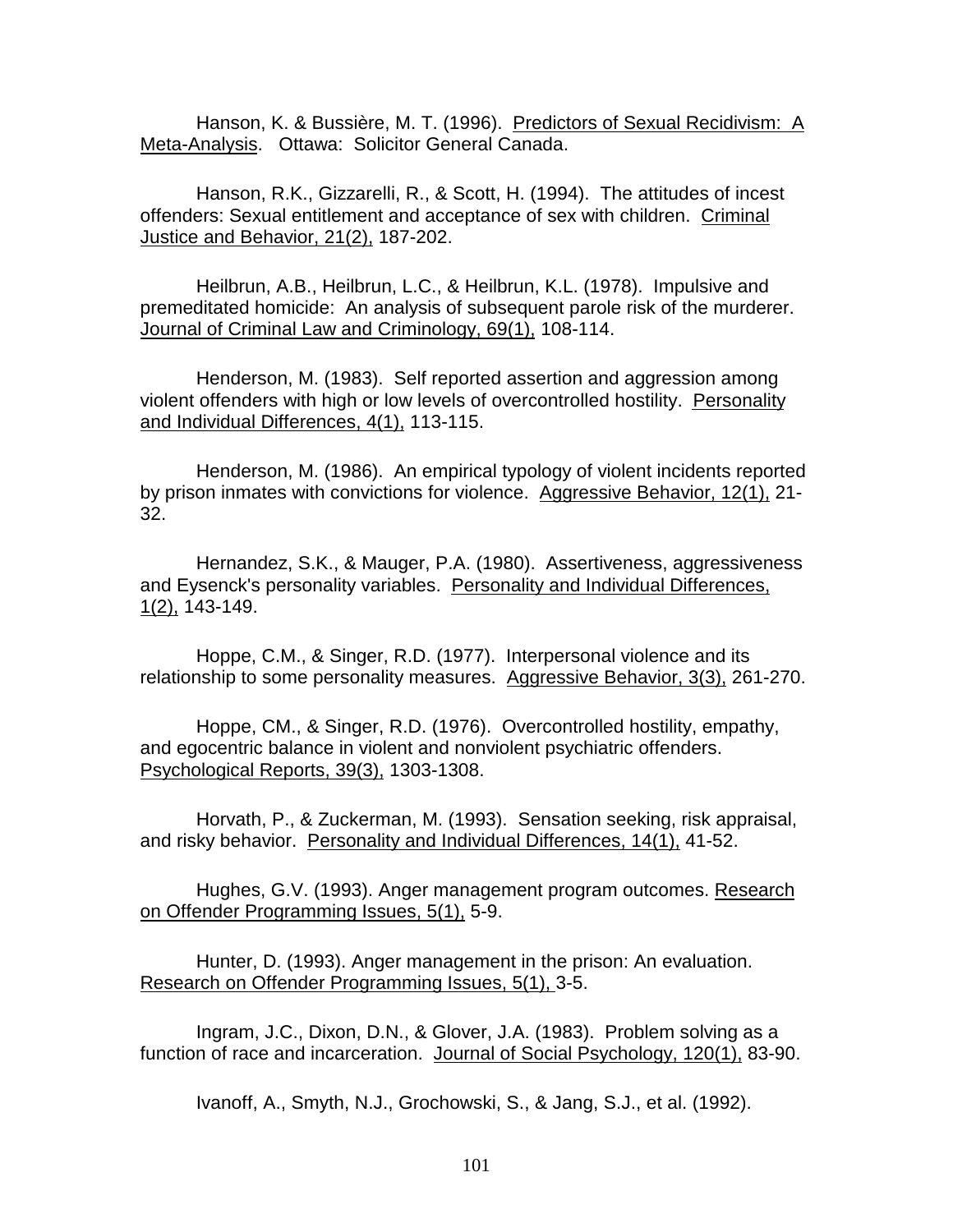Hanson, K. & Bussière, M. T. (1996). Predictors of Sexual Recidivism: A Meta-Analysis. Ottawa: Solicitor General Canada.

Hanson, R.K., Gizzarelli, R., & Scott, H. (1994). The attitudes of incest offenders: Sexual entitlement and acceptance of sex with children. Criminal Justice and Behavior, 21(2), 187-202.

Heilbrun, A.B., Heilbrun, L.C., & Heilbrun, K.L. (1978). Impulsive and premeditated homicide: An analysis of subsequent parole risk of the murderer. Journal of Criminal Law and Criminology, 69(1), 108-114.

Henderson, M. (1983). Self reported assertion and aggression among violent offenders with high or low levels of overcontrolled hostility. Personality and Individual Differences, 4(1), 113-115.

Henderson, M. (1986). An empirical typology of violent incidents reported by prison inmates with convictions for violence. Aggressive Behavior, 12(1), 21-32.

Hernandez, S.K., & Mauger, P.A. (1980). Assertiveness, aggressiveness and Eysenck's personality variables. Personality and Individual Differences, 1(2), 143-149.

Hoppe, C.M., & Singer, R.D. (1977). Interpersonal violence and its relationship to some personality measures. Aggressive Behavior, 3(3), 261-270.

Hoppe, CM., & Singer, R.D. (1976). Overcontrolled hostility, empathy, and egocentric balance in violent and nonviolent psychiatric offenders. Psychological Reports, 39(3), 1303-1308.

Horvath, P., & Zuckerman, M. (1993). Sensation seeking, risk appraisal, and risky behavior. Personality and Individual Differences, 14(1), 41-52.

Hughes, G.V. (1993). Anger management program outcomes. Research on Offender Programming Issues, 5(1), 5-9.

Hunter, D. (1993). Anger management in the prison: An evaluation. Research on Offender Programming Issues, 5(1), 3-5.

Ingram, J.C., Dixon, D.N., & Glover, J.A. (1983). Problem solving as a function of race and incarceration. Journal of Social Psychology, 120(1), 83-90.

Ivanoff, A., Smyth, N.J., Grochowski, S., & Jang, S.J., et al. (1992).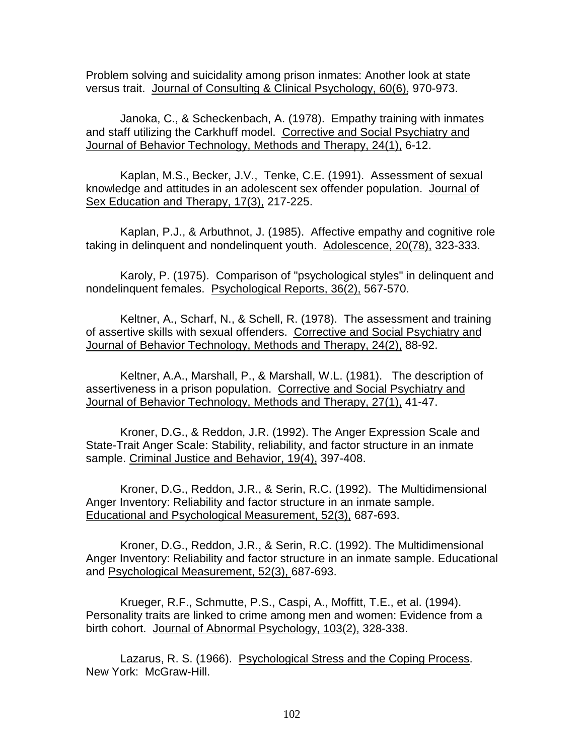Problem solving and suicidality among prison inmates: Another look at state versus trait. Journal of Consulting & Clinical Psychology, 60(6), 970-973.

Janoka, C., & Scheckenbach, A. (1978). Empathy training with inmates and staff utilizing the Carkhuff model. Corrective and Social Psychiatry and Journal of Behavior Technology, Methods and Therapy, 24(1), 6-12.

Kaplan, M.S., Becker, J.V., Tenke, C.E. (1991). Assessment of sexual knowledge and attitudes in an adolescent sex offender population. Journal of Sex Education and Therapy, 17(3), 217-225.

Kaplan, P.J., & Arbuthnot, J. (1985). Affective empathy and cognitive role taking in delinquent and nondelinquent youth. Adolescence, 20(78), 323-333.

Karoly, P. (1975). Comparison of "psychological styles" in delinquent and nondelinquent females. Psychological Reports, 36(2), 567-570.

Keltner, A., Scharf, N., & Schell, R. (1978). The assessment and training of assertive skills with sexual offenders. Corrective and Social Psychiatry and Journal of Behavior Technology, Methods and Therapy, 24(2), 88-92.

Keltner, A.A., Marshall, P., & Marshall, W.L. (1981). The description of assertiveness in a prison population. Corrective and Social Psychiatry and Journal of Behavior Technology, Methods and Therapy, 27(1), 41-47.

Kroner, D.G., & Reddon, J.R. (1992). The Anger Expression Scale and State-Trait Anger Scale: Stability, reliability, and factor structure in an inmate sample. Criminal Justice and Behavior, 19(4), 397-408.

Kroner, D.G., Reddon, J.R., & Serin, R.C. (1992). The Multidimensional Anger Inventory: Reliability and factor structure in an inmate sample. Educational and Psychological Measurement, 52(3), 687-693.

Kroner, D.G., Reddon, J.R., & Serin, R.C. (1992). The Multidimensional Anger Inventory: Reliability and factor structure in an inmate sample. Educational and Psychological Measurement, 52(3), 687-693.

Krueger, R.F., Schmutte, P.S., Caspi, A., Moffitt, T.E., et al. (1994). Personality traits are linked to crime among men and women: Evidence from a birth cohort. Journal of Abnormal Psychology, 103(2), 328-338.

Lazarus, R. S. (1966). Psychological Stress and the Coping Process. New York: McGraw-Hill.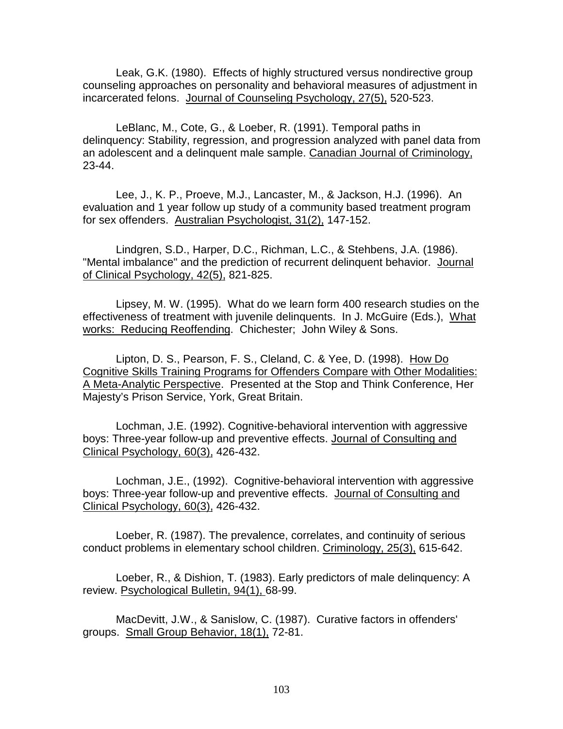Leak, G.K. (1980). Effects of highly structured versus nondirective group counseling approaches on personality and behavioral measures of adjustment in incarcerated felons. Journal of Counseling Psychology, 27(5), 520-523.

LeBlanc, M., Cote, G., & Loeber, R. (1991). Temporal paths in delinquency: Stability, regression, and progression analyzed with panel data from an adolescent and a delinquent male sample. Canadian Journal of Criminology, 23-44.

Lee, J., K. P., Proeve, M.J., Lancaster, M., & Jackson, H.J. (1996). An evaluation and 1 year follow up study of a community based treatment program for sex offenders. Australian Psychologist, 31(2), 147-152.

Lindgren, S.D., Harper, D.C., Richman, L.C., & Stehbens, J.A. (1986). "Mental imbalance" and the prediction of recurrent delinquent behavior. Journal of Clinical Psychology, 42(5), 821-825.

Lipsey, M. W. (1995). What do we learn form 400 research studies on the effectiveness of treatment with juvenile delinquents. In J. McGuire (Eds.), What works: Reducing Reoffending. Chichester; John Wiley & Sons.

Lipton, D. S., Pearson, F. S., Cleland, C. & Yee, D. (1998). How Do Cognitive Skills Training Programs for Offenders Compare with Other Modalities: A Meta-Analytic Perspective. Presented at the Stop and Think Conference, Her Majesty's Prison Service, York, Great Britain.

Lochman, J.E. (1992). Cognitive-behavioral intervention with aggressive boys: Three-year follow-up and preventive effects. Journal of Consulting and Clinical Psychology, 60(3), 426-432.

Lochman, J.E., (1992). Cognitive-behavioral intervention with aggressive boys: Three-year follow-up and preventive effects. Journal of Consulting and Clinical Psychology, 60(3), 426-432.

Loeber, R. (1987). The prevalence, correlates, and continuity of serious conduct problems in elementary school children. Criminology, 25(3), 615-642.

Loeber, R., & Dishion, T. (1983). Early predictors of male delinquency: A review. Psychological Bulletin, 94(1), 68-99.

MacDevitt, J.W., & Sanislow, C. (1987). Curative factors in offenders' groups. Small Group Behavior, 18(1), 72-81.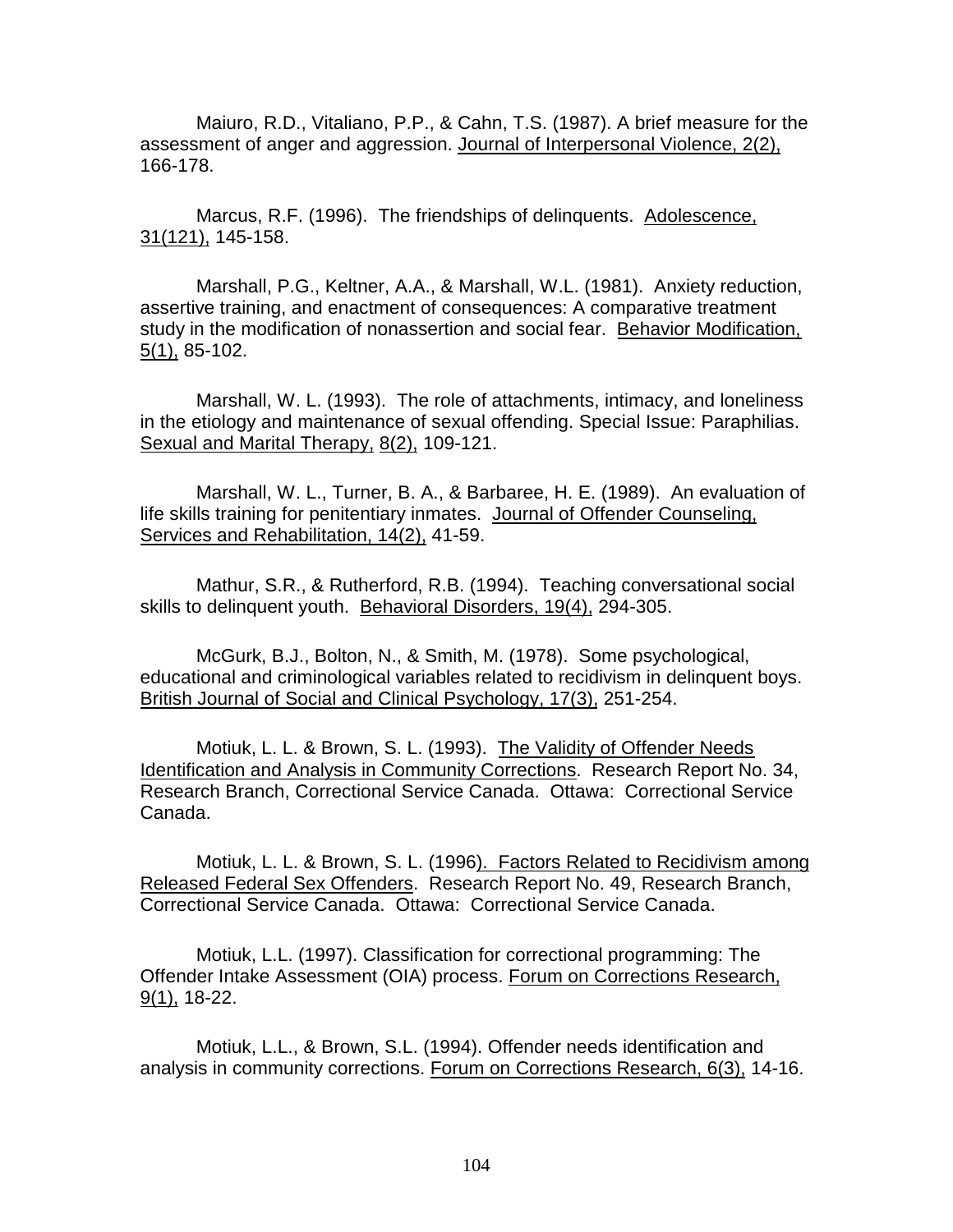Maiuro, R.D., Vitaliano, P.P., & Cahn, T.S. (1987). A brief measure for the assessment of anger and aggression. Journal of Interpersonal Violence, 2(2), 166-178.

Marcus, R.F. (1996). The friendships of delinquents. Adolescence, 31(121), 145-158.

Marshall, P.G., Keltner, A.A., & Marshall, W.L. (1981). Anxiety reduction, assertive training, and enactment of consequences: A comparative treatment study in the modification of nonassertion and social fear. Behavior Modification, 5(1), 85-102.

Marshall, W. L. (1993). The role of attachments, intimacy, and loneliness in the etiology and maintenance of sexual offending. Special Issue: Paraphilias. Sexual and Marital Therapy, 8(2), 109-121.

Marshall, W. L., Turner, B. A., & Barbaree, H. E. (1989). An evaluation of life skills training for penitentiary inmates. Journal of Offender Counseling, Services and Rehabilitation, 14(2), 41-59.

Mathur, S.R., & Rutherford, R.B. (1994). Teaching conversational social skills to delinquent youth. Behavioral Disorders, 19(4), 294-305.

McGurk, B.J., Bolton, N., & Smith, M. (1978). Some psychological, educational and criminological variables related to recidivism in delinquent boys. British Journal of Social and Clinical Psychology, 17(3), 251-254.

Motiuk, L. L. & Brown, S. L. (1993). The Validity of Offender Needs Identification and Analysis in Community Corrections. Research Report No. 34, Research Branch, Correctional Service Canada. Ottawa: Correctional Service Canada.

Motiuk, L. L. & Brown, S. L. (1996). Factors Related to Recidivism among Released Federal Sex Offenders. Research Report No. 49, Research Branch, Correctional Service Canada. Ottawa: Correctional Service Canada.

Motiuk, L.L. (1997). Classification for correctional programming: The Offender Intake Assessment (OIA) process. Forum on Corrections Research, 9(1), 18-22.

Motiuk, L.L., & Brown, S.L. (1994). Offender needs identification and analysis in community corrections. Forum on Corrections Research, 6(3), 14-16.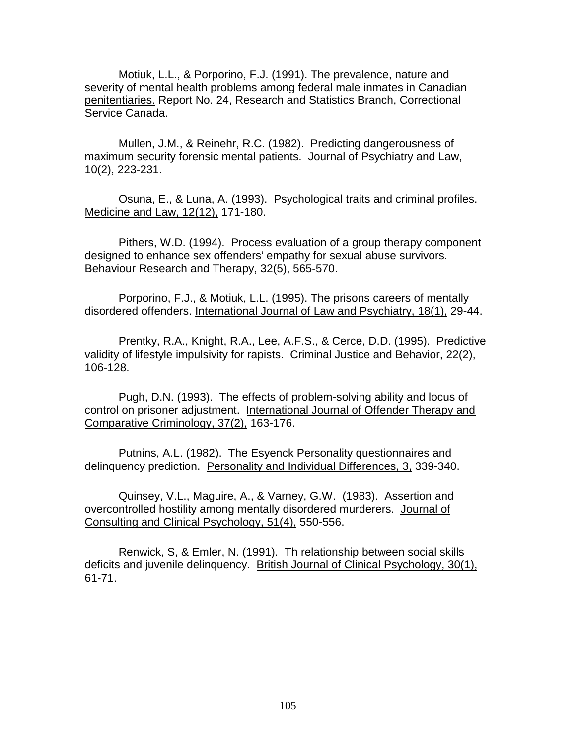Motiuk, L.L., & Porporino, F.J. (1991). The prevalence, nature and severity of mental health problems among federal male inmates in Canadian penitentiaries. Report No. 24, Research and Statistics Branch, Correctional Service Canada.

Mullen, J.M., & Reinehr, R.C. (1982). Predicting dangerousness of maximum security forensic mental patients. Journal of Psychiatry and Law, 10(2), 223-231.

Osuna, E., & Luna, A. (1993). Psychological traits and criminal profiles. Medicine and Law, 12(12), 171-180.

Pithers, W.D. (1994). Process evaluation of a group therapy component designed to enhance sex offenders' empathy for sexual abuse survivors. Behaviour Research and Therapy, 32(5), 565-570.

Porporino, F.J., & Motiuk, L.L. (1995). The prisons careers of mentally disordered offenders. International Journal of Law and Psychiatry, 18(1), 29-44.

Prentky, R.A., Knight, R.A., Lee, A.F.S., & Cerce, D.D. (1995). Predictive validity of lifestyle impulsivity for rapists. Criminal Justice and Behavior, 22(2), 106-128.

Pugh, D.N. (1993). The effects of problem-solving ability and locus of control on prisoner adjustment. International Journal of Offender Therapy and Comparative Criminology, 37(2), 163-176.

Putnins, A.L. (1982). The Esyenck Personality questionnaires and delinquency prediction. Personality and Individual Differences, 3, 339-340.

Quinsey, V.L., Maguire, A., & Varney, G.W. (1983). Assertion and overcontrolled hostility among mentally disordered murderers. Journal of Consulting and Clinical Psychology, 51(4), 550-556.

Renwick, S, & Emler, N. (1991). Th relationship between social skills deficits and juvenile delinquency. British Journal of Clinical Psychology, 30(1), 61-71.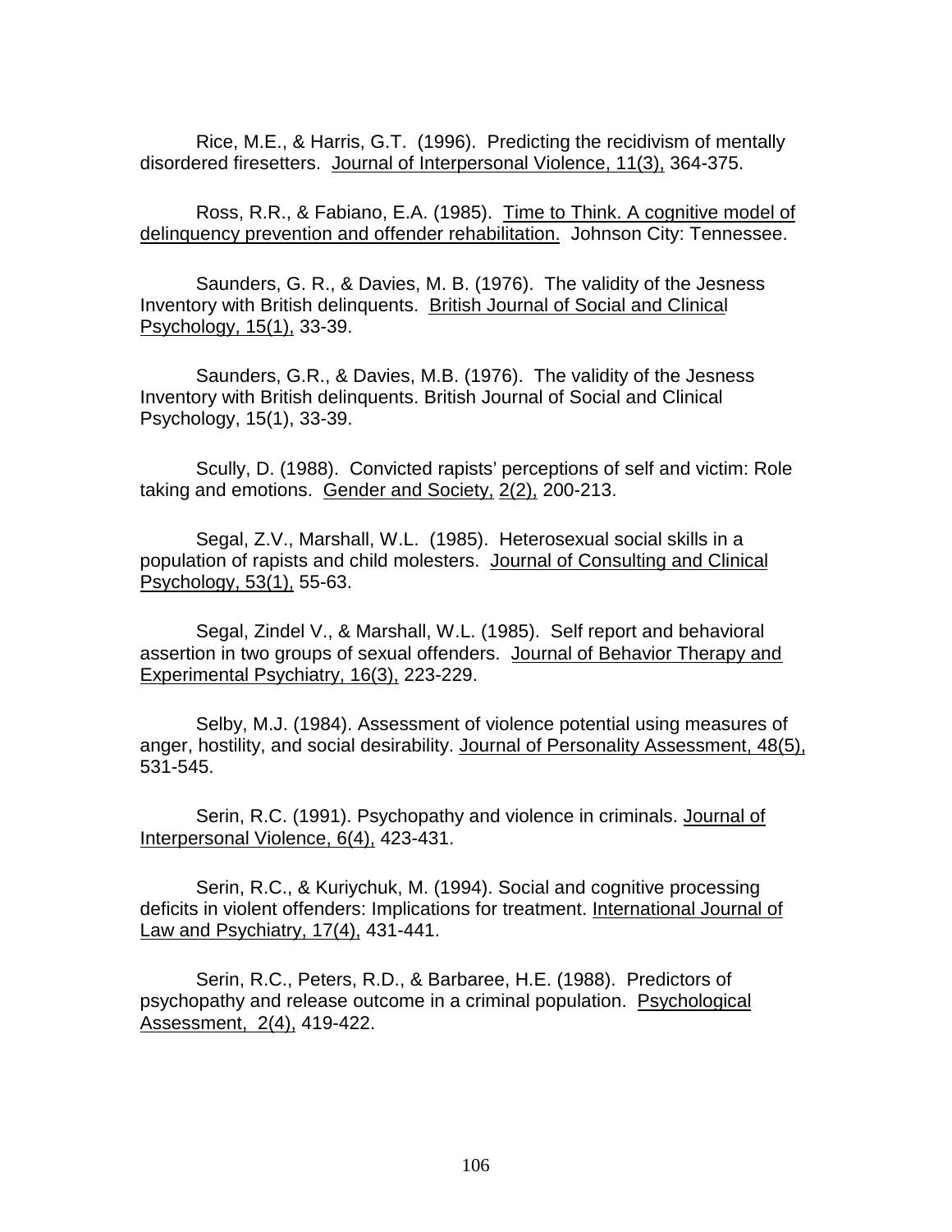Rice, M.E., & Harris, G.T. (1996). Predicting the recidivism of mentally disordered firesetters. Journal of Interpersonal Violence, 11(3), 364-375.

Ross, R.R., & Fabiano, E.A. (1985). Time to Think. A cognitive model of delinquency prevention and offender rehabilitation. Johnson City: Tennessee.

Saunders, G. R., & Davies, M. B. (1976). The validity of the Jesness Inventory with British delinquents. British Journal of Social and Clinical Psychology, 15(1), 33-39.

Saunders, G.R., & Davies, M.B. (1976). The validity of the Jesness Inventory with British delinquents. British Journal of Social and Clinical Psychology, 15(1), 33-39.

Scully, D. (1988). Convicted rapists' perceptions of self and victim: Role taking and emotions. Gender and Society, 2(2), 200-213.

Segal, Z.V., Marshall, W.L. (1985). Heterosexual social skills in a population of rapists and child molesters. Journal of Consulting and Clinical Psychology, 53(1), 55-63.

Segal, Zindel V., & Marshall, W.L. (1985). Self report and behavioral assertion in two groups of sexual offenders. Journal of Behavior Therapy and Experimental Psychiatry, 16(3), 223-229.

Selby, M.J. (1984). Assessment of violence potential using measures of anger, hostility, and social desirability. Journal of Personality Assessment, 48(5), 531-545.

Serin, R.C. (1991). Psychopathy and violence in criminals. Journal of Interpersonal Violence, 6(4), 423-431.

Serin, R.C., & Kuriychuk, M. (1994). Social and cognitive processing deficits in violent offenders: Implications for treatment. International Journal of Law and Psychiatry, 17(4), 431-441.

Serin, R.C., Peters, R.D., & Barbaree, H.E. (1988). Predictors of psychopathy and release outcome in a criminal population. Psychological Assessment, 2(4), 419-422.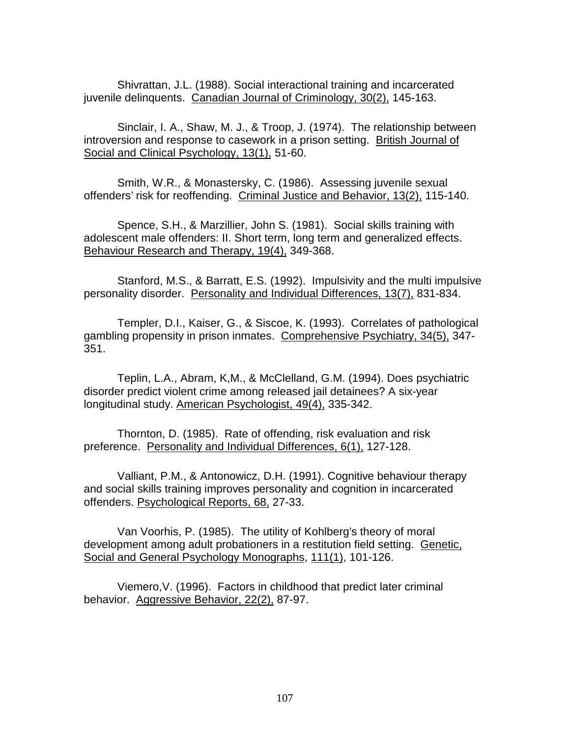Shivrattan, J.L. (1988). Social interactional training and incarcerated juvenile delinquents. Canadian Journal of Criminology, 30(2), 145-163.

Sinclair, I. A., Shaw, M. J., & Troop, J. (1974). The relationship between introversion and response to casework in a prison setting. British Journal of Social and Clinical Psychology, 13(1), 51-60.

Smith, W.R., & Monastersky, C. (1986). Assessing juvenile sexual offenders' risk for reoffending. Criminal Justice and Behavior, 13(2), 115-140.

Spence, S.H., & Marzillier, John S. (1981). Social skills training with adolescent male offenders: II. Short term, long term and generalized effects. Behaviour Research and Therapy, 19(4), 349-368.

Stanford, M.S., & Barratt, E.S. (1992). Impulsivity and the multi impulsive personality disorder. Personality and Individual Differences, 13(7), 831-834.

Templer, D.I., Kaiser, G., & Siscoe, K. (1993). Correlates of pathological gambling propensity in prison inmates. Comprehensive Psychiatry, 34(5), 347-351.

Teplin, L.A., Abram, K,M., & McClelland, G.M. (1994). Does psychiatric disorder predict violent crime among released jail detainees? A six-year longitudinal study. American Psychologist, 49(4), 335-342.

Thornton, D. (1985). Rate of offending, risk evaluation and risk preference. Personality and Individual Differences, 6(1), 127-128.

Valliant, P.M., & Antonowicz, D.H. (1991). Cognitive behaviour therapy and social skills training improves personality and cognition in incarcerated offenders. Psychological Reports, 68, 27-33.

Van Voorhis, P. (1985). The utility of Kohlberg's theory of moral development among adult probationers in a restitution field setting. Genetic, Social and General Psychology Monographs, 111(1), 101-126.

Viemero,V. (1996). Factors in childhood that predict later criminal behavior. Aggressive Behavior, 22(2), 87-97.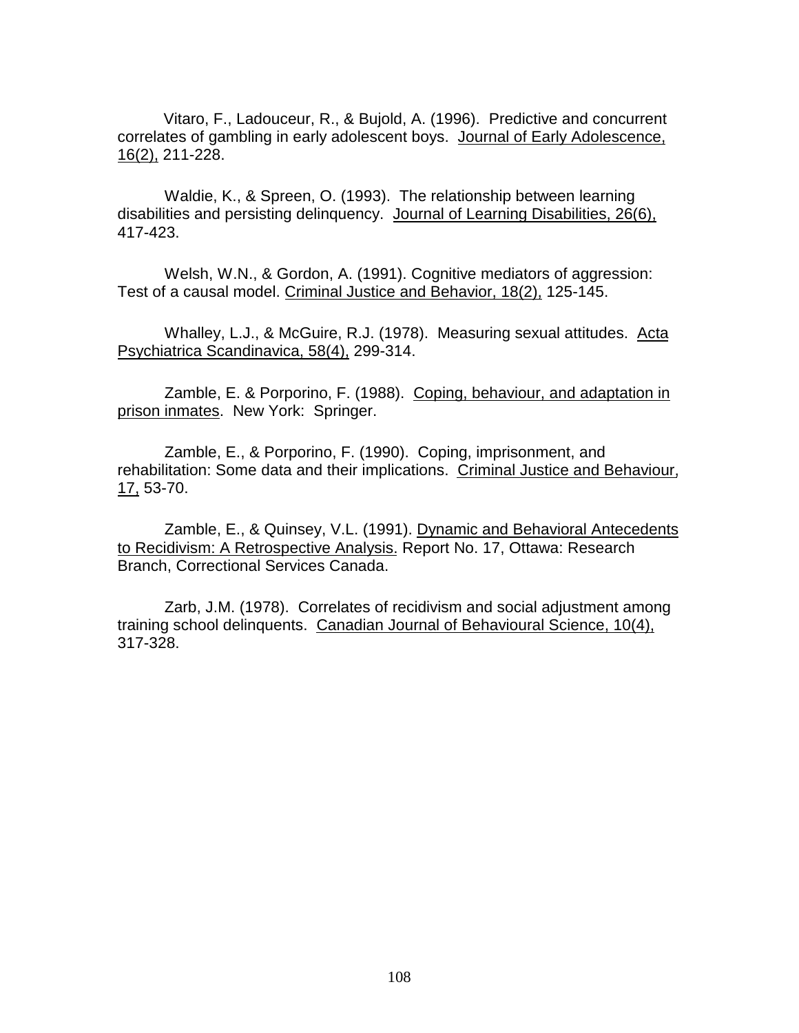Vitaro, F., Ladouceur, R., & Bujold, A. (1996). Predictive and concurrent correlates of gambling in early adolescent boys. Journal of Early Adolescence, 16(2), 211-228.

Waldie, K., & Spreen, O. (1993). The relationship between learning disabilities and persisting delinquency. Journal of Learning Disabilities, 26(6), 417-423.

Welsh, W.N., & Gordon, A. (1991). Cognitive mediators of aggression: Test of a causal model. Criminal Justice and Behavior, 18(2), 125-145.

Whalley, L.J., & McGuire, R.J. (1978). Measuring sexual attitudes. Acta Psychiatrica Scandinavica, 58(4), 299-314.

Zamble, E. & Porporino, F. (1988). Coping, behaviour, and adaptation in prison inmates. New York: Springer.

Zamble, E., & Porporino, F. (1990). Coping, imprisonment, and rehabilitation: Some data and their implications. Criminal Justice and Behaviour, 17, 53-70.

Zamble, E., & Quinsey, V.L. (1991). Dynamic and Behavioral Antecedents to Recidivism: A Retrospective Analysis. Report No. 17, Ottawa: Research Branch, Correctional Services Canada.

Zarb, J.M. (1978). Correlates of recidivism and social adjustment among training school delinquents. Canadian Journal of Behavioural Science, 10(4), 317-328.